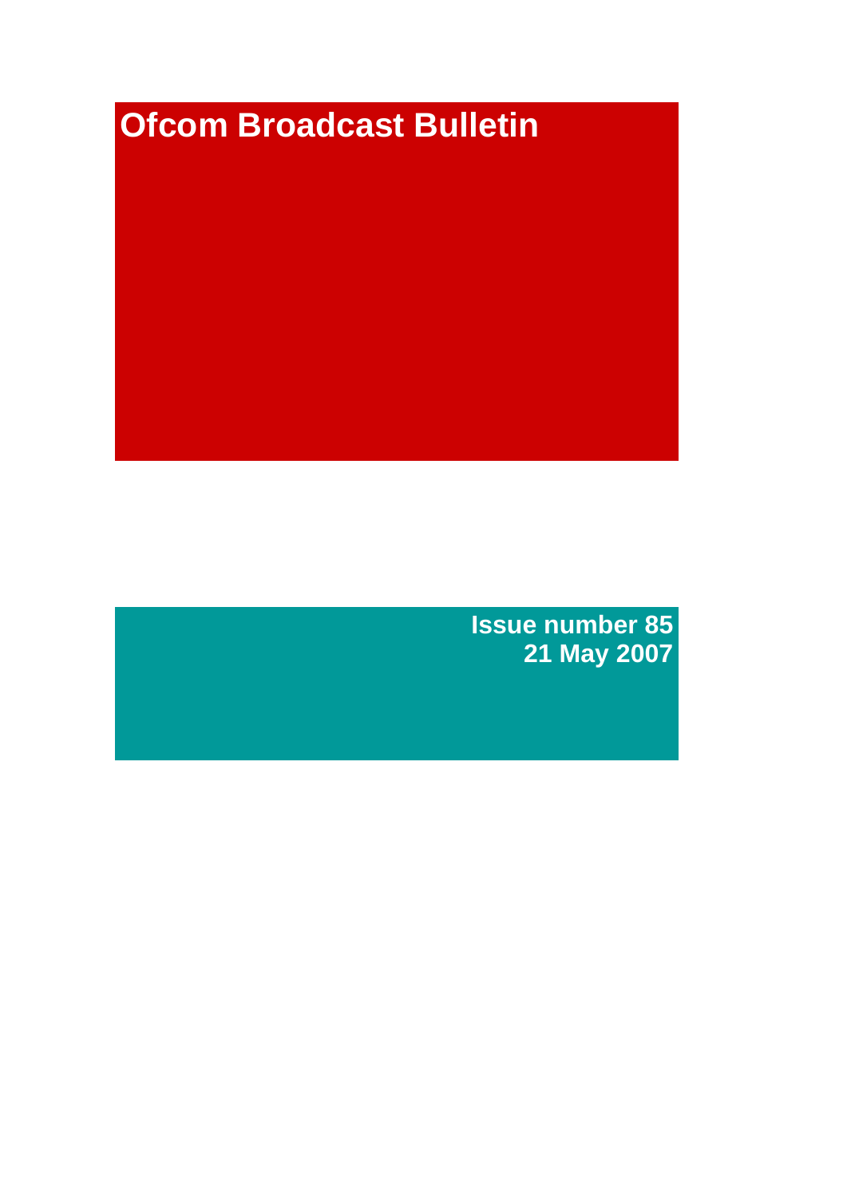# Ofcom Broadcast Bulletin

**Issue number 85**
**21 May 2007**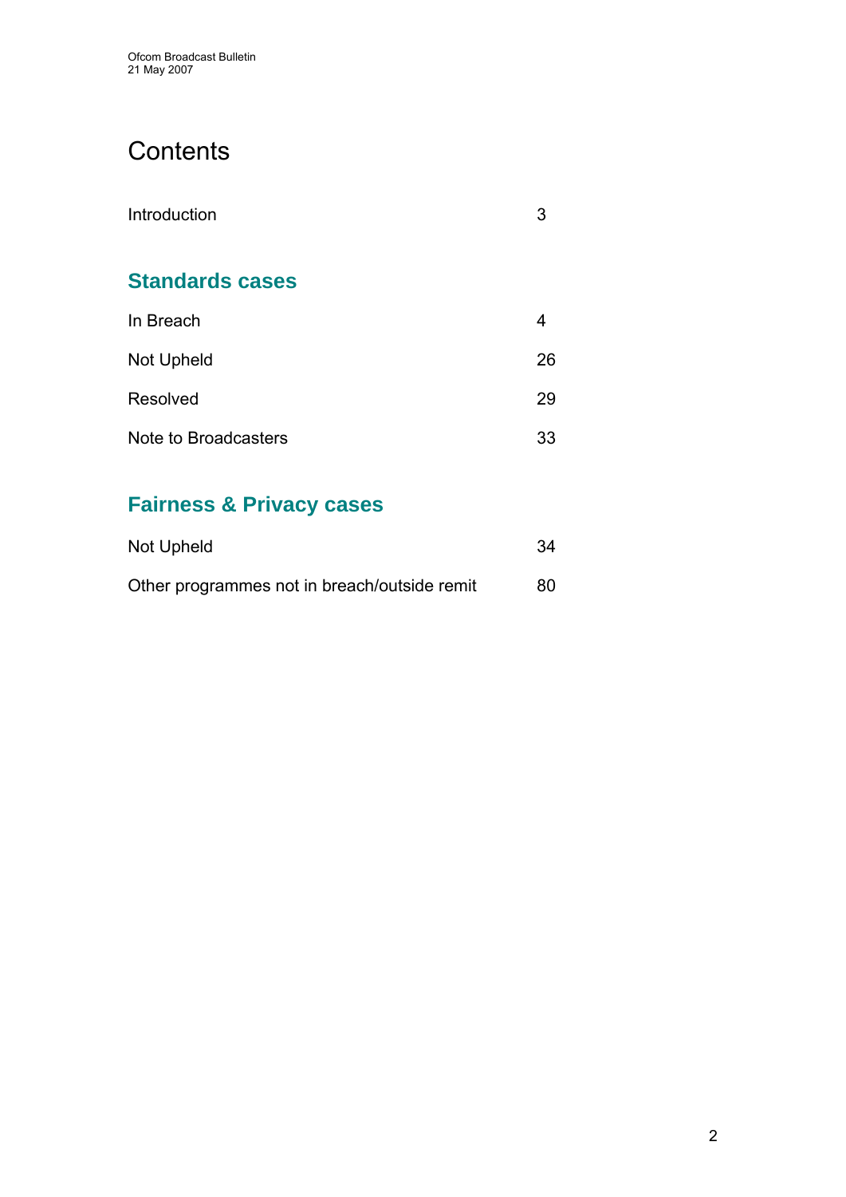# Contents

| | |
|---|---|
| Introduction | 3 |

## Standards cases

| | |
|---|---|
| In Breach | 4 |
| Not Upheld | 26 |
| Resolved | 29 |
| Note to Broadcasters | 33 |

## Fairness & Privacy cases

| | |
|---|---|
| Not Upheld | 34 |
| Other programmes not in breach/outside remit | 80 |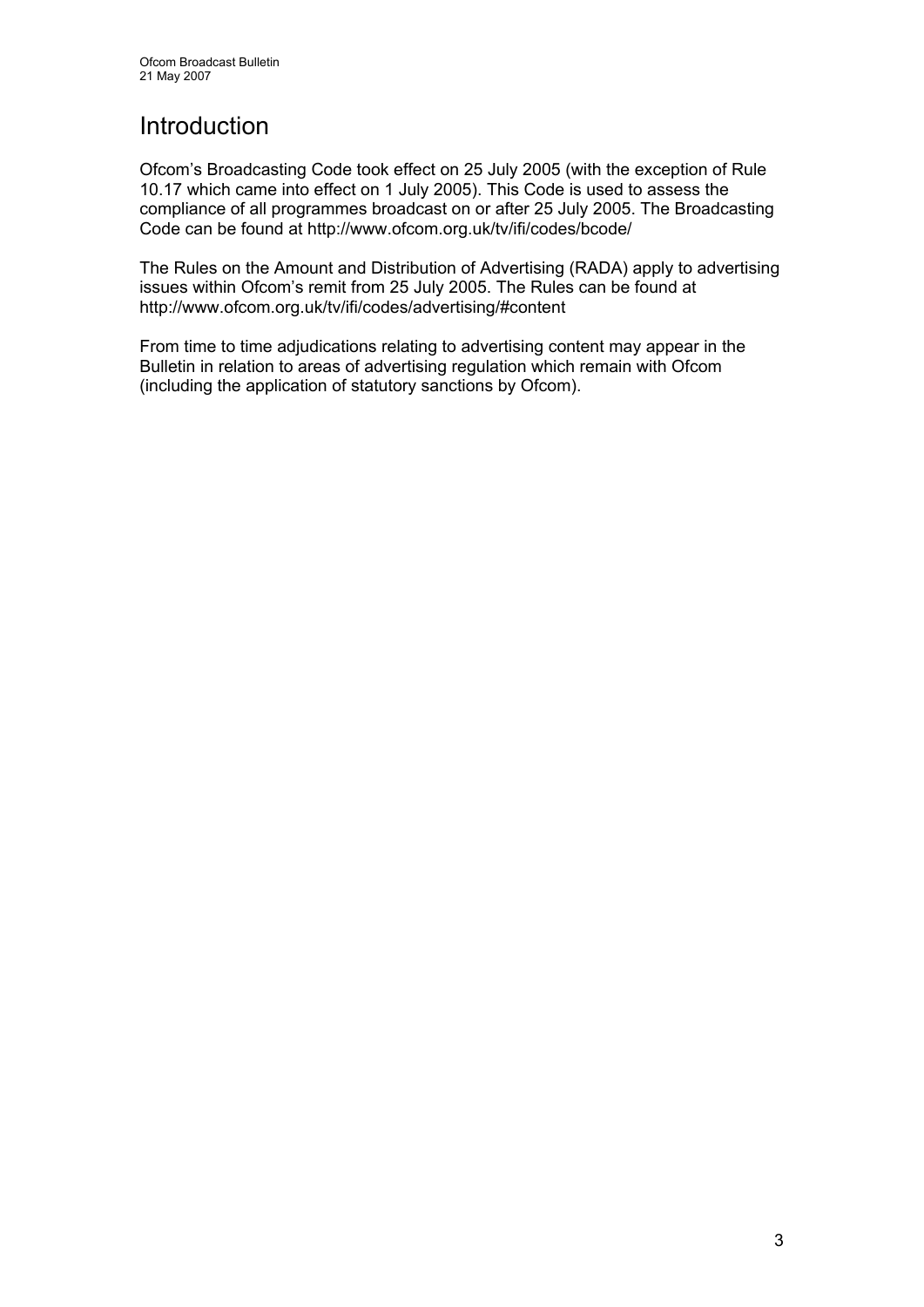# Introduction

Ofcom's Broadcasting Code took effect on 25 July 2005 (with the exception of Rule 10.17 which came into effect on 1 July 2005). This Code is used to assess the compliance of all programmes broadcast on or after 25 July 2005. The Broadcasting Code can be found at http://www.ofcom.org.uk/tv/ifi/codes/bcode/

The Rules on the Amount and Distribution of Advertising (RADA) apply to advertising issues within Ofcom's remit from 25 July 2005. The Rules can be found at http://www.ofcom.org.uk/tv/ifi/codes/advertising/#content

From time to time adjudications relating to advertising content may appear in the Bulletin in relation to areas of advertising regulation which remain with Ofcom (including the application of statutory sanctions by Ofcom).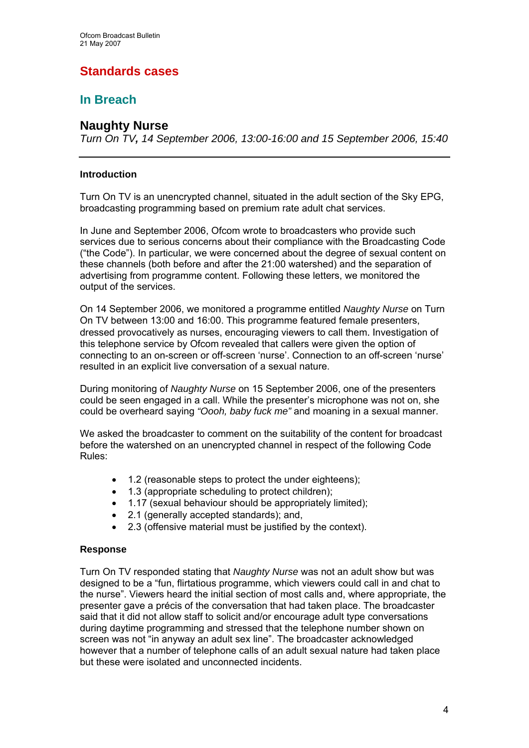# Standards cases

## In Breach

### Naughty Nurse

*Turn On TV, 14 September 2006, 13:00-16:00 and 15 September 2006, 15:40*

---

**Introduction**

Turn On TV is an unencrypted channel, situated in the adult section of the Sky EPG, broadcasting programming based on premium rate adult chat services.

In June and September 2006, Ofcom wrote to broadcasters who provide such services due to serious concerns about their compliance with the Broadcasting Code ("the Code"). In particular, we were concerned about the degree of sexual content on these channels (both before and after the 21:00 watershed) and the separation of advertising from programme content. Following these letters, we monitored the output of the services.

On 14 September 2006, we monitored a programme entitled *Naughty Nurse* on Turn On TV between 13:00 and 16:00. This programme featured female presenters, dressed provocatively as nurses, encouraging viewers to call them. Investigation of this telephone service by Ofcom revealed that callers were given the option of connecting to an on-screen or off-screen 'nurse'. Connection to an off-screen 'nurse' resulted in an explicit live conversation of a sexual nature.

During monitoring of *Naughty Nurse* on 15 September 2006, one of the presenters could be seen engaged in a call. While the presenter's microphone was not on, she could be overheard saying *"Oooh, baby fuck me"* and moaning in a sexual manner.

We asked the broadcaster to comment on the suitability of the content for broadcast before the watershed on an unencrypted channel in respect of the following Code Rules:

- 1.2 (reasonable steps to protect the under eighteens);
- 1.3 (appropriate scheduling to protect children);
- 1.17 (sexual behaviour should be appropriately limited);
- 2.1 (generally accepted standards); and,
- 2.3 (offensive material must be justified by the context).

**Response**

Turn On TV responded stating that *Naughty Nurse* was not an adult show but was designed to be a "fun, flirtatious programme, which viewers could call in and chat to the nurse". Viewers heard the initial section of most calls and, where appropriate, the presenter gave a précis of the conversation that had taken place. The broadcaster said that it did not allow staff to solicit and/or encourage adult type conversations during daytime programming and stressed that the telephone number shown on screen was not "in anyway an adult sex line". The broadcaster acknowledged however that a number of telephone calls of an adult sexual nature had taken place but these were isolated and unconnected incidents.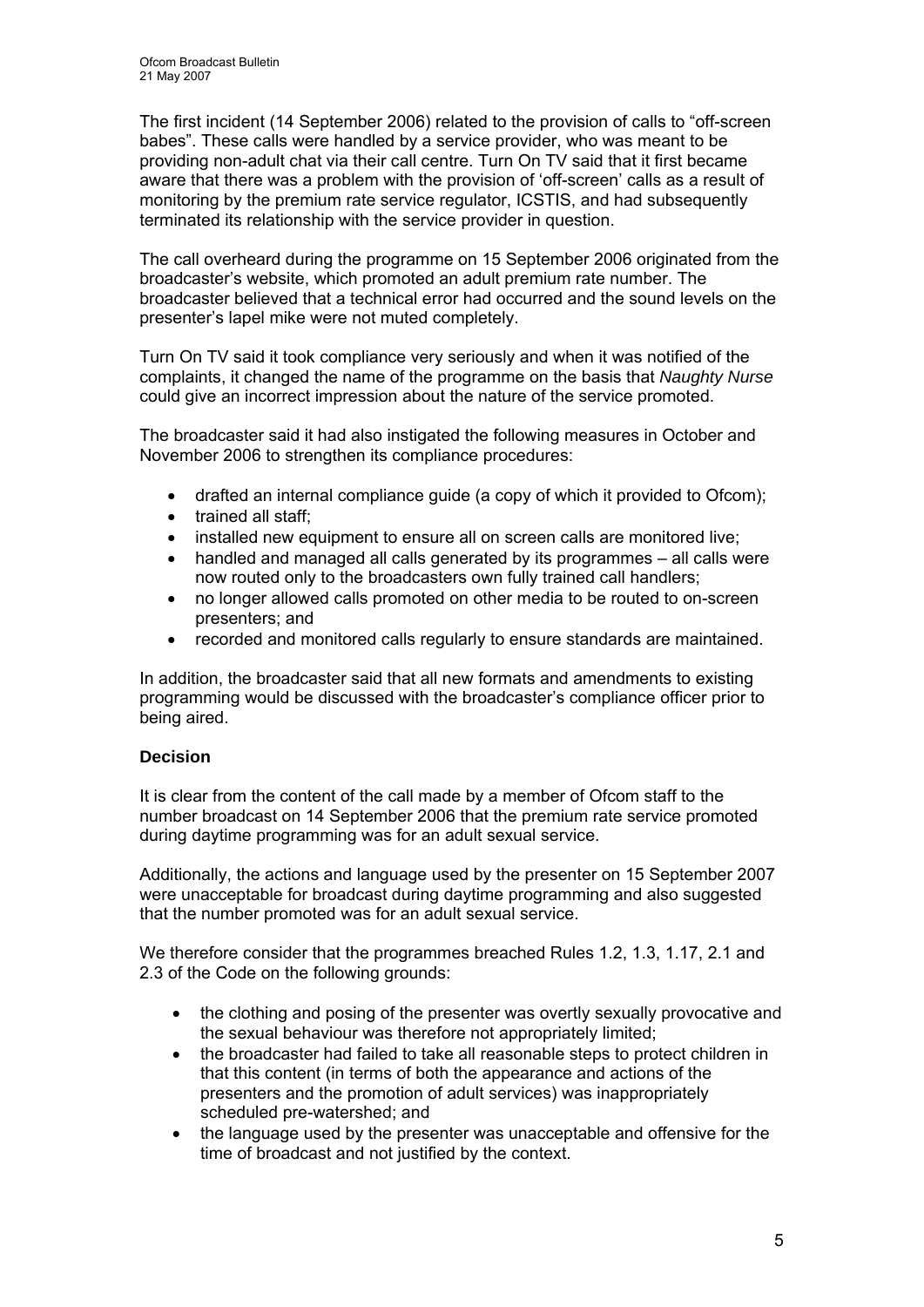The first incident (14 September 2006) related to the provision of calls to "off-screen babes". These calls were handled by a service provider, who was meant to be providing non-adult chat via their call centre. Turn On TV said that it first became aware that there was a problem with the provision of 'off-screen' calls as a result of monitoring by the premium rate service regulator, ICSTIS, and had subsequently terminated its relationship with the service provider in question.

The call overheard during the programme on 15 September 2006 originated from the broadcaster's website, which promoted an adult premium rate number. The broadcaster believed that a technical error had occurred and the sound levels on the presenter's lapel mike were not muted completely.

Turn On TV said it took compliance very seriously and when it was notified of the complaints, it changed the name of the programme on the basis that *Naughty Nurse* could give an incorrect impression about the nature of the service promoted.

The broadcaster said it had also instigated the following measures in October and November 2006 to strengthen its compliance procedures:

- drafted an internal compliance guide (a copy of which it provided to Ofcom);
- trained all staff;
- installed new equipment to ensure all on screen calls are monitored live;
- handled and managed all calls generated by its programmes – all calls were now routed only to the broadcasters own fully trained call handlers;
- no longer allowed calls promoted on other media to be routed to on-screen presenters; and
- recorded and monitored calls regularly to ensure standards are maintained.

In addition, the broadcaster said that all new formats and amendments to existing programming would be discussed with the broadcaster's compliance officer prior to being aired.

### Decision

It is clear from the content of the call made by a member of Ofcom staff to the number broadcast on 14 September 2006 that the premium rate service promoted during daytime programming was for an adult sexual service.

Additionally, the actions and language used by the presenter on 15 September 2007 were unacceptable for broadcast during daytime programming and also suggested that the number promoted was for an adult sexual service.

We therefore consider that the programmes breached Rules 1.2, 1.3, 1.17, 2.1 and 2.3 of the Code on the following grounds:

- the clothing and posing of the presenter was overtly sexually provocative and the sexual behaviour was therefore not appropriately limited;
- the broadcaster had failed to take all reasonable steps to protect children in that this content (in terms of both the appearance and actions of the presenters and the promotion of adult services) was inappropriately scheduled pre-watershed; and
- the language used by the presenter was unacceptable and offensive for the time of broadcast and not justified by the context.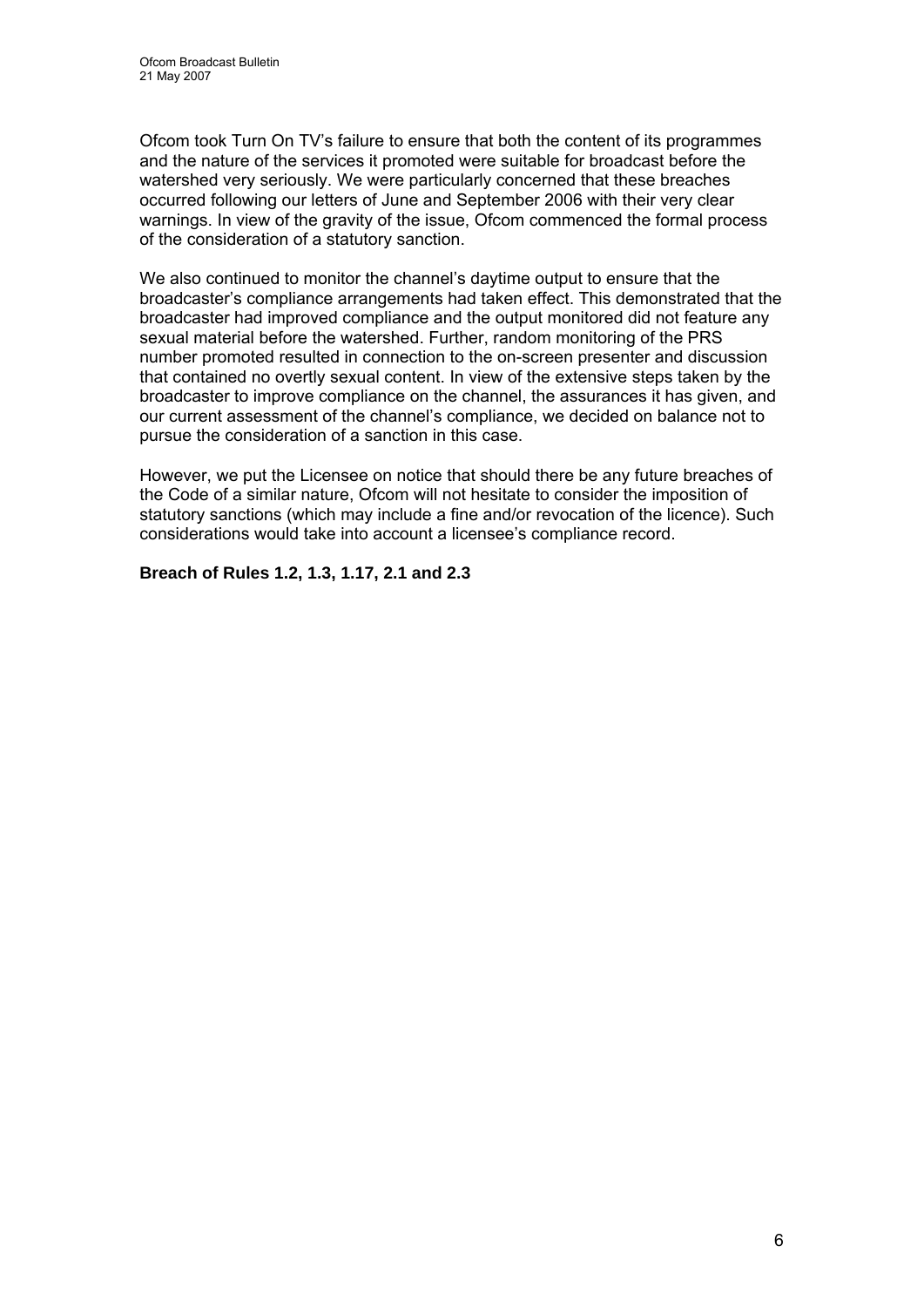Ofcom took Turn On TV's failure to ensure that both the content of its programmes and the nature of the services it promoted were suitable for broadcast before the watershed very seriously. We were particularly concerned that these breaches occurred following our letters of June and September 2006 with their very clear warnings. In view of the gravity of the issue, Ofcom commenced the formal process of the consideration of a statutory sanction.

We also continued to monitor the channel's daytime output to ensure that the broadcaster's compliance arrangements had taken effect. This demonstrated that the broadcaster had improved compliance and the output monitored did not feature any sexual material before the watershed. Further, random monitoring of the PRS number promoted resulted in connection to the on-screen presenter and discussion that contained no overtly sexual content. In view of the extensive steps taken by the broadcaster to improve compliance on the channel, the assurances it has given, and our current assessment of the channel's compliance, we decided on balance not to pursue the consideration of a sanction in this case.

However, we put the Licensee on notice that should there be any future breaches of the Code of a similar nature, Ofcom will not hesitate to consider the imposition of statutory sanctions (which may include a fine and/or revocation of the licence). Such considerations would take into account a licensee's compliance record.

**Breach of Rules 1.2, 1.3, 1.17, 2.1 and 2.3**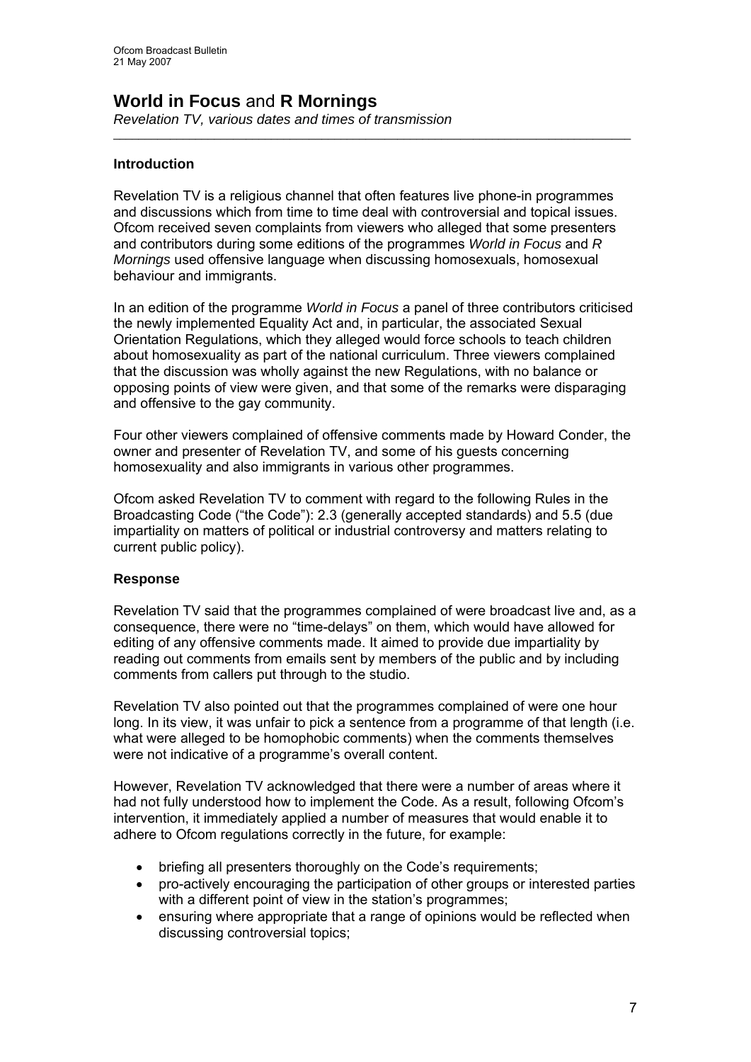## **World in Focus** and **R Mornings**

*Revelation TV, various dates and times of transmission*

---

### Introduction

Revelation TV is a religious channel that often features live phone-in programmes and discussions which from time to time deal with controversial and topical issues. Ofcom received seven complaints from viewers who alleged that some presenters and contributors during some editions of the programmes *World in Focus* and *R Mornings* used offensive language when discussing homosexuals, homosexual behaviour and immigrants.

In an edition of the programme *World in Focus* a panel of three contributors criticised the newly implemented Equality Act and, in particular, the associated Sexual Orientation Regulations, which they alleged would force schools to teach children about homosexuality as part of the national curriculum. Three viewers complained that the discussion was wholly against the new Regulations, with no balance or opposing points of view were given, and that some of the remarks were disparaging and offensive to the gay community.

Four other viewers complained of offensive comments made by Howard Conder, the owner and presenter of Revelation TV, and some of his guests concerning homosexuality and also immigrants in various other programmes.

Ofcom asked Revelation TV to comment with regard to the following Rules in the Broadcasting Code ("the Code"): 2.3 (generally accepted standards) and 5.5 (due impartiality on matters of political or industrial controversy and matters relating to current public policy).

### Response

Revelation TV said that the programmes complained of were broadcast live and, as a consequence, there were no "time-delays" on them, which would have allowed for editing of any offensive comments made. It aimed to provide due impartiality by reading out comments from emails sent by members of the public and by including comments from callers put through to the studio.

Revelation TV also pointed out that the programmes complained of were one hour long. In its view, it was unfair to pick a sentence from a programme of that length (i.e. what were alleged to be homophobic comments) when the comments themselves were not indicative of a programme's overall content.

However, Revelation TV acknowledged that there were a number of areas where it had not fully understood how to implement the Code. As a result, following Ofcom's intervention, it immediately applied a number of measures that would enable it to adhere to Ofcom regulations correctly in the future, for example:

- briefing all presenters thoroughly on the Code's requirements;
- pro-actively encouraging the participation of other groups or interested parties with a different point of view in the station's programmes;
- ensuring where appropriate that a range of opinions would be reflected when discussing controversial topics;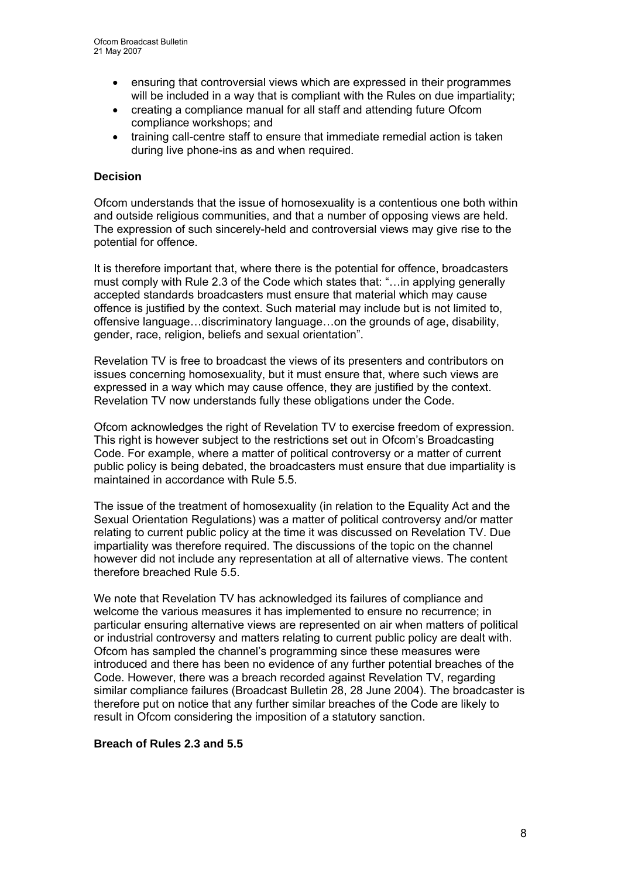- ensuring that controversial views which are expressed in their programmes will be included in a way that is compliant with the Rules on due impartiality;
- creating a compliance manual for all staff and attending future Ofcom compliance workshops; and
- training call-centre staff to ensure that immediate remedial action is taken during live phone-ins as and when required.

**Decision**

Ofcom understands that the issue of homosexuality is a contentious one both within and outside religious communities, and that a number of opposing views are held. The expression of such sincerely-held and controversial views may give rise to the potential for offence.

It is therefore important that, where there is the potential for offence, broadcasters must comply with Rule 2.3 of the Code which states that: "…in applying generally accepted standards broadcasters must ensure that material which may cause offence is justified by the context. Such material may include but is not limited to, offensive language…discriminatory language…on the grounds of age, disability, gender, race, religion, beliefs and sexual orientation".

Revelation TV is free to broadcast the views of its presenters and contributors on issues concerning homosexuality, but it must ensure that, where such views are expressed in a way which may cause offence, they are justified by the context. Revelation TV now understands fully these obligations under the Code.

Ofcom acknowledges the right of Revelation TV to exercise freedom of expression. This right is however subject to the restrictions set out in Ofcom's Broadcasting Code. For example, where a matter of political controversy or a matter of current public policy is being debated, the broadcasters must ensure that due impartiality is maintained in accordance with Rule 5.5.

The issue of the treatment of homosexuality (in relation to the Equality Act and the Sexual Orientation Regulations) was a matter of political controversy and/or matter relating to current public policy at the time it was discussed on Revelation TV. Due impartiality was therefore required. The discussions of the topic on the channel however did not include any representation at all of alternative views. The content therefore breached Rule 5.5.

We note that Revelation TV has acknowledged its failures of compliance and welcome the various measures it has implemented to ensure no recurrence; in particular ensuring alternative views are represented on air when matters of political or industrial controversy and matters relating to current public policy are dealt with. Ofcom has sampled the channel's programming since these measures were introduced and there has been no evidence of any further potential breaches of the Code. However, there was a breach recorded against Revelation TV, regarding similar compliance failures (Broadcast Bulletin 28, 28 June 2004). The broadcaster is therefore put on notice that any further similar breaches of the Code are likely to result in Ofcom considering the imposition of a statutory sanction.

**Breach of Rules 2.3 and 5.5**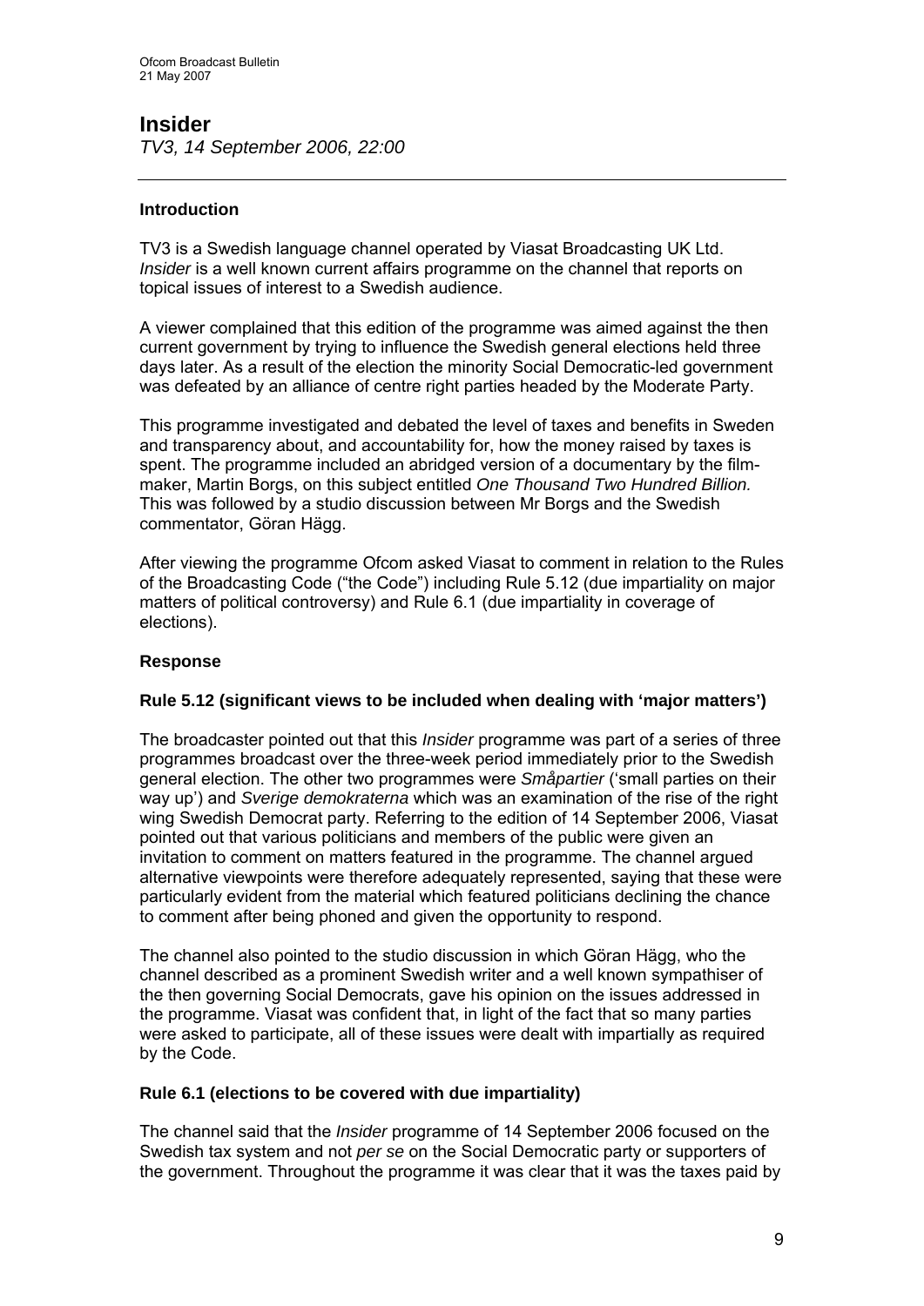# Insider

*TV3, 14 September 2006, 22:00*

---

### Introduction

TV3 is a Swedish language channel operated by Viasat Broadcasting UK Ltd. *Insider* is a well known current affairs programme on the channel that reports on topical issues of interest to a Swedish audience.

A viewer complained that this edition of the programme was aimed against the then current government by trying to influence the Swedish general elections held three days later. As a result of the election the minority Social Democratic-led government was defeated by an alliance of centre right parties headed by the Moderate Party.

This programme investigated and debated the level of taxes and benefits in Sweden and transparency about, and accountability for, how the money raised by taxes is spent. The programme included an abridged version of a documentary by the film-maker, Martin Borgs, on this subject entitled *One Thousand Two Hundred Billion.* This was followed by a studio discussion between Mr Borgs and the Swedish commentator, Göran Hägg.

After viewing the programme Ofcom asked Viasat to comment in relation to the Rules of the Broadcasting Code ("the Code") including Rule 5.12 (due impartiality on major matters of political controversy) and Rule 6.1 (due impartiality in coverage of elections).

### Response

#### Rule 5.12 (significant views to be included when dealing with 'major matters')

The broadcaster pointed out that this *Insider* programme was part of a series of three programmes broadcast over the three-week period immediately prior to the Swedish general election. The other two programmes were *Småpartier* ('small parties on their way up') and *Sverige demokraterna* which was an examination of the rise of the right wing Swedish Democrat party. Referring to the edition of 14 September 2006, Viasat pointed out that various politicians and members of the public were given an invitation to comment on matters featured in the programme. The channel argued alternative viewpoints were therefore adequately represented, saying that these were particularly evident from the material which featured politicians declining the chance to comment after being phoned and given the opportunity to respond.

The channel also pointed to the studio discussion in which Göran Hägg, who the channel described as a prominent Swedish writer and a well known sympathiser of the then governing Social Democrats, gave his opinion on the issues addressed in the programme. Viasat was confident that, in light of the fact that so many parties were asked to participate, all of these issues were dealt with impartially as required by the Code.

#### Rule 6.1 (elections to be covered with due impartiality)

The channel said that the *Insider* programme of 14 September 2006 focused on the Swedish tax system and not *per se* on the Social Democratic party or supporters of the government. Throughout the programme it was clear that it was the taxes paid by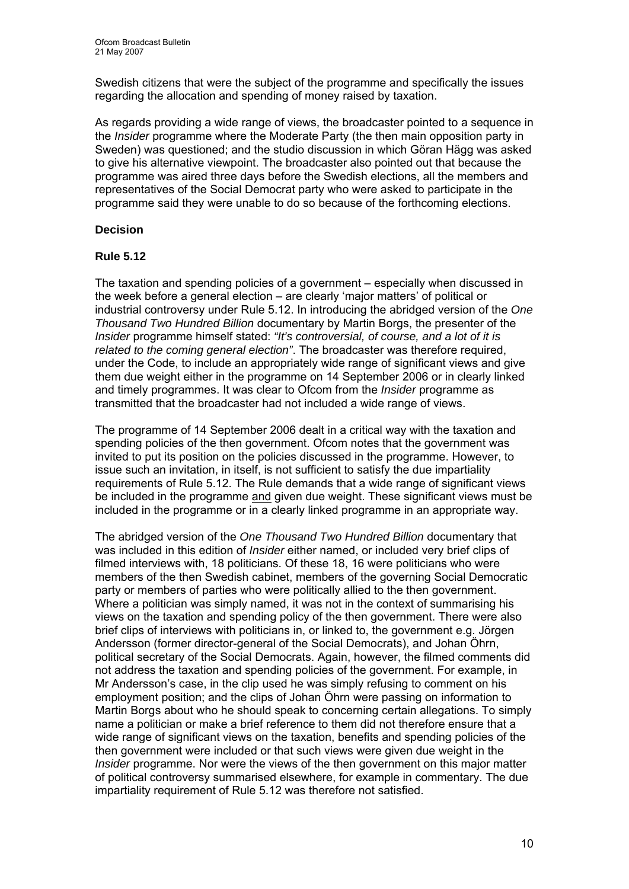Swedish citizens that were the subject of the programme and specifically the issues regarding the allocation and spending of money raised by taxation.

As regards providing a wide range of views, the broadcaster pointed to a sequence in the *Insider* programme where the Moderate Party (the then main opposition party in Sweden) was questioned; and the studio discussion in which Göran Hägg was asked to give his alternative viewpoint. The broadcaster also pointed out that because the programme was aired three days before the Swedish elections, all the members and representatives of the Social Democrat party who were asked to participate in the programme said they were unable to do so because of the forthcoming elections.

### Decision

### Rule 5.12

The taxation and spending policies of a government – especially when discussed in the week before a general election – are clearly 'major matters' of political or industrial controversy under Rule 5.12. In introducing the abridged version of the *One Thousand Two Hundred Billion* documentary by Martin Borgs, the presenter of the *Insider* programme himself stated: *"It's controversial, of course, and a lot of it is related to the coming general election"*. The broadcaster was therefore required, under the Code, to include an appropriately wide range of significant views and give them due weight either in the programme on 14 September 2006 or in clearly linked and timely programmes. It was clear to Ofcom from the *Insider* programme as transmitted that the broadcaster had not included a wide range of views.

The programme of 14 September 2006 dealt in a critical way with the taxation and spending policies of the then government. Ofcom notes that the government was invited to put its position on the policies discussed in the programme. However, to issue such an invitation, in itself, is not sufficient to satisfy the due impartiality requirements of Rule 5.12. The Rule demands that a wide range of significant views be included in the programme <u>and</u> given due weight. These significant views must be included in the programme or in a clearly linked programme in an appropriate way.

The abridged version of the *One Thousand Two Hundred Billion* documentary that was included in this edition of *Insider* either named, or included very brief clips of filmed interviews with, 18 politicians. Of these 18, 16 were politicians who were members of the then Swedish cabinet, members of the governing Social Democratic party or members of parties who were politically allied to the then government. Where a politician was simply named, it was not in the context of summarising his views on the taxation and spending policy of the then government. There were also brief clips of interviews with politicians in, or linked to, the government e.g. Jörgen Andersson (former director-general of the Social Democrats), and Johan Öhrn, political secretary of the Social Democrats. Again, however, the filmed comments did not address the taxation and spending policies of the government. For example, in Mr Andersson's case, in the clip used he was simply refusing to comment on his employment position; and the clips of Johan Öhrn were passing on information to Martin Borgs about who he should speak to concerning certain allegations. To simply name a politician or make a brief reference to them did not therefore ensure that a wide range of significant views on the taxation, benefits and spending policies of the then government were included or that such views were given due weight in the *Insider* programme. Nor were the views of the then government on this major matter of political controversy summarised elsewhere, for example in commentary. The due impartiality requirement of Rule 5.12 was therefore not satisfied.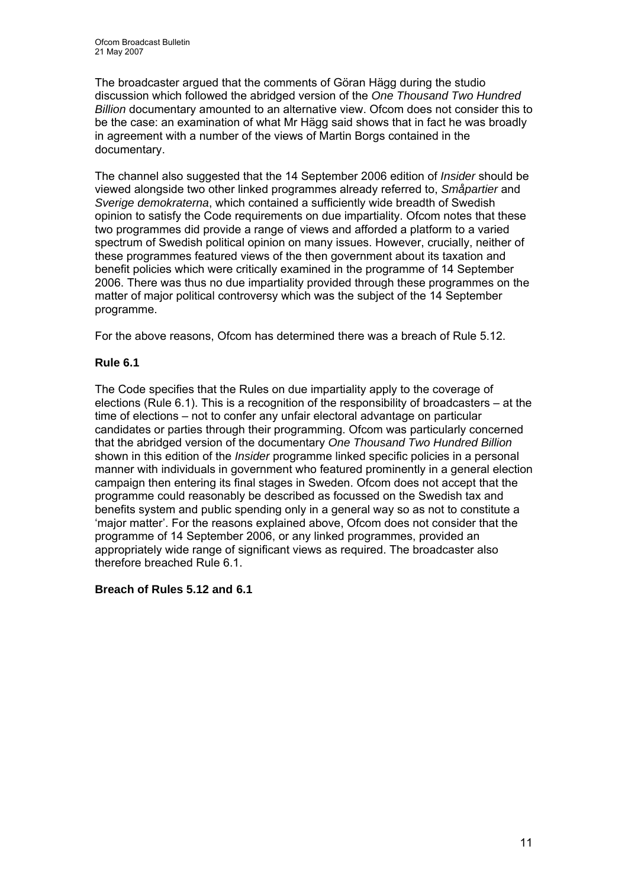The broadcaster argued that the comments of Göran Hägg during the studio discussion which followed the abridged version of the *One Thousand Two Hundred Billion* documentary amounted to an alternative view. Ofcom does not consider this to be the case: an examination of what Mr Hägg said shows that in fact he was broadly in agreement with a number of the views of Martin Borgs contained in the documentary.

The channel also suggested that the 14 September 2006 edition of *Insider* should be viewed alongside two other linked programmes already referred to, *Småpartier* and *Sverige demokraterna*, which contained a sufficiently wide breadth of Swedish opinion to satisfy the Code requirements on due impartiality. Ofcom notes that these two programmes did provide a range of views and afforded a platform to a varied spectrum of Swedish political opinion on many issues. However, crucially, neither of these programmes featured views of the then government about its taxation and benefit policies which were critically examined in the programme of 14 September 2006. There was thus no due impartiality provided through these programmes on the matter of major political controversy which was the subject of the 14 September programme.

For the above reasons, Ofcom has determined there was a breach of Rule 5.12.

**Rule 6.1**

The Code specifies that the Rules on due impartiality apply to the coverage of elections (Rule 6.1). This is a recognition of the responsibility of broadcasters – at the time of elections – not to confer any unfair electoral advantage on particular candidates or parties through their programming. Ofcom was particularly concerned that the abridged version of the documentary *One Thousand Two Hundred Billion* shown in this edition of the *Insider* programme linked specific policies in a personal manner with individuals in government who featured prominently in a general election campaign then entering its final stages in Sweden. Ofcom does not accept that the programme could reasonably be described as focussed on the Swedish tax and benefits system and public spending only in a general way so as not to constitute a 'major matter'. For the reasons explained above, Ofcom does not consider that the programme of 14 September 2006, or any linked programmes, provided an appropriately wide range of significant views as required. The broadcaster also therefore breached Rule 6.1.

**Breach of Rules 5.12 and 6.1**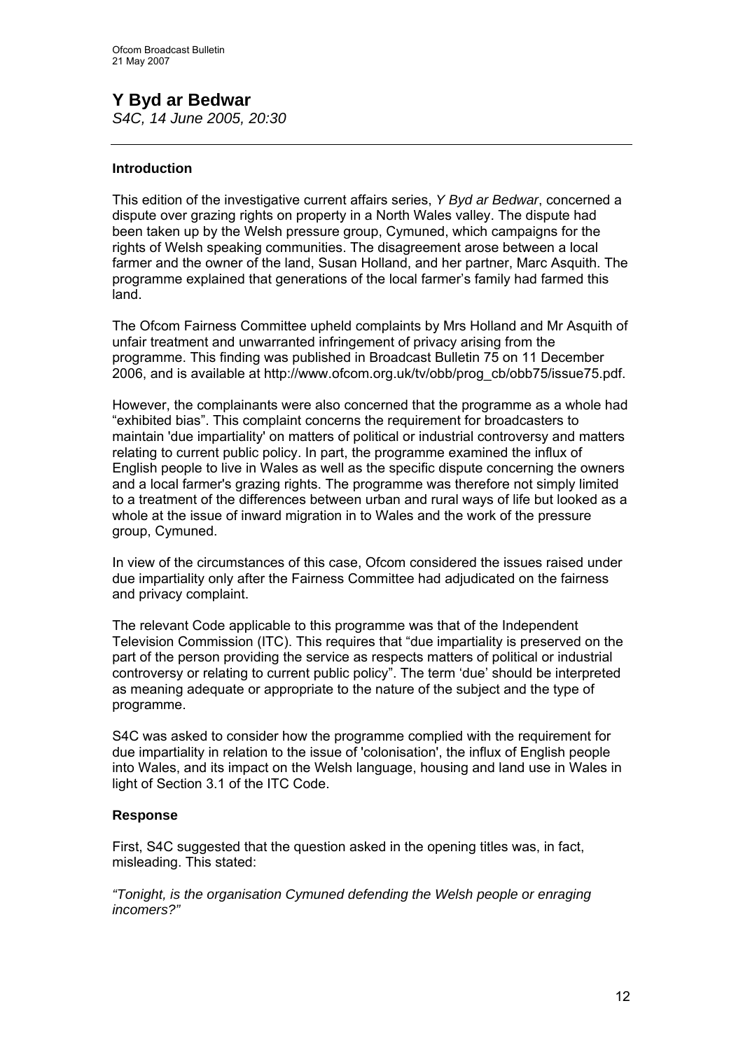# Y Byd ar Bedwar

*S4C, 14 June 2005, 20:30*

---

### Introduction

This edition of the investigative current affairs series, *Y Byd ar Bedwar*, concerned a dispute over grazing rights on property in a North Wales valley. The dispute had been taken up by the Welsh pressure group, Cymuned, which campaigns for the rights of Welsh speaking communities. The disagreement arose between a local farmer and the owner of the land, Susan Holland, and her partner, Marc Asquith. The programme explained that generations of the local farmer's family had farmed this land.

The Ofcom Fairness Committee upheld complaints by Mrs Holland and Mr Asquith of unfair treatment and unwarranted infringement of privacy arising from the programme. This finding was published in Broadcast Bulletin 75 on 11 December 2006, and is available at http://www.ofcom.org.uk/tv/obb/prog_cb/obb75/issue75.pdf.

However, the complainants were also concerned that the programme as a whole had "exhibited bias". This complaint concerns the requirement for broadcasters to maintain 'due impartiality' on matters of political or industrial controversy and matters relating to current public policy. In part, the programme examined the influx of English people to live in Wales as well as the specific dispute concerning the owners and a local farmer's grazing rights. The programme was therefore not simply limited to a treatment of the differences between urban and rural ways of life but looked as a whole at the issue of inward migration in to Wales and the work of the pressure group, Cymuned.

In view of the circumstances of this case, Ofcom considered the issues raised under due impartiality only after the Fairness Committee had adjudicated on the fairness and privacy complaint.

The relevant Code applicable to this programme was that of the Independent Television Commission (ITC). This requires that "due impartiality is preserved on the part of the person providing the service as respects matters of political or industrial controversy or relating to current public policy". The term 'due' should be interpreted as meaning adequate or appropriate to the nature of the subject and the type of programme.

S4C was asked to consider how the programme complied with the requirement for due impartiality in relation to the issue of 'colonisation', the influx of English people into Wales, and its impact on the Welsh language, housing and land use in Wales in light of Section 3.1 of the ITC Code.

### Response

First, S4C suggested that the question asked in the opening titles was, in fact, misleading. This stated:

*"Tonight, is the organisation Cymuned defending the Welsh people or enraging incomers?"*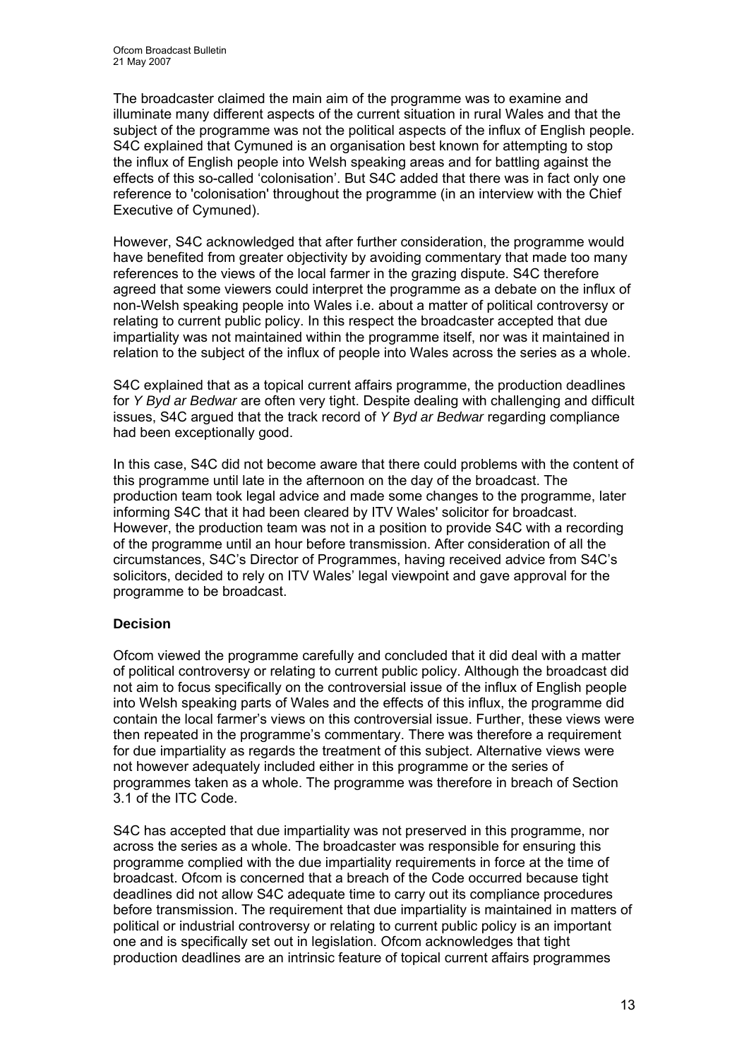The broadcaster claimed the main aim of the programme was to examine and illuminate many different aspects of the current situation in rural Wales and that the subject of the programme was not the political aspects of the influx of English people. S4C explained that Cymuned is an organisation best known for attempting to stop the influx of English people into Welsh speaking areas and for battling against the effects of this so-called 'colonisation'. But S4C added that there was in fact only one reference to 'colonisation' throughout the programme (in an interview with the Chief Executive of Cymuned).

However, S4C acknowledged that after further consideration, the programme would have benefited from greater objectivity by avoiding commentary that made too many references to the views of the local farmer in the grazing dispute. S4C therefore agreed that some viewers could interpret the programme as a debate on the influx of non-Welsh speaking people into Wales i.e. about a matter of political controversy or relating to current public policy. In this respect the broadcaster accepted that due impartiality was not maintained within the programme itself, nor was it maintained in relation to the subject of the influx of people into Wales across the series as a whole.

S4C explained that as a topical current affairs programme, the production deadlines for *Y Byd ar Bedwar* are often very tight. Despite dealing with challenging and difficult issues, S4C argued that the track record of *Y Byd ar Bedwar* regarding compliance had been exceptionally good.

In this case, S4C did not become aware that there could problems with the content of this programme until late in the afternoon on the day of the broadcast. The production team took legal advice and made some changes to the programme, later informing S4C that it had been cleared by ITV Wales' solicitor for broadcast. However, the production team was not in a position to provide S4C with a recording of the programme until an hour before transmission. After consideration of all the circumstances, S4C's Director of Programmes, having received advice from S4C's solicitors, decided to rely on ITV Wales' legal viewpoint and gave approval for the programme to be broadcast.

**Decision**

Ofcom viewed the programme carefully and concluded that it did deal with a matter of political controversy or relating to current public policy. Although the broadcast did not aim to focus specifically on the controversial issue of the influx of English people into Welsh speaking parts of Wales and the effects of this influx, the programme did contain the local farmer's views on this controversial issue. Further, these views were then repeated in the programme's commentary. There was therefore a requirement for due impartiality as regards the treatment of this subject. Alternative views were not however adequately included either in this programme or the series of programmes taken as a whole. The programme was therefore in breach of Section 3.1 of the ITC Code.

S4C has accepted that due impartiality was not preserved in this programme, nor across the series as a whole. The broadcaster was responsible for ensuring this programme complied with the due impartiality requirements in force at the time of broadcast. Ofcom is concerned that a breach of the Code occurred because tight deadlines did not allow S4C adequate time to carry out its compliance procedures before transmission. The requirement that due impartiality is maintained in matters of political or industrial controversy or relating to current public policy is an important one and is specifically set out in legislation. Ofcom acknowledges that tight production deadlines are an intrinsic feature of topical current affairs programmes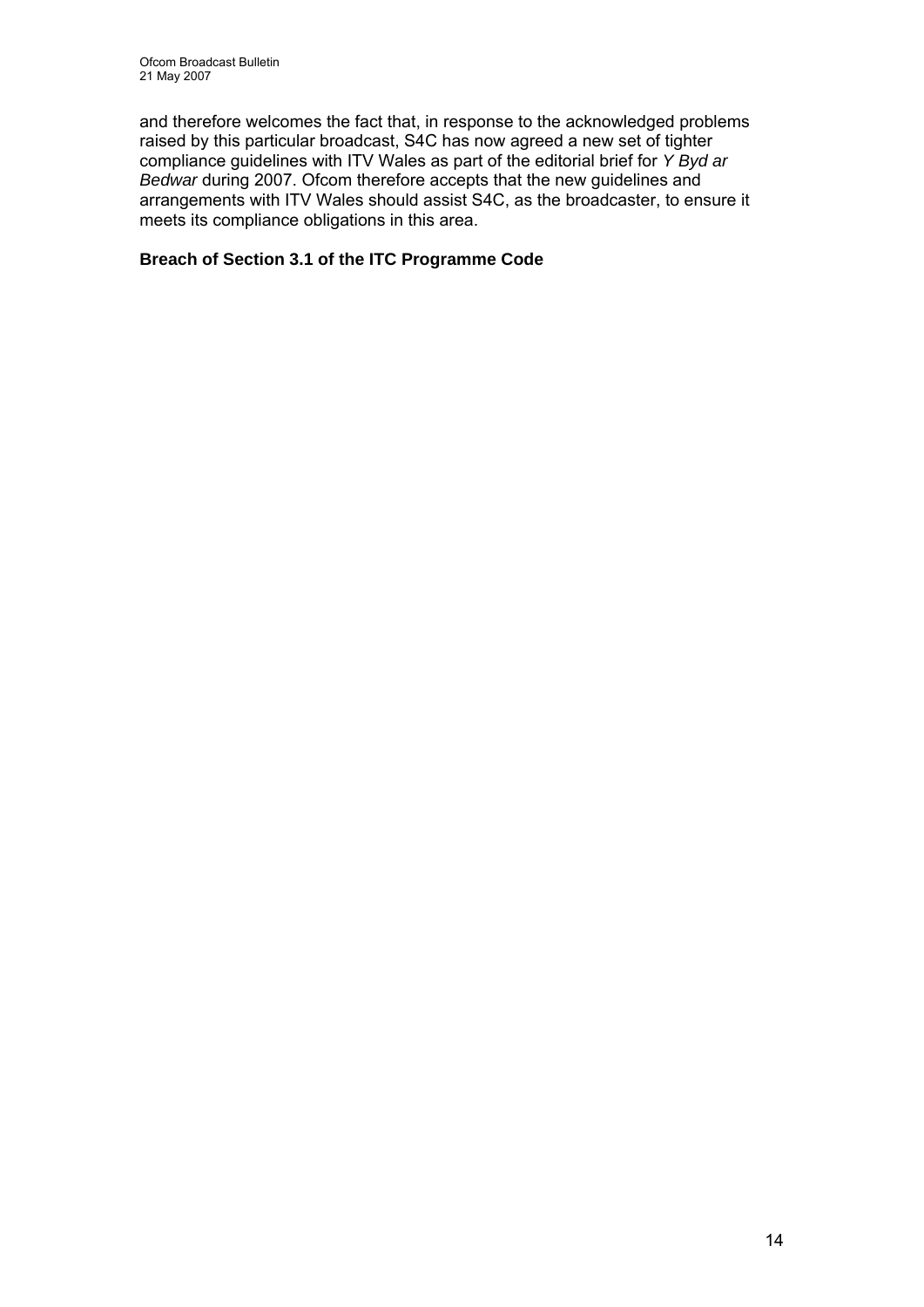and therefore welcomes the fact that, in response to the acknowledged problems raised by this particular broadcast, S4C has now agreed a new set of tighter compliance guidelines with ITV Wales as part of the editorial brief for *Y Byd ar Bedwar* during 2007. Ofcom therefore accepts that the new guidelines and arrangements with ITV Wales should assist S4C, as the broadcaster, to ensure it meets its compliance obligations in this area.

**Breach of Section 3.1 of the ITC Programme Code**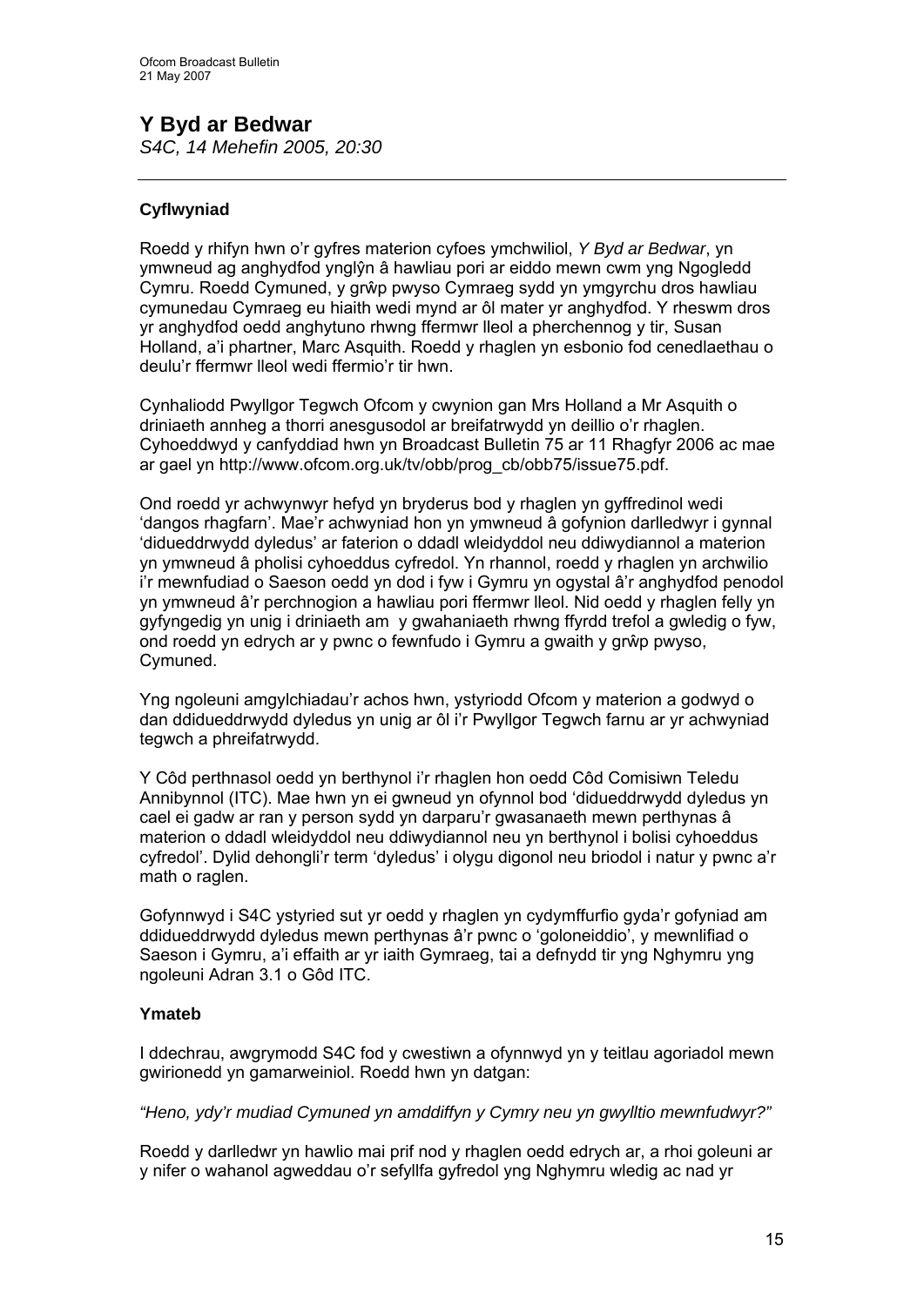# Y Byd ar Bedwar

*S4C, 14 Mehefin 2005, 20:30*

---

### Cyflwyniad

Roedd y rhifyn hwn o'r gyfres materion cyfoes ymchwiliol, *Y Byd ar Bedwar*, yn ymwneud ag anghydfod ynglŷn â hawliau pori ar eiddo mewn cwm yng Ngogledd Cymru. Roedd Cymuned, y grŵp pwyso Cymraeg sydd yn ymgyrchu dros hawliau cymunedau Cymraeg eu hiaith wedi mynd ar ôl mater yr anghydfod. Y rheswm dros yr anghydfod oedd anghytuno rhwng ffermwr lleol a pherchennog y tir, Susan Holland, a'i phartner, Marc Asquith. Roedd y rhaglen yn esbonio fod cenedlaethau o deulu'r ffermwr lleol wedi ffermio'r tir hwn.

Cynhaliodd Pwyllgor Tegwch Ofcom y cwynion gan Mrs Holland a Mr Asquith o driniaeth annheg a thorri anesgusodol ar breifatrwydd yn deillio o'r rhaglen. Cyhoeddwyd y canfyddiad hwn yn Broadcast Bulletin 75 ar 11 Rhagfyr 2006 ac mae ar gael yn http://www.ofcom.org.uk/tv/obb/prog_cb/obb75/issue75.pdf.

Ond roedd yr achwynwyr hefyd yn bryderus bod y rhaglen yn gyffredinol wedi 'dangos rhagfarn'. Mae'r achwyniad hon yn ymwneud â gofynion darlledwyr i gynnal 'didueddrwydd dyledus' ar faterion o ddadl wleidyddol neu ddiwydiannol a materion yn ymwneud â pholisi cyhoeddus cyfredol. Yn rhannol, roedd y rhaglen yn archwilio i'r mewnfudiad o Saeson oedd yn dod i fyw i Gymru yn ogystal â'r anghydfod penodol yn ymwneud â'r perchnogion a hawliau pori ffermwr lleol. Nid oedd y rhaglen felly yn gyfyngedig yn unig i driniaeth am y gwahaniaeth rhwng ffyrdd trefol a gwledig o fyw, ond roedd yn edrych ar y pwnc o fewnfudo i Gymru a gwaith y grŵp pwyso, Cymuned.

Yng ngoleuni amgylchiadau'r achos hwn, ystyriodd Ofcom y materion a godwyd o dan ddidueddrwydd dyledus yn unig ar ôl i'r Pwyllgor Tegwch farnu ar yr achwyniad tegwch a phreifatrwydd.

Y Côd perthnasol oedd yn berthynol i'r rhaglen hon oedd Côd Comisiwn Teledu Annibynnol (ITC). Mae hwn yn ei gwneud yn ofynnol bod 'didueddrwydd dyledus yn cael ei gadw ar ran y person sydd yn darparu'r gwasanaeth mewn perthynas â materion o ddadl wleidyddol neu ddiwydiannol neu yn berthynol i bolisi cyhoeddus cyfredol'. Dylid dehongli'r term 'dyledus' i olygu digonol neu briodol i natur y pwnc a'r math o raglen.

Gofynnwyd i S4C ystyried sut yr oedd y rhaglen yn cydymffurfio gyda'r gofyniad am ddidueddrwydd dyledus mewn perthynas â'r pwnc o 'goloneiddio', y mewnlifiad o Saeson i Gymru, a'i effaith ar yr iaith Gymraeg, tai a defnydd tir yng Nghymru yng ngoleuni Adran 3.1 o Gôd ITC.

### Ymateb

I ddechrau, awgrymodd S4C fod y cwestiwn a ofynnwyd yn y teitlau agoriadol mewn gwirionedd yn gamarweiniol. Roedd hwn yn datgan:

*"Heno, ydy'r mudiad Cymuned yn amddiffyn y Cymry neu yn gwylltio mewnfudwyr?"*

Roedd y darlledwr yn hawlio mai prif nod y rhaglen oedd edrych ar, a rhoi goleuni ar y nifer o wahanol agweddau o'r sefyllfa gyfredol yng Nghymru wledig ac nad yr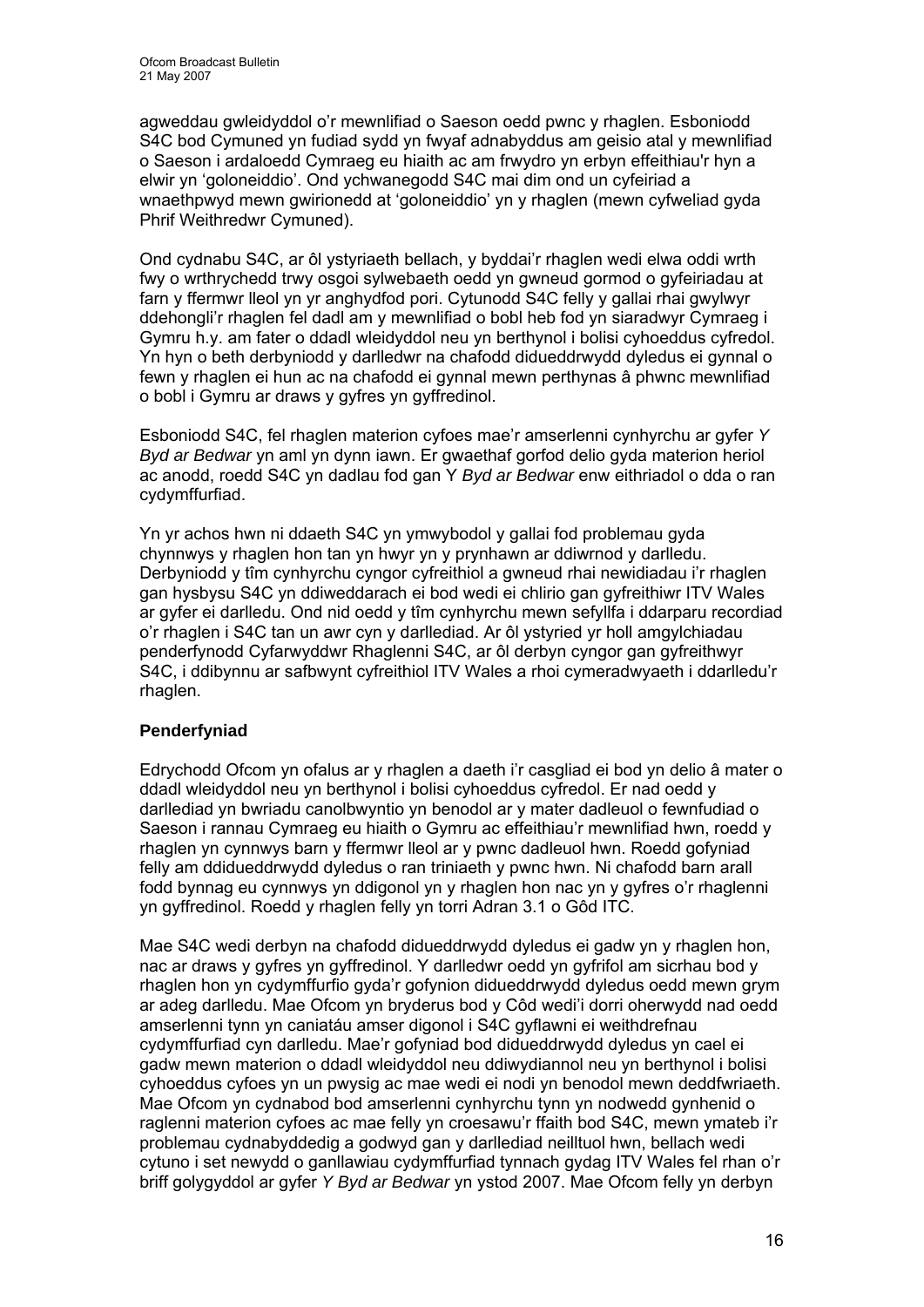agweddau gwleidyddol o'r mewnlifiad o Saeson oedd pwnc y rhaglen. Esboniodd S4C bod Cymuned yn fudiad sydd yn fwyaf adnabyddus am geisio atal y mewnlifiad o Saeson i ardaloedd Cymraeg eu hiaith ac am frwydro yn erbyn effeithiau'r hyn a elwir yn 'goloneiddio'. Ond ychwanegodd S4C mai dim ond un cyfeiriad a wnaethpwyd mewn gwirionedd at 'goloneiddio' yn y rhaglen (mewn cyfweliad gyda Phrif Weithredwr Cymuned).

Ond cydnabu S4C, ar ôl ystyriaeth bellach, y byddai'r rhaglen wedi elwa oddi wrth fwy o wrthrychedd trwy osgoi sylwebaeth oedd yn gwneud gormod o gyfeiriadau at farn y ffermwr lleol yn yr anghydfod pori. Cytunodd S4C felly y gallai rhai gwylwyr ddehongli'r rhaglen fel dadl am y mewnlifiad o bobl heb fod yn siaradwyr Cymraeg i Gymru h.y. am fater o ddadl wleidyddol neu yn berthynol i bolisi cyhoeddus cyfredol. Yn hyn o beth derbyniodd y darlledwr na chafodd didueddrwydd dyledus ei gynnal o fewn y rhaglen ei hun ac na chafodd ei gynnal mewn perthynas â phwnc mewnlifiad o bobl i Gymru ar draws y gyfres yn gyffredinol.

Esboniodd S4C, fel rhaglen materion cyfoes mae'r amserlenni cynhyrchu ar gyfer *Y Byd ar Bedwar* yn aml yn dynn iawn. Er gwaethaf gorfod delio gyda materion heriol ac anodd, roedd S4C yn dadlau fod gan Y *Byd ar Bedwar* enw eithriadol o dda o ran cydymffurfiad.

Yn yr achos hwn ni ddaeth S4C yn ymwybodol y gallai fod problemau gyda chynnwys y rhaglen hon tan yn hwyr yn y prynhawn ar ddiwrnod y darlledu. Derbyniodd y tîm cynhyrchu cyngor cyfreithiol a gwneud rhai newidiadau i'r rhaglen gan hysbysu S4C yn ddiweddarach ei bod wedi ei chlirio gan gyfreithiwr ITV Wales ar gyfer ei darlledu. Ond nid oedd y tîm cynhyrchu mewn sefyllfa i ddarparu recordiad o'r rhaglen i S4C tan un awr cyn y darllediad. Ar ôl ystyried yr holl amgylchiadau penderfynodd Cyfarwyddwr Rhaglenni S4C, ar ôl derbyn cyngor gan gyfreithwyr S4C, i ddibynnu ar safbwynt cyfreithiol ITV Wales a rhoi cymeradwyaeth i ddarlledu'r rhaglen.

**Penderfyniad**

Edrychodd Ofcom yn ofalus ar y rhaglen a daeth i'r casgliad ei bod yn delio â mater o ddadl wleidyddol neu yn berthynol i bolisi cyhoeddus cyfredol. Er nad oedd y darllediad yn bwriadu canolbwyntio yn benodol ar y mater dadleuol o fewnfudiad o Saeson i rannau Cymraeg eu hiaith o Gymru ac effeithiau'r mewnlifiad hwn, roedd y rhaglen yn cynnwys barn y ffermwr lleol ar y pwnc dadleuol hwn. Roedd gofyniad felly am ddidueddrwydd dyledus o ran triniaeth y pwnc hwn. Ni chafodd barn arall fodd bynnag eu cynnwys yn ddigonol yn y rhaglen hon nac yn y gyfres o'r rhaglenni yn gyffredinol. Roedd y rhaglen felly yn torri Adran 3.1 o Gôd ITC.

Mae S4C wedi derbyn na chafodd didueddrwydd dyledus ei gadw yn y rhaglen hon, nac ar draws y gyfres yn gyffredinol. Y darlledwr oedd yn gyfrifol am sicrhau bod y rhaglen hon yn cydymffurfio gyda'r gofynion didueddrwydd dyledus oedd mewn grym ar adeg darlledu. Mae Ofcom yn bryderus bod y Côd wedi'i dorri oherwydd nad oedd amserlenni tynn yn caniatáu amser digonol i S4C gyflawni ei weithdrefnau cydymffurfiad cyn darlledu. Mae'r gofyniad bod didueddrwydd dyledus yn cael ei gadw mewn materion o ddadl wleidyddol neu ddiwydiannol neu yn berthynol i bolisi cyhoeddus cyfoes yn un pwysig ac mae wedi ei nodi yn benodol mewn deddfwriaeth. Mae Ofcom yn cydnabod bod amserlenni cynhyrchu tynn yn nodwedd gynhenid o raglenni materion cyfoes ac mae felly yn croesawu'r ffaith bod S4C, mewn ymateb i'r problemau cydnabyddedig a godwyd gan y darllediad neilltuol hwn, bellach wedi cytuno i set newydd o ganllawiau cydymffurfiad tynnach gydag ITV Wales fel rhan o'r briff golygyddol ar gyfer *Y Byd ar Bedwar* yn ystod 2007. Mae Ofcom felly yn derbyn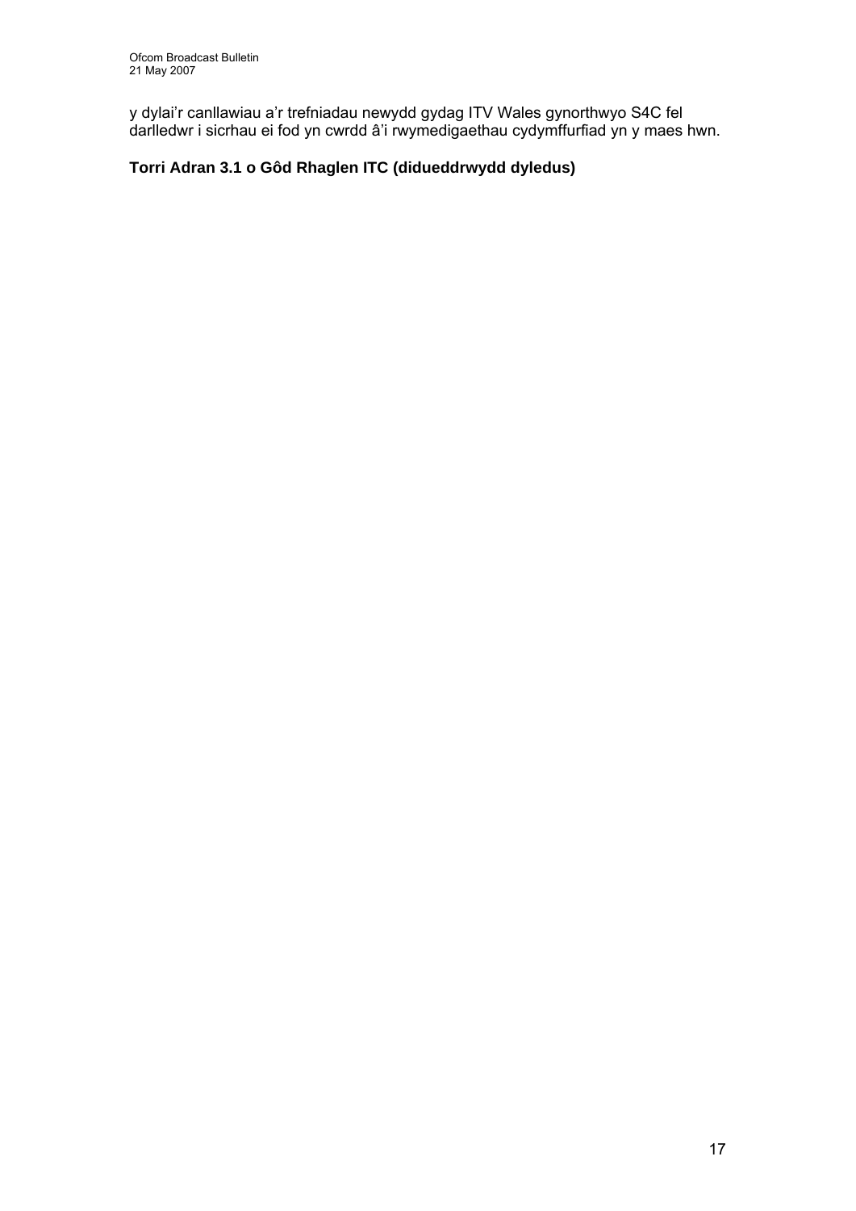y dylai'r canllawiau a'r trefniadau newydd gydag ITV Wales gynorthwyo S4C fel darlledwr i sicrhau ei fod yn cwrdd â'i rwymedigaethau cydymffurfiad yn y maes hwn.

**Torri Adran 3.1 o Gôd Rhaglen ITC (didueddrwydd dyledus)**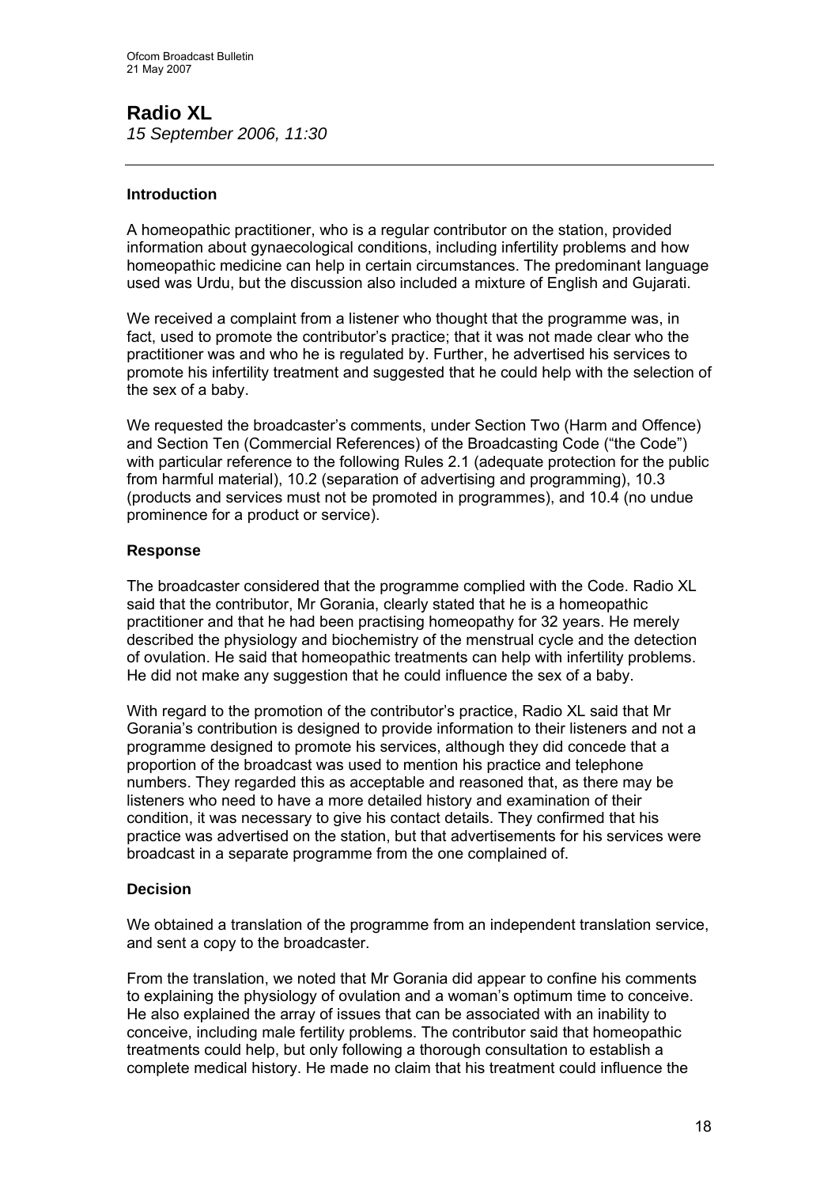## Radio XL

*15 September 2006, 11:30*

---

### Introduction

A homeopathic practitioner, who is a regular contributor on the station, provided information about gynaecological conditions, including infertility problems and how homeopathic medicine can help in certain circumstances. The predominant language used was Urdu, but the discussion also included a mixture of English and Gujarati.

We received a complaint from a listener who thought that the programme was, in fact, used to promote the contributor's practice; that it was not made clear who the practitioner was and who he is regulated by. Further, he advertised his services to promote his infertility treatment and suggested that he could help with the selection of the sex of a baby.

We requested the broadcaster's comments, under Section Two (Harm and Offence) and Section Ten (Commercial References) of the Broadcasting Code ("the Code") with particular reference to the following Rules 2.1 (adequate protection for the public from harmful material), 10.2 (separation of advertising and programming), 10.3 (products and services must not be promoted in programmes), and 10.4 (no undue prominence for a product or service).

### Response

The broadcaster considered that the programme complied with the Code. Radio XL said that the contributor, Mr Gorania, clearly stated that he is a homeopathic practitioner and that he had been practising homeopathy for 32 years. He merely described the physiology and biochemistry of the menstrual cycle and the detection of ovulation. He said that homeopathic treatments can help with infertility problems. He did not make any suggestion that he could influence the sex of a baby.

With regard to the promotion of the contributor's practice, Radio XL said that Mr Gorania's contribution is designed to provide information to their listeners and not a programme designed to promote his services, although they did concede that a proportion of the broadcast was used to mention his practice and telephone numbers. They regarded this as acceptable and reasoned that, as there may be listeners who need to have a more detailed history and examination of their condition, it was necessary to give his contact details. They confirmed that his practice was advertised on the station, but that advertisements for his services were broadcast in a separate programme from the one complained of.

### Decision

We obtained a translation of the programme from an independent translation service, and sent a copy to the broadcaster.

From the translation, we noted that Mr Gorania did appear to confine his comments to explaining the physiology of ovulation and a woman's optimum time to conceive. He also explained the array of issues that can be associated with an inability to conceive, including male fertility problems. The contributor said that homeopathic treatments could help, but only following a thorough consultation to establish a complete medical history. He made no claim that his treatment could influence the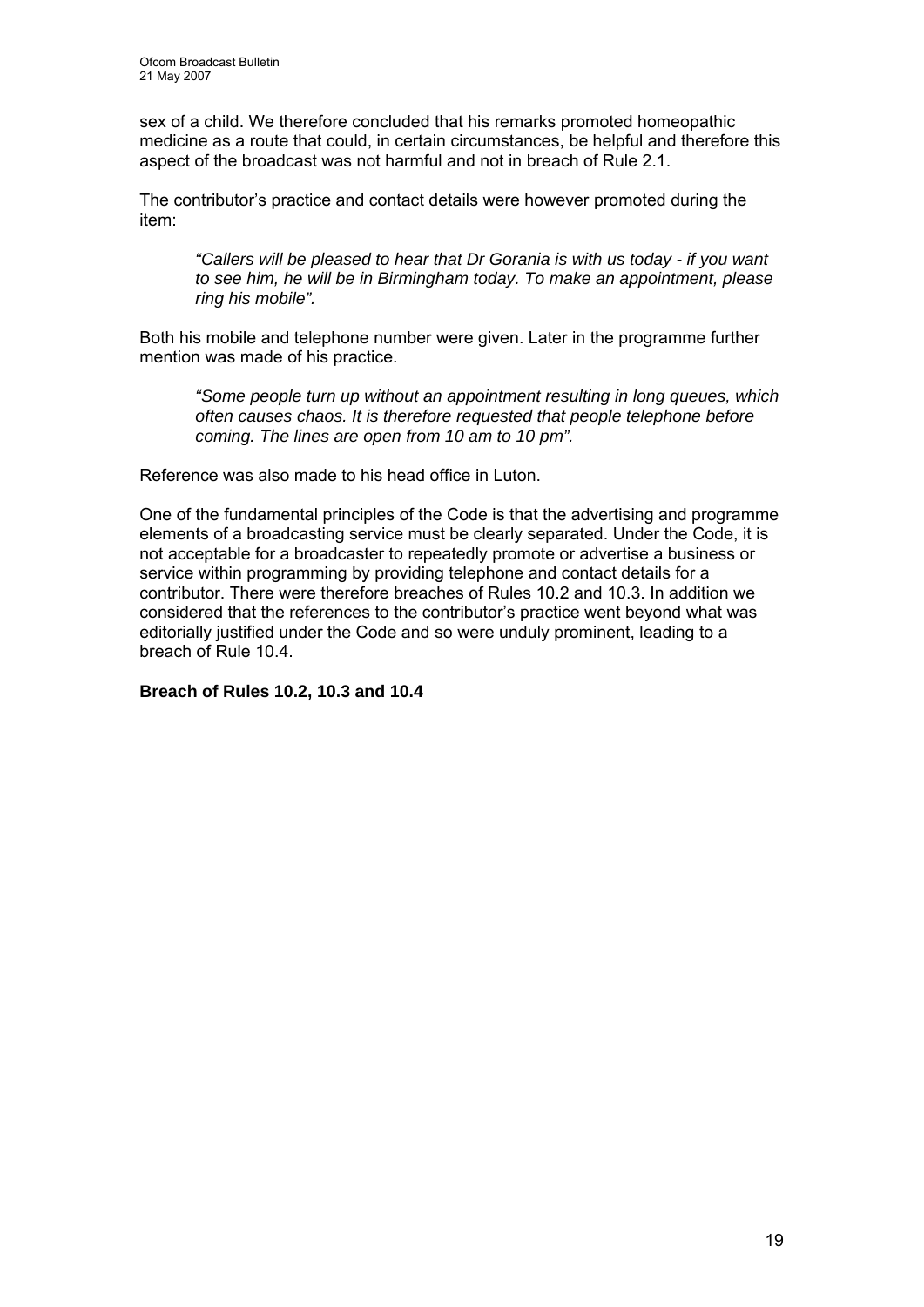sex of a child. We therefore concluded that his remarks promoted homeopathic medicine as a route that could, in certain circumstances, be helpful and therefore this aspect of the broadcast was not harmful and not in breach of Rule 2.1.

The contributor's practice and contact details were however promoted during the item:

> *"Callers will be pleased to hear that Dr Gorania is with us today - if you want to see him, he will be in Birmingham today. To make an appointment, please ring his mobile".*

Both his mobile and telephone number were given. Later in the programme further mention was made of his practice.

> *"Some people turn up without an appointment resulting in long queues, which often causes chaos. It is therefore requested that people telephone before coming. The lines are open from 10 am to 10 pm".*

Reference was also made to his head office in Luton.

One of the fundamental principles of the Code is that the advertising and programme elements of a broadcasting service must be clearly separated. Under the Code, it is not acceptable for a broadcaster to repeatedly promote or advertise a business or service within programming by providing telephone and contact details for a contributor. There were therefore breaches of Rules 10.2 and 10.3. In addition we considered that the references to the contributor's practice went beyond what was editorially justified under the Code and so were unduly prominent, leading to a breach of Rule 10.4.

**Breach of Rules 10.2, 10.3 and 10.4**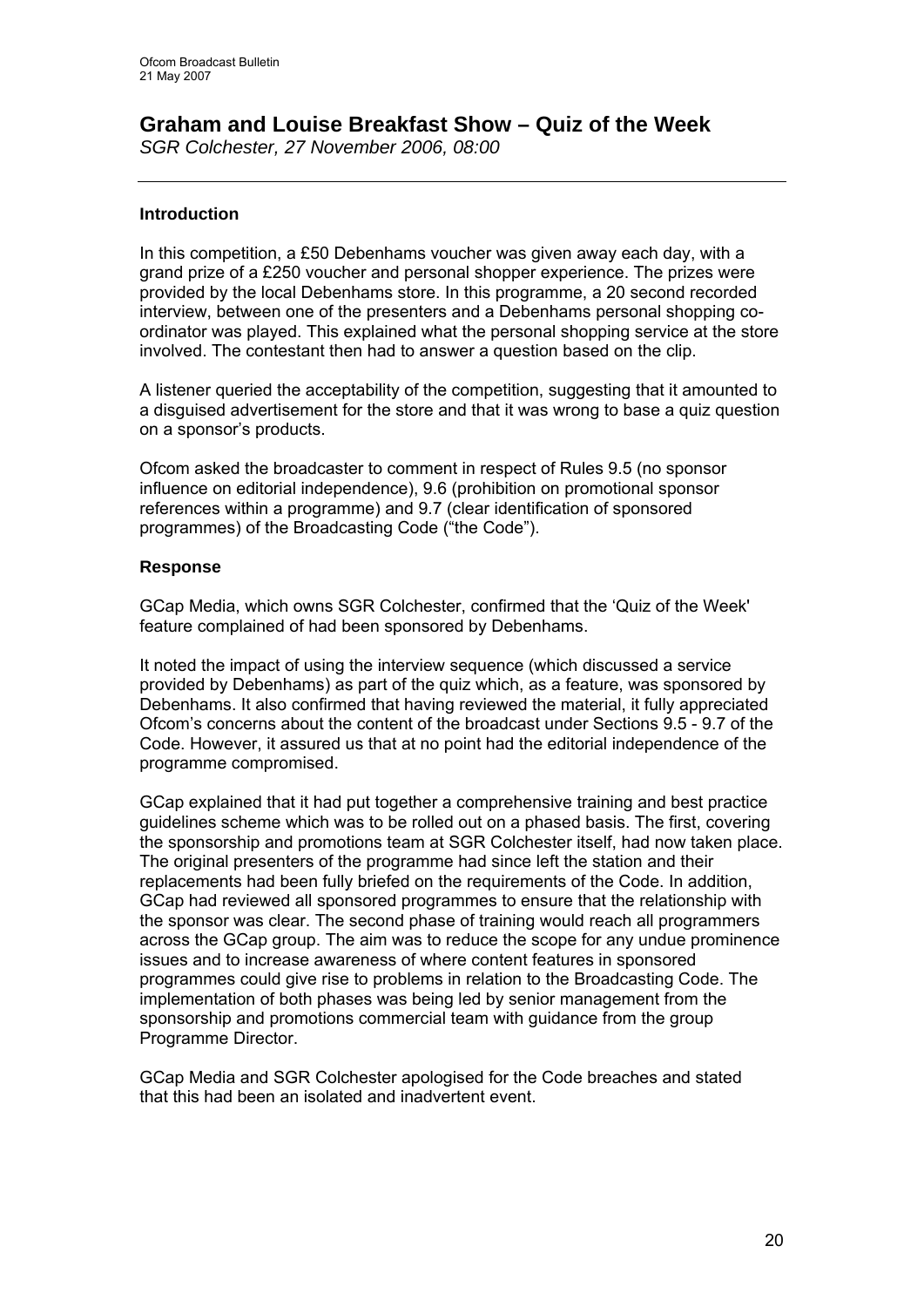## Graham and Louise Breakfast Show – Quiz of the Week

*SGR Colchester, 27 November 2006, 08:00*

---

### Introduction

In this competition, a £50 Debenhams voucher was given away each day, with a grand prize of a £250 voucher and personal shopper experience. The prizes were provided by the local Debenhams store. In this programme, a 20 second recorded interview, between one of the presenters and a Debenhams personal shopping co-ordinator was played. This explained what the personal shopping service at the store involved. The contestant then had to answer a question based on the clip.

A listener queried the acceptability of the competition, suggesting that it amounted to a disguised advertisement for the store and that it was wrong to base a quiz question on a sponsor's products.

Ofcom asked the broadcaster to comment in respect of Rules 9.5 (no sponsor influence on editorial independence), 9.6 (prohibition on promotional sponsor references within a programme) and 9.7 (clear identification of sponsored programmes) of the Broadcasting Code ("the Code").

### Response

GCap Media, which owns SGR Colchester, confirmed that the 'Quiz of the Week' feature complained of had been sponsored by Debenhams.

It noted the impact of using the interview sequence (which discussed a service provided by Debenhams) as part of the quiz which, as a feature, was sponsored by Debenhams. It also confirmed that having reviewed the material, it fully appreciated Ofcom's concerns about the content of the broadcast under Sections 9.5 - 9.7 of the Code. However, it assured us that at no point had the editorial independence of the programme compromised.

GCap explained that it had put together a comprehensive training and best practice guidelines scheme which was to be rolled out on a phased basis. The first, covering the sponsorship and promotions team at SGR Colchester itself, had now taken place. The original presenters of the programme had since left the station and their replacements had been fully briefed on the requirements of the Code. In addition, GCap had reviewed all sponsored programmes to ensure that the relationship with the sponsor was clear. The second phase of training would reach all programmers across the GCap group. The aim was to reduce the scope for any undue prominence issues and to increase awareness of where content features in sponsored programmes could give rise to problems in relation to the Broadcasting Code. The implementation of both phases was being led by senior management from the sponsorship and promotions commercial team with guidance from the group Programme Director.

GCap Media and SGR Colchester apologised for the Code breaches and stated that this had been an isolated and inadvertent event.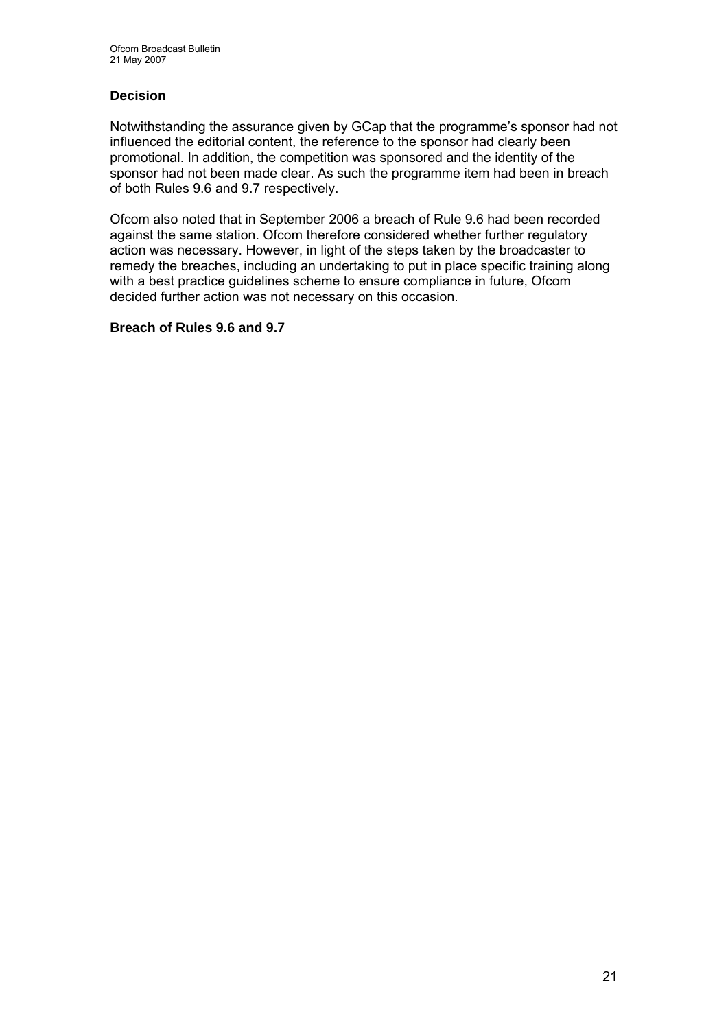### Decision

Notwithstanding the assurance given by GCap that the programme's sponsor had not influenced the editorial content, the reference to the sponsor had clearly been promotional. In addition, the competition was sponsored and the identity of the sponsor had not been made clear. As such the programme item had been in breach of both Rules 9.6 and 9.7 respectively.

Ofcom also noted that in September 2006 a breach of Rule 9.6 had been recorded against the same station. Ofcom therefore considered whether further regulatory action was necessary. However, in light of the steps taken by the broadcaster to remedy the breaches, including an undertaking to put in place specific training along with a best practice guidelines scheme to ensure compliance in future, Ofcom decided further action was not necessary on this occasion.

**Breach of Rules 9.6 and 9.7**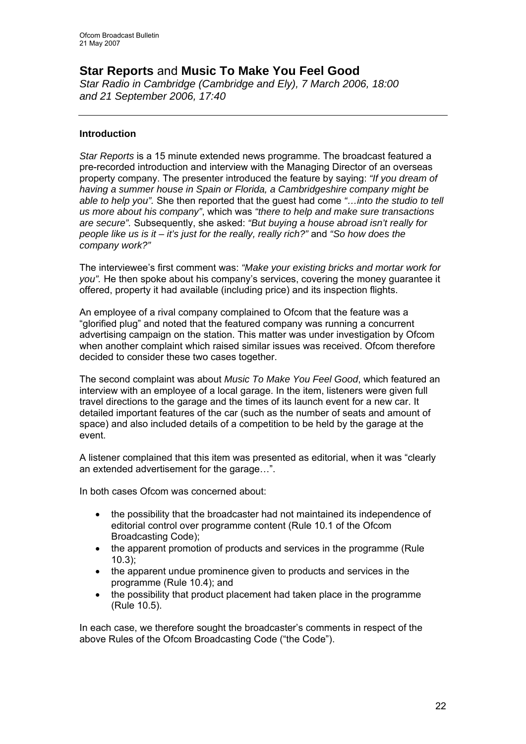# **Star Reports** and **Music To Make You Feel Good**

*Star Radio in Cambridge (Cambridge and Ely), 7 March 2006, 18:00 and 21 September 2006, 17:40*

---

### Introduction

*Star Reports* is a 15 minute extended news programme. The broadcast featured a pre-recorded introduction and interview with the Managing Director of an overseas property company. The presenter introduced the feature by saying: *"If you dream of having a summer house in Spain or Florida, a Cambridgeshire company might be able to help you".* She then reported that the guest had come *"…into the studio to tell us more about his company"*, which was *"there to help and make sure transactions are secure"*. Subsequently, she asked: *"But buying a house abroad isn't really for people like us is it – it's just for the really, really rich?"* and *"So how does the company work?"*

The interviewee's first comment was: *"Make your existing bricks and mortar work for you".* He then spoke about his company's services, covering the money guarantee it offered, property it had available (including price) and its inspection flights.

An employee of a rival company complained to Ofcom that the feature was a "glorified plug" and noted that the featured company was running a concurrent advertising campaign on the station. This matter was under investigation by Ofcom when another complaint which raised similar issues was received. Ofcom therefore decided to consider these two cases together.

The second complaint was about *Music To Make You Feel Good*, which featured an interview with an employee of a local garage. In the item, listeners were given full travel directions to the garage and the times of its launch event for a new car. It detailed important features of the car (such as the number of seats and amount of space) and also included details of a competition to be held by the garage at the event.

A listener complained that this item was presented as editorial, when it was "clearly an extended advertisement for the garage…".

In both cases Ofcom was concerned about:

- the possibility that the broadcaster had not maintained its independence of editorial control over programme content (Rule 10.1 of the Ofcom Broadcasting Code);
- the apparent promotion of products and services in the programme (Rule 10.3);
- the apparent undue prominence given to products and services in the programme (Rule 10.4); and
- the possibility that product placement had taken place in the programme (Rule 10.5).

In each case, we therefore sought the broadcaster's comments in respect of the above Rules of the Ofcom Broadcasting Code ("the Code").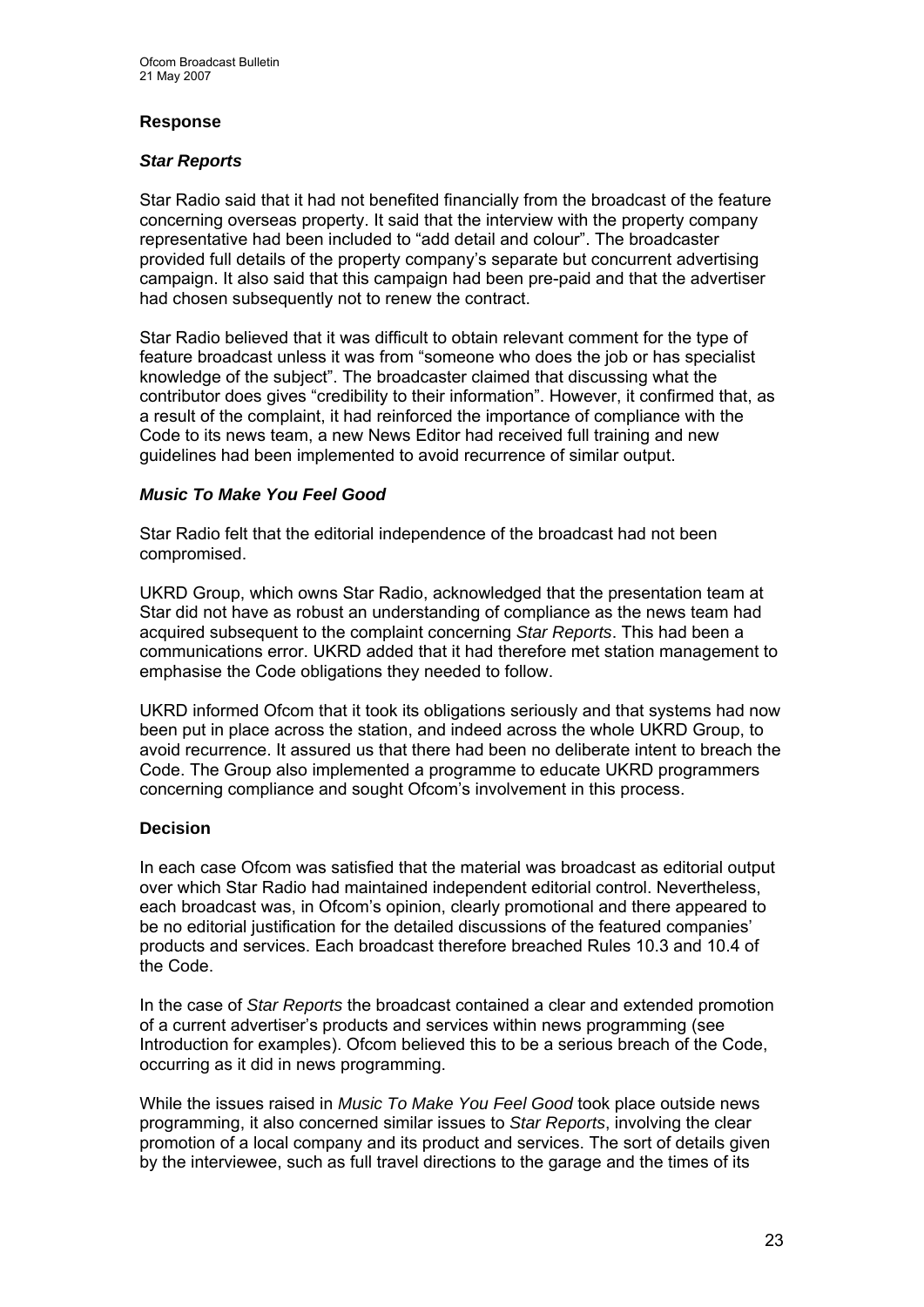### Response

#### *Star Reports*

Star Radio said that it had not benefited financially from the broadcast of the feature concerning overseas property. It said that the interview with the property company representative had been included to "add detail and colour". The broadcaster provided full details of the property company's separate but concurrent advertising campaign. It also said that this campaign had been pre-paid and that the advertiser had chosen subsequently not to renew the contract.

Star Radio believed that it was difficult to obtain relevant comment for the type of feature broadcast unless it was from "someone who does the job or has specialist knowledge of the subject". The broadcaster claimed that discussing what the contributor does gives "credibility to their information". However, it confirmed that, as a result of the complaint, it had reinforced the importance of compliance with the Code to its news team, a new News Editor had received full training and new guidelines had been implemented to avoid recurrence of similar output.

#### *Music To Make You Feel Good*

Star Radio felt that the editorial independence of the broadcast had not been compromised.

UKRD Group, which owns Star Radio, acknowledged that the presentation team at Star did not have as robust an understanding of compliance as the news team had acquired subsequent to the complaint concerning *Star Reports*. This had been a communications error. UKRD added that it had therefore met station management to emphasise the Code obligations they needed to follow.

UKRD informed Ofcom that it took its obligations seriously and that systems had now been put in place across the station, and indeed across the whole UKRD Group, to avoid recurrence. It assured us that there had been no deliberate intent to breach the Code. The Group also implemented a programme to educate UKRD programmers concerning compliance and sought Ofcom's involvement in this process.

### Decision

In each case Ofcom was satisfied that the material was broadcast as editorial output over which Star Radio had maintained independent editorial control. Nevertheless, each broadcast was, in Ofcom's opinion, clearly promotional and there appeared to be no editorial justification for the detailed discussions of the featured companies' products and services. Each broadcast therefore breached Rules 10.3 and 10.4 of the Code.

In the case of *Star Reports* the broadcast contained a clear and extended promotion of a current advertiser's products and services within news programming (see Introduction for examples). Ofcom believed this to be a serious breach of the Code, occurring as it did in news programming.

While the issues raised in *Music To Make You Feel Good* took place outside news programming, it also concerned similar issues to *Star Reports*, involving the clear promotion of a local company and its product and services. The sort of details given by the interviewee, such as full travel directions to the garage and the times of its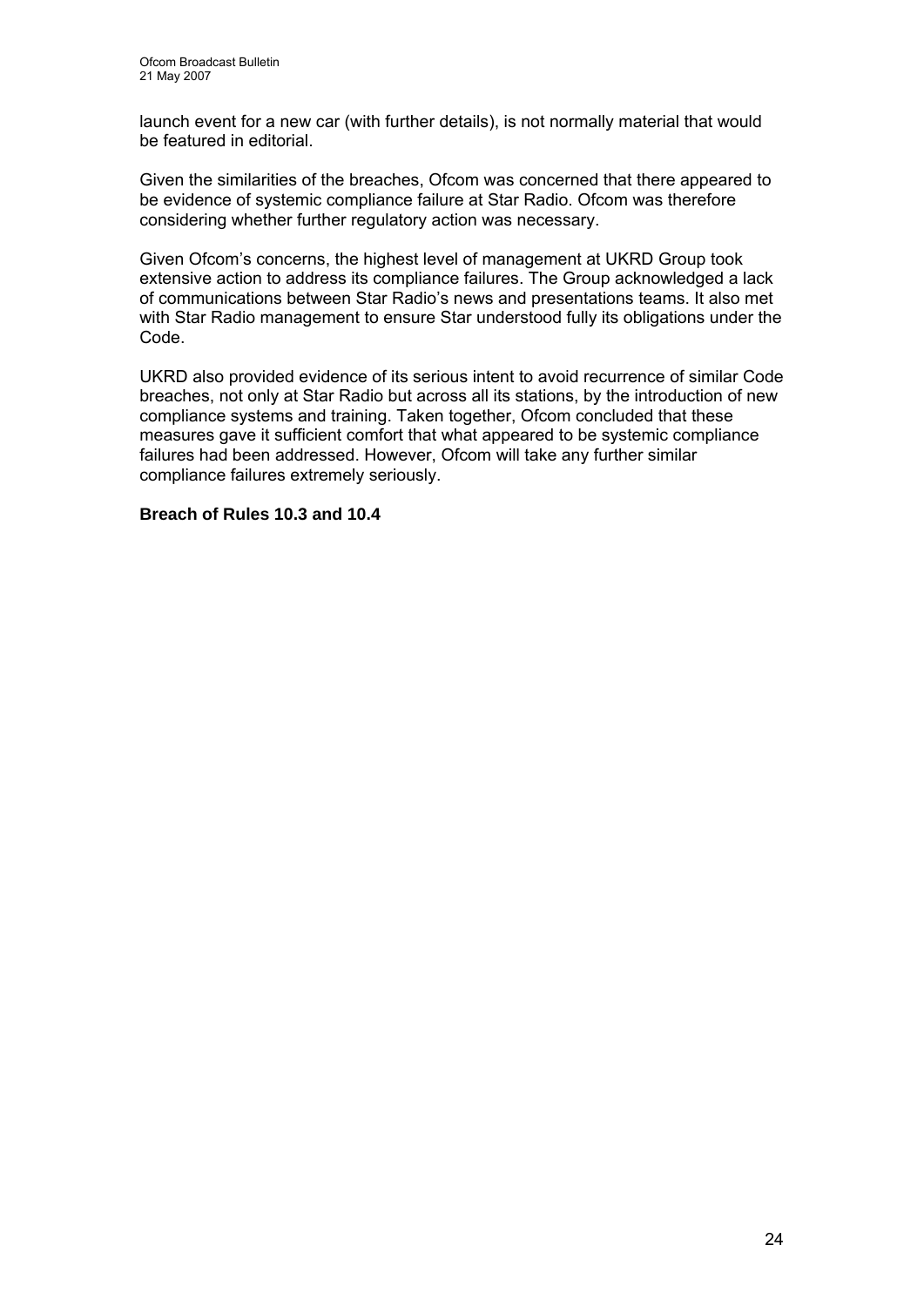launch event for a new car (with further details), is not normally material that would be featured in editorial.

Given the similarities of the breaches, Ofcom was concerned that there appeared to be evidence of systemic compliance failure at Star Radio. Ofcom was therefore considering whether further regulatory action was necessary.

Given Ofcom's concerns, the highest level of management at UKRD Group took extensive action to address its compliance failures. The Group acknowledged a lack of communications between Star Radio's news and presentations teams. It also met with Star Radio management to ensure Star understood fully its obligations under the Code.

UKRD also provided evidence of its serious intent to avoid recurrence of similar Code breaches, not only at Star Radio but across all its stations, by the introduction of new compliance systems and training. Taken together, Ofcom concluded that these measures gave it sufficient comfort that what appeared to be systemic compliance failures had been addressed. However, Ofcom will take any further similar compliance failures extremely seriously.

**Breach of Rules 10.3 and 10.4**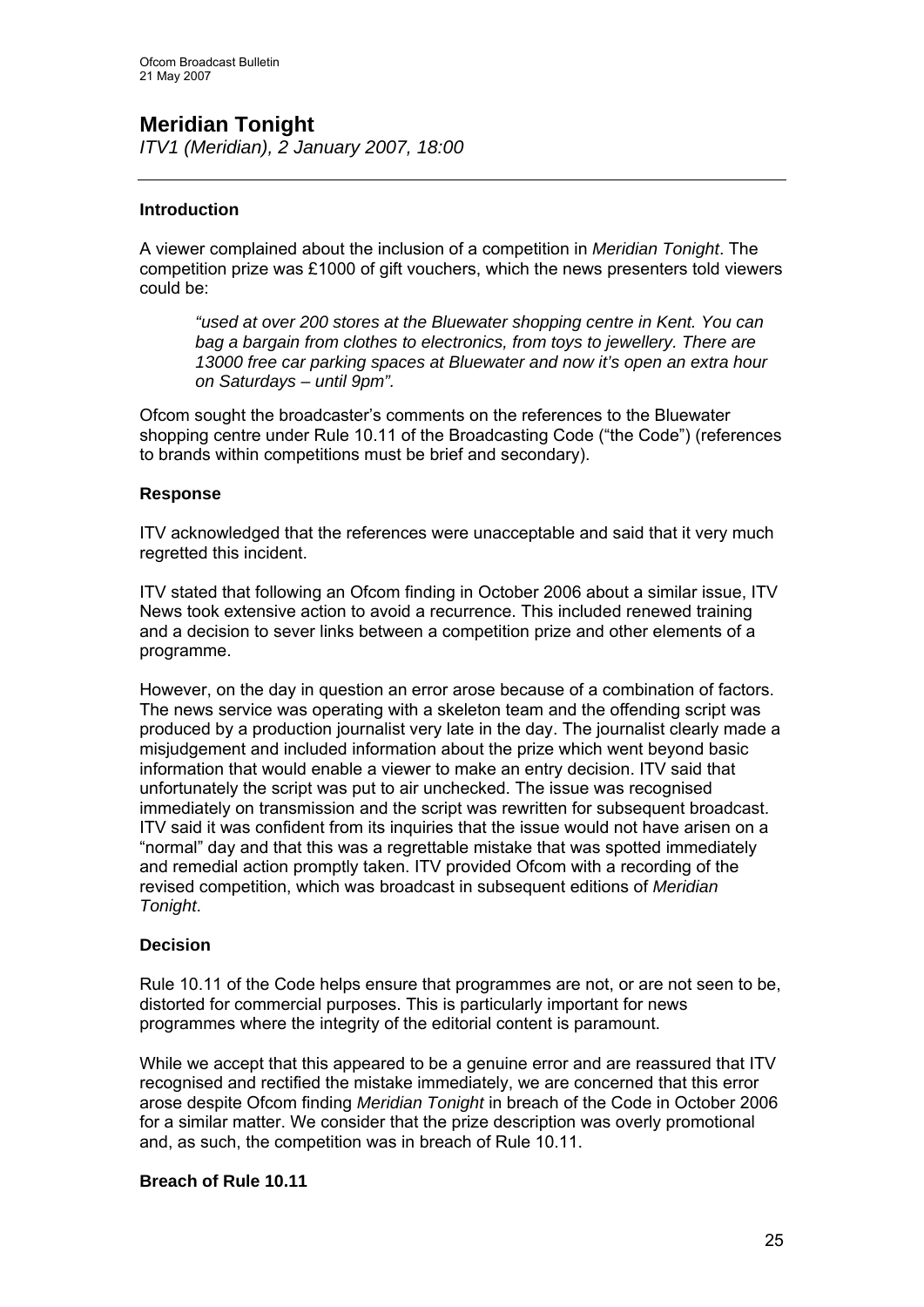## Meridian Tonight

*ITV1 (Meridian), 2 January 2007, 18:00*

---

### Introduction

A viewer complained about the inclusion of a competition in *Meridian Tonight*. The competition prize was £1000 of gift vouchers, which the news presenters told viewers could be:

> *"used at over 200 stores at the Bluewater shopping centre in Kent. You can bag a bargain from clothes to electronics, from toys to jewellery. There are 13000 free car parking spaces at Bluewater and now it's open an extra hour on Saturdays – until 9pm".*

Ofcom sought the broadcaster's comments on the references to the Bluewater shopping centre under Rule 10.11 of the Broadcasting Code ("the Code") (references to brands within competitions must be brief and secondary).

### Response

ITV acknowledged that the references were unacceptable and said that it very much regretted this incident.

ITV stated that following an Ofcom finding in October 2006 about a similar issue, ITV News took extensive action to avoid a recurrence. This included renewed training and a decision to sever links between a competition prize and other elements of a programme.

However, on the day in question an error arose because of a combination of factors. The news service was operating with a skeleton team and the offending script was produced by a production journalist very late in the day. The journalist clearly made a misjudgement and included information about the prize which went beyond basic information that would enable a viewer to make an entry decision. ITV said that unfortunately the script was put to air unchecked. The issue was recognised immediately on transmission and the script was rewritten for subsequent broadcast. ITV said it was confident from its inquiries that the issue would not have arisen on a "normal" day and that this was a regrettable mistake that was spotted immediately and remedial action promptly taken. ITV provided Ofcom with a recording of the revised competition, which was broadcast in subsequent editions of *Meridian Tonight*.

### Decision

Rule 10.11 of the Code helps ensure that programmes are not, or are not seen to be, distorted for commercial purposes. This is particularly important for news programmes where the integrity of the editorial content is paramount.

While we accept that this appeared to be a genuine error and are reassured that ITV recognised and rectified the mistake immediately, we are concerned that this error arose despite Ofcom finding *Meridian Tonight* in breach of the Code in October 2006 for a similar matter. We consider that the prize description was overly promotional and, as such, the competition was in breach of Rule 10.11.

### Breach of Rule 10.11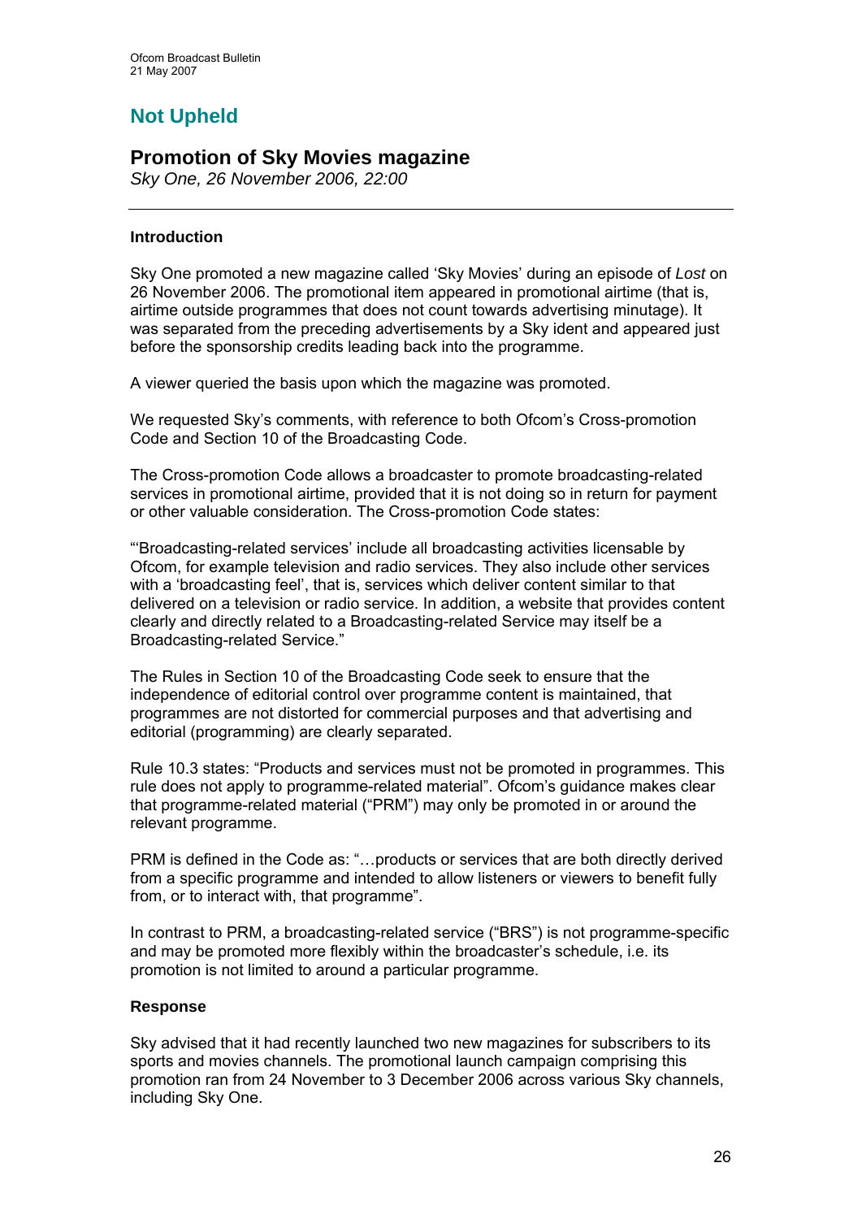## Not Upheld

## Promotion of Sky Movies magazine

*Sky One, 26 November 2006, 22:00*

---

**Introduction**

Sky One promoted a new magazine called 'Sky Movies' during an episode of *Lost* on 26 November 2006. The promotional item appeared in promotional airtime (that is, airtime outside programmes that does not count towards advertising minutage). It was separated from the preceding advertisements by a Sky ident and appeared just before the sponsorship credits leading back into the programme.

A viewer queried the basis upon which the magazine was promoted.

We requested Sky's comments, with reference to both Ofcom's Cross-promotion Code and Section 10 of the Broadcasting Code.

The Cross-promotion Code allows a broadcaster to promote broadcasting-related services in promotional airtime, provided that it is not doing so in return for payment or other valuable consideration. The Cross-promotion Code states:

"'Broadcasting-related services' include all broadcasting activities licensable by Ofcom, for example television and radio services. They also include other services with a 'broadcasting feel', that is, services which deliver content similar to that delivered on a television or radio service. In addition, a website that provides content clearly and directly related to a Broadcasting-related Service may itself be a Broadcasting-related Service."

The Rules in Section 10 of the Broadcasting Code seek to ensure that the independence of editorial control over programme content is maintained, that programmes are not distorted for commercial purposes and that advertising and editorial (programming) are clearly separated.

Rule 10.3 states: "Products and services must not be promoted in programmes. This rule does not apply to programme-related material". Ofcom's guidance makes clear that programme-related material ("PRM") may only be promoted in or around the relevant programme.

PRM is defined in the Code as: "…products or services that are both directly derived from a specific programme and intended to allow listeners or viewers to benefit fully from, or to interact with, that programme".

In contrast to PRM, a broadcasting-related service ("BRS") is not programme-specific and may be promoted more flexibly within the broadcaster's schedule, i.e. its promotion is not limited to around a particular programme.

**Response**

Sky advised that it had recently launched two new magazines for subscribers to its sports and movies channels. The promotional launch campaign comprising this promotion ran from 24 November to 3 December 2006 across various Sky channels, including Sky One.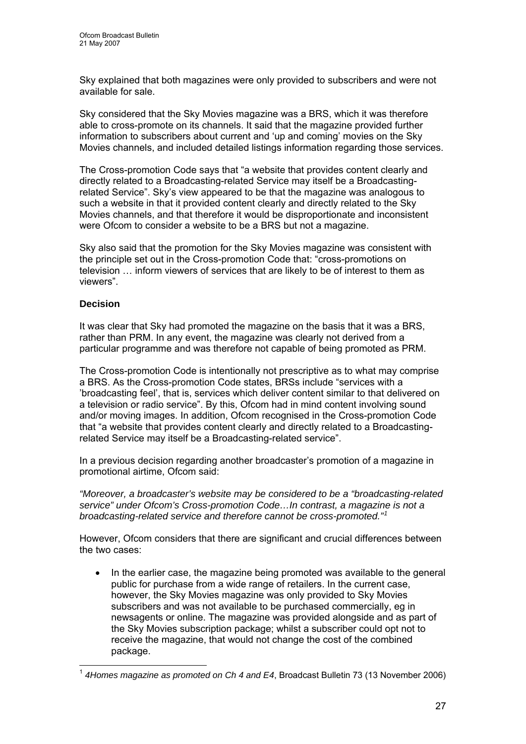Sky explained that both magazines were only provided to subscribers and were not available for sale.

Sky considered that the Sky Movies magazine was a BRS, which it was therefore able to cross-promote on its channels. It said that the magazine provided further information to subscribers about current and 'up and coming' movies on the Sky Movies channels, and included detailed listings information regarding those services.

The Cross-promotion Code says that "a website that provides content clearly and directly related to a Broadcasting-related Service may itself be a Broadcasting-related Service". Sky's view appeared to be that the magazine was analogous to such a website in that it provided content clearly and directly related to the Sky Movies channels, and that therefore it would be disproportionate and inconsistent were Ofcom to consider a website to be a BRS but not a magazine.

Sky also said that the promotion for the Sky Movies magazine was consistent with the principle set out in the Cross-promotion Code that: "cross-promotions on television … inform viewers of services that are likely to be of interest to them as viewers".

**Decision**

It was clear that Sky had promoted the magazine on the basis that it was a BRS, rather than PRM. In any event, the magazine was clearly not derived from a particular programme and was therefore not capable of being promoted as PRM.

The Cross-promotion Code is intentionally not prescriptive as to what may comprise a BRS. As the Cross-promotion Code states, BRSs include "services with a 'broadcasting feel', that is, services which deliver content similar to that delivered on a television or radio service". By this, Ofcom had in mind content involving sound and/or moving images. In addition, Ofcom recognised in the Cross-promotion Code that "a website that provides content clearly and directly related to a Broadcasting-related Service may itself be a Broadcasting-related service".

In a previous decision regarding another broadcaster's promotion of a magazine in promotional airtime, Ofcom said:

*"Moreover, a broadcaster's website may be considered to be a "broadcasting-related service" under Ofcom's Cross-promotion Code…In contrast, a magazine is not a broadcasting-related service and therefore cannot be cross-promoted."*[1]

However, Ofcom considers that there are significant and crucial differences between the two cases:

- In the earlier case, the magazine being promoted was available to the general public for purchase from a wide range of retailers. In the current case, however, the Sky Movies magazine was only provided to Sky Movies subscribers and was not available to be purchased commercially, eg in newsagents or online. The magazine was provided alongside and as part of the Sky Movies subscription package; whilst a subscriber could opt not to receive the magazine, that would not change the cost of the combined package.

[1] *4Homes magazine as promoted on Ch 4 and E4*, Broadcast Bulletin 73 (13 November 2006)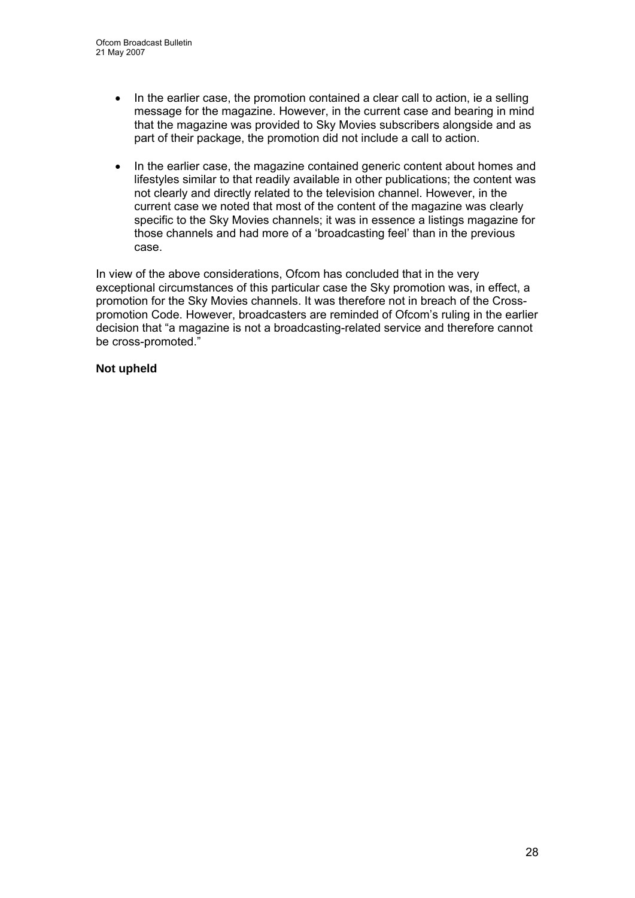- In the earlier case, the promotion contained a clear call to action, ie a selling message for the magazine. However, in the current case and bearing in mind that the magazine was provided to Sky Movies subscribers alongside and as part of their package, the promotion did not include a call to action.

- In the earlier case, the magazine contained generic content about homes and lifestyles similar to that readily available in other publications; the content was not clearly and directly related to the television channel. However, in the current case we noted that most of the content of the magazine was clearly specific to the Sky Movies channels; it was in essence a listings magazine for those channels and had more of a 'broadcasting feel' than in the previous case.

In view of the above considerations, Ofcom has concluded that in the very exceptional circumstances of this particular case the Sky promotion was, in effect, a promotion for the Sky Movies channels. It was therefore not in breach of the Cross-promotion Code. However, broadcasters are reminded of Ofcom's ruling in the earlier decision that "a magazine is not a broadcasting-related service and therefore cannot be cross-promoted."

**Not upheld**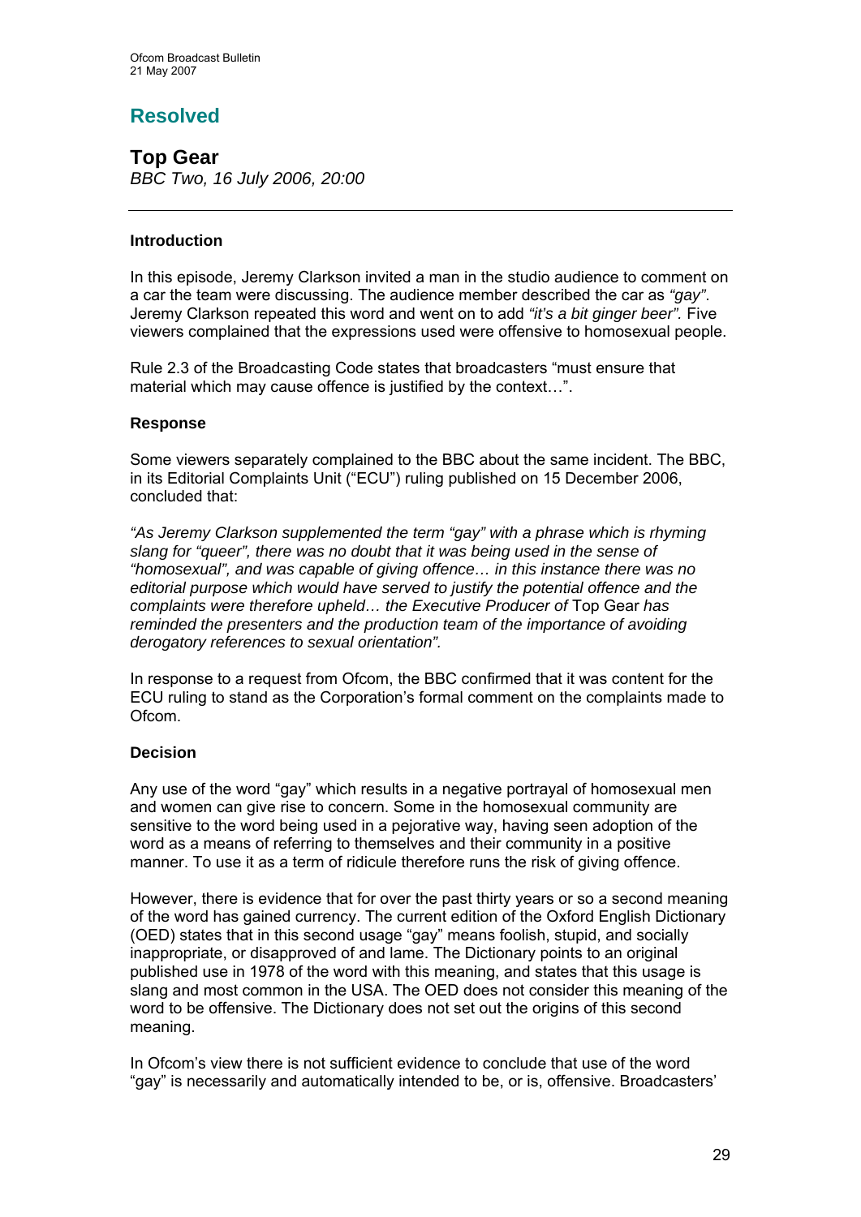## Resolved

### Top Gear

*BBC Two, 16 July 2006, 20:00*

---

#### Introduction

In this episode, Jeremy Clarkson invited a man in the studio audience to comment on a car the team were discussing. The audience member described the car as *"gay"*. Jeremy Clarkson repeated this word and went on to add *"it's a bit ginger beer".* Five viewers complained that the expressions used were offensive to homosexual people.

Rule 2.3 of the Broadcasting Code states that broadcasters "must ensure that material which may cause offence is justified by the context…".

#### Response

Some viewers separately complained to the BBC about the same incident. The BBC, in its Editorial Complaints Unit ("ECU") ruling published on 15 December 2006, concluded that:

*"As Jeremy Clarkson supplemented the term "gay" with a phrase which is rhyming slang for "queer", there was no doubt that it was being used in the sense of "homosexual", and was capable of giving offence… in this instance there was no editorial purpose which would have served to justify the potential offence and the complaints were therefore upheld… the Executive Producer of* Top Gear *has reminded the presenters and the production team of the importance of avoiding derogatory references to sexual orientation".*

In response to a request from Ofcom, the BBC confirmed that it was content for the ECU ruling to stand as the Corporation's formal comment on the complaints made to Ofcom.

#### Decision

Any use of the word "gay" which results in a negative portrayal of homosexual men and women can give rise to concern. Some in the homosexual community are sensitive to the word being used in a pejorative way, having seen adoption of the word as a means of referring to themselves and their community in a positive manner. To use it as a term of ridicule therefore runs the risk of giving offence.

However, there is evidence that for over the past thirty years or so a second meaning of the word has gained currency. The current edition of the Oxford English Dictionary (OED) states that in this second usage "gay" means foolish, stupid, and socially inappropriate, or disapproved of and lame. The Dictionary points to an original published use in 1978 of the word with this meaning, and states that this usage is slang and most common in the USA. The OED does not consider this meaning of the word to be offensive. The Dictionary does not set out the origins of this second meaning.

In Ofcom's view there is not sufficient evidence to conclude that use of the word "gay" is necessarily and automatically intended to be, or is, offensive. Broadcasters'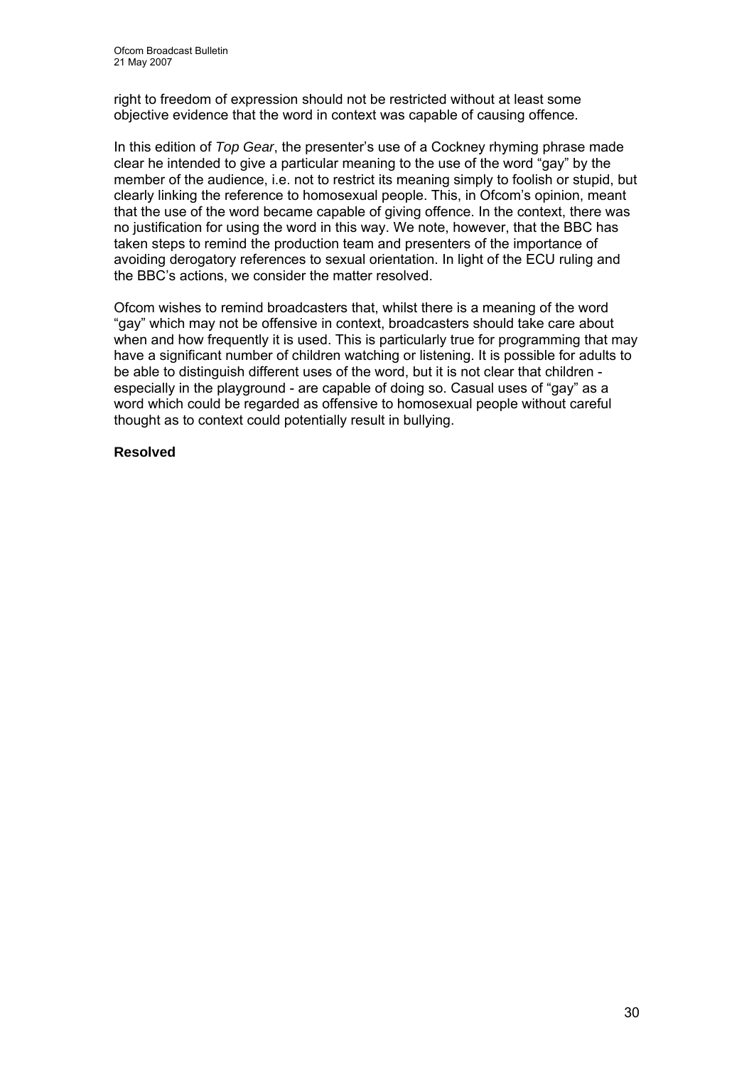right to freedom of expression should not be restricted without at least some objective evidence that the word in context was capable of causing offence.

In this edition of *Top Gear*, the presenter's use of a Cockney rhyming phrase made clear he intended to give a particular meaning to the use of the word "gay" by the member of the audience, i.e. not to restrict its meaning simply to foolish or stupid, but clearly linking the reference to homosexual people. This, in Ofcom's opinion, meant that the use of the word became capable of giving offence. In the context, there was no justification for using the word in this way. We note, however, that the BBC has taken steps to remind the production team and presenters of the importance of avoiding derogatory references to sexual orientation. In light of the ECU ruling and the BBC's actions, we consider the matter resolved.

Ofcom wishes to remind broadcasters that, whilst there is a meaning of the word "gay" which may not be offensive in context, broadcasters should take care about when and how frequently it is used. This is particularly true for programming that may have a significant number of children watching or listening. It is possible for adults to be able to distinguish different uses of the word, but it is not clear that children - especially in the playground - are capable of doing so. Casual uses of "gay" as a word which could be regarded as offensive to homosexual people without careful thought as to context could potentially result in bullying.

**Resolved**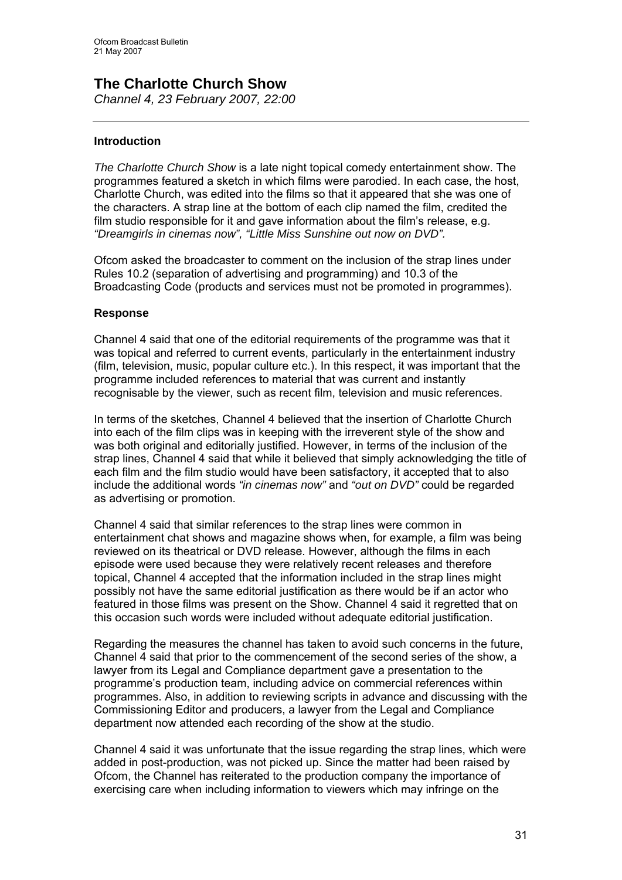## The Charlotte Church Show

*Channel 4, 23 February 2007, 22:00*

---

### Introduction

*The Charlotte Church Show* is a late night topical comedy entertainment show. The programmes featured a sketch in which films were parodied. In each case, the host, Charlotte Church, was edited into the films so that it appeared that she was one of the characters. A strap line at the bottom of each clip named the film, credited the film studio responsible for it and gave information about the film's release, e.g. *"Dreamgirls in cinemas now", "Little Miss Sunshine out now on DVD".*

Ofcom asked the broadcaster to comment on the inclusion of the strap lines under Rules 10.2 (separation of advertising and programming) and 10.3 of the Broadcasting Code (products and services must not be promoted in programmes).

### Response

Channel 4 said that one of the editorial requirements of the programme was that it was topical and referred to current events, particularly in the entertainment industry (film, television, music, popular culture etc.). In this respect, it was important that the programme included references to material that was current and instantly recognisable by the viewer, such as recent film, television and music references.

In terms of the sketches, Channel 4 believed that the insertion of Charlotte Church into each of the film clips was in keeping with the irreverent style of the show and was both original and editorially justified. However, in terms of the inclusion of the strap lines, Channel 4 said that while it believed that simply acknowledging the title of each film and the film studio would have been satisfactory, it accepted that to also include the additional words *"in cinemas now"* and *"out on DVD"* could be regarded as advertising or promotion.

Channel 4 said that similar references to the strap lines were common in entertainment chat shows and magazine shows when, for example, a film was being reviewed on its theatrical or DVD release. However, although the films in each episode were used because they were relatively recent releases and therefore topical, Channel 4 accepted that the information included in the strap lines might possibly not have the same editorial justification as there would be if an actor who featured in those films was present on the Show. Channel 4 said it regretted that on this occasion such words were included without adequate editorial justification.

Regarding the measures the channel has taken to avoid such concerns in the future, Channel 4 said that prior to the commencement of the second series of the show, a lawyer from its Legal and Compliance department gave a presentation to the programme's production team, including advice on commercial references within programmes. Also, in addition to reviewing scripts in advance and discussing with the Commissioning Editor and producers, a lawyer from the Legal and Compliance department now attended each recording of the show at the studio.

Channel 4 said it was unfortunate that the issue regarding the strap lines, which were added in post-production, was not picked up. Since the matter had been raised by Ofcom, the Channel has reiterated to the production company the importance of exercising care when including information to viewers which may infringe on the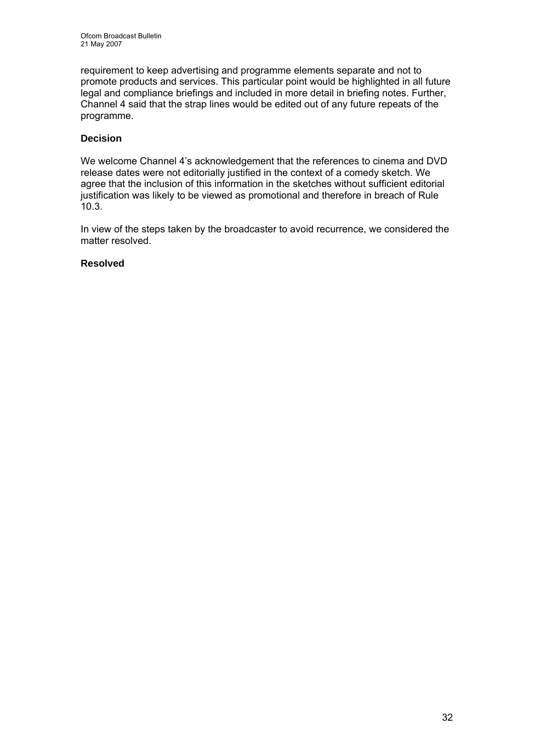requirement to keep advertising and programme elements separate and not to promote products and services. This particular point would be highlighted in all future legal and compliance briefings and included in more detail in briefing notes. Further, Channel 4 said that the strap lines would be edited out of any future repeats of the programme.

### Decision

We welcome Channel 4's acknowledgement that the references to cinema and DVD release dates were not editorially justified in the context of a comedy sketch. We agree that the inclusion of this information in the sketches without sufficient editorial justification was likely to be viewed as promotional and therefore in breach of Rule 10.3.

In view of the steps taken by the broadcaster to avoid recurrence, we considered the matter resolved.

### Resolved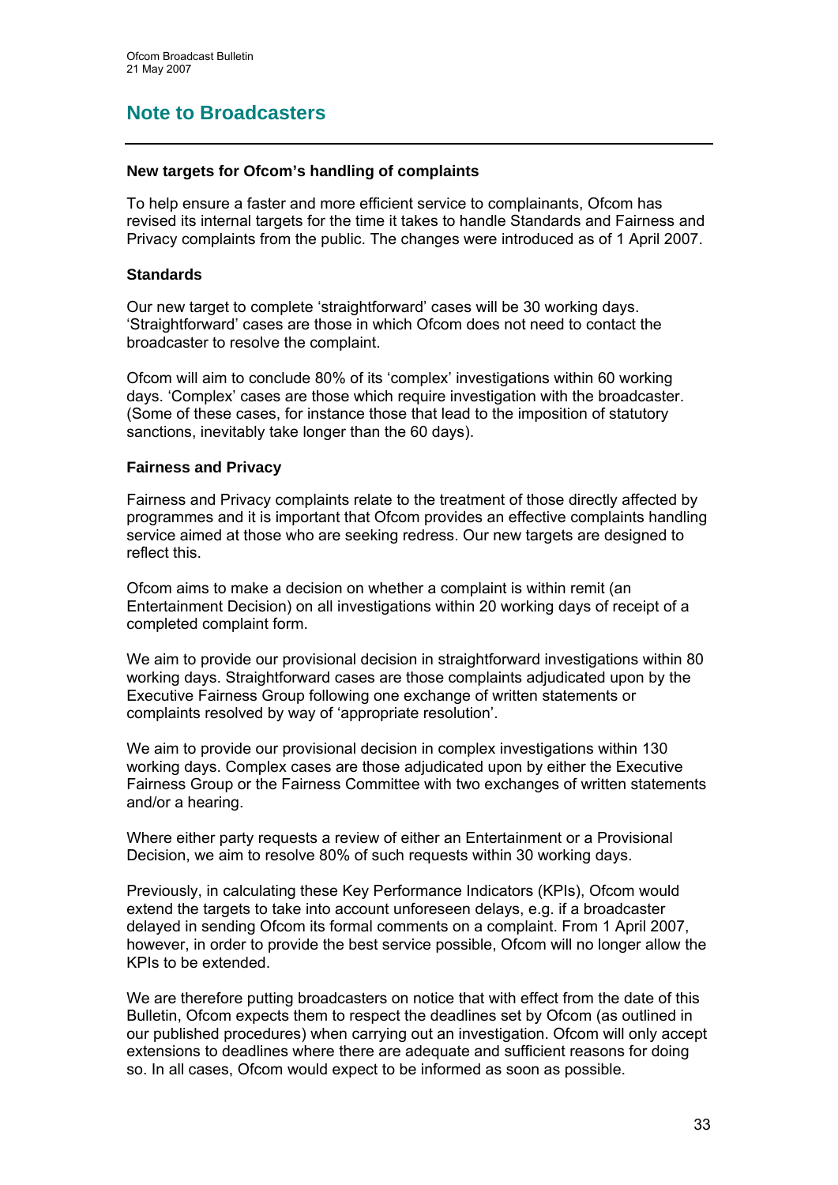# Note to Broadcasters

## New targets for Ofcom's handling of complaints

To help ensure a faster and more efficient service to complainants, Ofcom has revised its internal targets for the time it takes to handle Standards and Fairness and Privacy complaints from the public. The changes were introduced as of 1 April 2007.

### Standards

Our new target to complete 'straightforward' cases will be 30 working days. 'Straightforward' cases are those in which Ofcom does not need to contact the broadcaster to resolve the complaint.

Ofcom will aim to conclude 80% of its 'complex' investigations within 60 working days. 'Complex' cases are those which require investigation with the broadcaster. (Some of these cases, for instance those that lead to the imposition of statutory sanctions, inevitably take longer than the 60 days).

### Fairness and Privacy

Fairness and Privacy complaints relate to the treatment of those directly affected by programmes and it is important that Ofcom provides an effective complaints handling service aimed at those who are seeking redress. Our new targets are designed to reflect this.

Ofcom aims to make a decision on whether a complaint is within remit (an Entertainment Decision) on all investigations within 20 working days of receipt of a completed complaint form.

We aim to provide our provisional decision in straightforward investigations within 80 working days. Straightforward cases are those complaints adjudicated upon by the Executive Fairness Group following one exchange of written statements or complaints resolved by way of 'appropriate resolution'.

We aim to provide our provisional decision in complex investigations within 130 working days. Complex cases are those adjudicated upon by either the Executive Fairness Group or the Fairness Committee with two exchanges of written statements and/or a hearing.

Where either party requests a review of either an Entertainment or a Provisional Decision, we aim to resolve 80% of such requests within 30 working days.

Previously, in calculating these Key Performance Indicators (KPIs), Ofcom would extend the targets to take into account unforeseen delays, e.g. if a broadcaster delayed in sending Ofcom its formal comments on a complaint. From 1 April 2007, however, in order to provide the best service possible, Ofcom will no longer allow the KPIs to be extended.

We are therefore putting broadcasters on notice that with effect from the date of this Bulletin, Ofcom expects them to respect the deadlines set by Ofcom (as outlined in our published procedures) when carrying out an investigation. Ofcom will only accept extensions to deadlines where there are adequate and sufficient reasons for doing so. In all cases, Ofcom would expect to be informed as soon as possible.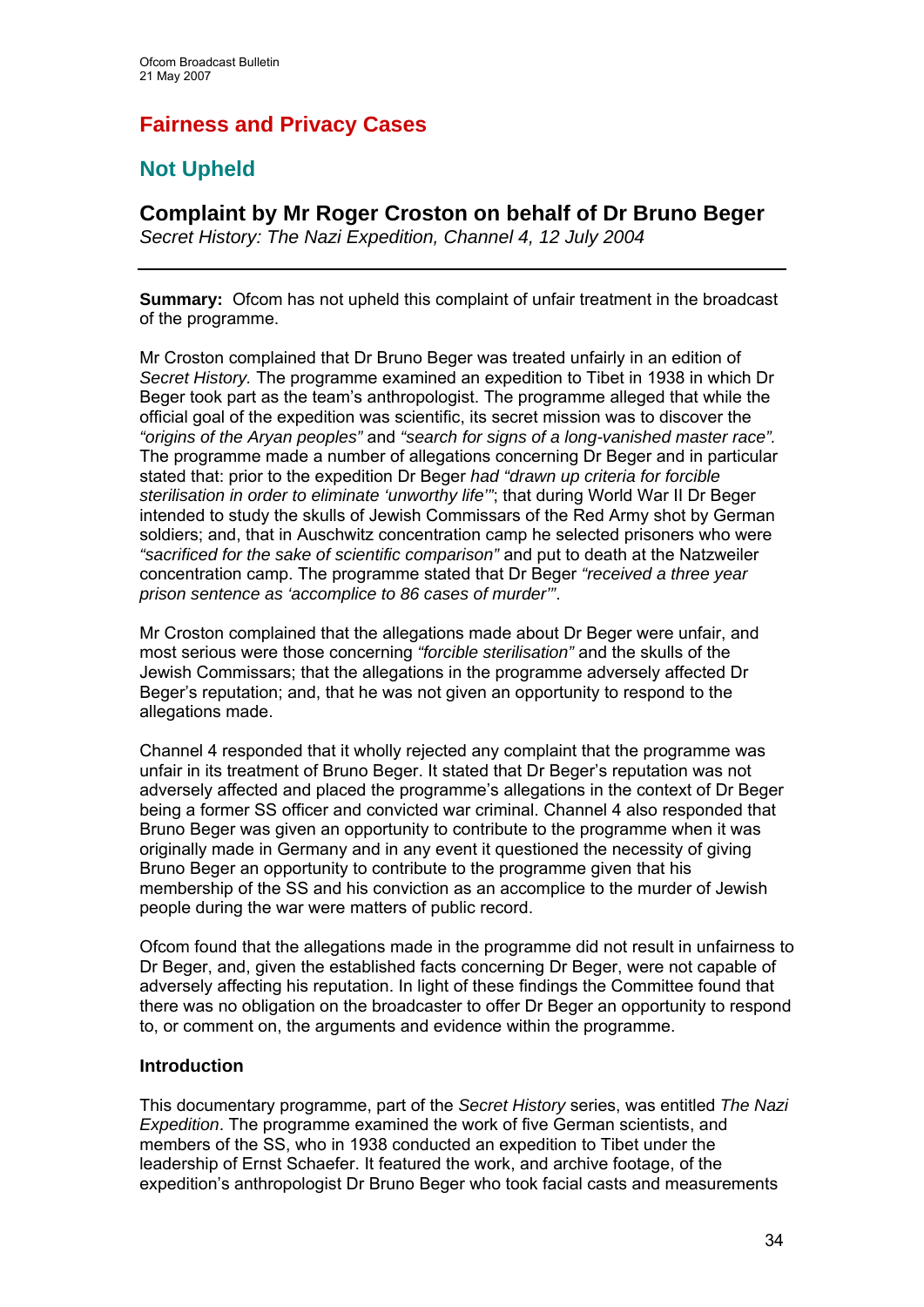# Fairness and Privacy Cases

## Not Upheld

### Complaint by Mr Roger Croston on behalf of Dr Bruno Beger

*Secret History: The Nazi Expedition, Channel 4, 12 July 2004*

---

**Summary:** Ofcom has not upheld this complaint of unfair treatment in the broadcast of the programme.

Mr Croston complained that Dr Bruno Beger was treated unfairly in an edition of *Secret History.* The programme examined an expedition to Tibet in 1938 in which Dr Beger took part as the team's anthropologist. The programme alleged that while the official goal of the expedition was scientific, its secret mission was to discover the *"origins of the Aryan peoples"* and *"search for signs of a long-vanished master race".* The programme made a number of allegations concerning Dr Beger and in particular stated that: prior to the expedition Dr Beger *had "drawn up criteria for forcible sterilisation in order to eliminate 'unworthy life'"*; that during World War II Dr Beger intended to study the skulls of Jewish Commissars of the Red Army shot by German soldiers; and, that in Auschwitz concentration camp he selected prisoners who were *"sacrificed for the sake of scientific comparison"* and put to death at the Natzweiler concentration camp. The programme stated that Dr Beger *"received a three year prison sentence as 'accomplice to 86 cases of murder'".*

Mr Croston complained that the allegations made about Dr Beger were unfair, and most serious were those concerning *"forcible sterilisation"* and the skulls of the Jewish Commissars; that the allegations in the programme adversely affected Dr Beger's reputation; and, that he was not given an opportunity to respond to the allegations made.

Channel 4 responded that it wholly rejected any complaint that the programme was unfair in its treatment of Bruno Beger. It stated that Dr Beger's reputation was not adversely affected and placed the programme's allegations in the context of Dr Beger being a former SS officer and convicted war criminal. Channel 4 also responded that Bruno Beger was given an opportunity to contribute to the programme when it was originally made in Germany and in any event it questioned the necessity of giving Bruno Beger an opportunity to contribute to the programme given that his membership of the SS and his conviction as an accomplice to the murder of Jewish people during the war were matters of public record.

Ofcom found that the allegations made in the programme did not result in unfairness to Dr Beger, and, given the established facts concerning Dr Beger, were not capable of adversely affecting his reputation. In light of these findings the Committee found that there was no obligation on the broadcaster to offer Dr Beger an opportunity to respond to, or comment on, the arguments and evidence within the programme.

#### Introduction

This documentary programme, part of the *Secret History* series, was entitled *The Nazi Expedition*. The programme examined the work of five German scientists, and members of the SS, who in 1938 conducted an expedition to Tibet under the leadership of Ernst Schaefer. It featured the work, and archive footage, of the expedition's anthropologist Dr Bruno Beger who took facial casts and measurements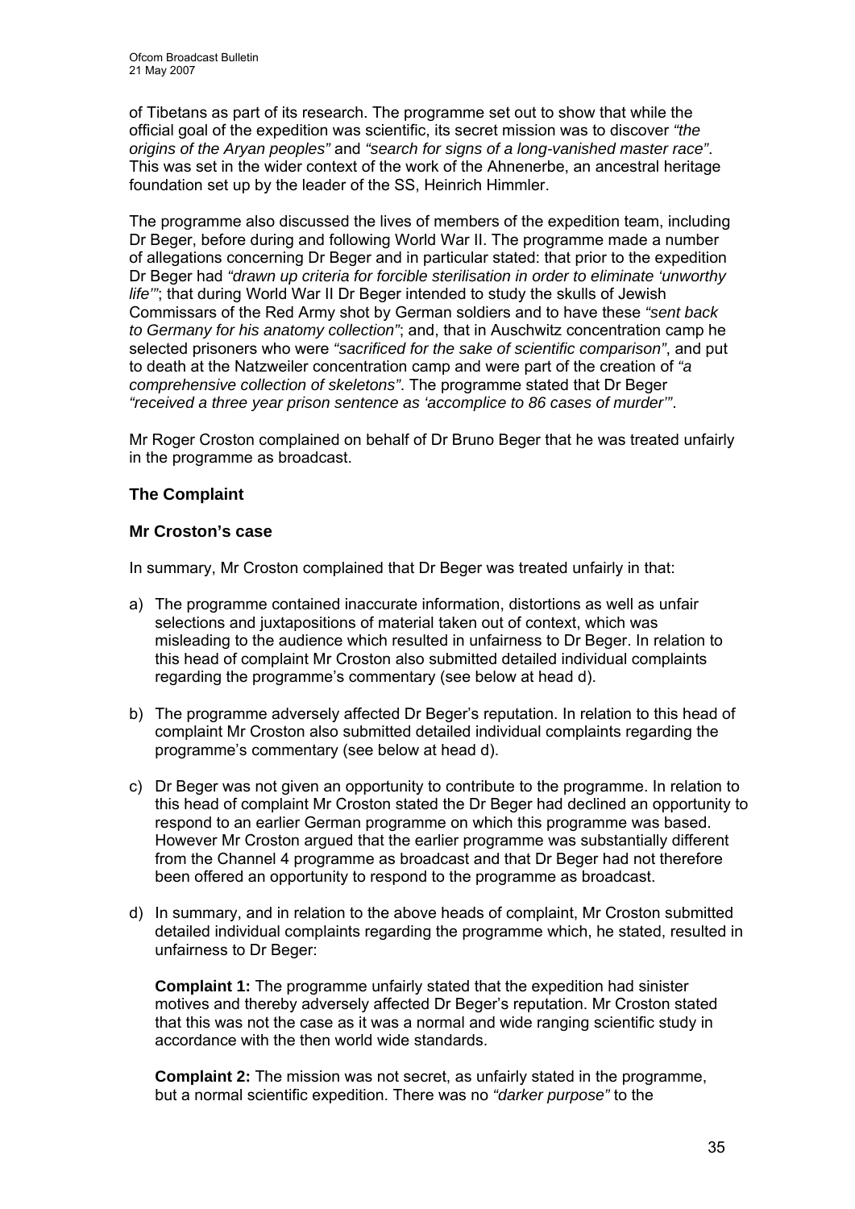of Tibetans as part of its research. The programme set out to show that while the official goal of the expedition was scientific, its secret mission was to discover *"the origins of the Aryan peoples"* and *"search for signs of a long-vanished master race"*. This was set in the wider context of the work of the Ahnenerbe, an ancestral heritage foundation set up by the leader of the SS, Heinrich Himmler.

The programme also discussed the lives of members of the expedition team, including Dr Beger, before during and following World War II. The programme made a number of allegations concerning Dr Beger and in particular stated: that prior to the expedition Dr Beger had *"drawn up criteria for forcible sterilisation in order to eliminate 'unworthy life'"*; that during World War II Dr Beger intended to study the skulls of Jewish Commissars of the Red Army shot by German soldiers and to have these *"sent back to Germany for his anatomy collection"*; and, that in Auschwitz concentration camp he selected prisoners who were *"sacrificed for the sake of scientific comparison"*, and put to death at the Natzweiler concentration camp and were part of the creation of *"a comprehensive collection of skeletons"*. The programme stated that Dr Beger *"received a three year prison sentence as 'accomplice to 86 cases of murder'"*.

Mr Roger Croston complained on behalf of Dr Bruno Beger that he was treated unfairly in the programme as broadcast.

## The Complaint

### Mr Croston's case

In summary, Mr Croston complained that Dr Beger was treated unfairly in that:

a) The programme contained inaccurate information, distortions as well as unfair selections and juxtapositions of material taken out of context, which was misleading to the audience which resulted in unfairness to Dr Beger. In relation to this head of complaint Mr Croston also submitted detailed individual complaints regarding the programme's commentary (see below at head d).

b) The programme adversely affected Dr Beger's reputation. In relation to this head of complaint Mr Croston also submitted detailed individual complaints regarding the programme's commentary (see below at head d).

c) Dr Beger was not given an opportunity to contribute to the programme. In relation to this head of complaint Mr Croston stated the Dr Beger had declined an opportunity to respond to an earlier German programme on which this programme was based. However Mr Croston argued that the earlier programme was substantially different from the Channel 4 programme as broadcast and that Dr Beger had not therefore been offered an opportunity to respond to the programme as broadcast.

d) In summary, and in relation to the above heads of complaint, Mr Croston submitted detailed individual complaints regarding the programme which, he stated, resulted in unfairness to Dr Beger:

   **Complaint 1:** The programme unfairly stated that the expedition had sinister motives and thereby adversely affected Dr Beger's reputation. Mr Croston stated that this was not the case as it was a normal and wide ranging scientific study in accordance with the then world wide standards.

   **Complaint 2:** The mission was not secret, as unfairly stated in the programme, but a normal scientific expedition. There was no *"darker purpose"* to the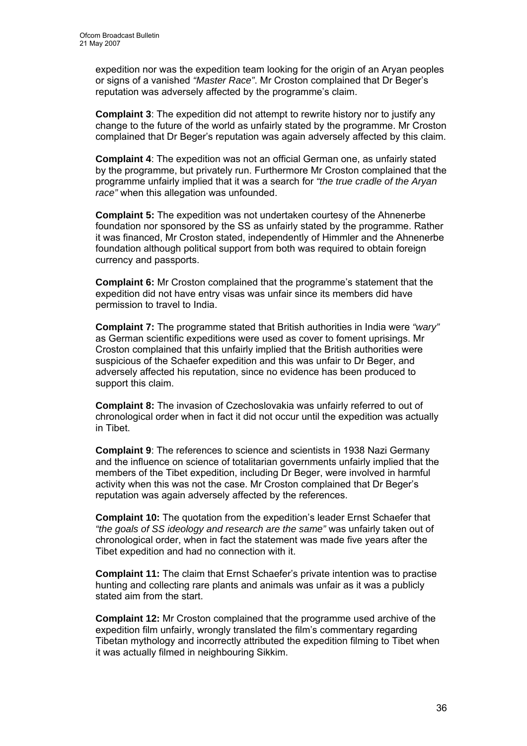expedition nor was the expedition team looking for the origin of an Aryan peoples or signs of a vanished *"Master Race"*. Mr Croston complained that Dr Beger's reputation was adversely affected by the programme's claim.

**Complaint 3**: The expedition did not attempt to rewrite history nor to justify any change to the future of the world as unfairly stated by the programme. Mr Croston complained that Dr Beger's reputation was again adversely affected by this claim.

**Complaint 4**: The expedition was not an official German one, as unfairly stated by the programme, but privately run. Furthermore Mr Croston complained that the programme unfairly implied that it was a search for *"the true cradle of the Aryan race"* when this allegation was unfounded.

**Complaint 5:** The expedition was not undertaken courtesy of the Ahnenerbe foundation nor sponsored by the SS as unfairly stated by the programme. Rather it was financed, Mr Croston stated, independently of Himmler and the Ahnenerbe foundation although political support from both was required to obtain foreign currency and passports.

**Complaint 6:** Mr Croston complained that the programme's statement that the expedition did not have entry visas was unfair since its members did have permission to travel to India.

**Complaint 7:** The programme stated that British authorities in India were *"wary"* as German scientific expeditions were used as cover to foment uprisings. Mr Croston complained that this unfairly implied that the British authorities were suspicious of the Schaefer expedition and this was unfair to Dr Beger, and adversely affected his reputation, since no evidence has been produced to support this claim.

**Complaint 8:** The invasion of Czechoslovakia was unfairly referred to out of chronological order when in fact it did not occur until the expedition was actually in Tibet.

**Complaint 9**: The references to science and scientists in 1938 Nazi Germany and the influence on science of totalitarian governments unfairly implied that the members of the Tibet expedition, including Dr Beger, were involved in harmful activity when this was not the case. Mr Croston complained that Dr Beger's reputation was again adversely affected by the references.

**Complaint 10:** The quotation from the expedition's leader Ernst Schaefer that *"the goals of SS ideology and research are the same"* was unfairly taken out of chronological order, when in fact the statement was made five years after the Tibet expedition and had no connection with it.

**Complaint 11:** The claim that Ernst Schaefer's private intention was to practise hunting and collecting rare plants and animals was unfair as it was a publicly stated aim from the start.

**Complaint 12:** Mr Croston complained that the programme used archive of the expedition film unfairly, wrongly translated the film's commentary regarding Tibetan mythology and incorrectly attributed the expedition filming to Tibet when it was actually filmed in neighbouring Sikkim.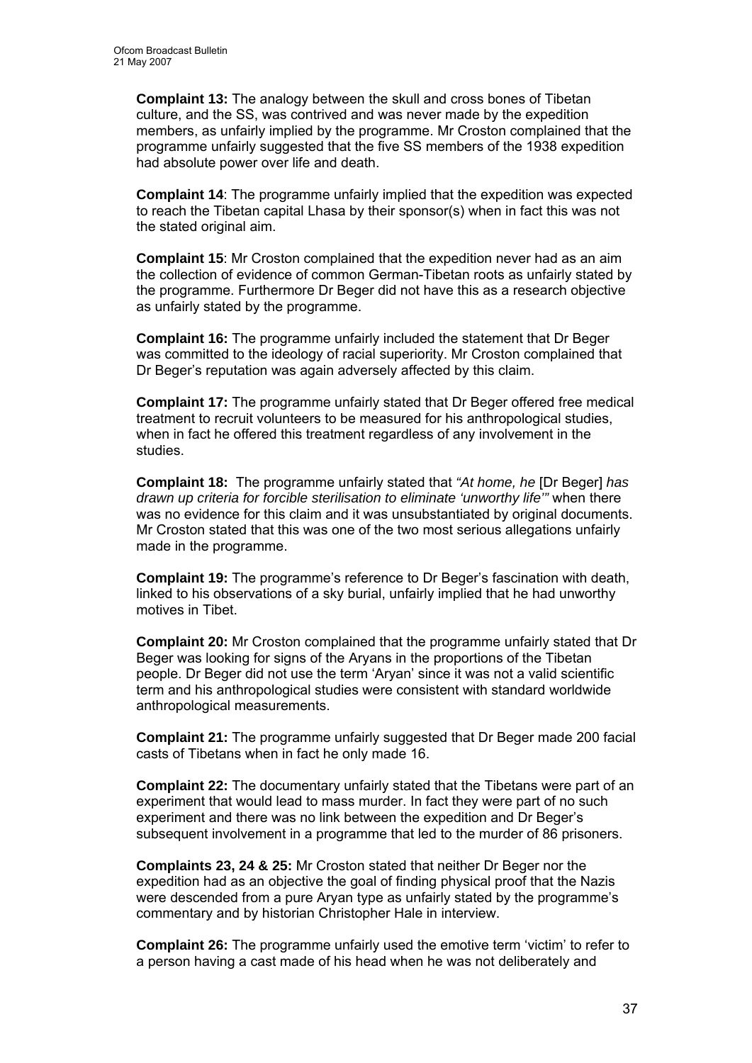**Complaint 13:** The analogy between the skull and cross bones of Tibetan culture, and the SS, was contrived and was never made by the expedition members, as unfairly implied by the programme. Mr Croston complained that the programme unfairly suggested that the five SS members of the 1938 expedition had absolute power over life and death.

**Complaint 14**: The programme unfairly implied that the expedition was expected to reach the Tibetan capital Lhasa by their sponsor(s) when in fact this was not the stated original aim.

**Complaint 15**: Mr Croston complained that the expedition never had as an aim the collection of evidence of common German-Tibetan roots as unfairly stated by the programme. Furthermore Dr Beger did not have this as a research objective as unfairly stated by the programme.

**Complaint 16:** The programme unfairly included the statement that Dr Beger was committed to the ideology of racial superiority. Mr Croston complained that Dr Beger's reputation was again adversely affected by this claim.

**Complaint 17:** The programme unfairly stated that Dr Beger offered free medical treatment to recruit volunteers to be measured for his anthropological studies, when in fact he offered this treatment regardless of any involvement in the studies.

**Complaint 18:** The programme unfairly stated that *"At home, he* [Dr Beger] *has drawn up criteria for forcible sterilisation to eliminate 'unworthy life'"* when there was no evidence for this claim and it was unsubstantiated by original documents. Mr Croston stated that this was one of the two most serious allegations unfairly made in the programme.

**Complaint 19:** The programme's reference to Dr Beger's fascination with death, linked to his observations of a sky burial, unfairly implied that he had unworthy motives in Tibet.

**Complaint 20:** Mr Croston complained that the programme unfairly stated that Dr Beger was looking for signs of the Aryans in the proportions of the Tibetan people. Dr Beger did not use the term 'Aryan' since it was not a valid scientific term and his anthropological studies were consistent with standard worldwide anthropological measurements.

**Complaint 21:** The programme unfairly suggested that Dr Beger made 200 facial casts of Tibetans when in fact he only made 16.

**Complaint 22:** The documentary unfairly stated that the Tibetans were part of an experiment that would lead to mass murder. In fact they were part of no such experiment and there was no link between the expedition and Dr Beger's subsequent involvement in a programme that led to the murder of 86 prisoners.

**Complaints 23, 24 & 25:** Mr Croston stated that neither Dr Beger nor the expedition had as an objective the goal of finding physical proof that the Nazis were descended from a pure Aryan type as unfairly stated by the programme's commentary and by historian Christopher Hale in interview.

**Complaint 26:** The programme unfairly used the emotive term 'victim' to refer to a person having a cast made of his head when he was not deliberately and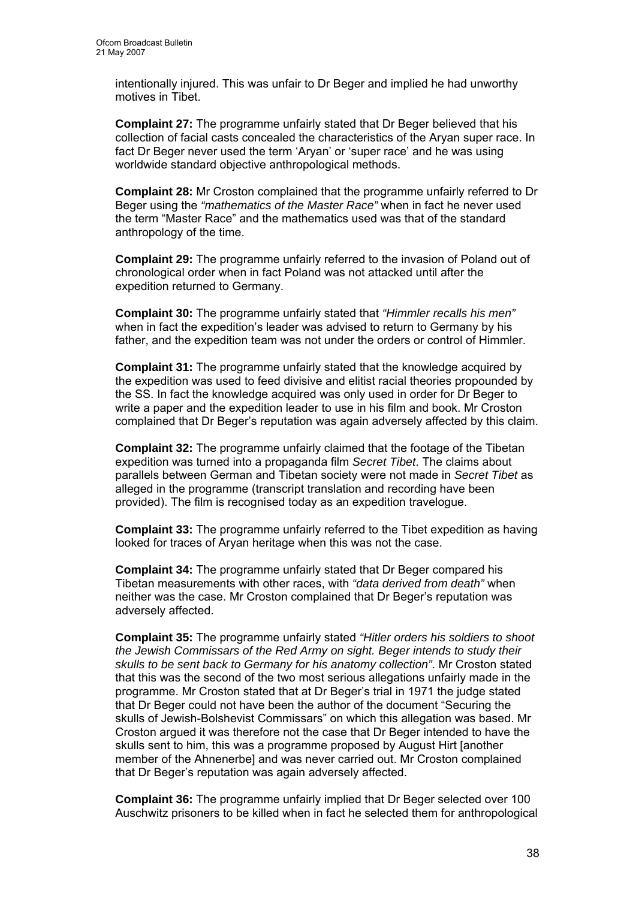intentionally injured. This was unfair to Dr Beger and implied he had unworthy motives in Tibet.

**Complaint 27:** The programme unfairly stated that Dr Beger believed that his collection of facial casts concealed the characteristics of the Aryan super race. In fact Dr Beger never used the term 'Aryan' or 'super race' and he was using worldwide standard objective anthropological methods.

**Complaint 28:** Mr Croston complained that the programme unfairly referred to Dr Beger using the *"mathematics of the Master Race"* when in fact he never used the term "Master Race" and the mathematics used was that of the standard anthropology of the time.

**Complaint 29:** The programme unfairly referred to the invasion of Poland out of chronological order when in fact Poland was not attacked until after the expedition returned to Germany.

**Complaint 30:** The programme unfairly stated that *"Himmler recalls his men"* when in fact the expedition's leader was advised to return to Germany by his father, and the expedition team was not under the orders or control of Himmler.

**Complaint 31:** The programme unfairly stated that the knowledge acquired by the expedition was used to feed divisive and elitist racial theories propounded by the SS. In fact the knowledge acquired was only used in order for Dr Beger to write a paper and the expedition leader to use in his film and book. Mr Croston complained that Dr Beger's reputation was again adversely affected by this claim.

**Complaint 32:** The programme unfairly claimed that the footage of the Tibetan expedition was turned into a propaganda film *Secret Tibet*. The claims about parallels between German and Tibetan society were not made in *Secret Tibet* as alleged in the programme (transcript translation and recording have been provided). The film is recognised today as an expedition travelogue.

**Complaint 33:** The programme unfairly referred to the Tibet expedition as having looked for traces of Aryan heritage when this was not the case.

**Complaint 34:** The programme unfairly stated that Dr Beger compared his Tibetan measurements with other races, with *"data derived from death"* when neither was the case. Mr Croston complained that Dr Beger's reputation was adversely affected.

**Complaint 35:** The programme unfairly stated *"Hitler orders his soldiers to shoot the Jewish Commissars of the Red Army on sight. Beger intends to study their skulls to be sent back to Germany for his anatomy collection"*. Mr Croston stated that this was the second of the two most serious allegations unfairly made in the programme. Mr Croston stated that at Dr Beger's trial in 1971 the judge stated that Dr Beger could not have been the author of the document "Securing the skulls of Jewish-Bolshevist Commissars" on which this allegation was based. Mr Croston argued it was therefore not the case that Dr Beger intended to have the skulls sent to him, this was a programme proposed by August Hirt [another member of the Ahnenerbe] and was never carried out. Mr Croston complained that Dr Beger's reputation was again adversely affected.

**Complaint 36:** The programme unfairly implied that Dr Beger selected over 100 Auschwitz prisoners to be killed when in fact he selected them for anthropological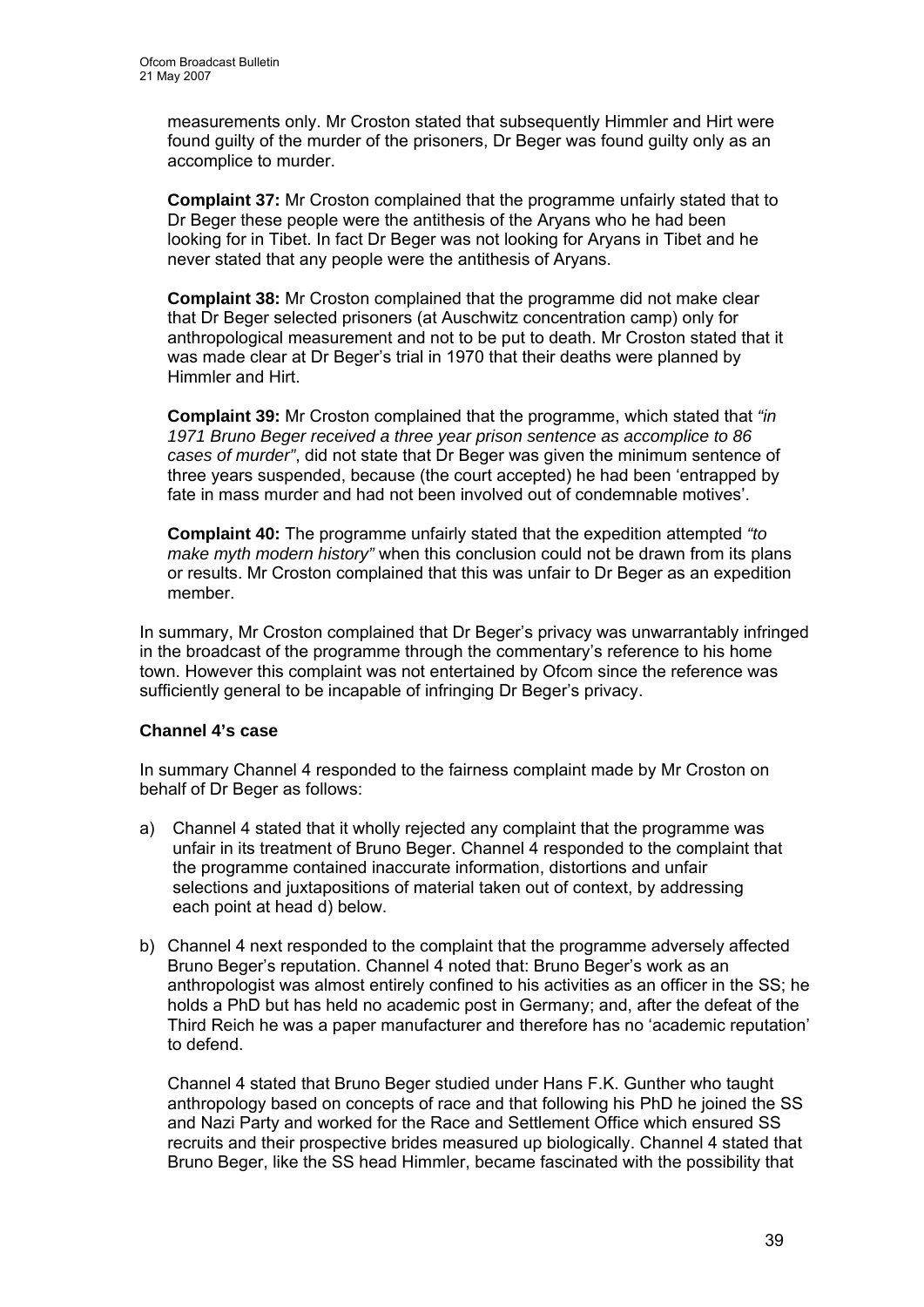measurements only. Mr Croston stated that subsequently Himmler and Hirt were found guilty of the murder of the prisoners, Dr Beger was found guilty only as an accomplice to murder.

**Complaint 37:** Mr Croston complained that the programme unfairly stated that to Dr Beger these people were the antithesis of the Aryans who he had been looking for in Tibet. In fact Dr Beger was not looking for Aryans in Tibet and he never stated that any people were the antithesis of Aryans.

**Complaint 38:** Mr Croston complained that the programme did not make clear that Dr Beger selected prisoners (at Auschwitz concentration camp) only for anthropological measurement and not to be put to death. Mr Croston stated that it was made clear at Dr Beger's trial in 1970 that their deaths were planned by Himmler and Hirt.

**Complaint 39:** Mr Croston complained that the programme, which stated that *"in 1971 Bruno Beger received a three year prison sentence as accomplice to 86 cases of murder"*, did not state that Dr Beger was given the minimum sentence of three years suspended, because (the court accepted) he had been 'entrapped by fate in mass murder and had not been involved out of condemnable motives'.

**Complaint 40:** The programme unfairly stated that the expedition attempted *"to make myth modern history"* when this conclusion could not be drawn from its plans or results. Mr Croston complained that this was unfair to Dr Beger as an expedition member.

In summary, Mr Croston complained that Dr Beger's privacy was unwarrantably infringed in the broadcast of the programme through the commentary's reference to his home town. However this complaint was not entertained by Ofcom since the reference was sufficiently general to be incapable of infringing Dr Beger's privacy.

**Channel 4's case**

In summary Channel 4 responded to the fairness complaint made by Mr Croston on behalf of Dr Beger as follows:

a) Channel 4 stated that it wholly rejected any complaint that the programme was unfair in its treatment of Bruno Beger. Channel 4 responded to the complaint that the programme contained inaccurate information, distortions and unfair selections and juxtapositions of material taken out of context, by addressing each point at head d) below.

b) Channel 4 next responded to the complaint that the programme adversely affected Bruno Beger's reputation. Channel 4 noted that: Bruno Beger's work as an anthropologist was almost entirely confined to his activities as an officer in the SS; he holds a PhD but has held no academic post in Germany; and, after the defeat of the Third Reich he was a paper manufacturer and therefore has no 'academic reputation' to defend.

   Channel 4 stated that Bruno Beger studied under Hans F.K. Gunther who taught anthropology based on concepts of race and that following his PhD he joined the SS and Nazi Party and worked for the Race and Settlement Office which ensured SS recruits and their prospective brides measured up biologically. Channel 4 stated that Bruno Beger, like the SS head Himmler, became fascinated with the possibility that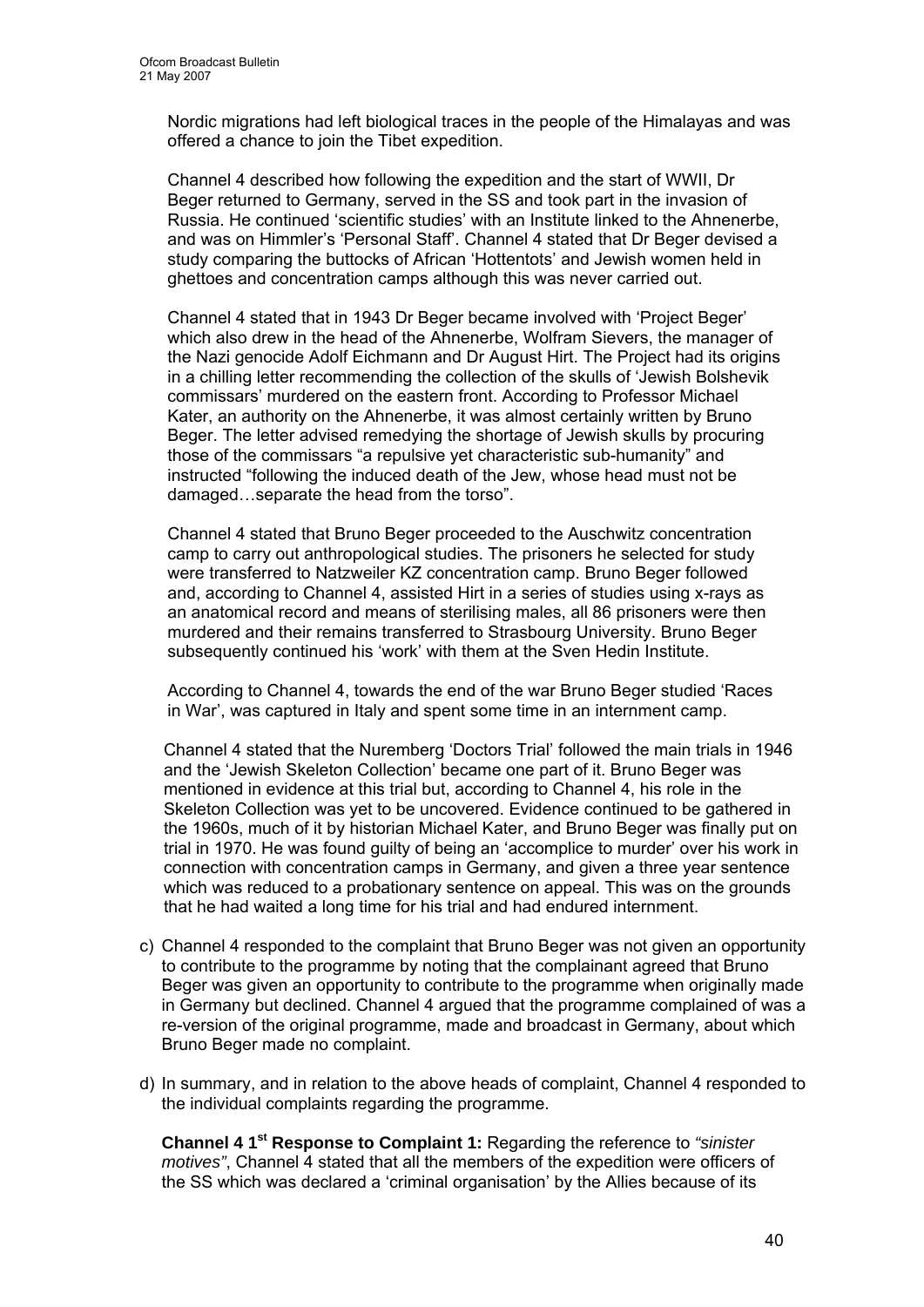Nordic migrations had left biological traces in the people of the Himalayas and was offered a chance to join the Tibet expedition.

Channel 4 described how following the expedition and the start of WWII, Dr Beger returned to Germany, served in the SS and took part in the invasion of Russia. He continued 'scientific studies' with an Institute linked to the Ahnenerbe, and was on Himmler's 'Personal Staff'. Channel 4 stated that Dr Beger devised a study comparing the buttocks of African 'Hottentots' and Jewish women held in ghettoes and concentration camps although this was never carried out.

Channel 4 stated that in 1943 Dr Beger became involved with 'Project Beger' which also drew in the head of the Ahnenerbe, Wolfram Sievers, the manager of the Nazi genocide Adolf Eichmann and Dr August Hirt. The Project had its origins in a chilling letter recommending the collection of the skulls of 'Jewish Bolshevik commissars' murdered on the eastern front. According to Professor Michael Kater, an authority on the Ahnenerbe, it was almost certainly written by Bruno Beger. The letter advised remedying the shortage of Jewish skulls by procuring those of the commissars "a repulsive yet characteristic sub-humanity" and instructed "following the induced death of the Jew, whose head must not be damaged…separate the head from the torso".

Channel 4 stated that Bruno Beger proceeded to the Auschwitz concentration camp to carry out anthropological studies. The prisoners he selected for study were transferred to Natzweiler KZ concentration camp. Bruno Beger followed and, according to Channel 4, assisted Hirt in a series of studies using x-rays as an anatomical record and means of sterilising males, all 86 prisoners were then murdered and their remains transferred to Strasbourg University. Bruno Beger subsequently continued his 'work' with them at the Sven Hedin Institute.

According to Channel 4, towards the end of the war Bruno Beger studied 'Races in War', was captured in Italy and spent some time in an internment camp.

Channel 4 stated that the Nuremberg 'Doctors Trial' followed the main trials in 1946 and the 'Jewish Skeleton Collection' became one part of it. Bruno Beger was mentioned in evidence at this trial but, according to Channel 4, his role in the Skeleton Collection was yet to be uncovered. Evidence continued to be gathered in the 1960s, much of it by historian Michael Kater, and Bruno Beger was finally put on trial in 1970. He was found guilty of being an 'accomplice to murder' over his work in connection with concentration camps in Germany, and given a three year sentence which was reduced to a probationary sentence on appeal. This was on the grounds that he had waited a long time for his trial and had endured internment.

c) Channel 4 responded to the complaint that Bruno Beger was not given an opportunity to contribute to the programme by noting that the complainant agreed that Bruno Beger was given an opportunity to contribute to the programme when originally made in Germany but declined. Channel 4 argued that the programme complained of was a re-version of the original programme, made and broadcast in Germany, about which Bruno Beger made no complaint.

d) In summary, and in relation to the above heads of complaint, Channel 4 responded to the individual complaints regarding the programme.

**Channel 4 1st Response to Complaint 1:** Regarding the reference to *"sinister motives"*, Channel 4 stated that all the members of the expedition were officers of the SS which was declared a 'criminal organisation' by the Allies because of its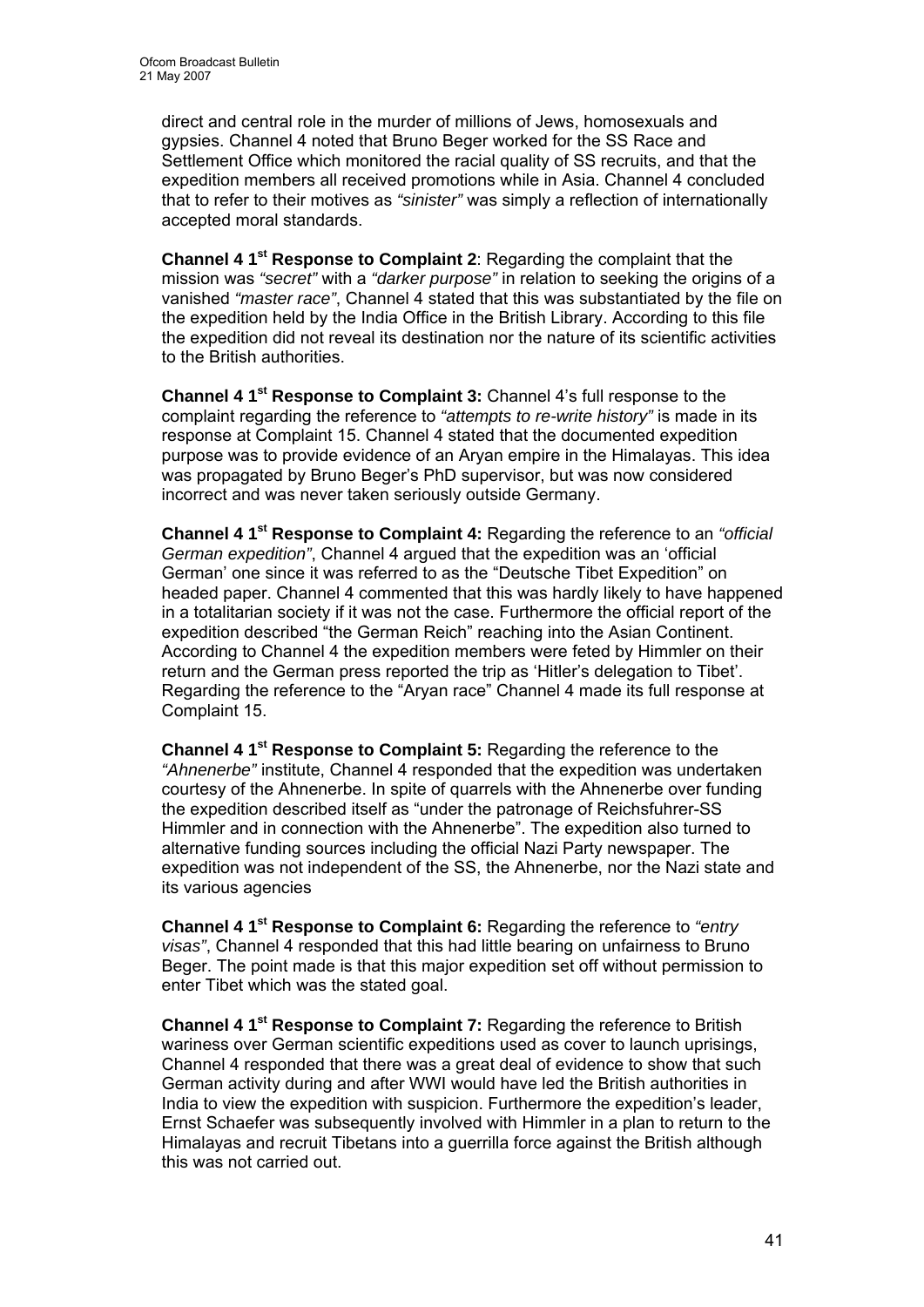direct and central role in the murder of millions of Jews, homosexuals and gypsies. Channel 4 noted that Bruno Beger worked for the SS Race and Settlement Office which monitored the racial quality of SS recruits, and that the expedition members all received promotions while in Asia. Channel 4 concluded that to refer to their motives as *"sinister"* was simply a reflection of internationally accepted moral standards.

**Channel 4 1st Response to Complaint 2**: Regarding the complaint that the mission was *"secret"* with a *"darker purpose"* in relation to seeking the origins of a vanished *"master race"*, Channel 4 stated that this was substantiated by the file on the expedition held by the India Office in the British Library. According to this file the expedition did not reveal its destination nor the nature of its scientific activities to the British authorities.

**Channel 4 1st Response to Complaint 3:** Channel 4's full response to the complaint regarding the reference to *"attempts to re-write history"* is made in its response at Complaint 15. Channel 4 stated that the documented expedition purpose was to provide evidence of an Aryan empire in the Himalayas. This idea was propagated by Bruno Beger's PhD supervisor, but was now considered incorrect and was never taken seriously outside Germany.

**Channel 4 1st Response to Complaint 4:** Regarding the reference to an *"official German expedition"*, Channel 4 argued that the expedition was an 'official German' one since it was referred to as the "Deutsche Tibet Expedition" on headed paper. Channel 4 commented that this was hardly likely to have happened in a totalitarian society if it was not the case. Furthermore the official report of the expedition described "the German Reich" reaching into the Asian Continent. According to Channel 4 the expedition members were feted by Himmler on their return and the German press reported the trip as 'Hitler's delegation to Tibet'. Regarding the reference to the "Aryan race" Channel 4 made its full response at Complaint 15.

**Channel 4 1st Response to Complaint 5:** Regarding the reference to the *"Ahnenerbe"* institute, Channel 4 responded that the expedition was undertaken courtesy of the Ahnenerbe. In spite of quarrels with the Ahnenerbe over funding the expedition described itself as "under the patronage of Reichsfuhrer-SS Himmler and in connection with the Ahnenerbe". The expedition also turned to alternative funding sources including the official Nazi Party newspaper. The expedition was not independent of the SS, the Ahnenerbe, nor the Nazi state and its various agencies

**Channel 4 1st Response to Complaint 6:** Regarding the reference to *"entry visas"*, Channel 4 responded that this had little bearing on unfairness to Bruno Beger. The point made is that this major expedition set off without permission to enter Tibet which was the stated goal.

**Channel 4 1st Response to Complaint 7:** Regarding the reference to British wariness over German scientific expeditions used as cover to launch uprisings, Channel 4 responded that there was a great deal of evidence to show that such German activity during and after WWI would have led the British authorities in India to view the expedition with suspicion. Furthermore the expedition's leader, Ernst Schaefer was subsequently involved with Himmler in a plan to return to the Himalayas and recruit Tibetans into a guerrilla force against the British although this was not carried out.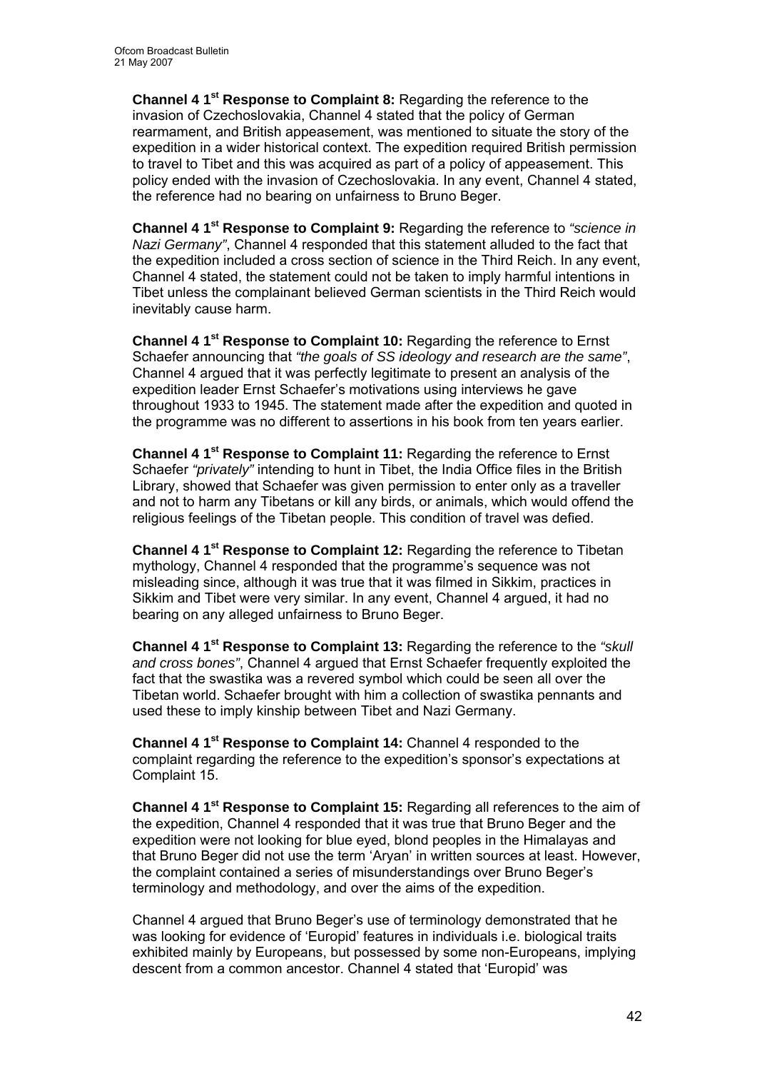**Channel 4 1st Response to Complaint 8:** Regarding the reference to the invasion of Czechoslovakia, Channel 4 stated that the policy of German rearmament, and British appeasement, was mentioned to situate the story of the expedition in a wider historical context. The expedition required British permission to travel to Tibet and this was acquired as part of a policy of appeasement. This policy ended with the invasion of Czechoslovakia. In any event, Channel 4 stated, the reference had no bearing on unfairness to Bruno Beger.

**Channel 4 1st Response to Complaint 9:** Regarding the reference to *"science in Nazi Germany"*, Channel 4 responded that this statement alluded to the fact that the expedition included a cross section of science in the Third Reich. In any event, Channel 4 stated, the statement could not be taken to imply harmful intentions in Tibet unless the complainant believed German scientists in the Third Reich would inevitably cause harm.

**Channel 4 1st Response to Complaint 10:** Regarding the reference to Ernst Schaefer announcing that *"the goals of SS ideology and research are the same"*, Channel 4 argued that it was perfectly legitimate to present an analysis of the expedition leader Ernst Schaefer's motivations using interviews he gave throughout 1933 to 1945. The statement made after the expedition and quoted in the programme was no different to assertions in his book from ten years earlier.

**Channel 4 1st Response to Complaint 11:** Regarding the reference to Ernst Schaefer *"privately"* intending to hunt in Tibet, the India Office files in the British Library, showed that Schaefer was given permission to enter only as a traveller and not to harm any Tibetans or kill any birds, or animals, which would offend the religious feelings of the Tibetan people. This condition of travel was defied.

**Channel 4 1st Response to Complaint 12:** Regarding the reference to Tibetan mythology, Channel 4 responded that the programme's sequence was not misleading since, although it was true that it was filmed in Sikkim, practices in Sikkim and Tibet were very similar. In any event, Channel 4 argued, it had no bearing on any alleged unfairness to Bruno Beger.

**Channel 4 1st Response to Complaint 13:** Regarding the reference to the *"skull and cross bones"*, Channel 4 argued that Ernst Schaefer frequently exploited the fact that the swastika was a revered symbol which could be seen all over the Tibetan world. Schaefer brought with him a collection of swastika pennants and used these to imply kinship between Tibet and Nazi Germany.

**Channel 4 1st Response to Complaint 14:** Channel 4 responded to the complaint regarding the reference to the expedition's sponsor's expectations at Complaint 15.

**Channel 4 1st Response to Complaint 15:** Regarding all references to the aim of the expedition, Channel 4 responded that it was true that Bruno Beger and the expedition were not looking for blue eyed, blond peoples in the Himalayas and that Bruno Beger did not use the term 'Aryan' in written sources at least. However, the complaint contained a series of misunderstandings over Bruno Beger's terminology and methodology, and over the aims of the expedition.

Channel 4 argued that Bruno Beger's use of terminology demonstrated that he was looking for evidence of 'Europid' features in individuals i.e. biological traits exhibited mainly by Europeans, but possessed by some non-Europeans, implying descent from a common ancestor. Channel 4 stated that 'Europid' was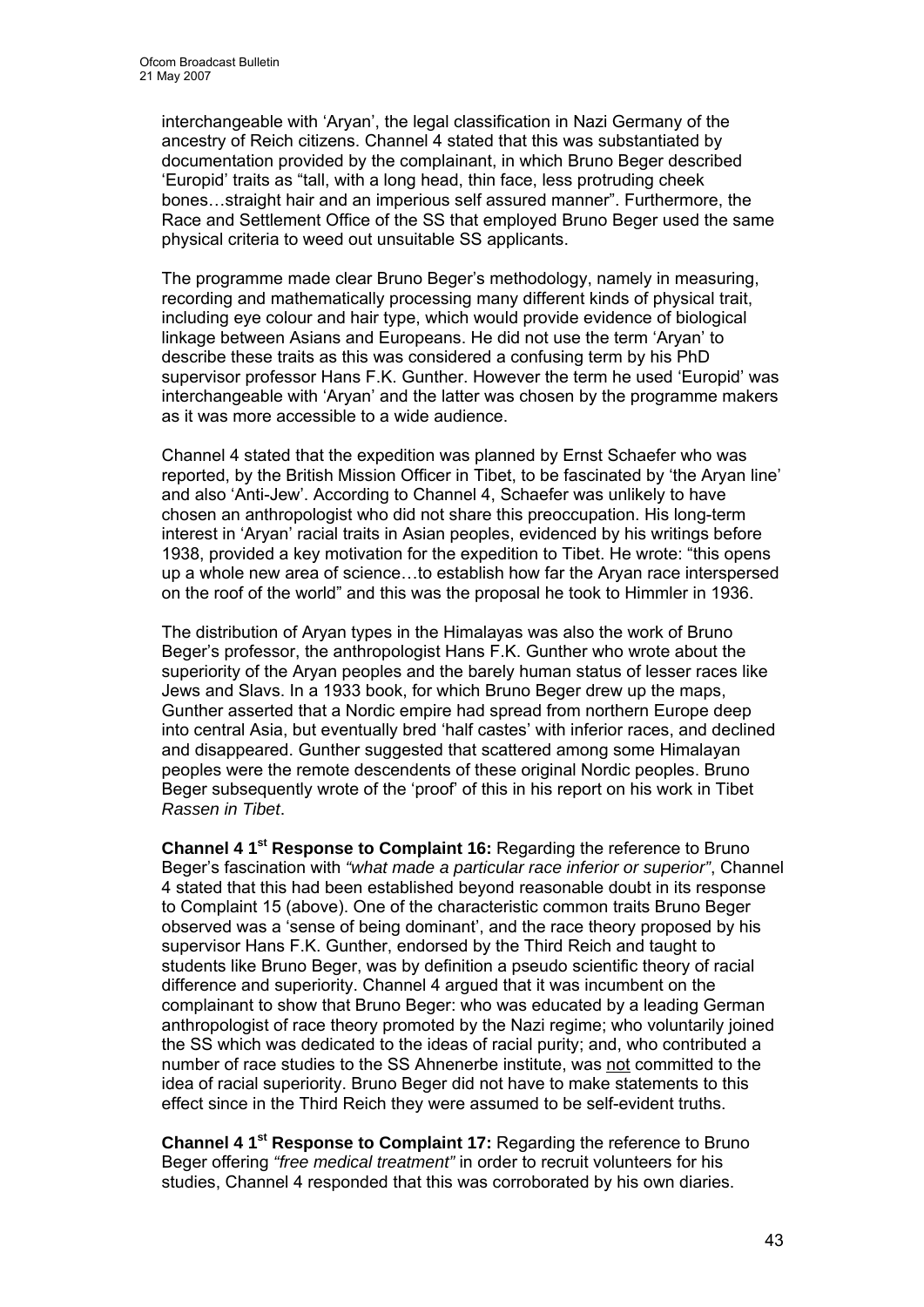interchangeable with 'Aryan', the legal classification in Nazi Germany of the ancestry of Reich citizens. Channel 4 stated that this was substantiated by documentation provided by the complainant, in which Bruno Beger described 'Europid' traits as "tall, with a long head, thin face, less protruding cheek bones…straight hair and an imperious self assured manner". Furthermore, the Race and Settlement Office of the SS that employed Bruno Beger used the same physical criteria to weed out unsuitable SS applicants.

The programme made clear Bruno Beger's methodology, namely in measuring, recording and mathematically processing many different kinds of physical trait, including eye colour and hair type, which would provide evidence of biological linkage between Asians and Europeans. He did not use the term 'Aryan' to describe these traits as this was considered a confusing term by his PhD supervisor professor Hans F.K. Gunther. However the term he used 'Europid' was interchangeable with 'Aryan' and the latter was chosen by the programme makers as it was more accessible to a wide audience.

Channel 4 stated that the expedition was planned by Ernst Schaefer who was reported, by the British Mission Officer in Tibet, to be fascinated by 'the Aryan line' and also 'Anti-Jew'. According to Channel 4, Schaefer was unlikely to have chosen an anthropologist who did not share this preoccupation. His long-term interest in 'Aryan' racial traits in Asian peoples, evidenced by his writings before 1938, provided a key motivation for the expedition to Tibet. He wrote: "this opens up a whole new area of science…to establish how far the Aryan race interspersed on the roof of the world" and this was the proposal he took to Himmler in 1936.

The distribution of Aryan types in the Himalayas was also the work of Bruno Beger's professor, the anthropologist Hans F.K. Gunther who wrote about the superiority of the Aryan peoples and the barely human status of lesser races like Jews and Slavs. In a 1933 book, for which Bruno Beger drew up the maps, Gunther asserted that a Nordic empire had spread from northern Europe deep into central Asia, but eventually bred 'half castes' with inferior races, and declined and disappeared. Gunther suggested that scattered among some Himalayan peoples were the remote descendents of these original Nordic peoples. Bruno Beger subsequently wrote of the 'proof' of this in his report on his work in Tibet *Rassen in Tibet*.

**Channel 4 1st Response to Complaint 16:** Regarding the reference to Bruno Beger's fascination with *"what made a particular race inferior or superior"*, Channel 4 stated that this had been established beyond reasonable doubt in its response to Complaint 15 (above). One of the characteristic common traits Bruno Beger observed was a 'sense of being dominant', and the race theory proposed by his supervisor Hans F.K. Gunther, endorsed by the Third Reich and taught to students like Bruno Beger, was by definition a pseudo scientific theory of racial difference and superiority. Channel 4 argued that it was incumbent on the complainant to show that Bruno Beger: who was educated by a leading German anthropologist of race theory promoted by the Nazi regime; who voluntarily joined the SS which was dedicated to the ideas of racial purity; and, who contributed a number of race studies to the SS Ahnenerbe institute, was <u>not</u> committed to the idea of racial superiority. Bruno Beger did not have to make statements to this effect since in the Third Reich they were assumed to be self-evident truths.

**Channel 4 1st Response to Complaint 17:** Regarding the reference to Bruno Beger offering *"free medical treatment"* in order to recruit volunteers for his studies, Channel 4 responded that this was corroborated by his own diaries.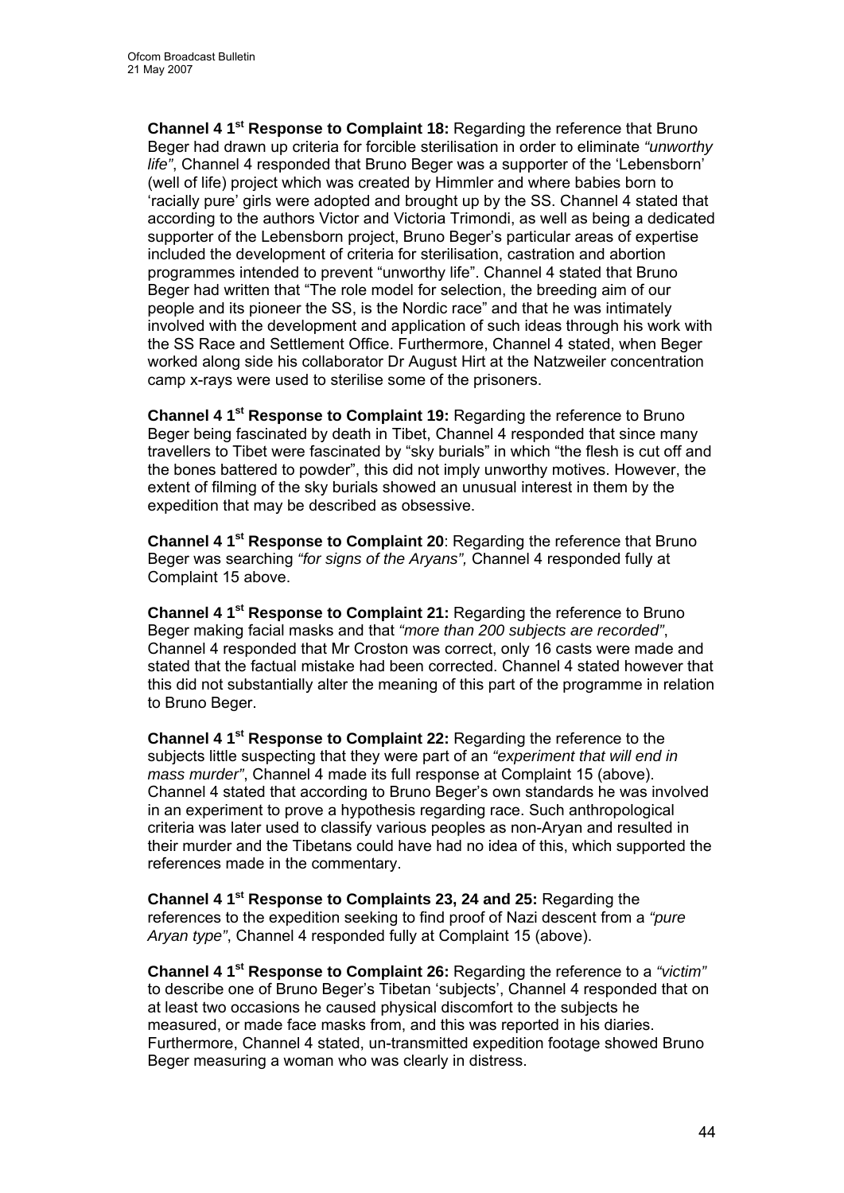**Channel 4 1st Response to Complaint 18:** Regarding the reference that Bruno Beger had drawn up criteria for forcible sterilisation in order to eliminate *"unworthy life"*, Channel 4 responded that Bruno Beger was a supporter of the 'Lebensborn' (well of life) project which was created by Himmler and where babies born to 'racially pure' girls were adopted and brought up by the SS. Channel 4 stated that according to the authors Victor and Victoria Trimondi, as well as being a dedicated supporter of the Lebensborn project, Bruno Beger's particular areas of expertise included the development of criteria for sterilisation, castration and abortion programmes intended to prevent "unworthy life". Channel 4 stated that Bruno Beger had written that "The role model for selection, the breeding aim of our people and its pioneer the SS, is the Nordic race" and that he was intimately involved with the development and application of such ideas through his work with the SS Race and Settlement Office. Furthermore, Channel 4 stated, when Beger worked along side his collaborator Dr August Hirt at the Natzweiler concentration camp x-rays were used to sterilise some of the prisoners.

**Channel 4 1st Response to Complaint 19:** Regarding the reference to Bruno Beger being fascinated by death in Tibet, Channel 4 responded that since many travellers to Tibet were fascinated by "sky burials" in which "the flesh is cut off and the bones battered to powder", this did not imply unworthy motives. However, the extent of filming of the sky burials showed an unusual interest in them by the expedition that may be described as obsessive.

**Channel 4 1st Response to Complaint 20**: Regarding the reference that Bruno Beger was searching *"for signs of the Aryans",* Channel 4 responded fully at Complaint 15 above.

**Channel 4 1st Response to Complaint 21:** Regarding the reference to Bruno Beger making facial masks and that *"more than 200 subjects are recorded"*, Channel 4 responded that Mr Croston was correct, only 16 casts were made and stated that the factual mistake had been corrected. Channel 4 stated however that this did not substantially alter the meaning of this part of the programme in relation to Bruno Beger.

**Channel 4 1st Response to Complaint 22:** Regarding the reference to the subjects little suspecting that they were part of an *"experiment that will end in mass murder"*, Channel 4 made its full response at Complaint 15 (above). Channel 4 stated that according to Bruno Beger's own standards he was involved in an experiment to prove a hypothesis regarding race. Such anthropological criteria was later used to classify various peoples as non-Aryan and resulted in their murder and the Tibetans could have had no idea of this, which supported the references made in the commentary.

**Channel 4 1st Response to Complaints 23, 24 and 25:** Regarding the references to the expedition seeking to find proof of Nazi descent from a *"pure Aryan type"*, Channel 4 responded fully at Complaint 15 (above).

**Channel 4 1st Response to Complaint 26:** Regarding the reference to a *"victim"* to describe one of Bruno Beger's Tibetan 'subjects', Channel 4 responded that on at least two occasions he caused physical discomfort to the subjects he measured, or made face masks from, and this was reported in his diaries. Furthermore, Channel 4 stated, un-transmitted expedition footage showed Bruno Beger measuring a woman who was clearly in distress.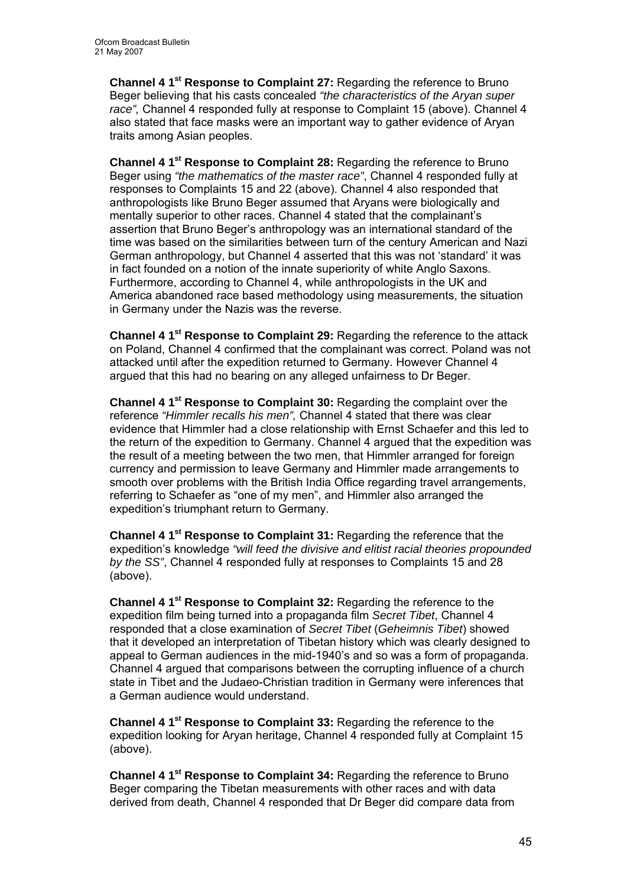**Channel 4 1st Response to Complaint 27:** Regarding the reference to Bruno Beger believing that his casts concealed *"the characteristics of the Aryan super race",* Channel 4 responded fully at response to Complaint 15 (above). Channel 4 also stated that face masks were an important way to gather evidence of Aryan traits among Asian peoples.

**Channel 4 1st Response to Complaint 28:** Regarding the reference to Bruno Beger using *"the mathematics of the master race"*, Channel 4 responded fully at responses to Complaints 15 and 22 (above). Channel 4 also responded that anthropologists like Bruno Beger assumed that Aryans were biologically and mentally superior to other races. Channel 4 stated that the complainant's assertion that Bruno Beger's anthropology was an international standard of the time was based on the similarities between turn of the century American and Nazi German anthropology, but Channel 4 asserted that this was not 'standard' it was in fact founded on a notion of the innate superiority of white Anglo Saxons. Furthermore, according to Channel 4, while anthropologists in the UK and America abandoned race based methodology using measurements, the situation in Germany under the Nazis was the reverse.

**Channel 4 1st Response to Complaint 29:** Regarding the reference to the attack on Poland, Channel 4 confirmed that the complainant was correct. Poland was not attacked until after the expedition returned to Germany. However Channel 4 argued that this had no bearing on any alleged unfairness to Dr Beger.

**Channel 4 1st Response to Complaint 30:** Regarding the complaint over the reference *"Himmler recalls his men",* Channel 4 stated that there was clear evidence that Himmler had a close relationship with Ernst Schaefer and this led to the return of the expedition to Germany. Channel 4 argued that the expedition was the result of a meeting between the two men, that Himmler arranged for foreign currency and permission to leave Germany and Himmler made arrangements to smooth over problems with the British India Office regarding travel arrangements, referring to Schaefer as "one of my men", and Himmler also arranged the expedition's triumphant return to Germany.

**Channel 4 1st Response to Complaint 31:** Regarding the reference that the expedition's knowledge *"will feed the divisive and elitist racial theories propounded by the SS"*, Channel 4 responded fully at responses to Complaints 15 and 28 (above).

**Channel 4 1st Response to Complaint 32:** Regarding the reference to the expedition film being turned into a propaganda film *Secret Tibet*, Channel 4 responded that a close examination of *Secret Tibet* (*Geheimnis Tibet*) showed that it developed an interpretation of Tibetan history which was clearly designed to appeal to German audiences in the mid-1940's and so was a form of propaganda. Channel 4 argued that comparisons between the corrupting influence of a church state in Tibet and the Judaeo-Christian tradition in Germany were inferences that a German audience would understand.

**Channel 4 1st Response to Complaint 33:** Regarding the reference to the expedition looking for Aryan heritage, Channel 4 responded fully at Complaint 15 (above).

**Channel 4 1st Response to Complaint 34:** Regarding the reference to Bruno Beger comparing the Tibetan measurements with other races and with data derived from death, Channel 4 responded that Dr Beger did compare data from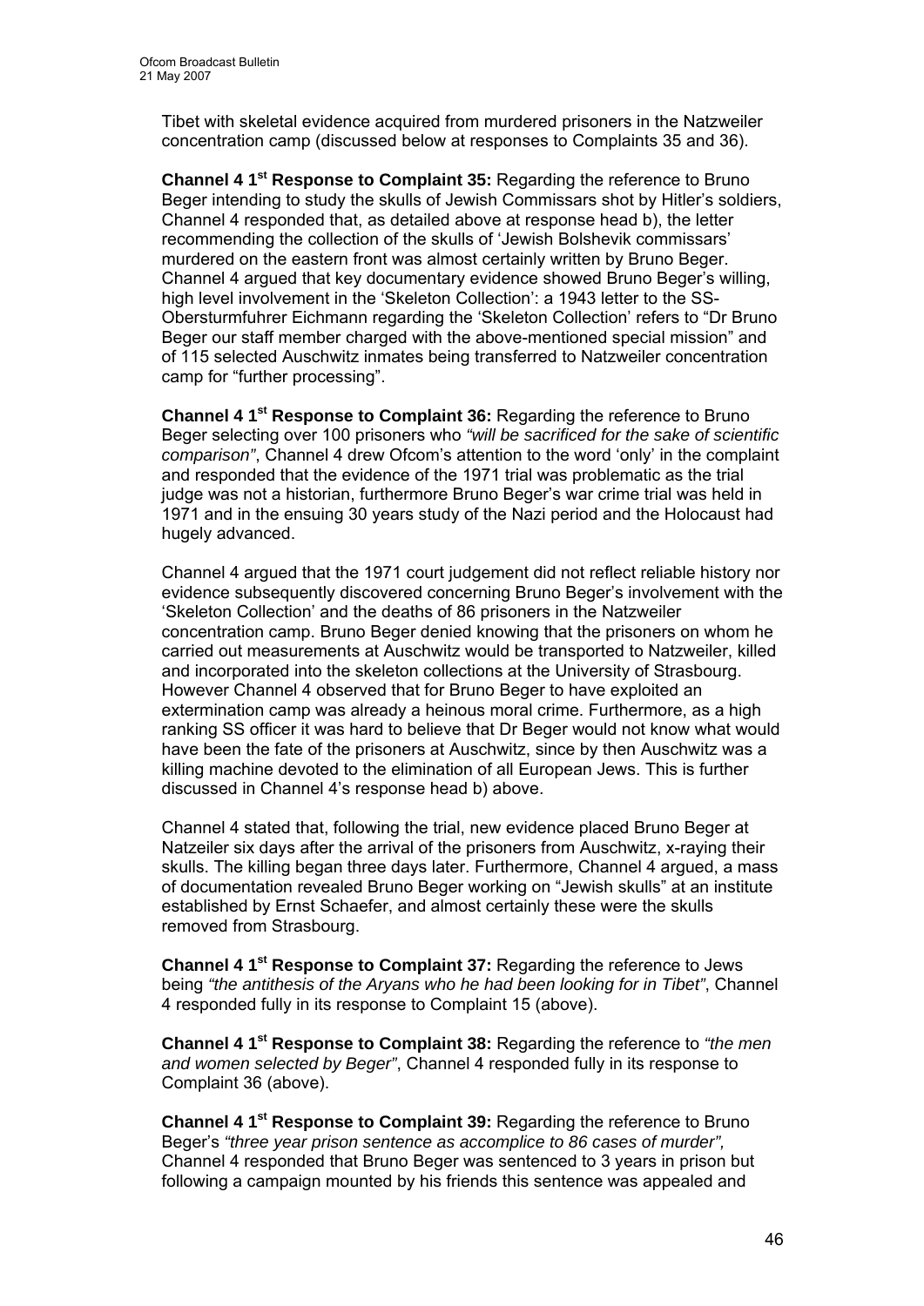Tibet with skeletal evidence acquired from murdered prisoners in the Natzweiler concentration camp (discussed below at responses to Complaints 35 and 36).

**Channel 4 1st Response to Complaint 35:** Regarding the reference to Bruno Beger intending to study the skulls of Jewish Commissars shot by Hitler's soldiers, Channel 4 responded that, as detailed above at response head b), the letter recommending the collection of the skulls of 'Jewish Bolshevik commissars' murdered on the eastern front was almost certainly written by Bruno Beger. Channel 4 argued that key documentary evidence showed Bruno Beger's willing, high level involvement in the 'Skeleton Collection': a 1943 letter to the SS-Obersturmfuhrer Eichmann regarding the 'Skeleton Collection' refers to "Dr Bruno Beger our staff member charged with the above-mentioned special mission" and of 115 selected Auschwitz inmates being transferred to Natzweiler concentration camp for "further processing".

**Channel 4 1st Response to Complaint 36:** Regarding the reference to Bruno Beger selecting over 100 prisoners who *"will be sacrificed for the sake of scientific comparison"*, Channel 4 drew Ofcom's attention to the word 'only' in the complaint and responded that the evidence of the 1971 trial was problematic as the trial judge was not a historian, furthermore Bruno Beger's war crime trial was held in 1971 and in the ensuing 30 years study of the Nazi period and the Holocaust had hugely advanced.

Channel 4 argued that the 1971 court judgement did not reflect reliable history nor evidence subsequently discovered concerning Bruno Beger's involvement with the 'Skeleton Collection' and the deaths of 86 prisoners in the Natzweiler concentration camp. Bruno Beger denied knowing that the prisoners on whom he carried out measurements at Auschwitz would be transported to Natzweiler, killed and incorporated into the skeleton collections at the University of Strasbourg. However Channel 4 observed that for Bruno Beger to have exploited an extermination camp was already a heinous moral crime. Furthermore, as a high ranking SS officer it was hard to believe that Dr Beger would not know what would have been the fate of the prisoners at Auschwitz, since by then Auschwitz was a killing machine devoted to the elimination of all European Jews. This is further discussed in Channel 4's response head b) above.

Channel 4 stated that, following the trial, new evidence placed Bruno Beger at Natzeiler six days after the arrival of the prisoners from Auschwitz, x-raying their skulls. The killing began three days later. Furthermore, Channel 4 argued, a mass of documentation revealed Bruno Beger working on "Jewish skulls" at an institute established by Ernst Schaefer, and almost certainly these were the skulls removed from Strasbourg.

**Channel 4 1st Response to Complaint 37:** Regarding the reference to Jews being *"the antithesis of the Aryans who he had been looking for in Tibet"*, Channel 4 responded fully in its response to Complaint 15 (above).

**Channel 4 1st Response to Complaint 38:** Regarding the reference to *"the men and women selected by Beger"*, Channel 4 responded fully in its response to Complaint 36 (above).

**Channel 4 1st Response to Complaint 39:** Regarding the reference to Bruno Beger's *"three year prison sentence as accomplice to 86 cases of murder",* Channel 4 responded that Bruno Beger was sentenced to 3 years in prison but following a campaign mounted by his friends this sentence was appealed and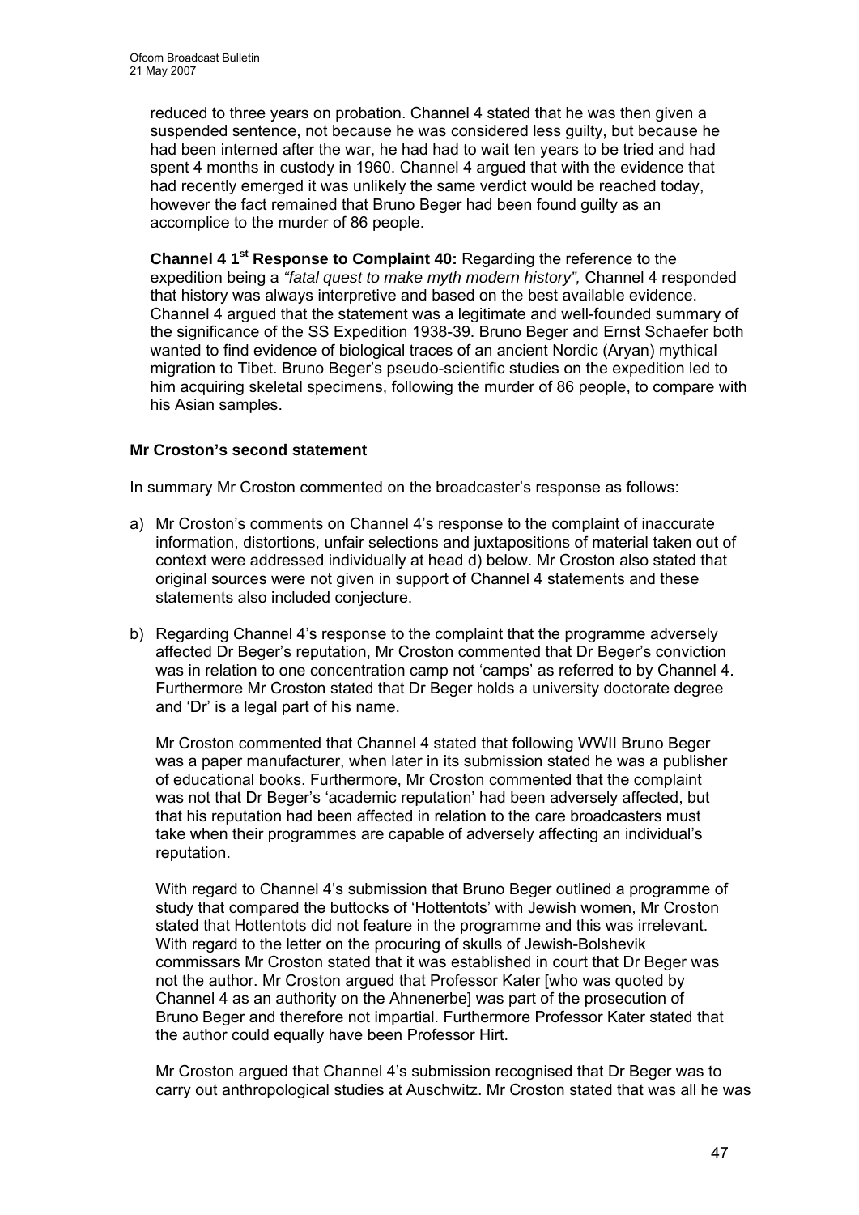reduced to three years on probation. Channel 4 stated that he was then given a suspended sentence, not because he was considered less guilty, but because he had been interned after the war, he had had to wait ten years to be tried and had spent 4 months in custody in 1960. Channel 4 argued that with the evidence that had recently emerged it was unlikely the same verdict would be reached today, however the fact remained that Bruno Beger had been found guilty as an accomplice to the murder of 86 people.

**Channel 4 1st Response to Complaint 40:** Regarding the reference to the expedition being a *"fatal quest to make myth modern history",* Channel 4 responded that history was always interpretive and based on the best available evidence. Channel 4 argued that the statement was a legitimate and well-founded summary of the significance of the SS Expedition 1938-39. Bruno Beger and Ernst Schaefer both wanted to find evidence of biological traces of an ancient Nordic (Aryan) mythical migration to Tibet. Bruno Beger's pseudo-scientific studies on the expedition led to him acquiring skeletal specimens, following the murder of 86 people, to compare with his Asian samples.

**Mr Croston's second statement**

In summary Mr Croston commented on the broadcaster's response as follows:

a) Mr Croston's comments on Channel 4's response to the complaint of inaccurate information, distortions, unfair selections and juxtapositions of material taken out of context were addressed individually at head d) below. Mr Croston also stated that original sources were not given in support of Channel 4 statements and these statements also included conjecture.

b) Regarding Channel 4's response to the complaint that the programme adversely affected Dr Beger's reputation, Mr Croston commented that Dr Beger's conviction was in relation to one concentration camp not 'camps' as referred to by Channel 4. Furthermore Mr Croston stated that Dr Beger holds a university doctorate degree and 'Dr' is a legal part of his name.

   Mr Croston commented that Channel 4 stated that following WWII Bruno Beger was a paper manufacturer, when later in its submission stated he was a publisher of educational books. Furthermore, Mr Croston commented that the complaint was not that Dr Beger's 'academic reputation' had been adversely affected, but that his reputation had been affected in relation to the care broadcasters must take when their programmes are capable of adversely affecting an individual's reputation.

   With regard to Channel 4's submission that Bruno Beger outlined a programme of study that compared the buttocks of 'Hottentots' with Jewish women, Mr Croston stated that Hottentots did not feature in the programme and this was irrelevant. With regard to the letter on the procuring of skulls of Jewish-Bolshevik commissars Mr Croston stated that it was established in court that Dr Beger was not the author. Mr Croston argued that Professor Kater [who was quoted by Channel 4 as an authority on the Ahnenerbe] was part of the prosecution of Bruno Beger and therefore not impartial. Furthermore Professor Kater stated that the author could equally have been Professor Hirt.

   Mr Croston argued that Channel 4's submission recognised that Dr Beger was to carry out anthropological studies at Auschwitz. Mr Croston stated that was all he was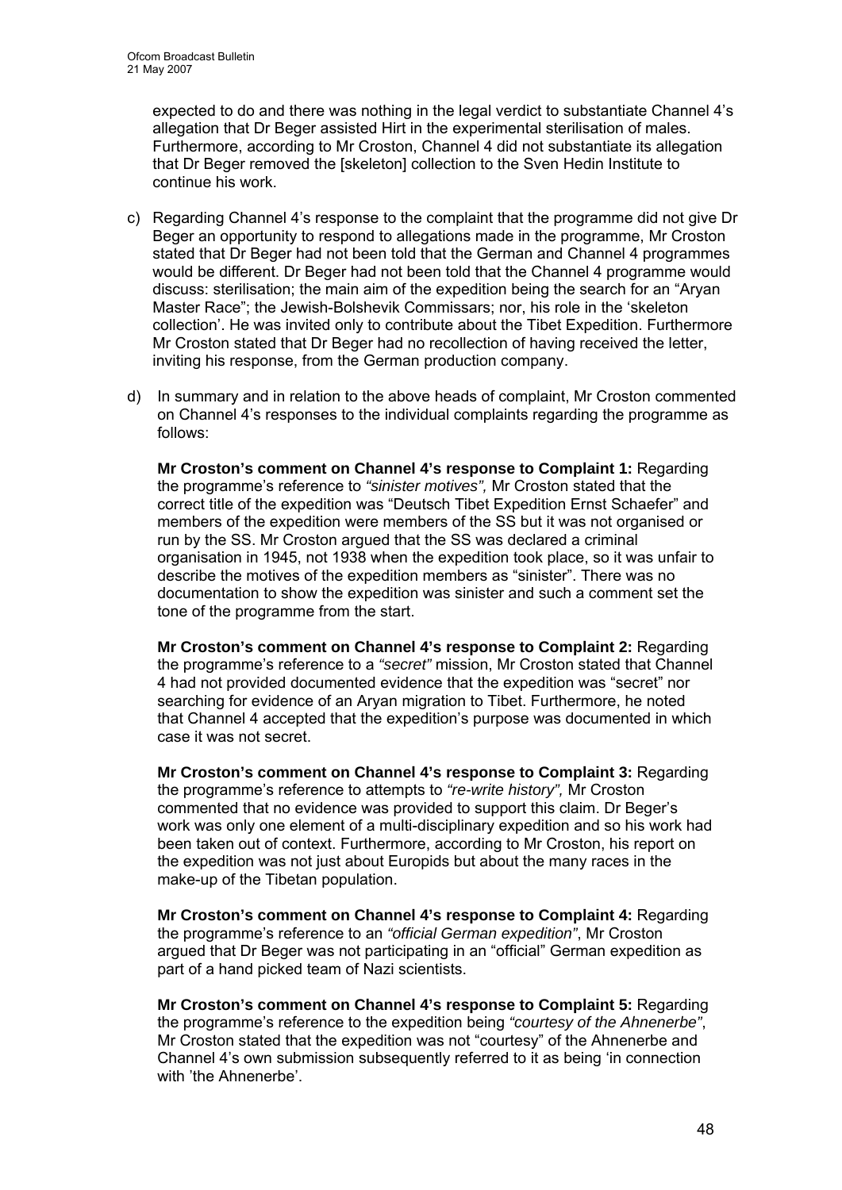expected to do and there was nothing in the legal verdict to substantiate Channel 4's allegation that Dr Beger assisted Hirt in the experimental sterilisation of males. Furthermore, according to Mr Croston, Channel 4 did not substantiate its allegation that Dr Beger removed the [skeleton] collection to the Sven Hedin Institute to continue his work.

c) Regarding Channel 4's response to the complaint that the programme did not give Dr Beger an opportunity to respond to allegations made in the programme, Mr Croston stated that Dr Beger had not been told that the German and Channel 4 programmes would be different. Dr Beger had not been told that the Channel 4 programme would discuss: sterilisation; the main aim of the expedition being the search for an "Aryan Master Race"; the Jewish-Bolshevik Commissars; nor, his role in the 'skeleton collection'. He was invited only to contribute about the Tibet Expedition. Furthermore Mr Croston stated that Dr Beger had no recollection of having received the letter, inviting his response, from the German production company.

d) In summary and in relation to the above heads of complaint, Mr Croston commented on Channel 4's responses to the individual complaints regarding the programme as follows:

**Mr Croston's comment on Channel 4's response to Complaint 1:** Regarding the programme's reference to *"sinister motives",* Mr Croston stated that the correct title of the expedition was "Deutsch Tibet Expedition Ernst Schaefer" and members of the expedition were members of the SS but it was not organised or run by the SS. Mr Croston argued that the SS was declared a criminal organisation in 1945, not 1938 when the expedition took place, so it was unfair to describe the motives of the expedition members as "sinister". There was no documentation to show the expedition was sinister and such a comment set the tone of the programme from the start.

**Mr Croston's comment on Channel 4's response to Complaint 2:** Regarding the programme's reference to a *"secret"* mission, Mr Croston stated that Channel 4 had not provided documented evidence that the expedition was "secret" nor searching for evidence of an Aryan migration to Tibet. Furthermore, he noted that Channel 4 accepted that the expedition's purpose was documented in which case it was not secret.

**Mr Croston's comment on Channel 4's response to Complaint 3:** Regarding the programme's reference to attempts to *"re-write history",* Mr Croston commented that no evidence was provided to support this claim. Dr Beger's work was only one element of a multi-disciplinary expedition and so his work had been taken out of context. Furthermore, according to Mr Croston, his report on the expedition was not just about Europids but about the many races in the make-up of the Tibetan population.

**Mr Croston's comment on Channel 4's response to Complaint 4:** Regarding the programme's reference to an *"official German expedition"*, Mr Croston argued that Dr Beger was not participating in an "official" German expedition as part of a hand picked team of Nazi scientists.

**Mr Croston's comment on Channel 4's response to Complaint 5:** Regarding the programme's reference to the expedition being *"courtesy of the Ahnenerbe"*, Mr Croston stated that the expedition was not "courtesy" of the Ahnenerbe and Channel 4's own submission subsequently referred to it as being 'in connection with 'the Ahnenerbe'.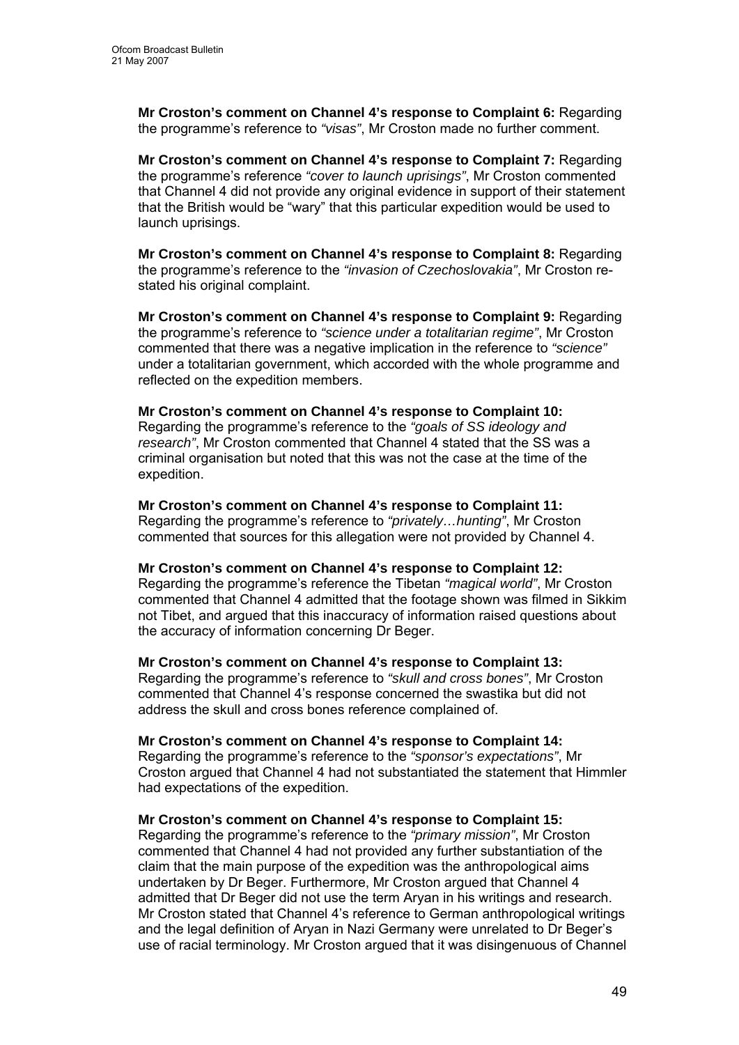**Mr Croston's comment on Channel 4's response to Complaint 6:** Regarding the programme's reference to *"visas"*, Mr Croston made no further comment.

**Mr Croston's comment on Channel 4's response to Complaint 7:** Regarding the programme's reference *"cover to launch uprisings"*, Mr Croston commented that Channel 4 did not provide any original evidence in support of their statement that the British would be "wary" that this particular expedition would be used to launch uprisings.

**Mr Croston's comment on Channel 4's response to Complaint 8:** Regarding the programme's reference to the *"invasion of Czechoslovakia"*, Mr Croston re-stated his original complaint.

**Mr Croston's comment on Channel 4's response to Complaint 9:** Regarding the programme's reference to *"science under a totalitarian regime"*, Mr Croston commented that there was a negative implication in the reference to *"science"* under a totalitarian government, which accorded with the whole programme and reflected on the expedition members.

**Mr Croston's comment on Channel 4's response to Complaint 10:** Regarding the programme's reference to the *"goals of SS ideology and research"*, Mr Croston commented that Channel 4 stated that the SS was a criminal organisation but noted that this was not the case at the time of the expedition.

**Mr Croston's comment on Channel 4's response to Complaint 11:** Regarding the programme's reference to *"privately…hunting"*, Mr Croston commented that sources for this allegation were not provided by Channel 4.

**Mr Croston's comment on Channel 4's response to Complaint 12:** Regarding the programme's reference the Tibetan *"magical world"*, Mr Croston commented that Channel 4 admitted that the footage shown was filmed in Sikkim not Tibet, and argued that this inaccuracy of information raised questions about the accuracy of information concerning Dr Beger.

**Mr Croston's comment on Channel 4's response to Complaint 13:** Regarding the programme's reference to *"skull and cross bones"*, Mr Croston commented that Channel 4's response concerned the swastika but did not address the skull and cross bones reference complained of.

**Mr Croston's comment on Channel 4's response to Complaint 14:** Regarding the programme's reference to the *"sponsor's expectations"*, Mr Croston argued that Channel 4 had not substantiated the statement that Himmler had expectations of the expedition.

**Mr Croston's comment on Channel 4's response to Complaint 15:** Regarding the programme's reference to the *"primary mission"*, Mr Croston commented that Channel 4 had not provided any further substantiation of the claim that the main purpose of the expedition was the anthropological aims undertaken by Dr Beger. Furthermore, Mr Croston argued that Channel 4 admitted that Dr Beger did not use the term Aryan in his writings and research. Mr Croston stated that Channel 4's reference to German anthropological writings and the legal definition of Aryan in Nazi Germany were unrelated to Dr Beger's use of racial terminology. Mr Croston argued that it was disingenuous of Channel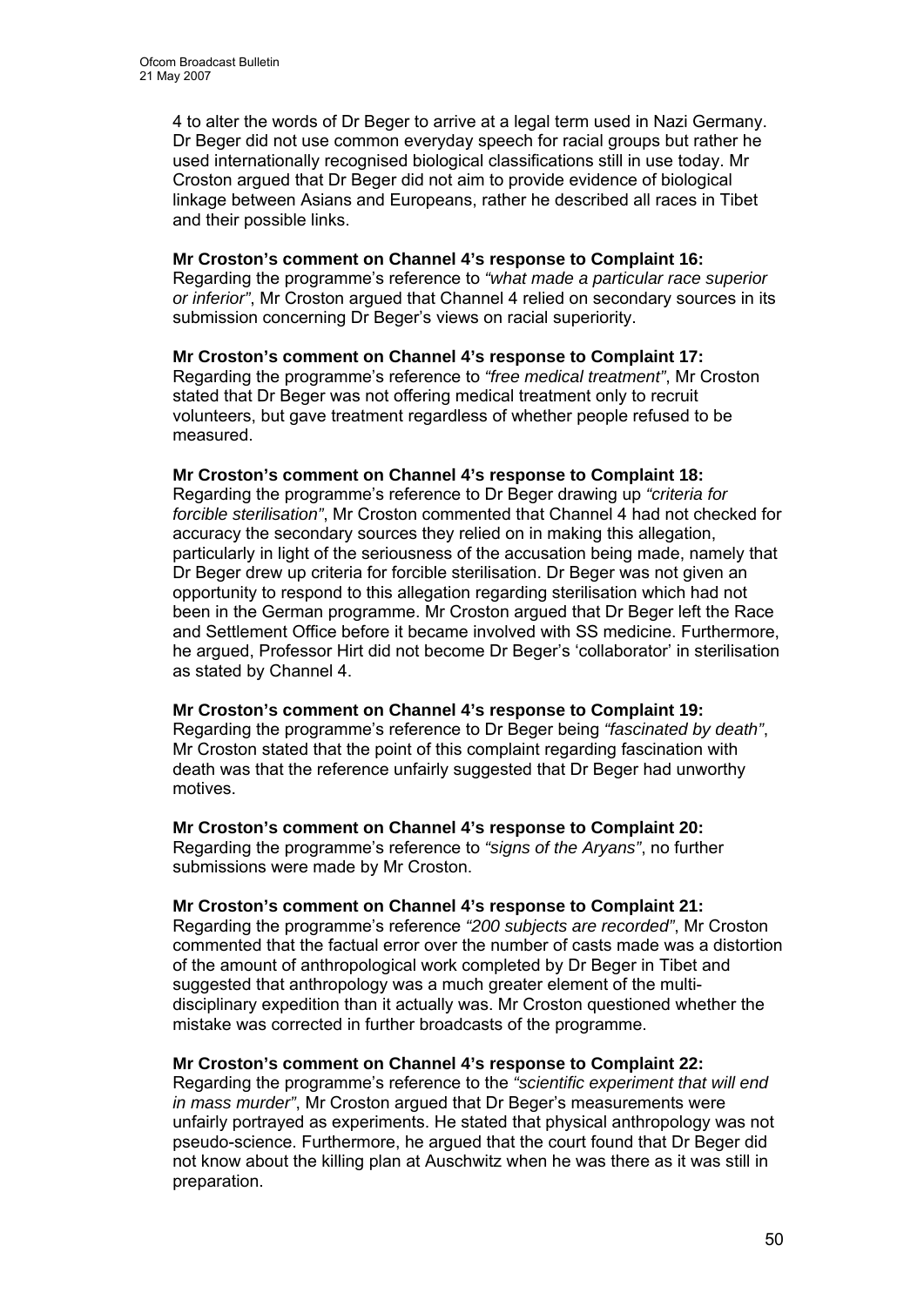4 to alter the words of Dr Beger to arrive at a legal term used in Nazi Germany. Dr Beger did not use common everyday speech for racial groups but rather he used internationally recognised biological classifications still in use today. Mr Croston argued that Dr Beger did not aim to provide evidence of biological linkage between Asians and Europeans, rather he described all races in Tibet and their possible links.

**Mr Croston's comment on Channel 4's response to Complaint 16:**
Regarding the programme's reference to *"what made a particular race superior or inferior"*, Mr Croston argued that Channel 4 relied on secondary sources in its submission concerning Dr Beger's views on racial superiority.

**Mr Croston's comment on Channel 4's response to Complaint 17:**
Regarding the programme's reference to *"free medical treatment"*, Mr Croston stated that Dr Beger was not offering medical treatment only to recruit volunteers, but gave treatment regardless of whether people refused to be measured.

**Mr Croston's comment on Channel 4's response to Complaint 18:**
Regarding the programme's reference to Dr Beger drawing up *"criteria for forcible sterilisation"*, Mr Croston commented that Channel 4 had not checked for accuracy the secondary sources they relied on in making this allegation, particularly in light of the seriousness of the accusation being made, namely that Dr Beger drew up criteria for forcible sterilisation. Dr Beger was not given an opportunity to respond to this allegation regarding sterilisation which had not been in the German programme. Mr Croston argued that Dr Beger left the Race and Settlement Office before it became involved with SS medicine. Furthermore, he argued, Professor Hirt did not become Dr Beger's 'collaborator' in sterilisation as stated by Channel 4.

**Mr Croston's comment on Channel 4's response to Complaint 19:**
Regarding the programme's reference to Dr Beger being *"fascinated by death"*, Mr Croston stated that the point of this complaint regarding fascination with death was that the reference unfairly suggested that Dr Beger had unworthy motives.

**Mr Croston's comment on Channel 4's response to Complaint 20:**
Regarding the programme's reference to *"signs of the Aryans"*, no further submissions were made by Mr Croston.

**Mr Croston's comment on Channel 4's response to Complaint 21:**
Regarding the programme's reference *"200 subjects are recorded"*, Mr Croston commented that the factual error over the number of casts made was a distortion of the amount of anthropological work completed by Dr Beger in Tibet and suggested that anthropology was a much greater element of the multi-disciplinary expedition than it actually was. Mr Croston questioned whether the mistake was corrected in further broadcasts of the programme.

**Mr Croston's comment on Channel 4's response to Complaint 22:**
Regarding the programme's reference to the *"scientific experiment that will end in mass murder"*, Mr Croston argued that Dr Beger's measurements were unfairly portrayed as experiments. He stated that physical anthropology was not pseudo-science. Furthermore, he argued that the court found that Dr Beger did not know about the killing plan at Auschwitz when he was there as it was still in preparation.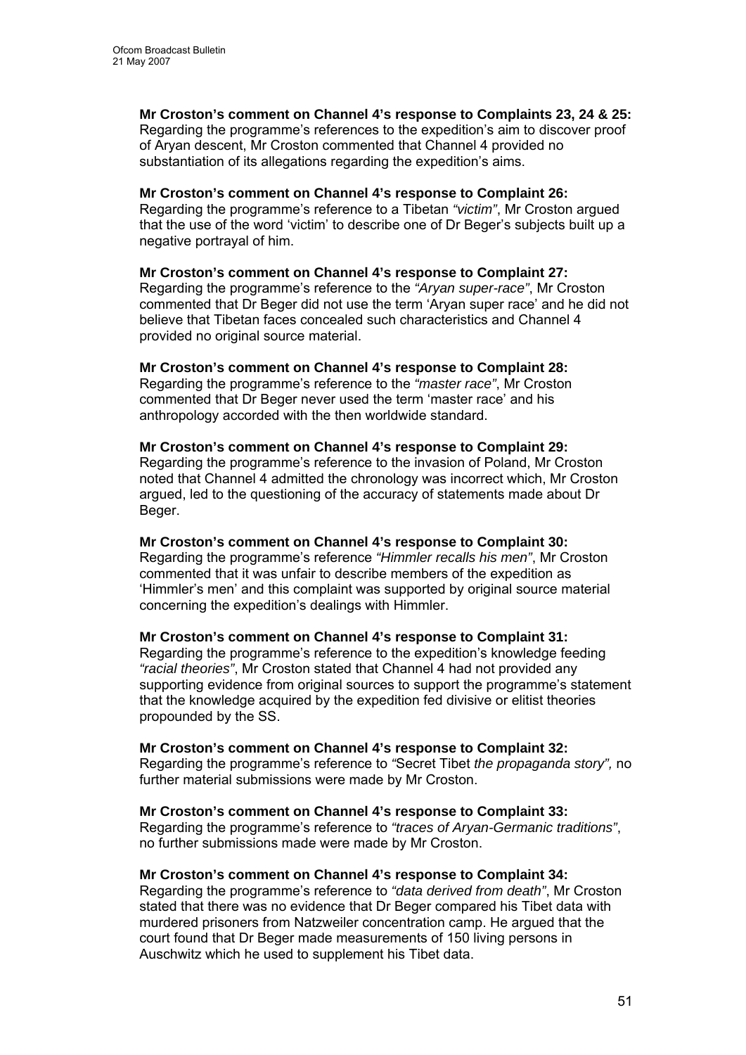**Mr Croston's comment on Channel 4's response to Complaints 23, 24 & 25:** Regarding the programme's references to the expedition's aim to discover proof of Aryan descent, Mr Croston commented that Channel 4 provided no substantiation of its allegations regarding the expedition's aims.

**Mr Croston's comment on Channel 4's response to Complaint 26:** Regarding the programme's reference to a Tibetan *"victim"*, Mr Croston argued that the use of the word 'victim' to describe one of Dr Beger's subjects built up a negative portrayal of him.

**Mr Croston's comment on Channel 4's response to Complaint 27:** Regarding the programme's reference to the *"Aryan super-race"*, Mr Croston commented that Dr Beger did not use the term 'Aryan super race' and he did not believe that Tibetan faces concealed such characteristics and Channel 4 provided no original source material.

**Mr Croston's comment on Channel 4's response to Complaint 28:** Regarding the programme's reference to the *"master race"*, Mr Croston commented that Dr Beger never used the term 'master race' and his anthropology accorded with the then worldwide standard.

**Mr Croston's comment on Channel 4's response to Complaint 29:** Regarding the programme's reference to the invasion of Poland, Mr Croston noted that Channel 4 admitted the chronology was incorrect which, Mr Croston argued, led to the questioning of the accuracy of statements made about Dr Beger.

**Mr Croston's comment on Channel 4's response to Complaint 30:** Regarding the programme's reference *"Himmler recalls his men"*, Mr Croston commented that it was unfair to describe members of the expedition as 'Himmler's men' and this complaint was supported by original source material concerning the expedition's dealings with Himmler.

**Mr Croston's comment on Channel 4's response to Complaint 31:** Regarding the programme's reference to the expedition's knowledge feeding *"racial theories"*, Mr Croston stated that Channel 4 had not provided any supporting evidence from original sources to support the programme's statement that the knowledge acquired by the expedition fed divisive or elitist theories propounded by the SS.

**Mr Croston's comment on Channel 4's response to Complaint 32:** Regarding the programme's reference to *"*Secret Tibet *the propaganda story",* no further material submissions were made by Mr Croston.

**Mr Croston's comment on Channel 4's response to Complaint 33:** Regarding the programme's reference to *"traces of Aryan-Germanic traditions"*, no further submissions made were made by Mr Croston.

**Mr Croston's comment on Channel 4's response to Complaint 34:** Regarding the programme's reference to *"data derived from death"*, Mr Croston stated that there was no evidence that Dr Beger compared his Tibet data with murdered prisoners from Natzweiler concentration camp. He argued that the court found that Dr Beger made measurements of 150 living persons in Auschwitz which he used to supplement his Tibet data.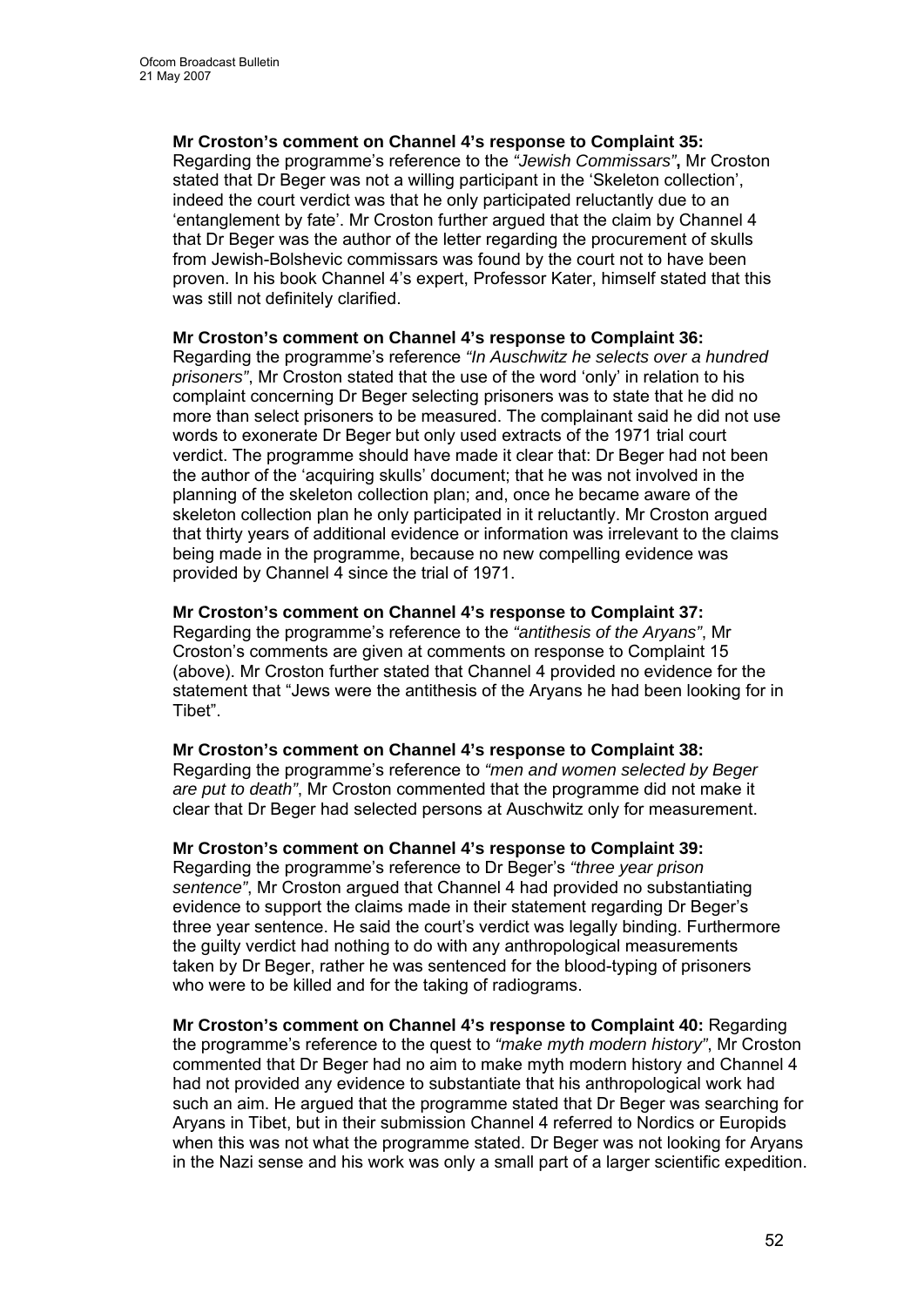**Mr Croston's comment on Channel 4's response to Complaint 35:** Regarding the programme's reference to the *"Jewish Commissars"***,** Mr Croston stated that Dr Beger was not a willing participant in the 'Skeleton collection', indeed the court verdict was that he only participated reluctantly due to an 'entanglement by fate'. Mr Croston further argued that the claim by Channel 4 that Dr Beger was the author of the letter regarding the procurement of skulls from Jewish-Bolshevic commissars was found by the court not to have been proven. In his book Channel 4's expert, Professor Kater, himself stated that this was still not definitely clarified.

**Mr Croston's comment on Channel 4's response to Complaint 36:** Regarding the programme's reference *"In Auschwitz he selects over a hundred prisoners"*, Mr Croston stated that the use of the word 'only' in relation to his complaint concerning Dr Beger selecting prisoners was to state that he did no more than select prisoners to be measured. The complainant said he did not use words to exonerate Dr Beger but only used extracts of the 1971 trial court verdict. The programme should have made it clear that: Dr Beger had not been the author of the 'acquiring skulls' document; that he was not involved in the planning of the skeleton collection plan; and, once he became aware of the skeleton collection plan he only participated in it reluctantly. Mr Croston argued that thirty years of additional evidence or information was irrelevant to the claims being made in the programme, because no new compelling evidence was provided by Channel 4 since the trial of 1971.

**Mr Croston's comment on Channel 4's response to Complaint 37:** Regarding the programme's reference to the *"antithesis of the Aryans"*, Mr Croston's comments are given at comments on response to Complaint 15 (above). Mr Croston further stated that Channel 4 provided no evidence for the statement that "Jews were the antithesis of the Aryans he had been looking for in Tibet".

**Mr Croston's comment on Channel 4's response to Complaint 38:** Regarding the programme's reference to *"men and women selected by Beger are put to death"*, Mr Croston commented that the programme did not make it clear that Dr Beger had selected persons at Auschwitz only for measurement.

**Mr Croston's comment on Channel 4's response to Complaint 39:** Regarding the programme's reference to Dr Beger's *"three year prison sentence"*, Mr Croston argued that Channel 4 had provided no substantiating evidence to support the claims made in their statement regarding Dr Beger's three year sentence. He said the court's verdict was legally binding. Furthermore the guilty verdict had nothing to do with any anthropological measurements taken by Dr Beger, rather he was sentenced for the blood-typing of prisoners who were to be killed and for the taking of radiograms.

**Mr Croston's comment on Channel 4's response to Complaint 40:** Regarding the programme's reference to the quest to *"make myth modern history"*, Mr Croston commented that Dr Beger had no aim to make myth modern history and Channel 4 had not provided any evidence to substantiate that his anthropological work had such an aim. He argued that the programme stated that Dr Beger was searching for Aryans in Tibet, but in their submission Channel 4 referred to Nordics or Europids when this was not what the programme stated. Dr Beger was not looking for Aryans in the Nazi sense and his work was only a small part of a larger scientific expedition.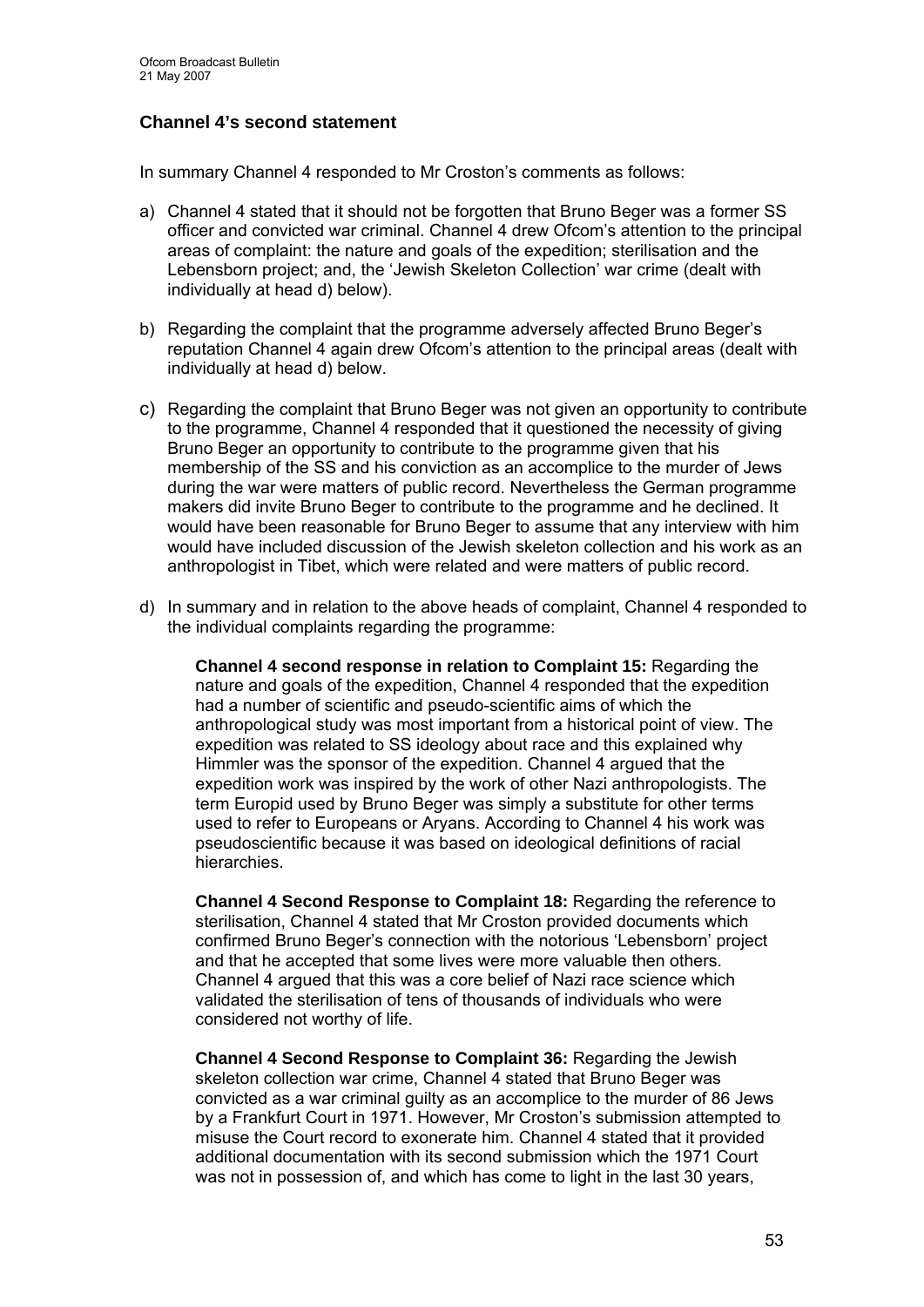## Channel 4's second statement

In summary Channel 4 responded to Mr Croston's comments as follows:

a) Channel 4 stated that it should not be forgotten that Bruno Beger was a former SS officer and convicted war criminal. Channel 4 drew Ofcom's attention to the principal areas of complaint: the nature and goals of the expedition; sterilisation and the Lebensborn project; and, the 'Jewish Skeleton Collection' war crime (dealt with individually at head d) below).

b) Regarding the complaint that the programme adversely affected Bruno Beger's reputation Channel 4 again drew Ofcom's attention to the principal areas (dealt with individually at head d) below.

c) Regarding the complaint that Bruno Beger was not given an opportunity to contribute to the programme, Channel 4 responded that it questioned the necessity of giving Bruno Beger an opportunity to contribute to the programme given that his membership of the SS and his conviction as an accomplice to the murder of Jews during the war were matters of public record. Nevertheless the German programme makers did invite Bruno Beger to contribute to the programme and he declined. It would have been reasonable for Bruno Beger to assume that any interview with him would have included discussion of the Jewish skeleton collection and his work as an anthropologist in Tibet, which were related and were matters of public record.

d) In summary and in relation to the above heads of complaint, Channel 4 responded to the individual complaints regarding the programme:

 **Channel 4 second response in relation to Complaint 15:** Regarding the nature and goals of the expedition, Channel 4 responded that the expedition had a number of scientific and pseudo-scientific aims of which the anthropological study was most important from a historical point of view. The expedition was related to SS ideology about race and this explained why Himmler was the sponsor of the expedition. Channel 4 argued that the expedition work was inspired by the work of other Nazi anthropologists. The term Europid used by Bruno Beger was simply a substitute for other terms used to refer to Europeans or Aryans. According to Channel 4 his work was pseudoscientific because it was based on ideological definitions of racial hierarchies.

 **Channel 4 Second Response to Complaint 18:** Regarding the reference to sterilisation, Channel 4 stated that Mr Croston provided documents which confirmed Bruno Beger's connection with the notorious 'Lebensborn' project and that he accepted that some lives were more valuable then others. Channel 4 argued that this was a core belief of Nazi race science which validated the sterilisation of tens of thousands of individuals who were considered not worthy of life.

 **Channel 4 Second Response to Complaint 36:** Regarding the Jewish skeleton collection war crime, Channel 4 stated that Bruno Beger was convicted as a war criminal guilty as an accomplice to the murder of 86 Jews by a Frankfurt Court in 1971. However, Mr Croston's submission attempted to misuse the Court record to exonerate him. Channel 4 stated that it provided additional documentation with its second submission which the 1971 Court was not in possession of, and which has come to light in the last 30 years,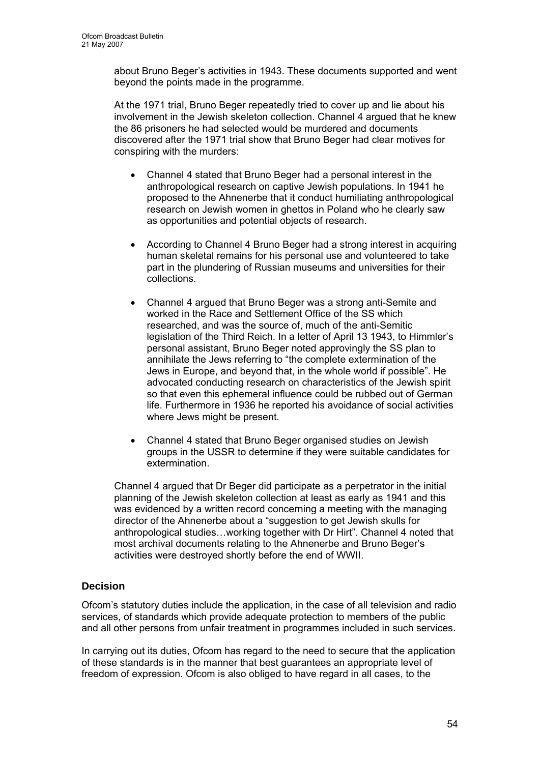about Bruno Beger's activities in 1943. These documents supported and went beyond the points made in the programme.

At the 1971 trial, Bruno Beger repeatedly tried to cover up and lie about his involvement in the Jewish skeleton collection. Channel 4 argued that he knew the 86 prisoners he had selected would be murdered and documents discovered after the 1971 trial show that Bruno Beger had clear motives for conspiring with the murders:

- Channel 4 stated that Bruno Beger had a personal interest in the anthropological research on captive Jewish populations. In 1941 he proposed to the Ahnenerbe that it conduct humiliating anthropological research on Jewish women in ghettos in Poland who he clearly saw as opportunities and potential objects of research.
- According to Channel 4 Bruno Beger had a strong interest in acquiring human skeletal remains for his personal use and volunteered to take part in the plundering of Russian museums and universities for their collections.
- Channel 4 argued that Bruno Beger was a strong anti-Semite and worked in the Race and Settlement Office of the SS which researched, and was the source of, much of the anti-Semitic legislation of the Third Reich. In a letter of April 13 1943, to Himmler's personal assistant, Bruno Beger noted approvingly the SS plan to annihilate the Jews referring to "the complete extermination of the Jews in Europe, and beyond that, in the whole world if possible". He advocated conducting research on characteristics of the Jewish spirit so that even this ephemeral influence could be rubbed out of German life. Furthermore in 1936 he reported his avoidance of social activities where Jews might be present.
- Channel 4 stated that Bruno Beger organised studies on Jewish groups in the USSR to determine if they were suitable candidates for extermination.

Channel 4 argued that Dr Beger did participate as a perpetrator in the initial planning of the Jewish skeleton collection at least as early as 1941 and this was evidenced by a written record concerning a meeting with the managing director of the Ahnenerbe about a "suggestion to get Jewish skulls for anthropological studies…working together with Dr Hirt". Channel 4 noted that most archival documents relating to the Ahnenerbe and Bruno Beger's activities were destroyed shortly before the end of WWII.

## Decision

Ofcom's statutory duties include the application, in the case of all television and radio services, of standards which provide adequate protection to members of the public and all other persons from unfair treatment in programmes included in such services.

In carrying out its duties, Ofcom has regard to the need to secure that the application of these standards is in the manner that best guarantees an appropriate level of freedom of expression. Ofcom is also obliged to have regard in all cases, to the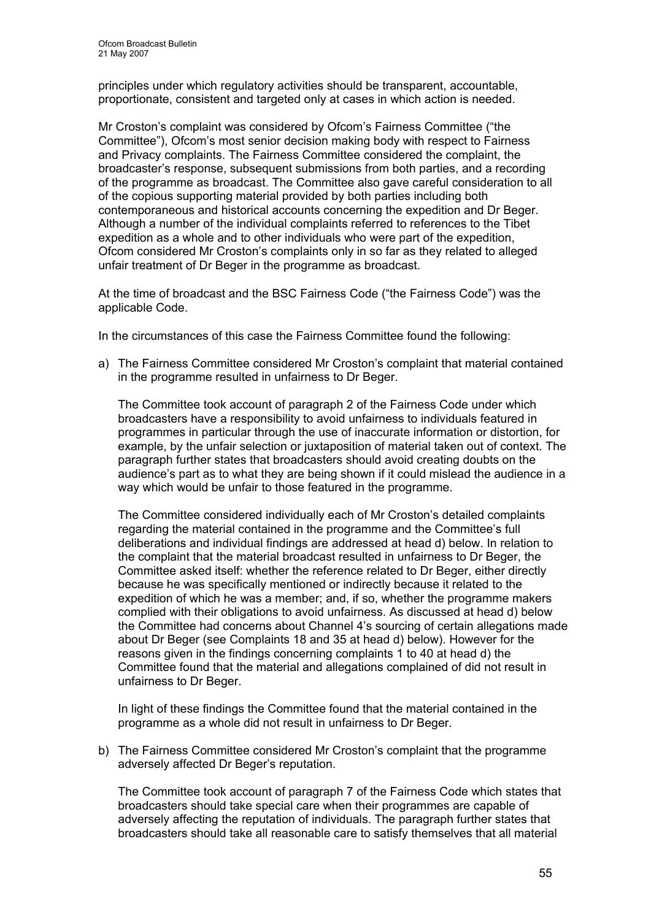principles under which regulatory activities should be transparent, accountable, proportionate, consistent and targeted only at cases in which action is needed.

Mr Croston's complaint was considered by Ofcom's Fairness Committee ("the Committee"), Ofcom's most senior decision making body with respect to Fairness and Privacy complaints. The Fairness Committee considered the complaint, the broadcaster's response, subsequent submissions from both parties, and a recording of the programme as broadcast. The Committee also gave careful consideration to all of the copious supporting material provided by both parties including both contemporaneous and historical accounts concerning the expedition and Dr Beger. Although a number of the individual complaints referred to references to the Tibet expedition as a whole and to other individuals who were part of the expedition, Ofcom considered Mr Croston's complaints only in so far as they related to alleged unfair treatment of Dr Beger in the programme as broadcast.

At the time of broadcast and the BSC Fairness Code ("the Fairness Code") was the applicable Code.

In the circumstances of this case the Fairness Committee found the following:

a) The Fairness Committee considered Mr Croston's complaint that material contained in the programme resulted in unfairness to Dr Beger.

   The Committee took account of paragraph 2 of the Fairness Code under which broadcasters have a responsibility to avoid unfairness to individuals featured in programmes in particular through the use of inaccurate information or distortion, for example, by the unfair selection or juxtaposition of material taken out of context. The paragraph further states that broadcasters should avoid creating doubts on the audience's part as to what they are being shown if it could mislead the audience in a way which would be unfair to those featured in the programme.

   The Committee considered individually each of Mr Croston's detailed complaints regarding the material contained in the programme and the Committee's full deliberations and individual findings are addressed at head d) below. In relation to the complaint that the material broadcast resulted in unfairness to Dr Beger, the Committee asked itself: whether the reference related to Dr Beger, either directly because he was specifically mentioned or indirectly because it related to the expedition of which he was a member; and, if so, whether the programme makers complied with their obligations to avoid unfairness. As discussed at head d) below the Committee had concerns about Channel 4's sourcing of certain allegations made about Dr Beger (see Complaints 18 and 35 at head d) below). However for the reasons given in the findings concerning complaints 1 to 40 at head d) the Committee found that the material and allegations complained of did not result in unfairness to Dr Beger.

   In light of these findings the Committee found that the material contained in the programme as a whole did not result in unfairness to Dr Beger.

b) The Fairness Committee considered Mr Croston's complaint that the programme adversely affected Dr Beger's reputation.

   The Committee took account of paragraph 7 of the Fairness Code which states that broadcasters should take special care when their programmes are capable of adversely affecting the reputation of individuals. The paragraph further states that broadcasters should take all reasonable care to satisfy themselves that all material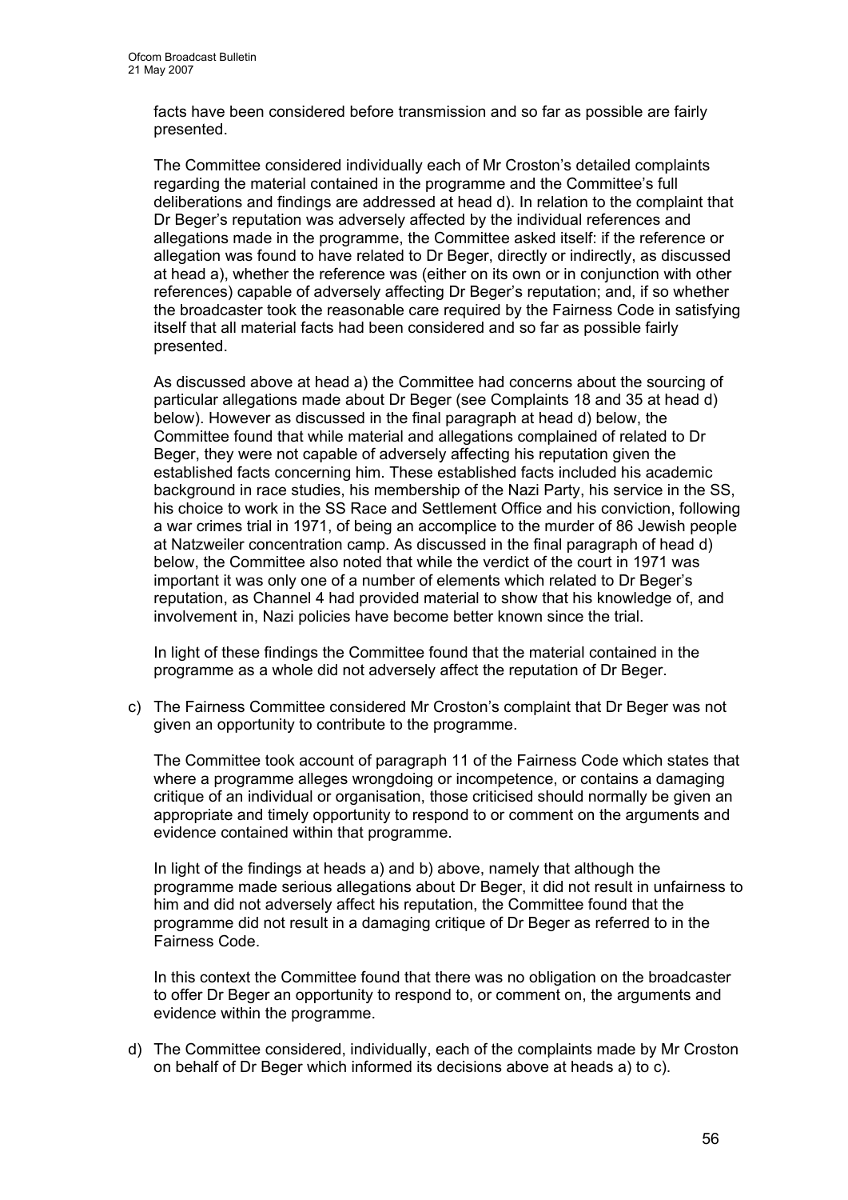facts have been considered before transmission and so far as possible are fairly presented.

The Committee considered individually each of Mr Croston's detailed complaints regarding the material contained in the programme and the Committee's full deliberations and findings are addressed at head d). In relation to the complaint that Dr Beger's reputation was adversely affected by the individual references and allegations made in the programme, the Committee asked itself: if the reference or allegation was found to have related to Dr Beger, directly or indirectly, as discussed at head a), whether the reference was (either on its own or in conjunction with other references) capable of adversely affecting Dr Beger's reputation; and, if so whether the broadcaster took the reasonable care required by the Fairness Code in satisfying itself that all material facts had been considered and so far as possible fairly presented.

As discussed above at head a) the Committee had concerns about the sourcing of particular allegations made about Dr Beger (see Complaints 18 and 35 at head d) below). However as discussed in the final paragraph at head d) below, the Committee found that while material and allegations complained of related to Dr Beger, they were not capable of adversely affecting his reputation given the established facts concerning him. These established facts included his academic background in race studies, his membership of the Nazi Party, his service in the SS, his choice to work in the SS Race and Settlement Office and his conviction, following a war crimes trial in 1971, of being an accomplice to the murder of 86 Jewish people at Natzweiler concentration camp. As discussed in the final paragraph of head d) below, the Committee also noted that while the verdict of the court in 1971 was important it was only one of a number of elements which related to Dr Beger's reputation, as Channel 4 had provided material to show that his knowledge of, and involvement in, Nazi policies have become better known since the trial.

In light of these findings the Committee found that the material contained in the programme as a whole did not adversely affect the reputation of Dr Beger.

c) The Fairness Committee considered Mr Croston's complaint that Dr Beger was not given an opportunity to contribute to the programme.

The Committee took account of paragraph 11 of the Fairness Code which states that where a programme alleges wrongdoing or incompetence, or contains a damaging critique of an individual or organisation, those criticised should normally be given an appropriate and timely opportunity to respond to or comment on the arguments and evidence contained within that programme.

In light of the findings at heads a) and b) above, namely that although the programme made serious allegations about Dr Beger, it did not result in unfairness to him and did not adversely affect his reputation, the Committee found that the programme did not result in a damaging critique of Dr Beger as referred to in the Fairness Code.

In this context the Committee found that there was no obligation on the broadcaster to offer Dr Beger an opportunity to respond to, or comment on, the arguments and evidence within the programme.

d) The Committee considered, individually, each of the complaints made by Mr Croston on behalf of Dr Beger which informed its decisions above at heads a) to c).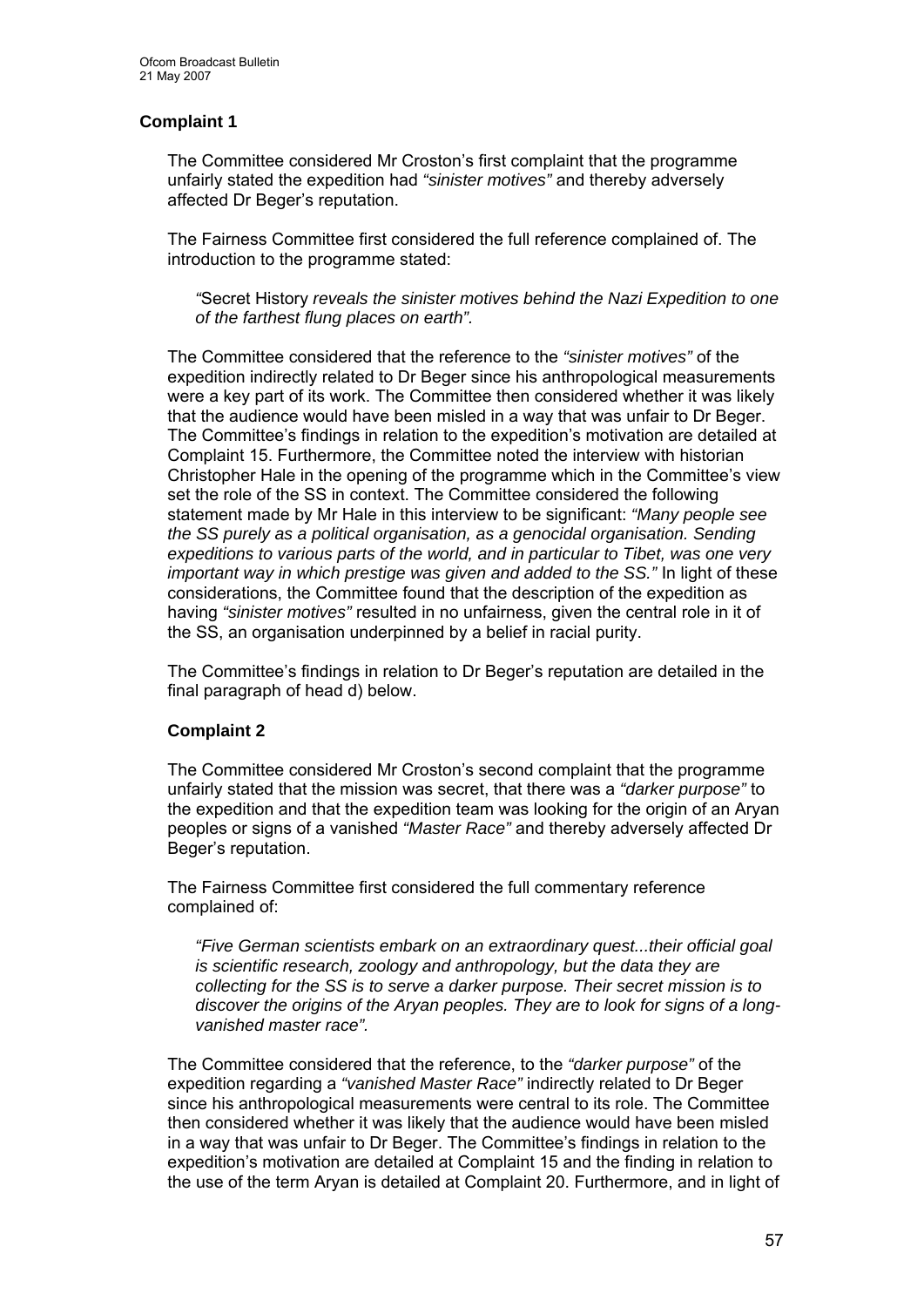## Complaint 1

The Committee considered Mr Croston's first complaint that the programme unfairly stated the expedition had *"sinister motives"* and thereby adversely affected Dr Beger's reputation.

The Fairness Committee first considered the full reference complained of. The introduction to the programme stated:

> *"*Secret History *reveals the sinister motives behind the Nazi Expedition to one of the farthest flung places on earth"*.

The Committee considered that the reference to the *"sinister motives"* of the expedition indirectly related to Dr Beger since his anthropological measurements were a key part of its work. The Committee then considered whether it was likely that the audience would have been misled in a way that was unfair to Dr Beger. The Committee's findings in relation to the expedition's motivation are detailed at Complaint 15. Furthermore, the Committee noted the interview with historian Christopher Hale in the opening of the programme which in the Committee's view set the role of the SS in context. The Committee considered the following statement made by Mr Hale in this interview to be significant: *"Many people see the SS purely as a political organisation, as a genocidal organisation. Sending expeditions to various parts of the world, and in particular to Tibet, was one very important way in which prestige was given and added to the SS."* In light of these considerations, the Committee found that the description of the expedition as having *"sinister motives"* resulted in no unfairness, given the central role in it of the SS, an organisation underpinned by a belief in racial purity.

The Committee's findings in relation to Dr Beger's reputation are detailed in the final paragraph of head d) below.

## Complaint 2

The Committee considered Mr Croston's second complaint that the programme unfairly stated that the mission was secret, that there was a *"darker purpose"* to the expedition and that the expedition team was looking for the origin of an Aryan peoples or signs of a vanished *"Master Race"* and thereby adversely affected Dr Beger's reputation.

The Fairness Committee first considered the full commentary reference complained of:

> *"Five German scientists embark on an extraordinary quest...their official goal is scientific research, zoology and anthropology, but the data they are collecting for the SS is to serve a darker purpose. Their secret mission is to discover the origins of the Aryan peoples. They are to look for signs of a long-vanished master race".*

The Committee considered that the reference, to the *"darker purpose"* of the expedition regarding a *"vanished Master Race"* indirectly related to Dr Beger since his anthropological measurements were central to its role. The Committee then considered whether it was likely that the audience would have been misled in a way that was unfair to Dr Beger. The Committee's findings in relation to the expedition's motivation are detailed at Complaint 15 and the finding in relation to the use of the term Aryan is detailed at Complaint 20. Furthermore, and in light of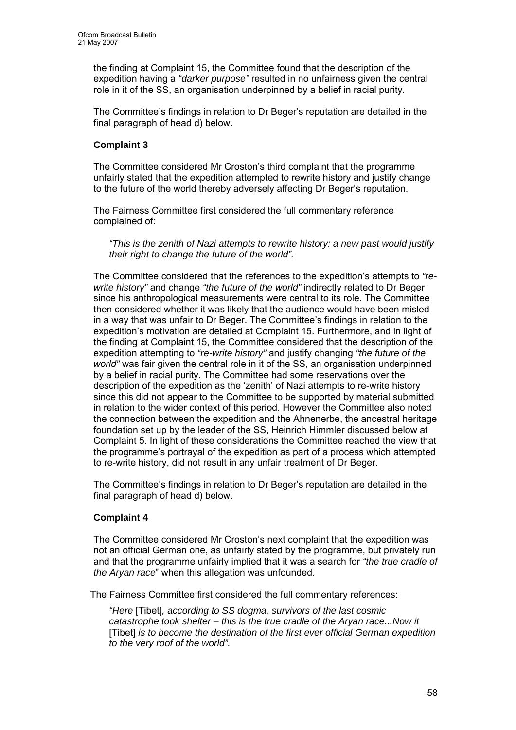the finding at Complaint 15, the Committee found that the description of the expedition having a *"darker purpose"* resulted in no unfairness given the central role in it of the SS, an organisation underpinned by a belief in racial purity.

The Committee's findings in relation to Dr Beger's reputation are detailed in the final paragraph of head d) below.

**Complaint 3**

The Committee considered Mr Croston's third complaint that the programme unfairly stated that the expedition attempted to rewrite history and justify change to the future of the world thereby adversely affecting Dr Beger's reputation.

The Fairness Committee first considered the full commentary reference complained of:

> *"This is the zenith of Nazi attempts to rewrite history: a new past would justify their right to change the future of the world".*

The Committee considered that the references to the expedition's attempts to *"re-write history"* and change *"the future of the world"* indirectly related to Dr Beger since his anthropological measurements were central to its role. The Committee then considered whether it was likely that the audience would have been misled in a way that was unfair to Dr Beger. The Committee's findings in relation to the expedition's motivation are detailed at Complaint 15. Furthermore, and in light of the finding at Complaint 15, the Committee considered that the description of the expedition attempting to *"re-write history"* and justify changing *"the future of the world"* was fair given the central role in it of the SS, an organisation underpinned by a belief in racial purity. The Committee had some reservations over the description of the expedition as the 'zenith' of Nazi attempts to re-write history since this did not appear to the Committee to be supported by material submitted in relation to the wider context of this period. However the Committee also noted the connection between the expedition and the Ahnenerbe, the ancestral heritage foundation set up by the leader of the SS, Heinrich Himmler discussed below at Complaint 5. In light of these considerations the Committee reached the view that the programme's portrayal of the expedition as part of a process which attempted to re-write history, did not result in any unfair treatment of Dr Beger.

The Committee's findings in relation to Dr Beger's reputation are detailed in the final paragraph of head d) below.

**Complaint 4**

The Committee considered Mr Croston's next complaint that the expedition was not an official German one, as unfairly stated by the programme, but privately run and that the programme unfairly implied that it was a search for *"the true cradle of the Aryan race*" when this allegation was unfounded.

The Fairness Committee first considered the full commentary references:

> *"Here* [Tibet]*, according to SS dogma, survivors of the last cosmic catastrophe took shelter – this is the true cradle of the Aryan race...Now it* [Tibet] *is to become the destination of the first ever official German expedition to the very roof of the world".*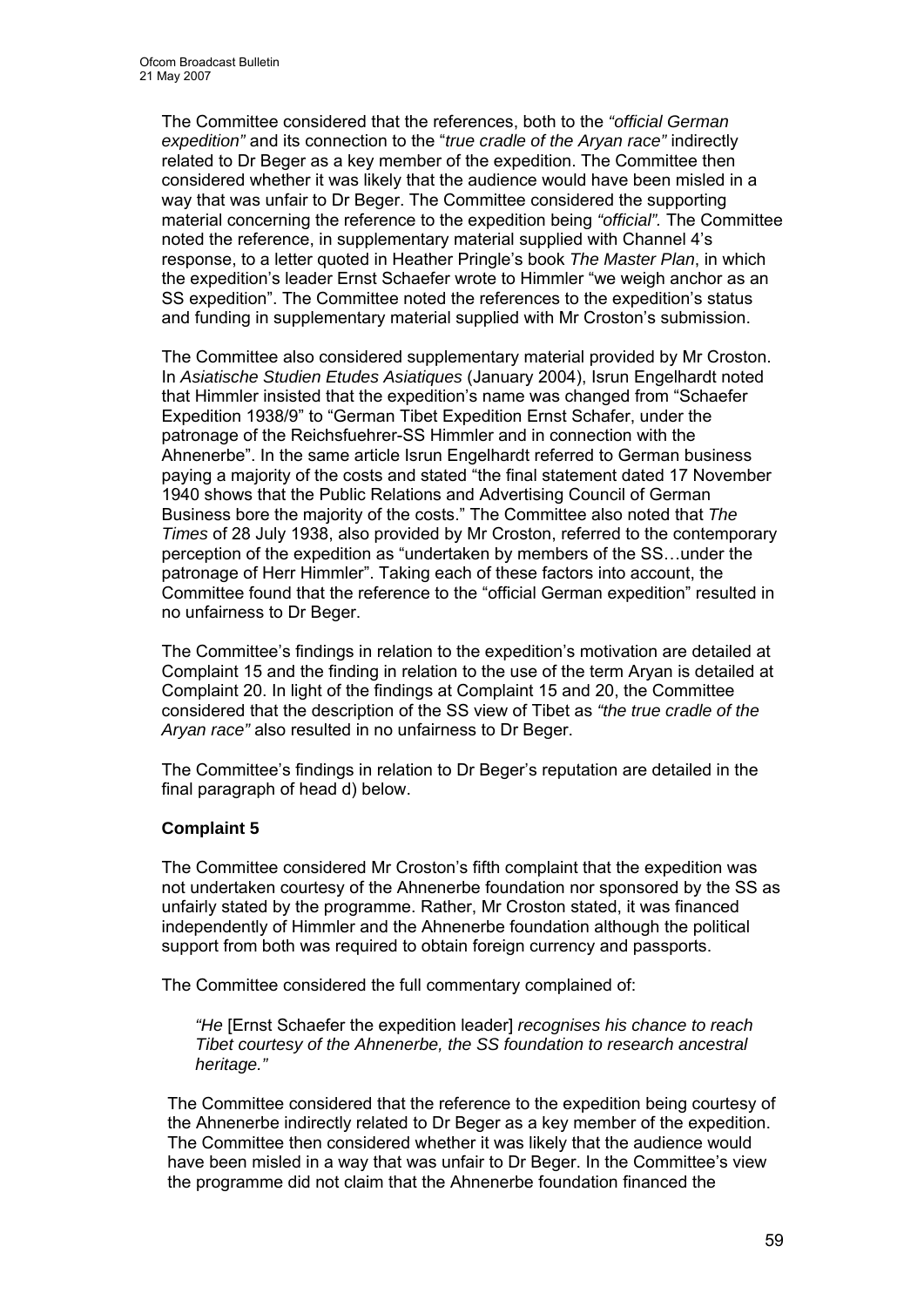The Committee considered that the references, both to the *"official German expedition"* and its connection to the "*true cradle of the Aryan race"* indirectly related to Dr Beger as a key member of the expedition. The Committee then considered whether it was likely that the audience would have been misled in a way that was unfair to Dr Beger. The Committee considered the supporting material concerning the reference to the expedition being *"official".* The Committee noted the reference, in supplementary material supplied with Channel 4's response, to a letter quoted in Heather Pringle's book *The Master Plan*, in which the expedition's leader Ernst Schaefer wrote to Himmler "we weigh anchor as an SS expedition". The Committee noted the references to the expedition's status and funding in supplementary material supplied with Mr Croston's submission.

The Committee also considered supplementary material provided by Mr Croston. In *Asiatische Studien Etudes Asiatiques* (January 2004), Isrun Engelhardt noted that Himmler insisted that the expedition's name was changed from "Schaefer Expedition 1938/9" to "German Tibet Expedition Ernst Schafer, under the patronage of the Reichsfuehrer-SS Himmler and in connection with the Ahnenerbe". In the same article Isrun Engelhardt referred to German business paying a majority of the costs and stated "the final statement dated 17 November 1940 shows that the Public Relations and Advertising Council of German Business bore the majority of the costs." The Committee also noted that *The Times* of 28 July 1938, also provided by Mr Croston, referred to the contemporary perception of the expedition as "undertaken by members of the SS…under the patronage of Herr Himmler". Taking each of these factors into account, the Committee found that the reference to the "official German expedition" resulted in no unfairness to Dr Beger.

The Committee's findings in relation to the expedition's motivation are detailed at Complaint 15 and the finding in relation to the use of the term Aryan is detailed at Complaint 20. In light of the findings at Complaint 15 and 20, the Committee considered that the description of the SS view of Tibet as *"the true cradle of the Aryan race"* also resulted in no unfairness to Dr Beger.

The Committee's findings in relation to Dr Beger's reputation are detailed in the final paragraph of head d) below.

**Complaint 5**

The Committee considered Mr Croston's fifth complaint that the expedition was not undertaken courtesy of the Ahnenerbe foundation nor sponsored by the SS as unfairly stated by the programme. Rather, Mr Croston stated, it was financed independently of Himmler and the Ahnenerbe foundation although the political support from both was required to obtain foreign currency and passports.

The Committee considered the full commentary complained of:

> *"He* [Ernst Schaefer the expedition leader] *recognises his chance to reach Tibet courtesy of the Ahnenerbe, the SS foundation to research ancestral heritage."*

The Committee considered that the reference to the expedition being courtesy of the Ahnenerbe indirectly related to Dr Beger as a key member of the expedition. The Committee then considered whether it was likely that the audience would have been misled in a way that was unfair to Dr Beger. In the Committee's view the programme did not claim that the Ahnenerbe foundation financed the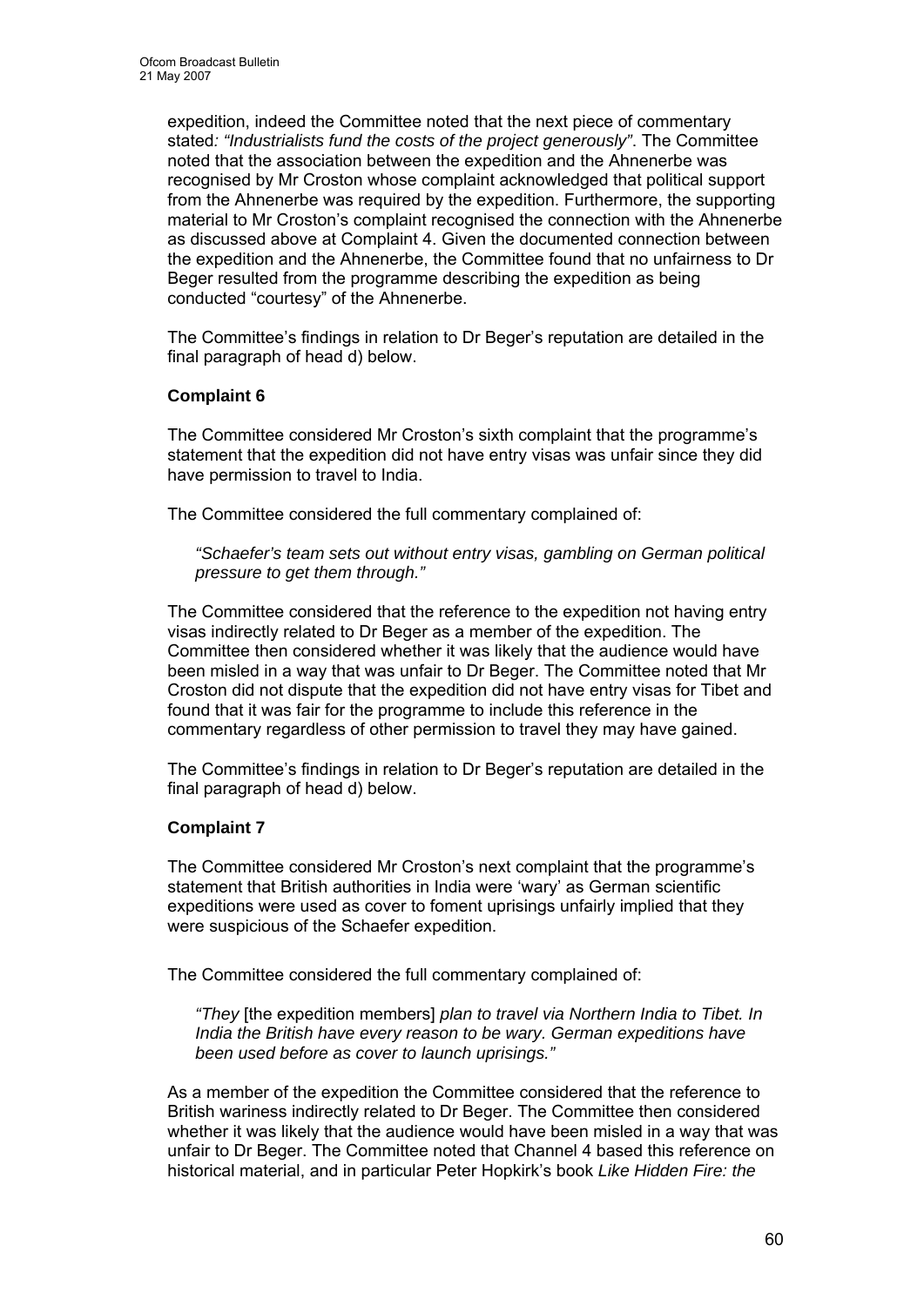expedition, indeed the Committee noted that the next piece of commentary stated*: "Industrialists fund the costs of the project generously"*. The Committee noted that the association between the expedition and the Ahnenerbe was recognised by Mr Croston whose complaint acknowledged that political support from the Ahnenerbe was required by the expedition. Furthermore, the supporting material to Mr Croston's complaint recognised the connection with the Ahnenerbe as discussed above at Complaint 4. Given the documented connection between the expedition and the Ahnenerbe, the Committee found that no unfairness to Dr Beger resulted from the programme describing the expedition as being conducted "courtesy" of the Ahnenerbe.

The Committee's findings in relation to Dr Beger's reputation are detailed in the final paragraph of head d) below.

**Complaint 6**

The Committee considered Mr Croston's sixth complaint that the programme's statement that the expedition did not have entry visas was unfair since they did have permission to travel to India.

The Committee considered the full commentary complained of:

> *"Schaefer's team sets out without entry visas, gambling on German political pressure to get them through."*

The Committee considered that the reference to the expedition not having entry visas indirectly related to Dr Beger as a member of the expedition. The Committee then considered whether it was likely that the audience would have been misled in a way that was unfair to Dr Beger. The Committee noted that Mr Croston did not dispute that the expedition did not have entry visas for Tibet and found that it was fair for the programme to include this reference in the commentary regardless of other permission to travel they may have gained.

The Committee's findings in relation to Dr Beger's reputation are detailed in the final paragraph of head d) below.

**Complaint 7**

The Committee considered Mr Croston's next complaint that the programme's statement that British authorities in India were 'wary' as German scientific expeditions were used as cover to foment uprisings unfairly implied that they were suspicious of the Schaefer expedition.

The Committee considered the full commentary complained of:

> *"They* [the expedition members] *plan to travel via Northern India to Tibet. In India the British have every reason to be wary. German expeditions have been used before as cover to launch uprisings."*

As a member of the expedition the Committee considered that the reference to British wariness indirectly related to Dr Beger. The Committee then considered whether it was likely that the audience would have been misled in a way that was unfair to Dr Beger. The Committee noted that Channel 4 based this reference on historical material, and in particular Peter Hopkirk's book *Like Hidden Fire: the*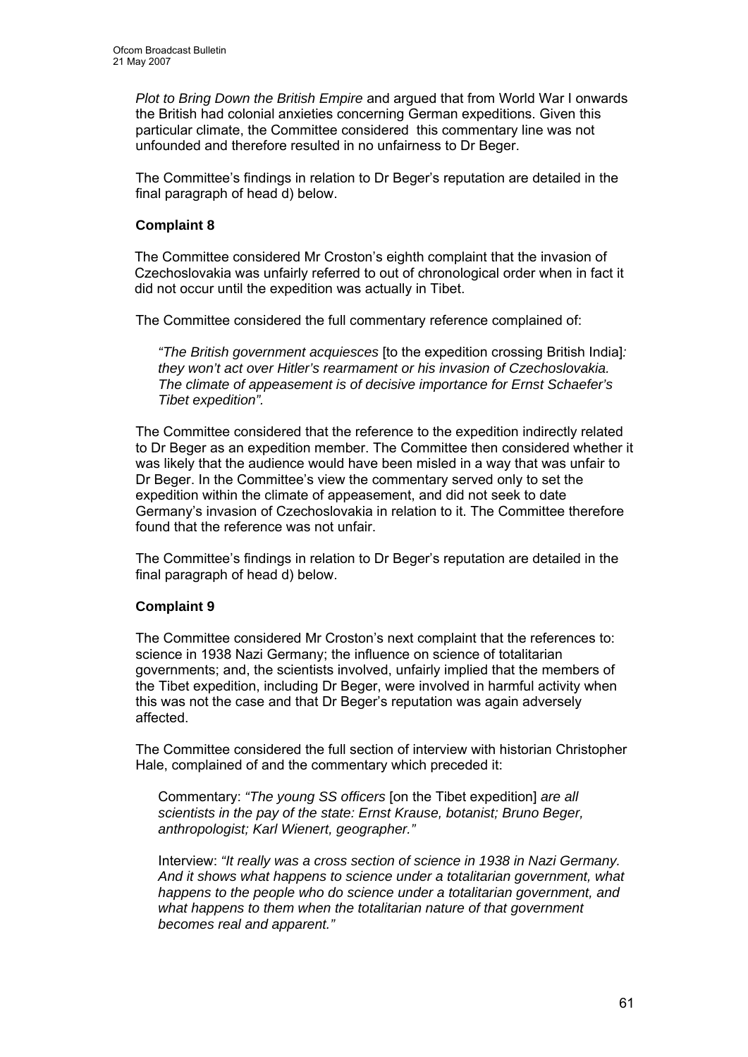*Plot to Bring Down the British Empire* and argued that from World War I onwards the British had colonial anxieties concerning German expeditions. Given this particular climate, the Committee considered this commentary line was not unfounded and therefore resulted in no unfairness to Dr Beger.

The Committee's findings in relation to Dr Beger's reputation are detailed in the final paragraph of head d) below.

**Complaint 8**

The Committee considered Mr Croston's eighth complaint that the invasion of Czechoslovakia was unfairly referred to out of chronological order when in fact it did not occur until the expedition was actually in Tibet.

The Committee considered the full commentary reference complained of:

> *"The British government acquiesces* [to the expedition crossing British India]*: they won't act over Hitler's rearmament or his invasion of Czechoslovakia. The climate of appeasement is of decisive importance for Ernst Schaefer's Tibet expedition".*

The Committee considered that the reference to the expedition indirectly related to Dr Beger as an expedition member. The Committee then considered whether it was likely that the audience would have been misled in a way that was unfair to Dr Beger. In the Committee's view the commentary served only to set the expedition within the climate of appeasement, and did not seek to date Germany's invasion of Czechoslovakia in relation to it. The Committee therefore found that the reference was not unfair.

The Committee's findings in relation to Dr Beger's reputation are detailed in the final paragraph of head d) below.

**Complaint 9**

The Committee considered Mr Croston's next complaint that the references to: science in 1938 Nazi Germany; the influence on science of totalitarian governments; and, the scientists involved, unfairly implied that the members of the Tibet expedition, including Dr Beger, were involved in harmful activity when this was not the case and that Dr Beger's reputation was again adversely affected.

The Committee considered the full section of interview with historian Christopher Hale, complained of and the commentary which preceded it:

> Commentary: *"The young SS officers* [on the Tibet expedition] *are all scientists in the pay of the state: Ernst Krause, botanist; Bruno Beger, anthropologist; Karl Wienert, geographer."*
>
> Interview: *"It really was a cross section of science in 1938 in Nazi Germany. And it shows what happens to science under a totalitarian government, what happens to the people who do science under a totalitarian government, and what happens to them when the totalitarian nature of that government becomes real and apparent."*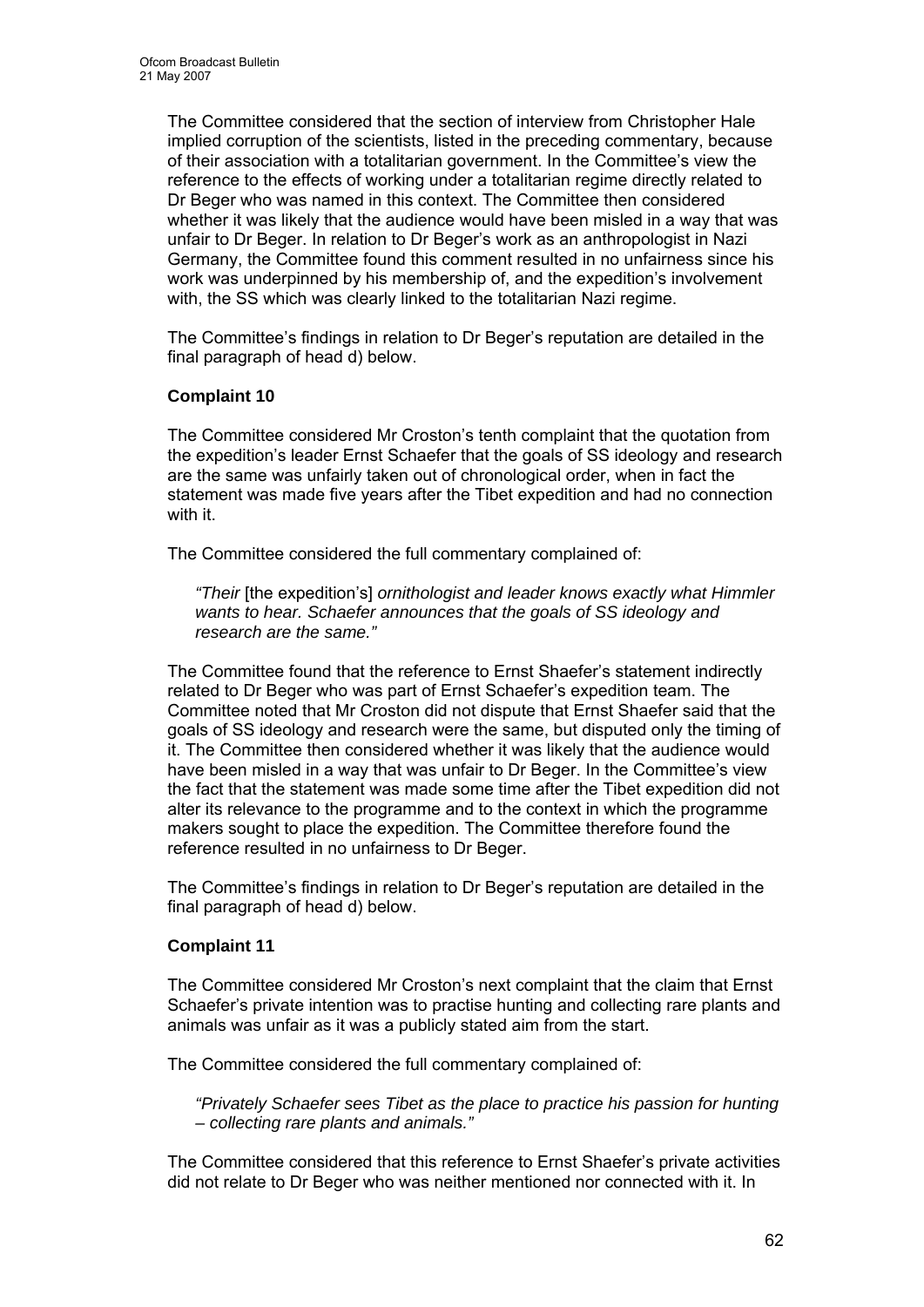The Committee considered that the section of interview from Christopher Hale implied corruption of the scientists, listed in the preceding commentary, because of their association with a totalitarian government. In the Committee's view the reference to the effects of working under a totalitarian regime directly related to Dr Beger who was named in this context. The Committee then considered whether it was likely that the audience would have been misled in a way that was unfair to Dr Beger. In relation to Dr Beger's work as an anthropologist in Nazi Germany, the Committee found this comment resulted in no unfairness since his work was underpinned by his membership of, and the expedition's involvement with, the SS which was clearly linked to the totalitarian Nazi regime.

The Committee's findings in relation to Dr Beger's reputation are detailed in the final paragraph of head d) below.

**Complaint 10**

The Committee considered Mr Croston's tenth complaint that the quotation from the expedition's leader Ernst Schaefer that the goals of SS ideology and research are the same was unfairly taken out of chronological order, when in fact the statement was made five years after the Tibet expedition and had no connection with it.

The Committee considered the full commentary complained of:

> *"Their* [the expedition's] *ornithologist and leader knows exactly what Himmler wants to hear. Schaefer announces that the goals of SS ideology and research are the same."*

The Committee found that the reference to Ernst Shaefer's statement indirectly related to Dr Beger who was part of Ernst Schaefer's expedition team. The Committee noted that Mr Croston did not dispute that Ernst Shaefer said that the goals of SS ideology and research were the same, but disputed only the timing of it. The Committee then considered whether it was likely that the audience would have been misled in a way that was unfair to Dr Beger. In the Committee's view the fact that the statement was made some time after the Tibet expedition did not alter its relevance to the programme and to the context in which the programme makers sought to place the expedition. The Committee therefore found the reference resulted in no unfairness to Dr Beger.

The Committee's findings in relation to Dr Beger's reputation are detailed in the final paragraph of head d) below.

**Complaint 11**

The Committee considered Mr Croston's next complaint that the claim that Ernst Schaefer's private intention was to practise hunting and collecting rare plants and animals was unfair as it was a publicly stated aim from the start.

The Committee considered the full commentary complained of:

> *"Privately Schaefer sees Tibet as the place to practice his passion for hunting – collecting rare plants and animals."*

The Committee considered that this reference to Ernst Shaefer's private activities did not relate to Dr Beger who was neither mentioned nor connected with it. In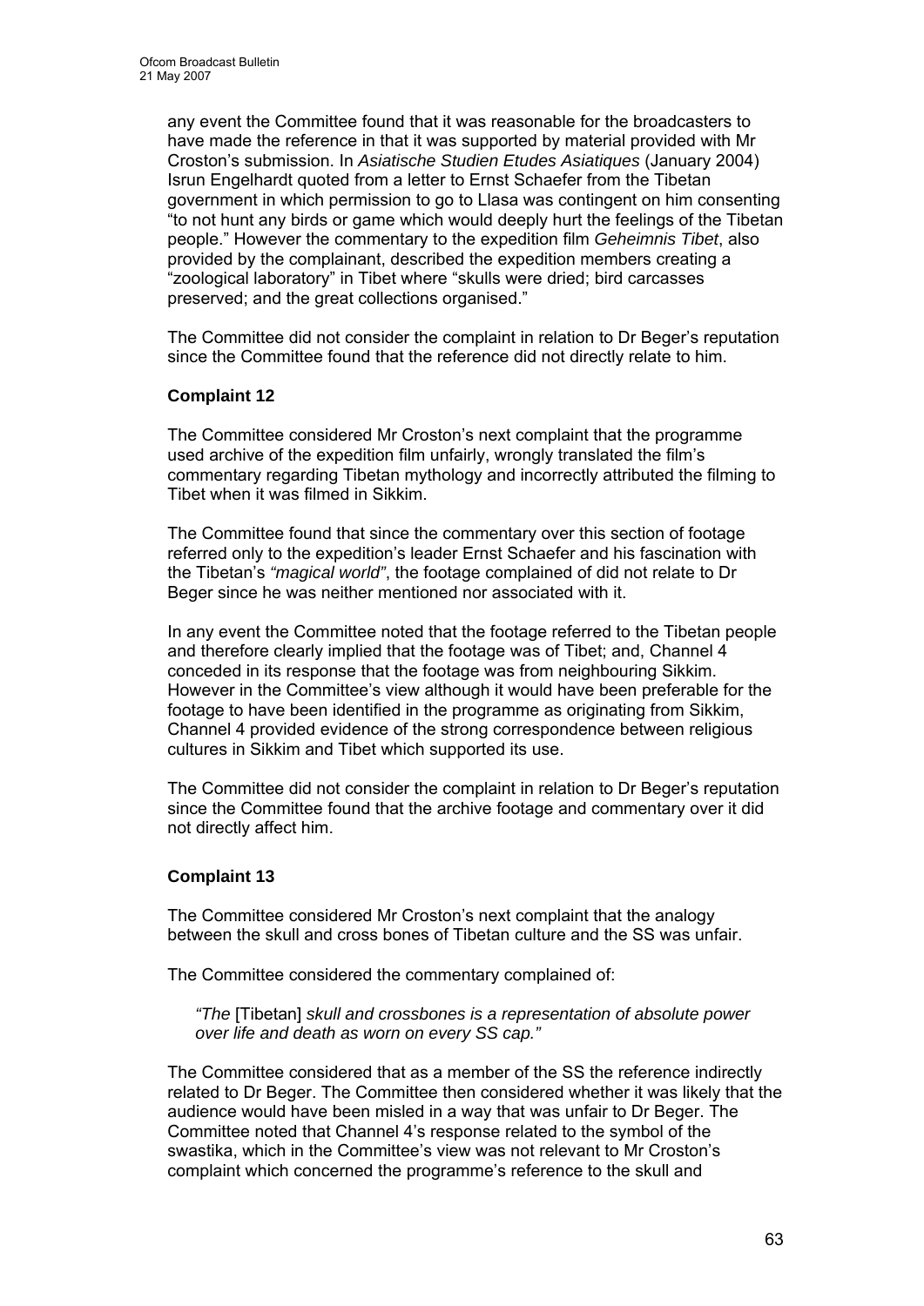any event the Committee found that it was reasonable for the broadcasters to have made the reference in that it was supported by material provided with Mr Croston's submission. In *Asiatische Studien Etudes Asiatiques* (January 2004) Isrun Engelhardt quoted from a letter to Ernst Schaefer from the Tibetan government in which permission to go to Llasa was contingent on him consenting "to not hunt any birds or game which would deeply hurt the feelings of the Tibetan people." However the commentary to the expedition film *Geheimnis Tibet*, also provided by the complainant, described the expedition members creating a "zoological laboratory" in Tibet where "skulls were dried; bird carcasses preserved; and the great collections organised."

The Committee did not consider the complaint in relation to Dr Beger's reputation since the Committee found that the reference did not directly relate to him.

**Complaint 12**

The Committee considered Mr Croston's next complaint that the programme used archive of the expedition film unfairly, wrongly translated the film's commentary regarding Tibetan mythology and incorrectly attributed the filming to Tibet when it was filmed in Sikkim.

The Committee found that since the commentary over this section of footage referred only to the expedition's leader Ernst Schaefer and his fascination with the Tibetan's *"magical world"*, the footage complained of did not relate to Dr Beger since he was neither mentioned nor associated with it.

In any event the Committee noted that the footage referred to the Tibetan people and therefore clearly implied that the footage was of Tibet; and, Channel 4 conceded in its response that the footage was from neighbouring Sikkim. However in the Committee's view although it would have been preferable for the footage to have been identified in the programme as originating from Sikkim, Channel 4 provided evidence of the strong correspondence between religious cultures in Sikkim and Tibet which supported its use.

The Committee did not consider the complaint in relation to Dr Beger's reputation since the Committee found that the archive footage and commentary over it did not directly affect him.

**Complaint 13**

The Committee considered Mr Croston's next complaint that the analogy between the skull and cross bones of Tibetan culture and the SS was unfair.

The Committee considered the commentary complained of:

> *"The* [Tibetan] *skull and crossbones is a representation of absolute power over life and death as worn on every SS cap."*

The Committee considered that as a member of the SS the reference indirectly related to Dr Beger. The Committee then considered whether it was likely that the audience would have been misled in a way that was unfair to Dr Beger. The Committee noted that Channel 4's response related to the symbol of the swastika, which in the Committee's view was not relevant to Mr Croston's complaint which concerned the programme's reference to the skull and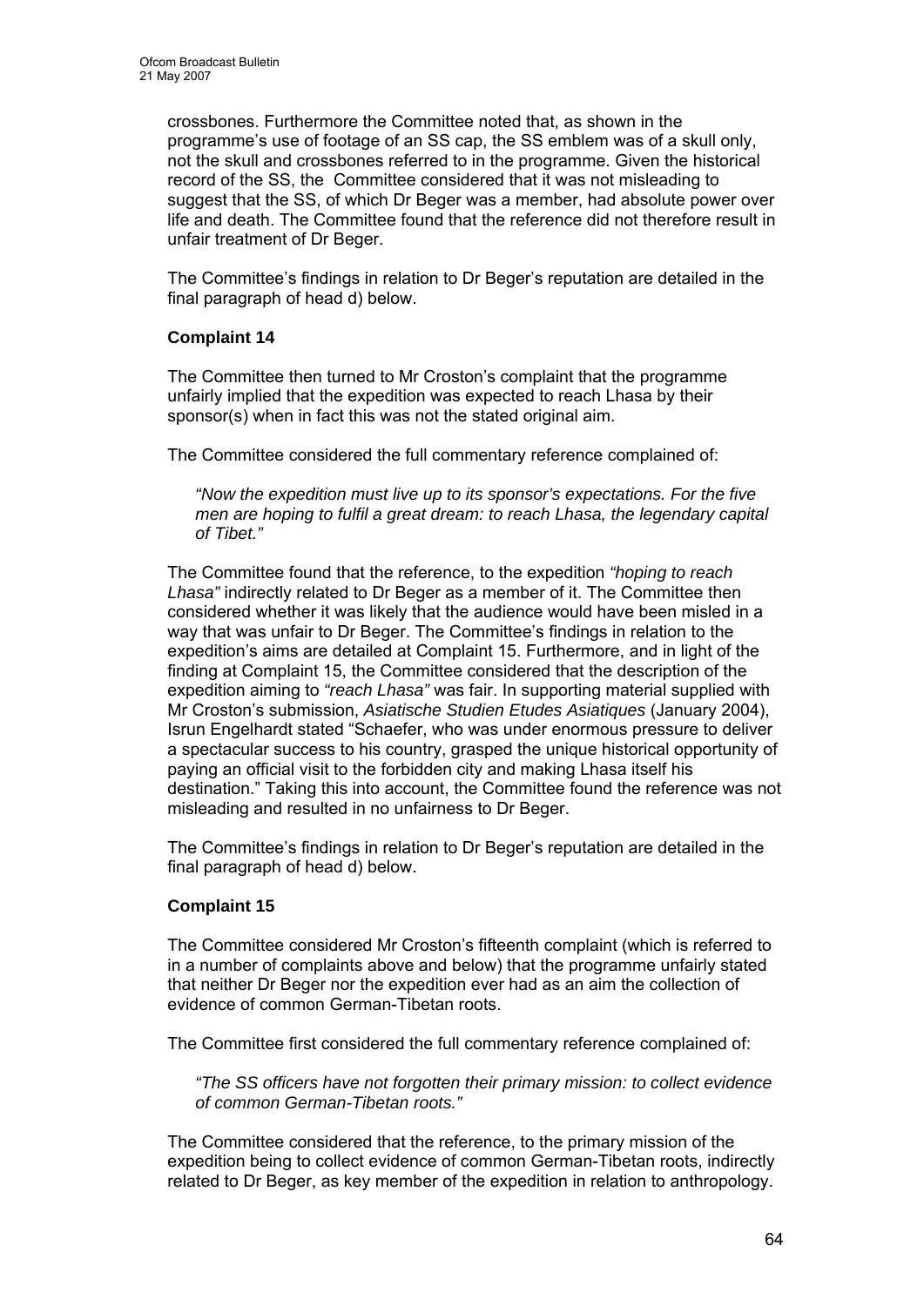crossbones. Furthermore the Committee noted that, as shown in the programme's use of footage of an SS cap, the SS emblem was of a skull only, not the skull and crossbones referred to in the programme. Given the historical record of the SS, the Committee considered that it was not misleading to suggest that the SS, of which Dr Beger was a member, had absolute power over life and death. The Committee found that the reference did not therefore result in unfair treatment of Dr Beger.

The Committee's findings in relation to Dr Beger's reputation are detailed in the final paragraph of head d) below.

**Complaint 14**

The Committee then turned to Mr Croston's complaint that the programme unfairly implied that the expedition was expected to reach Lhasa by their sponsor(s) when in fact this was not the stated original aim.

The Committee considered the full commentary reference complained of:

> *"Now the expedition must live up to its sponsor's expectations. For the five men are hoping to fulfil a great dream: to reach Lhasa, the legendary capital of Tibet."*

The Committee found that the reference, to the expedition *"hoping to reach Lhasa"* indirectly related to Dr Beger as a member of it. The Committee then considered whether it was likely that the audience would have been misled in a way that was unfair to Dr Beger. The Committee's findings in relation to the expedition's aims are detailed at Complaint 15. Furthermore, and in light of the finding at Complaint 15, the Committee considered that the description of the expedition aiming to *"reach Lhasa"* was fair. In supporting material supplied with Mr Croston's submission, *Asiatische Studien Etudes Asiatiques* (January 2004), Isrun Engelhardt stated "Schaefer, who was under enormous pressure to deliver a spectacular success to his country, grasped the unique historical opportunity of paying an official visit to the forbidden city and making Lhasa itself his destination." Taking this into account, the Committee found the reference was not misleading and resulted in no unfairness to Dr Beger.

The Committee's findings in relation to Dr Beger's reputation are detailed in the final paragraph of head d) below.

**Complaint 15**

The Committee considered Mr Croston's fifteenth complaint (which is referred to in a number of complaints above and below) that the programme unfairly stated that neither Dr Beger nor the expedition ever had as an aim the collection of evidence of common German-Tibetan roots.

The Committee first considered the full commentary reference complained of:

> *"The SS officers have not forgotten their primary mission: to collect evidence of common German-Tibetan roots."*

The Committee considered that the reference, to the primary mission of the expedition being to collect evidence of common German-Tibetan roots, indirectly related to Dr Beger, as key member of the expedition in relation to anthropology.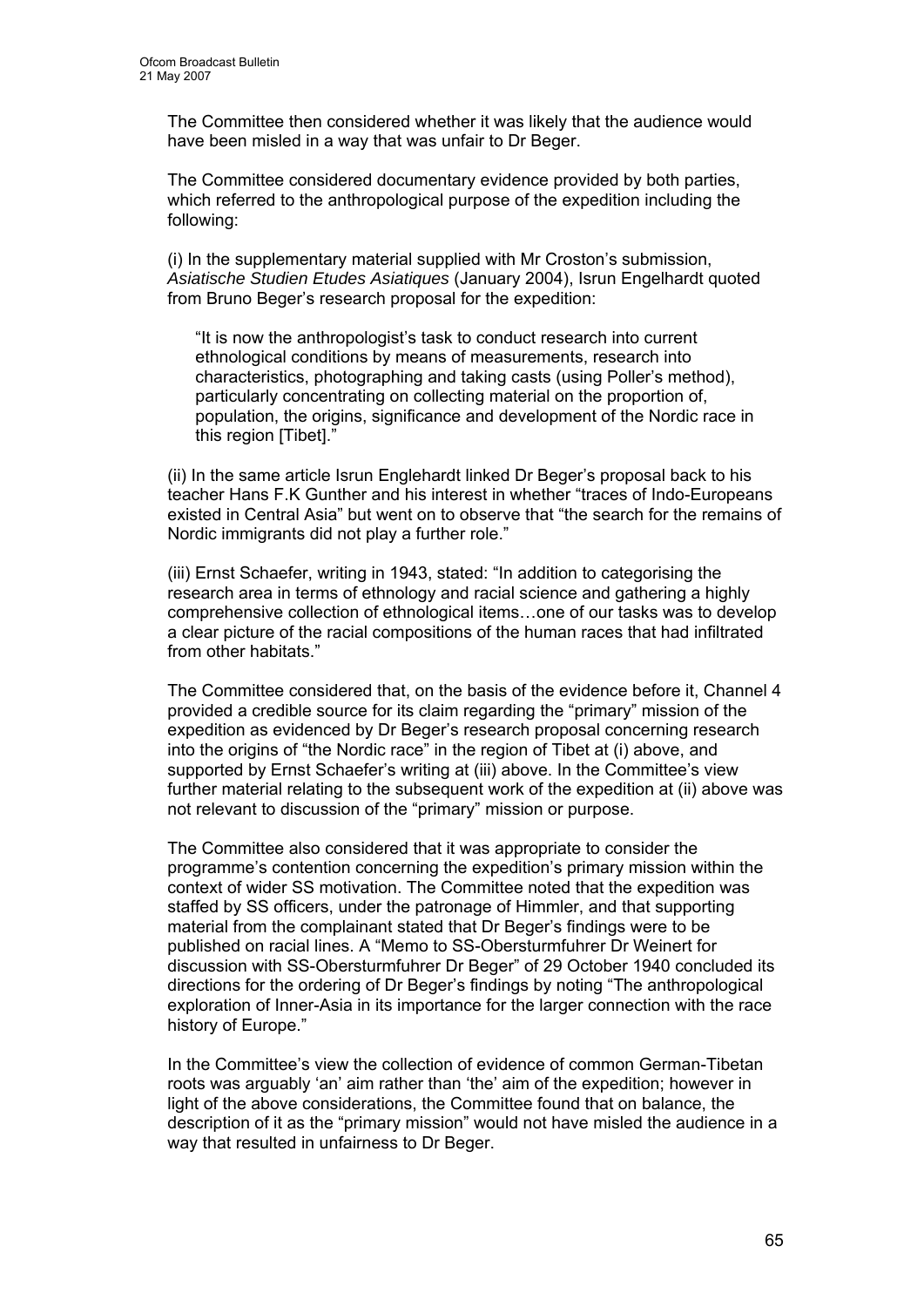The Committee then considered whether it was likely that the audience would have been misled in a way that was unfair to Dr Beger.

The Committee considered documentary evidence provided by both parties, which referred to the anthropological purpose of the expedition including the following:

(i) In the supplementary material supplied with Mr Croston's submission, *Asiatische Studien Etudes Asiatiques* (January 2004), Isrun Engelhardt quoted from Bruno Beger's research proposal for the expedition:

> "It is now the anthropologist's task to conduct research into current ethnological conditions by means of measurements, research into characteristics, photographing and taking casts (using Poller's method), particularly concentrating on collecting material on the proportion of, population, the origins, significance and development of the Nordic race in this region [Tibet]."

(ii) In the same article Isrun Englehardt linked Dr Beger's proposal back to his teacher Hans F.K Gunther and his interest in whether "traces of Indo-Europeans existed in Central Asia" but went on to observe that "the search for the remains of Nordic immigrants did not play a further role."

(iii) Ernst Schaefer, writing in 1943, stated: "In addition to categorising the research area in terms of ethnology and racial science and gathering a highly comprehensive collection of ethnological items…one of our tasks was to develop a clear picture of the racial compositions of the human races that had infiltrated from other habitats."

The Committee considered that, on the basis of the evidence before it, Channel 4 provided a credible source for its claim regarding the "primary" mission of the expedition as evidenced by Dr Beger's research proposal concerning research into the origins of "the Nordic race" in the region of Tibet at (i) above, and supported by Ernst Schaefer's writing at (iii) above. In the Committee's view further material relating to the subsequent work of the expedition at (ii) above was not relevant to discussion of the "primary" mission or purpose.

The Committee also considered that it was appropriate to consider the programme's contention concerning the expedition's primary mission within the context of wider SS motivation. The Committee noted that the expedition was staffed by SS officers, under the patronage of Himmler, and that supporting material from the complainant stated that Dr Beger's findings were to be published on racial lines. A "Memo to SS-Obersturmfuhrer Dr Weinert for discussion with SS-Obersturmfuhrer Dr Beger" of 29 October 1940 concluded its directions for the ordering of Dr Beger's findings by noting "The anthropological exploration of Inner-Asia in its importance for the larger connection with the race history of Europe."

In the Committee's view the collection of evidence of common German-Tibetan roots was arguably 'an' aim rather than 'the' aim of the expedition; however in light of the above considerations, the Committee found that on balance, the description of it as the "primary mission" would not have misled the audience in a way that resulted in unfairness to Dr Beger.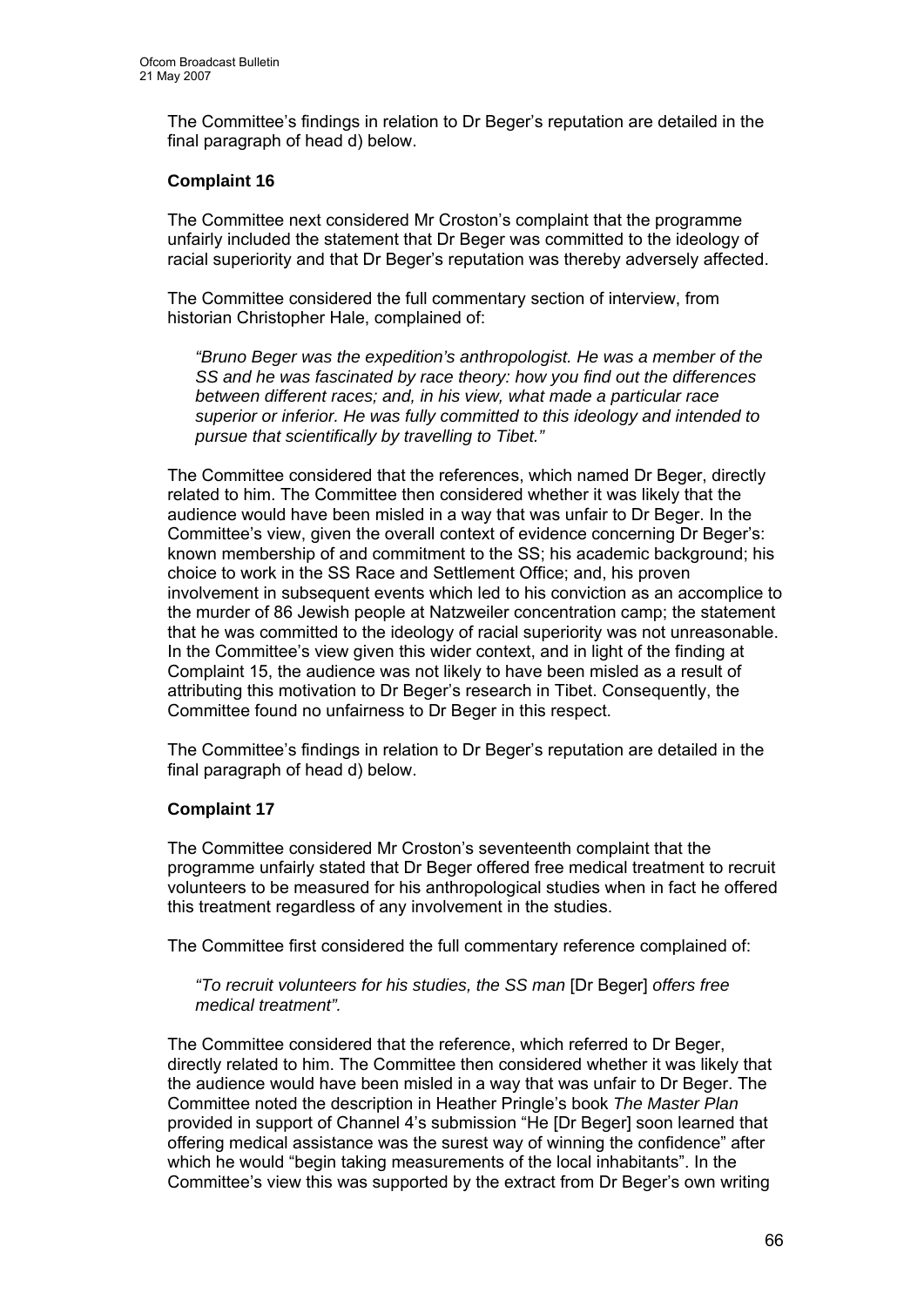The Committee's findings in relation to Dr Beger's reputation are detailed in the final paragraph of head d) below.

**Complaint 16**

The Committee next considered Mr Croston's complaint that the programme unfairly included the statement that Dr Beger was committed to the ideology of racial superiority and that Dr Beger's reputation was thereby adversely affected.

The Committee considered the full commentary section of interview, from historian Christopher Hale, complained of:

> *"Bruno Beger was the expedition's anthropologist. He was a member of the SS and he was fascinated by race theory: how you find out the differences between different races; and, in his view, what made a particular race superior or inferior. He was fully committed to this ideology and intended to pursue that scientifically by travelling to Tibet."*

The Committee considered that the references, which named Dr Beger, directly related to him. The Committee then considered whether it was likely that the audience would have been misled in a way that was unfair to Dr Beger. In the Committee's view, given the overall context of evidence concerning Dr Beger's: known membership of and commitment to the SS; his academic background; his choice to work in the SS Race and Settlement Office; and, his proven involvement in subsequent events which led to his conviction as an accomplice to the murder of 86 Jewish people at Natzweiler concentration camp; the statement that he was committed to the ideology of racial superiority was not unreasonable. In the Committee's view given this wider context, and in light of the finding at Complaint 15, the audience was not likely to have been misled as a result of attributing this motivation to Dr Beger's research in Tibet. Consequently, the Committee found no unfairness to Dr Beger in this respect.

The Committee's findings in relation to Dr Beger's reputation are detailed in the final paragraph of head d) below.

**Complaint 17**

The Committee considered Mr Croston's seventeenth complaint that the programme unfairly stated that Dr Beger offered free medical treatment to recruit volunteers to be measured for his anthropological studies when in fact he offered this treatment regardless of any involvement in the studies.

The Committee first considered the full commentary reference complained of:

> *"To recruit volunteers for his studies, the SS man* [Dr Beger] *offers free medical treatment".*

The Committee considered that the reference, which referred to Dr Beger, directly related to him. The Committee then considered whether it was likely that the audience would have been misled in a way that was unfair to Dr Beger. The Committee noted the description in Heather Pringle's book *The Master Plan* provided in support of Channel 4's submission "He [Dr Beger] soon learned that offering medical assistance was the surest way of winning the confidence" after which he would "begin taking measurements of the local inhabitants". In the Committee's view this was supported by the extract from Dr Beger's own writing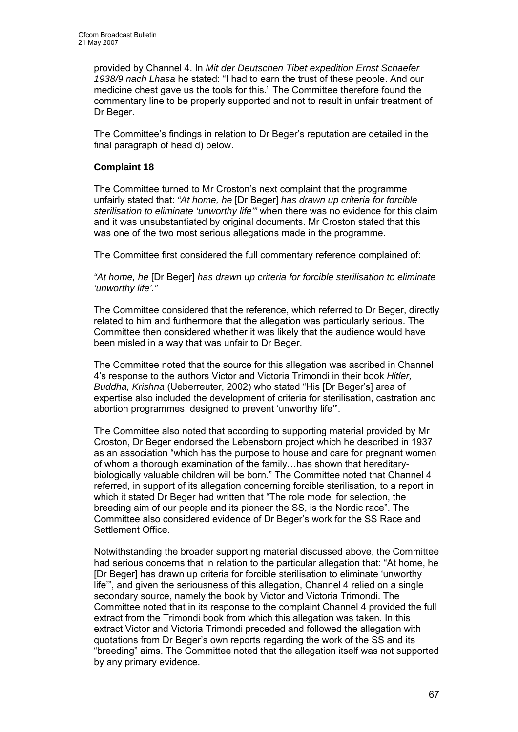provided by Channel 4. In *Mit der Deutschen Tibet expedition Ernst Schaefer 1938/9 nach Lhasa* he stated: "I had to earn the trust of these people. And our medicine chest gave us the tools for this." The Committee therefore found the commentary line to be properly supported and not to result in unfair treatment of Dr Beger.

The Committee's findings in relation to Dr Beger's reputation are detailed in the final paragraph of head d) below.

**Complaint 18**

The Committee turned to Mr Croston's next complaint that the programme unfairly stated that: *"At home, he* [Dr Beger] *has drawn up criteria for forcible sterilisation to eliminate 'unworthy life'"* when there was no evidence for this claim and it was unsubstantiated by original documents. Mr Croston stated that this was one of the two most serious allegations made in the programme.

The Committee first considered the full commentary reference complained of:

*"At home, he* [Dr Beger] *has drawn up criteria for forcible sterilisation to eliminate 'unworthy life'."*

The Committee considered that the reference, which referred to Dr Beger, directly related to him and furthermore that the allegation was particularly serious. The Committee then considered whether it was likely that the audience would have been misled in a way that was unfair to Dr Beger.

The Committee noted that the source for this allegation was ascribed in Channel 4's response to the authors Victor and Victoria Trimondi in their book *Hitler, Buddha, Krishna* (Ueberreuter, 2002) who stated "His [Dr Beger's] area of expertise also included the development of criteria for sterilisation, castration and abortion programmes, designed to prevent 'unworthy life'".

The Committee also noted that according to supporting material provided by Mr Croston, Dr Beger endorsed the Lebensborn project which he described in 1937 as an association "which has the purpose to house and care for pregnant women of whom a thorough examination of the family…has shown that hereditary-biologically valuable children will be born." The Committee noted that Channel 4 referred, in support of its allegation concerning forcible sterilisation, to a report in which it stated Dr Beger had written that "The role model for selection, the breeding aim of our people and its pioneer the SS, is the Nordic race". The Committee also considered evidence of Dr Beger's work for the SS Race and Settlement Office.

Notwithstanding the broader supporting material discussed above, the Committee had serious concerns that in relation to the particular allegation that: "At home, he [Dr Beger] has drawn up criteria for forcible sterilisation to eliminate 'unworthy life'", and given the seriousness of this allegation, Channel 4 relied on a single secondary source, namely the book by Victor and Victoria Trimondi. The Committee noted that in its response to the complaint Channel 4 provided the full extract from the Trimondi book from which this allegation was taken. In this extract Victor and Victoria Trimondi preceded and followed the allegation with quotations from Dr Beger's own reports regarding the work of the SS and its "breeding" aims. The Committee noted that the allegation itself was not supported by any primary evidence.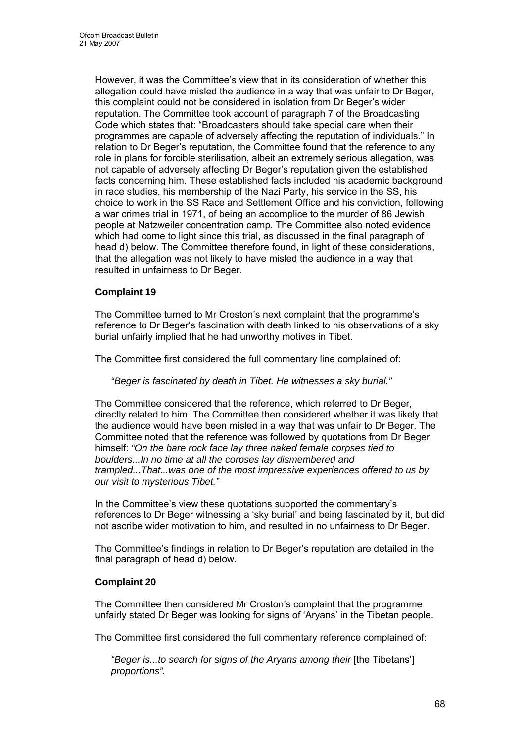However, it was the Committee's view that in its consideration of whether this allegation could have misled the audience in a way that was unfair to Dr Beger, this complaint could not be considered in isolation from Dr Beger's wider reputation. The Committee took account of paragraph 7 of the Broadcasting Code which states that: "Broadcasters should take special care when their programmes are capable of adversely affecting the reputation of individuals." In relation to Dr Beger's reputation, the Committee found that the reference to any role in plans for forcible sterilisation, albeit an extremely serious allegation, was not capable of adversely affecting Dr Beger's reputation given the established facts concerning him. These established facts included his academic background in race studies, his membership of the Nazi Party, his service in the SS, his choice to work in the SS Race and Settlement Office and his conviction, following a war crimes trial in 1971, of being an accomplice to the murder of 86 Jewish people at Natzweiler concentration camp. The Committee also noted evidence which had come to light since this trial, as discussed in the final paragraph of head d) below. The Committee therefore found, in light of these considerations, that the allegation was not likely to have misled the audience in a way that resulted in unfairness to Dr Beger.

**Complaint 19**

The Committee turned to Mr Croston's next complaint that the programme's reference to Dr Beger's fascination with death linked to his observations of a sky burial unfairly implied that he had unworthy motives in Tibet.

The Committee first considered the full commentary line complained of:

*"Beger is fascinated by death in Tibet. He witnesses a sky burial."*

The Committee considered that the reference, which referred to Dr Beger, directly related to him. The Committee then considered whether it was likely that the audience would have been misled in a way that was unfair to Dr Beger. The Committee noted that the reference was followed by quotations from Dr Beger himself: *"On the bare rock face lay three naked female corpses tied to boulders...In no time at all the corpses lay dismembered and trampled...That...was one of the most impressive experiences offered to us by our visit to mysterious Tibet."*

In the Committee's view these quotations supported the commentary's references to Dr Beger witnessing a 'sky burial' and being fascinated by it, but did not ascribe wider motivation to him, and resulted in no unfairness to Dr Beger.

The Committee's findings in relation to Dr Beger's reputation are detailed in the final paragraph of head d) below.

**Complaint 20**

The Committee then considered Mr Croston's complaint that the programme unfairly stated Dr Beger was looking for signs of 'Aryans' in the Tibetan people.

The Committee first considered the full commentary reference complained of:

*"Beger is...to search for signs of the Aryans among their* [the Tibetans'] *proportions".*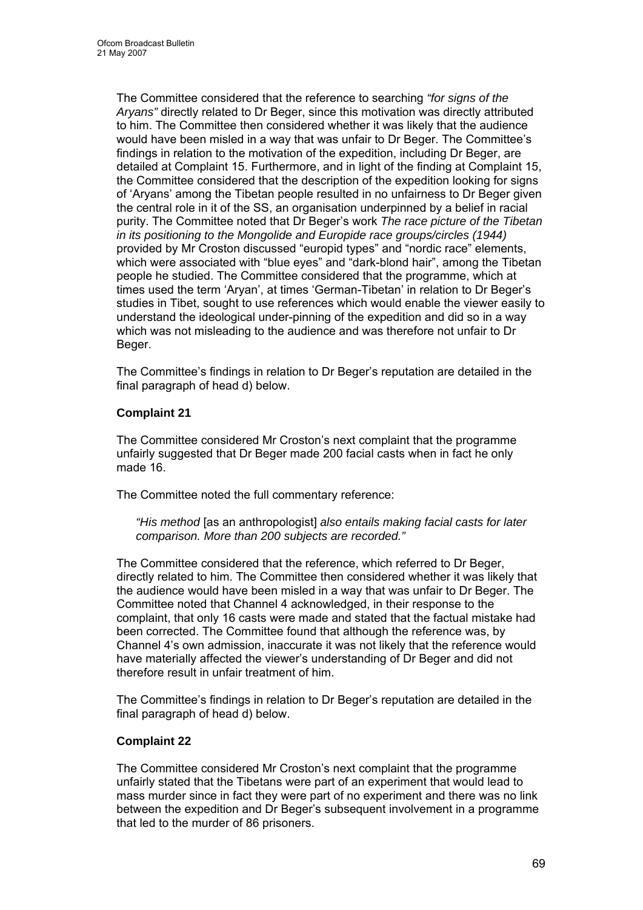The Committee considered that the reference to searching *"for signs of the Aryans"* directly related to Dr Beger, since this motivation was directly attributed to him. The Committee then considered whether it was likely that the audience would have been misled in a way that was unfair to Dr Beger. The Committee's findings in relation to the motivation of the expedition, including Dr Beger, are detailed at Complaint 15. Furthermore, and in light of the finding at Complaint 15, the Committee considered that the description of the expedition looking for signs of 'Aryans' among the Tibetan people resulted in no unfairness to Dr Beger given the central role in it of the SS, an organisation underpinned by a belief in racial purity. The Committee noted that Dr Beger's work *The race picture of the Tibetan in its positioning to the Mongolide and Europide race groups/circles (1944)* provided by Mr Croston discussed "europid types" and "nordic race" elements, which were associated with "blue eyes" and "dark-blond hair", among the Tibetan people he studied. The Committee considered that the programme, which at times used the term 'Aryan', at times 'German-Tibetan' in relation to Dr Beger's studies in Tibet, sought to use references which would enable the viewer easily to understand the ideological under-pinning of the expedition and did so in a way which was not misleading to the audience and was therefore not unfair to Dr Beger.

The Committee's findings in relation to Dr Beger's reputation are detailed in the final paragraph of head d) below.

**Complaint 21**

The Committee considered Mr Croston's next complaint that the programme unfairly suggested that Dr Beger made 200 facial casts when in fact he only made 16.

The Committee noted the full commentary reference:

> *"His method* [as an anthropologist] *also entails making facial casts for later comparison. More than 200 subjects are recorded."*

The Committee considered that the reference, which referred to Dr Beger, directly related to him. The Committee then considered whether it was likely that the audience would have been misled in a way that was unfair to Dr Beger. The Committee noted that Channel 4 acknowledged, in their response to the complaint, that only 16 casts were made and stated that the factual mistake had been corrected. The Committee found that although the reference was, by Channel 4's own admission, inaccurate it was not likely that the reference would have materially affected the viewer's understanding of Dr Beger and did not therefore result in unfair treatment of him.

The Committee's findings in relation to Dr Beger's reputation are detailed in the final paragraph of head d) below.

**Complaint 22**

The Committee considered Mr Croston's next complaint that the programme unfairly stated that the Tibetans were part of an experiment that would lead to mass murder since in fact they were part of no experiment and there was no link between the expedition and Dr Beger's subsequent involvement in a programme that led to the murder of 86 prisoners.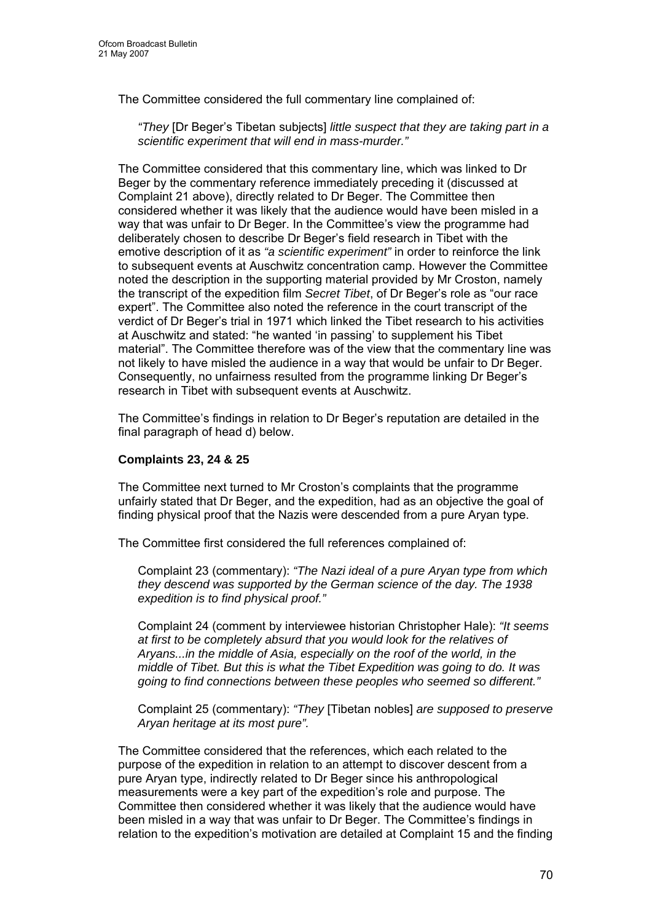The Committee considered the full commentary line complained of:

> *"They* [Dr Beger's Tibetan subjects] *little suspect that they are taking part in a scientific experiment that will end in mass-murder."*

The Committee considered that this commentary line, which was linked to Dr Beger by the commentary reference immediately preceding it (discussed at Complaint 21 above), directly related to Dr Beger. The Committee then considered whether it was likely that the audience would have been misled in a way that was unfair to Dr Beger. In the Committee's view the programme had deliberately chosen to describe Dr Beger's field research in Tibet with the emotive description of it as *"a scientific experiment"* in order to reinforce the link to subsequent events at Auschwitz concentration camp. However the Committee noted the description in the supporting material provided by Mr Croston, namely the transcript of the expedition film *Secret Tibet*, of Dr Beger's role as "our race expert". The Committee also noted the reference in the court transcript of the verdict of Dr Beger's trial in 1971 which linked the Tibet research to his activities at Auschwitz and stated: "he wanted 'in passing' to supplement his Tibet material". The Committee therefore was of the view that the commentary line was not likely to have misled the audience in a way that would be unfair to Dr Beger. Consequently, no unfairness resulted from the programme linking Dr Beger's research in Tibet with subsequent events at Auschwitz.

The Committee's findings in relation to Dr Beger's reputation are detailed in the final paragraph of head d) below.

**Complaints 23, 24 & 25**

The Committee next turned to Mr Croston's complaints that the programme unfairly stated that Dr Beger, and the expedition, had as an objective the goal of finding physical proof that the Nazis were descended from a pure Aryan type.

The Committee first considered the full references complained of:

> Complaint 23 (commentary): *"The Nazi ideal of a pure Aryan type from which they descend was supported by the German science of the day. The 1938 expedition is to find physical proof."*
>
> Complaint 24 (comment by interviewee historian Christopher Hale): *"It seems at first to be completely absurd that you would look for the relatives of Aryans...in the middle of Asia, especially on the roof of the world, in the middle of Tibet. But this is what the Tibet Expedition was going to do. It was going to find connections between these peoples who seemed so different."*
>
> Complaint 25 (commentary): *"They* [Tibetan nobles] *are supposed to preserve Aryan heritage at its most pure".*

The Committee considered that the references, which each related to the purpose of the expedition in relation to an attempt to discover descent from a pure Aryan type, indirectly related to Dr Beger since his anthropological measurements were a key part of the expedition's role and purpose. The Committee then considered whether it was likely that the audience would have been misled in a way that was unfair to Dr Beger. The Committee's findings in relation to the expedition's motivation are detailed at Complaint 15 and the finding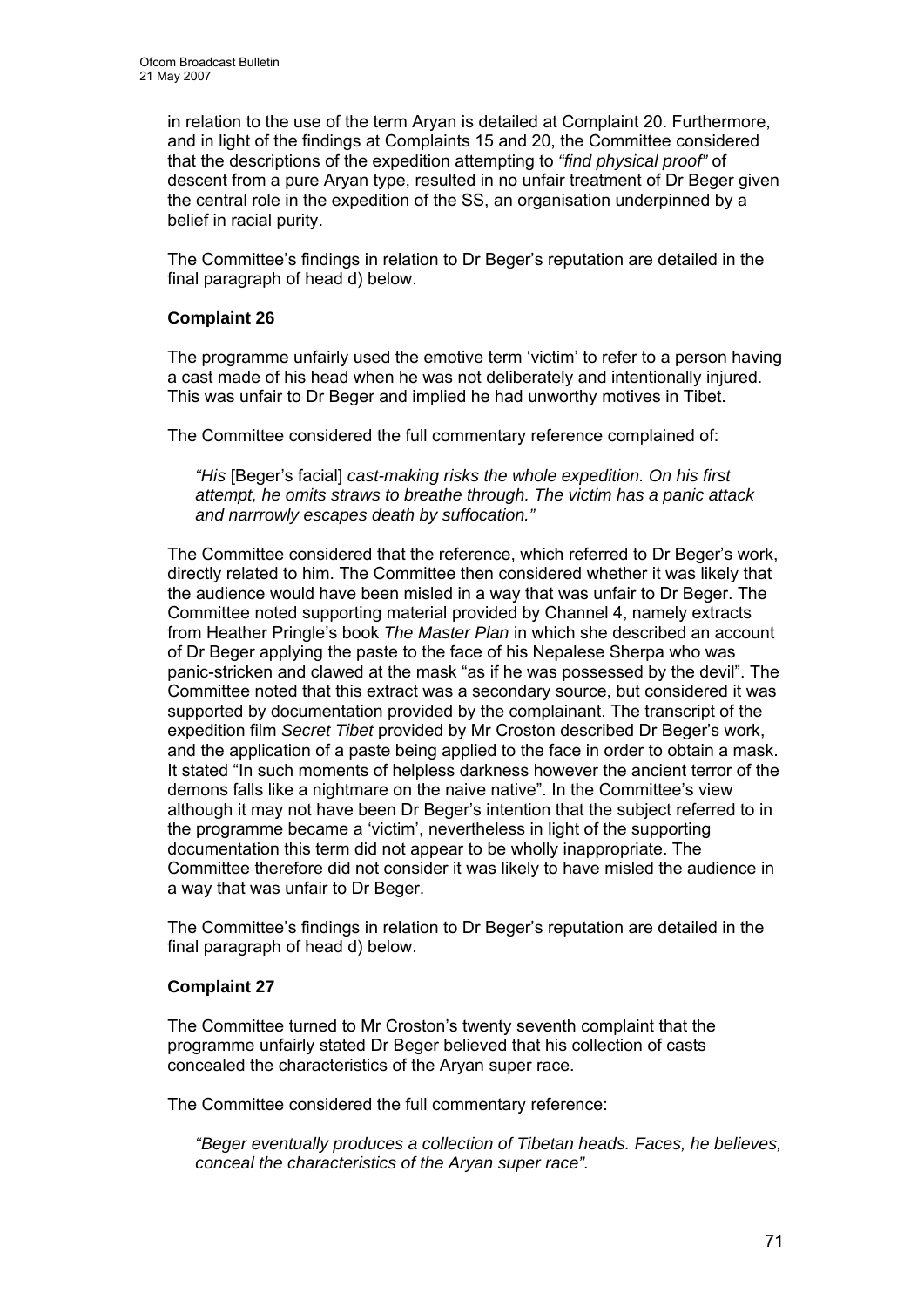in relation to the use of the term Aryan is detailed at Complaint 20. Furthermore, and in light of the findings at Complaints 15 and 20, the Committee considered that the descriptions of the expedition attempting to *"find physical proof"* of descent from a pure Aryan type, resulted in no unfair treatment of Dr Beger given the central role in the expedition of the SS, an organisation underpinned by a belief in racial purity.

The Committee's findings in relation to Dr Beger's reputation are detailed in the final paragraph of head d) below.

**Complaint 26**

The programme unfairly used the emotive term 'victim' to refer to a person having a cast made of his head when he was not deliberately and intentionally injured. This was unfair to Dr Beger and implied he had unworthy motives in Tibet.

The Committee considered the full commentary reference complained of:

> *"His* [Beger's facial] *cast-making risks the whole expedition. On his first attempt, he omits straws to breathe through. The victim has a panic attack and narrrowly escapes death by suffocation."*

The Committee considered that the reference, which referred to Dr Beger's work, directly related to him. The Committee then considered whether it was likely that the audience would have been misled in a way that was unfair to Dr Beger. The Committee noted supporting material provided by Channel 4, namely extracts from Heather Pringle's book *The Master Plan* in which she described an account of Dr Beger applying the paste to the face of his Nepalese Sherpa who was panic-stricken and clawed at the mask "as if he was possessed by the devil". The Committee noted that this extract was a secondary source, but considered it was supported by documentation provided by the complainant. The transcript of the expedition film *Secret Tibet* provided by Mr Croston described Dr Beger's work, and the application of a paste being applied to the face in order to obtain a mask. It stated "In such moments of helpless darkness however the ancient terror of the demons falls like a nightmare on the naive native". In the Committee's view although it may not have been Dr Beger's intention that the subject referred to in the programme became a 'victim', nevertheless in light of the supporting documentation this term did not appear to be wholly inappropriate. The Committee therefore did not consider it was likely to have misled the audience in a way that was unfair to Dr Beger.

The Committee's findings in relation to Dr Beger's reputation are detailed in the final paragraph of head d) below.

**Complaint 27**

The Committee turned to Mr Croston's twenty seventh complaint that the programme unfairly stated Dr Beger believed that his collection of casts concealed the characteristics of the Aryan super race.

The Committee considered the full commentary reference:

> *"Beger eventually produces a collection of Tibetan heads. Faces, he believes, conceal the characteristics of the Aryan super race".*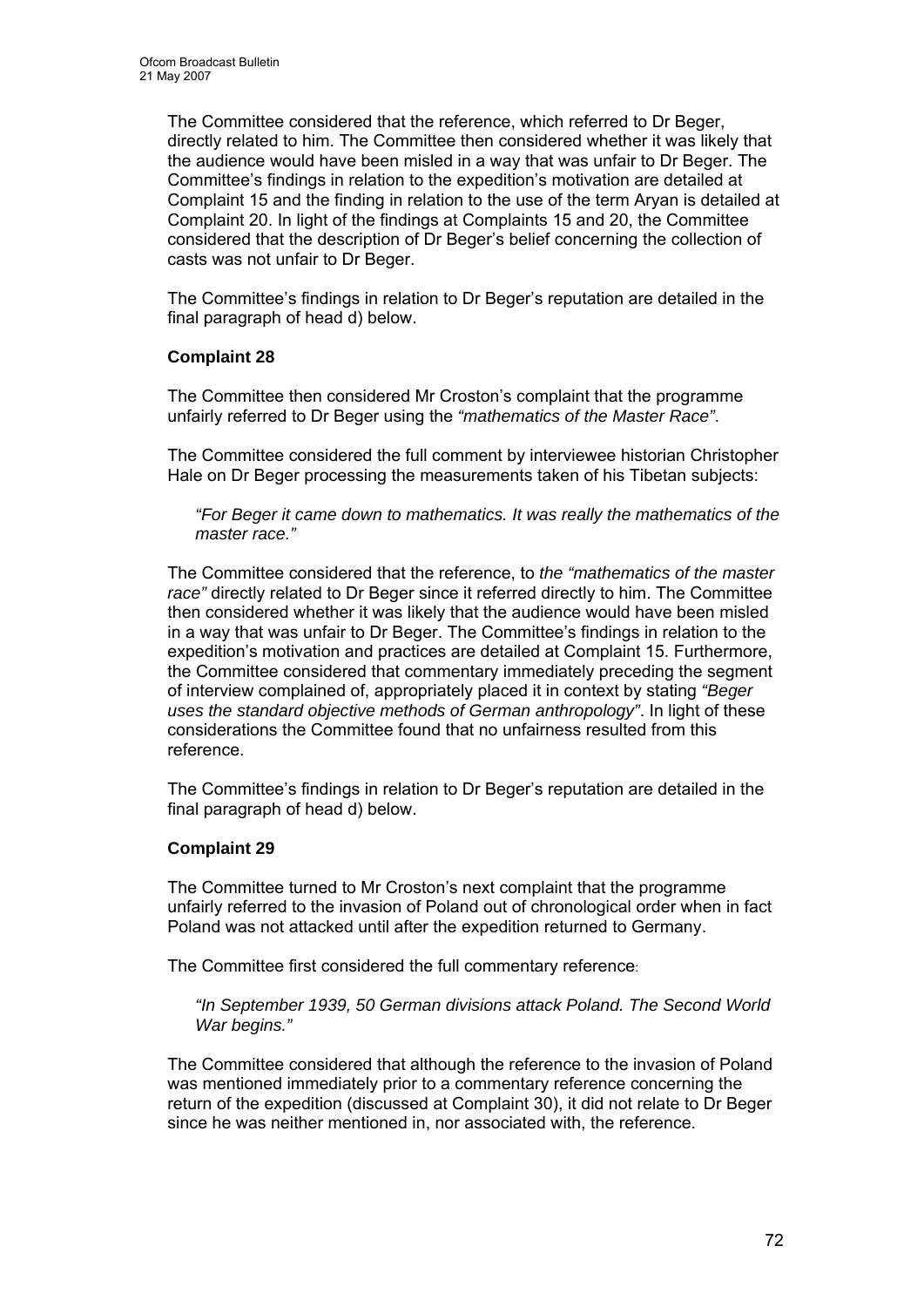The Committee considered that the reference, which referred to Dr Beger, directly related to him. The Committee then considered whether it was likely that the audience would have been misled in a way that was unfair to Dr Beger. The Committee's findings in relation to the expedition's motivation are detailed at Complaint 15 and the finding in relation to the use of the term Aryan is detailed at Complaint 20. In light of the findings at Complaints 15 and 20, the Committee considered that the description of Dr Beger's belief concerning the collection of casts was not unfair to Dr Beger.

The Committee's findings in relation to Dr Beger's reputation are detailed in the final paragraph of head d) below.

**Complaint 28**

The Committee then considered Mr Croston's complaint that the programme unfairly referred to Dr Beger using the *"mathematics of the Master Race"*.

The Committee considered the full comment by interviewee historian Christopher Hale on Dr Beger processing the measurements taken of his Tibetan subjects:

> *"For Beger it came down to mathematics. It was really the mathematics of the master race."*

The Committee considered that the reference, to *the "mathematics of the master race"* directly related to Dr Beger since it referred directly to him. The Committee then considered whether it was likely that the audience would have been misled in a way that was unfair to Dr Beger. The Committee's findings in relation to the expedition's motivation and practices are detailed at Complaint 15. Furthermore, the Committee considered that commentary immediately preceding the segment of interview complained of, appropriately placed it in context by stating *"Beger uses the standard objective methods of German anthropology"*. In light of these considerations the Committee found that no unfairness resulted from this reference.

The Committee's findings in relation to Dr Beger's reputation are detailed in the final paragraph of head d) below.

**Complaint 29**

The Committee turned to Mr Croston's next complaint that the programme unfairly referred to the invasion of Poland out of chronological order when in fact Poland was not attacked until after the expedition returned to Germany.

The Committee first considered the full commentary reference:

> *"In September 1939, 50 German divisions attack Poland. The Second World War begins."*

The Committee considered that although the reference to the invasion of Poland was mentioned immediately prior to a commentary reference concerning the return of the expedition (discussed at Complaint 30), it did not relate to Dr Beger since he was neither mentioned in, nor associated with, the reference.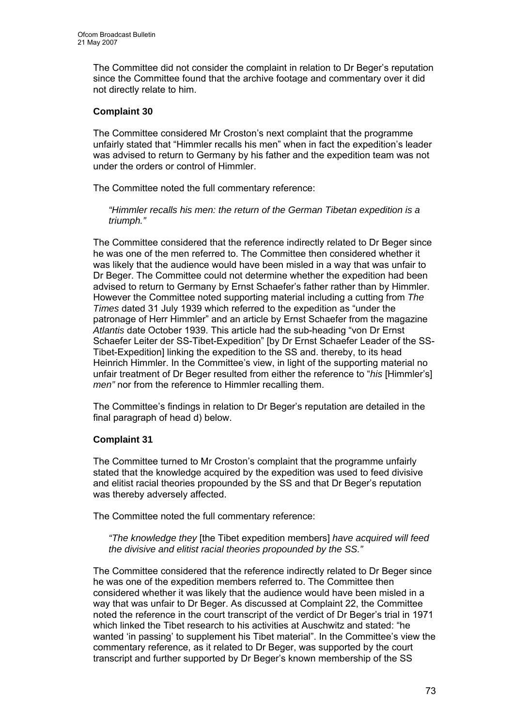The Committee did not consider the complaint in relation to Dr Beger's reputation since the Committee found that the archive footage and commentary over it did not directly relate to him.

**Complaint 30**

The Committee considered Mr Croston's next complaint that the programme unfairly stated that "Himmler recalls his men" when in fact the expedition's leader was advised to return to Germany by his father and the expedition team was not under the orders or control of Himmler.

The Committee noted the full commentary reference:

> *"Himmler recalls his men: the return of the German Tibetan expedition is a triumph."*

The Committee considered that the reference indirectly related to Dr Beger since he was one of the men referred to. The Committee then considered whether it was likely that the audience would have been misled in a way that was unfair to Dr Beger. The Committee could not determine whether the expedition had been advised to return to Germany by Ernst Schaefer's father rather than by Himmler. However the Committee noted supporting material including a cutting from *The Times* dated 31 July 1939 which referred to the expedition as "under the patronage of Herr Himmler" and an article by Ernst Schaefer from the magazine *Atlantis* date October 1939. This article had the sub-heading "von Dr Ernst Schaefer Leiter der SS-Tibet-Expedition" [by Dr Ernst Schaefer Leader of the SS-Tibet-Expedition] linking the expedition to the SS and. thereby, to its head Heinrich Himmler. In the Committee's view, in light of the supporting material no unfair treatment of Dr Beger resulted from either the reference to "*his* [Himmler's] *men"* nor from the reference to Himmler recalling them.

The Committee's findings in relation to Dr Beger's reputation are detailed in the final paragraph of head d) below.

**Complaint 31**

The Committee turned to Mr Croston's complaint that the programme unfairly stated that the knowledge acquired by the expedition was used to feed divisive and elitist racial theories propounded by the SS and that Dr Beger's reputation was thereby adversely affected.

The Committee noted the full commentary reference:

> *"The knowledge they* [the Tibet expedition members] *have acquired will feed the divisive and elitist racial theories propounded by the SS."*

The Committee considered that the reference indirectly related to Dr Beger since he was one of the expedition members referred to. The Committee then considered whether it was likely that the audience would have been misled in a way that was unfair to Dr Beger. As discussed at Complaint 22, the Committee noted the reference in the court transcript of the verdict of Dr Beger's trial in 1971 which linked the Tibet research to his activities at Auschwitz and stated: "he wanted 'in passing' to supplement his Tibet material". In the Committee's view the commentary reference, as it related to Dr Beger, was supported by the court transcript and further supported by Dr Beger's known membership of the SS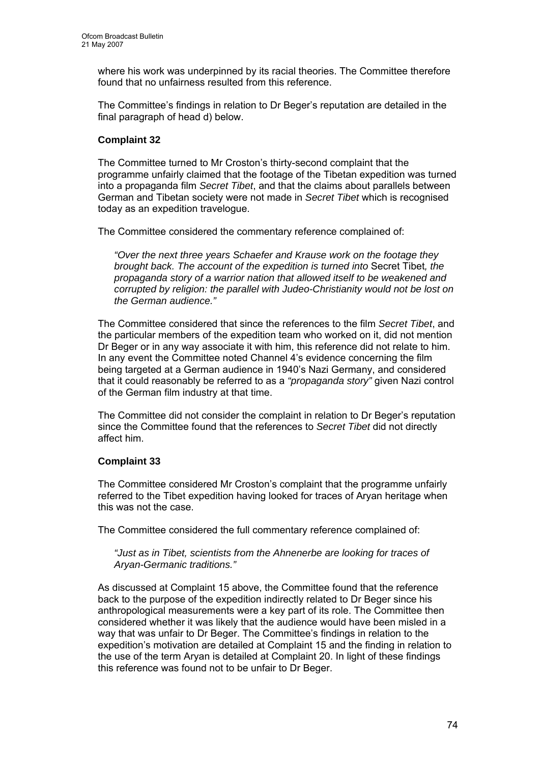where his work was underpinned by its racial theories. The Committee therefore found that no unfairness resulted from this reference.

The Committee's findings in relation to Dr Beger's reputation are detailed in the final paragraph of head d) below.

**Complaint 32**

The Committee turned to Mr Croston's thirty-second complaint that the programme unfairly claimed that the footage of the Tibetan expedition was turned into a propaganda film *Secret Tibet*, and that the claims about parallels between German and Tibetan society were not made in *Secret Tibet* which is recognised today as an expedition travelogue.

The Committee considered the commentary reference complained of:

> *"Over the next three years Schaefer and Krause work on the footage they brought back. The account of the expedition is turned into* Secret Tibet*, the propaganda story of a warrior nation that allowed itself to be weakened and corrupted by religion: the parallel with Judeo-Christianity would not be lost on the German audience."*

The Committee considered that since the references to the film *Secret Tibet*, and the particular members of the expedition team who worked on it, did not mention Dr Beger or in any way associate it with him, this reference did not relate to him. In any event the Committee noted Channel 4's evidence concerning the film being targeted at a German audience in 1940's Nazi Germany, and considered that it could reasonably be referred to as a *"propaganda story"* given Nazi control of the German film industry at that time.

The Committee did not consider the complaint in relation to Dr Beger's reputation since the Committee found that the references to *Secret Tibet* did not directly affect him.

**Complaint 33**

The Committee considered Mr Croston's complaint that the programme unfairly referred to the Tibet expedition having looked for traces of Aryan heritage when this was not the case.

The Committee considered the full commentary reference complained of:

> *"Just as in Tibet, scientists from the Ahnenerbe are looking for traces of Aryan-Germanic traditions."*

As discussed at Complaint 15 above, the Committee found that the reference back to the purpose of the expedition indirectly related to Dr Beger since his anthropological measurements were a key part of its role. The Committee then considered whether it was likely that the audience would have been misled in a way that was unfair to Dr Beger. The Committee's findings in relation to the expedition's motivation are detailed at Complaint 15 and the finding in relation to the use of the term Aryan is detailed at Complaint 20. In light of these findings this reference was found not to be unfair to Dr Beger.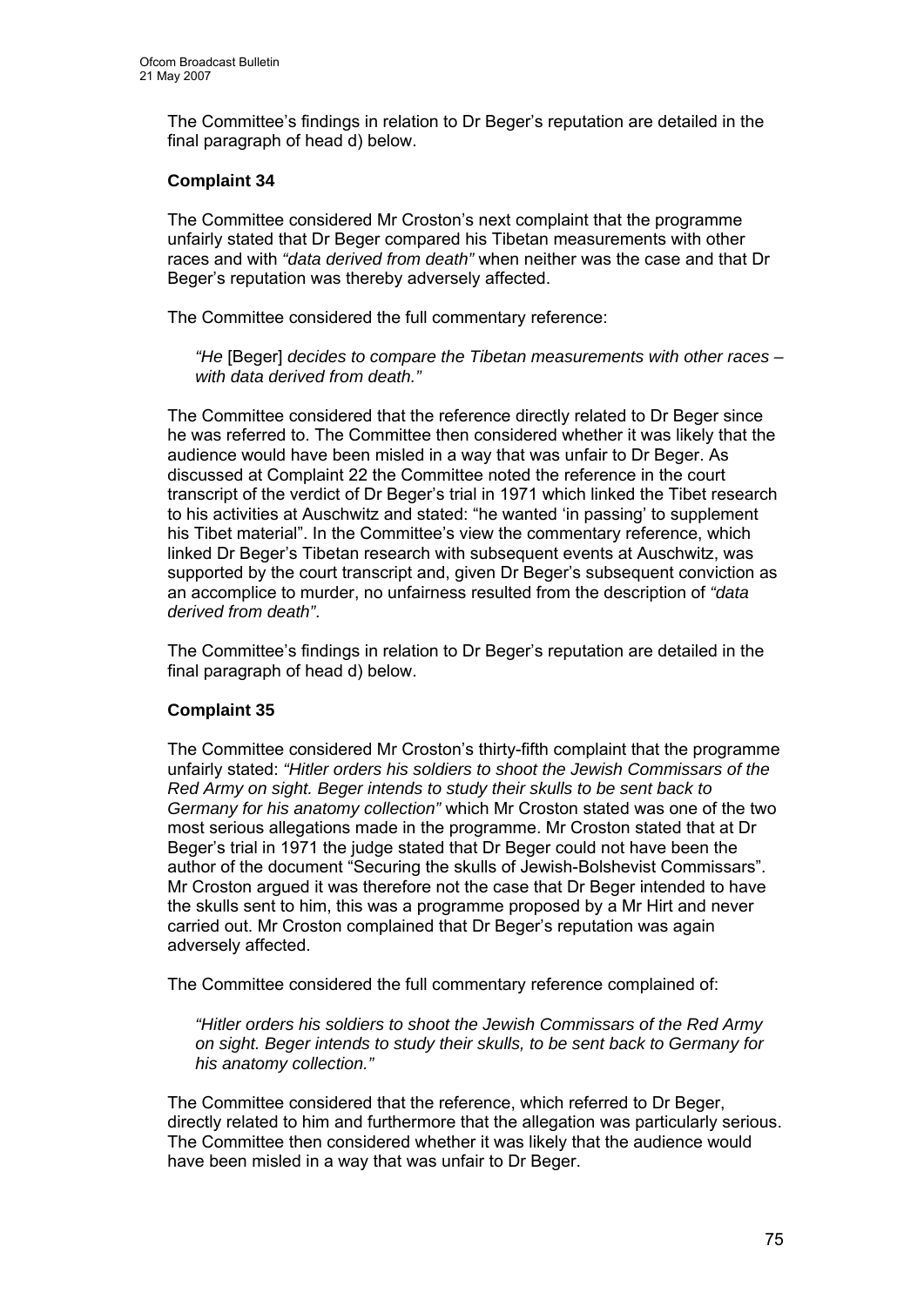The Committee's findings in relation to Dr Beger's reputation are detailed in the final paragraph of head d) below.

**Complaint 34**

The Committee considered Mr Croston's next complaint that the programme unfairly stated that Dr Beger compared his Tibetan measurements with other races and with *"data derived from death"* when neither was the case and that Dr Beger's reputation was thereby adversely affected.

The Committee considered the full commentary reference:

> *"He* [Beger] *decides to compare the Tibetan measurements with other races – with data derived from death."*

The Committee considered that the reference directly related to Dr Beger since he was referred to. The Committee then considered whether it was likely that the audience would have been misled in a way that was unfair to Dr Beger. As discussed at Complaint 22 the Committee noted the reference in the court transcript of the verdict of Dr Beger's trial in 1971 which linked the Tibet research to his activities at Auschwitz and stated: "he wanted 'in passing' to supplement his Tibet material". In the Committee's view the commentary reference, which linked Dr Beger's Tibetan research with subsequent events at Auschwitz, was supported by the court transcript and, given Dr Beger's subsequent conviction as an accomplice to murder, no unfairness resulted from the description of *"data derived from death"*.

The Committee's findings in relation to Dr Beger's reputation are detailed in the final paragraph of head d) below.

**Complaint 35**

The Committee considered Mr Croston's thirty-fifth complaint that the programme unfairly stated: *"Hitler orders his soldiers to shoot the Jewish Commissars of the Red Army on sight. Beger intends to study their skulls to be sent back to Germany for his anatomy collection"* which Mr Croston stated was one of the two most serious allegations made in the programme. Mr Croston stated that at Dr Beger's trial in 1971 the judge stated that Dr Beger could not have been the author of the document "Securing the skulls of Jewish-Bolshevist Commissars". Mr Croston argued it was therefore not the case that Dr Beger intended to have the skulls sent to him, this was a programme proposed by a Mr Hirt and never carried out. Mr Croston complained that Dr Beger's reputation was again adversely affected.

The Committee considered the full commentary reference complained of:

> *"Hitler orders his soldiers to shoot the Jewish Commissars of the Red Army on sight. Beger intends to study their skulls, to be sent back to Germany for his anatomy collection."*

The Committee considered that the reference, which referred to Dr Beger, directly related to him and furthermore that the allegation was particularly serious. The Committee then considered whether it was likely that the audience would have been misled in a way that was unfair to Dr Beger.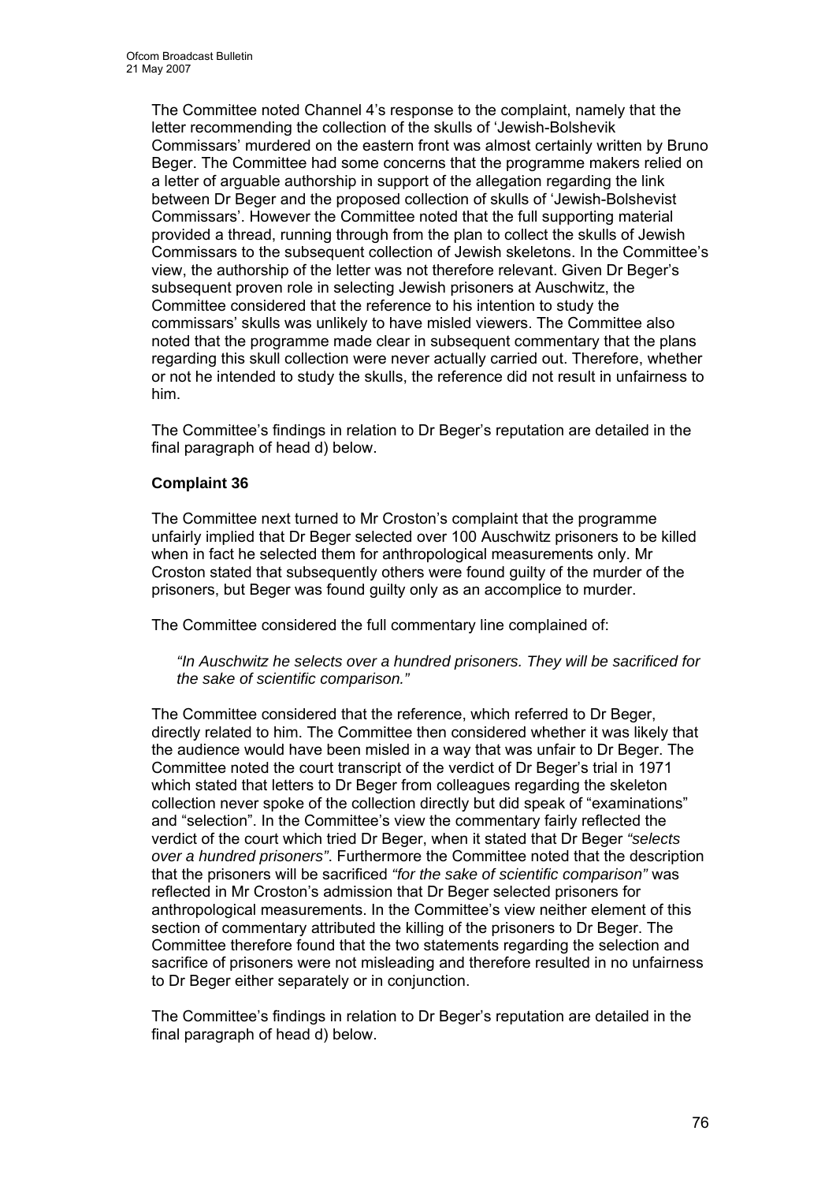The Committee noted Channel 4's response to the complaint, namely that the letter recommending the collection of the skulls of 'Jewish-Bolshevik Commissars' murdered on the eastern front was almost certainly written by Bruno Beger. The Committee had some concerns that the programme makers relied on a letter of arguable authorship in support of the allegation regarding the link between Dr Beger and the proposed collection of skulls of 'Jewish-Bolshevist Commissars'. However the Committee noted that the full supporting material provided a thread, running through from the plan to collect the skulls of Jewish Commissars to the subsequent collection of Jewish skeletons. In the Committee's view, the authorship of the letter was not therefore relevant. Given Dr Beger's subsequent proven role in selecting Jewish prisoners at Auschwitz, the Committee considered that the reference to his intention to study the commissars' skulls was unlikely to have misled viewers. The Committee also noted that the programme made clear in subsequent commentary that the plans regarding this skull collection were never actually carried out. Therefore, whether or not he intended to study the skulls, the reference did not result in unfairness to him.

The Committee's findings in relation to Dr Beger's reputation are detailed in the final paragraph of head d) below.

**Complaint 36**

The Committee next turned to Mr Croston's complaint that the programme unfairly implied that Dr Beger selected over 100 Auschwitz prisoners to be killed when in fact he selected them for anthropological measurements only. Mr Croston stated that subsequently others were found guilty of the murder of the prisoners, but Beger was found guilty only as an accomplice to murder.

The Committee considered the full commentary line complained of:

> *"In Auschwitz he selects over a hundred prisoners. They will be sacrificed for the sake of scientific comparison."*

The Committee considered that the reference, which referred to Dr Beger, directly related to him. The Committee then considered whether it was likely that the audience would have been misled in a way that was unfair to Dr Beger. The Committee noted the court transcript of the verdict of Dr Beger's trial in 1971 which stated that letters to Dr Beger from colleagues regarding the skeleton collection never spoke of the collection directly but did speak of "examinations" and "selection". In the Committee's view the commentary fairly reflected the verdict of the court which tried Dr Beger, when it stated that Dr Beger *"selects over a hundred prisoners"*. Furthermore the Committee noted that the description that the prisoners will be sacrificed *"for the sake of scientific comparison"* was reflected in Mr Croston's admission that Dr Beger selected prisoners for anthropological measurements. In the Committee's view neither element of this section of commentary attributed the killing of the prisoners to Dr Beger. The Committee therefore found that the two statements regarding the selection and sacrifice of prisoners were not misleading and therefore resulted in no unfairness to Dr Beger either separately or in conjunction.

The Committee's findings in relation to Dr Beger's reputation are detailed in the final paragraph of head d) below.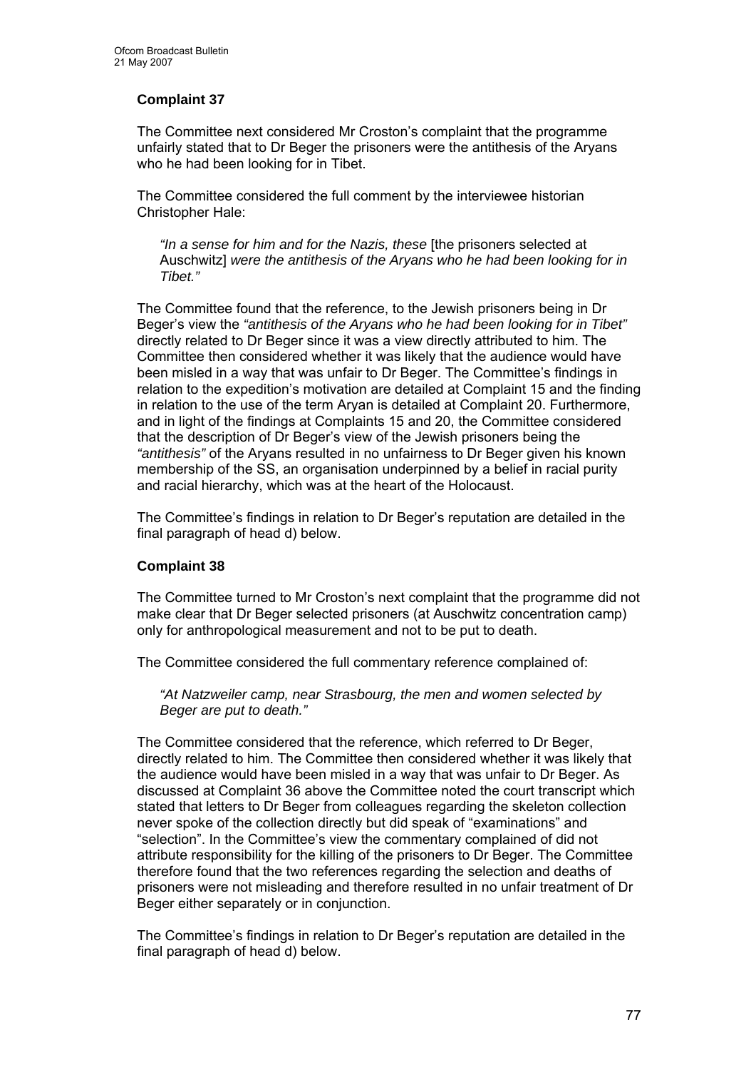**Complaint 37**

The Committee next considered Mr Croston's complaint that the programme unfairly stated that to Dr Beger the prisoners were the antithesis of the Aryans who he had been looking for in Tibet.

The Committee considered the full comment by the interviewee historian Christopher Hale:

> *"In a sense for him and for the Nazis, these* [the prisoners selected at Auschwitz] *were the antithesis of the Aryans who he had been looking for in Tibet."*

The Committee found that the reference, to the Jewish prisoners being in Dr Beger's view the *"antithesis of the Aryans who he had been looking for in Tibet"* directly related to Dr Beger since it was a view directly attributed to him. The Committee then considered whether it was likely that the audience would have been misled in a way that was unfair to Dr Beger. The Committee's findings in relation to the expedition's motivation are detailed at Complaint 15 and the finding in relation to the use of the term Aryan is detailed at Complaint 20. Furthermore, and in light of the findings at Complaints 15 and 20, the Committee considered that the description of Dr Beger's view of the Jewish prisoners being the *"antithesis"* of the Aryans resulted in no unfairness to Dr Beger given his known membership of the SS, an organisation underpinned by a belief in racial purity and racial hierarchy, which was at the heart of the Holocaust.

The Committee's findings in relation to Dr Beger's reputation are detailed in the final paragraph of head d) below.

**Complaint 38**

The Committee turned to Mr Croston's next complaint that the programme did not make clear that Dr Beger selected prisoners (at Auschwitz concentration camp) only for anthropological measurement and not to be put to death.

The Committee considered the full commentary reference complained of:

> *"At Natzweiler camp, near Strasbourg, the men and women selected by Beger are put to death."*

The Committee considered that the reference, which referred to Dr Beger, directly related to him. The Committee then considered whether it was likely that the audience would have been misled in a way that was unfair to Dr Beger. As discussed at Complaint 36 above the Committee noted the court transcript which stated that letters to Dr Beger from colleagues regarding the skeleton collection never spoke of the collection directly but did speak of "examinations" and "selection". In the Committee's view the commentary complained of did not attribute responsibility for the killing of the prisoners to Dr Beger. The Committee therefore found that the two references regarding the selection and deaths of prisoners were not misleading and therefore resulted in no unfair treatment of Dr Beger either separately or in conjunction.

The Committee's findings in relation to Dr Beger's reputation are detailed in the final paragraph of head d) below.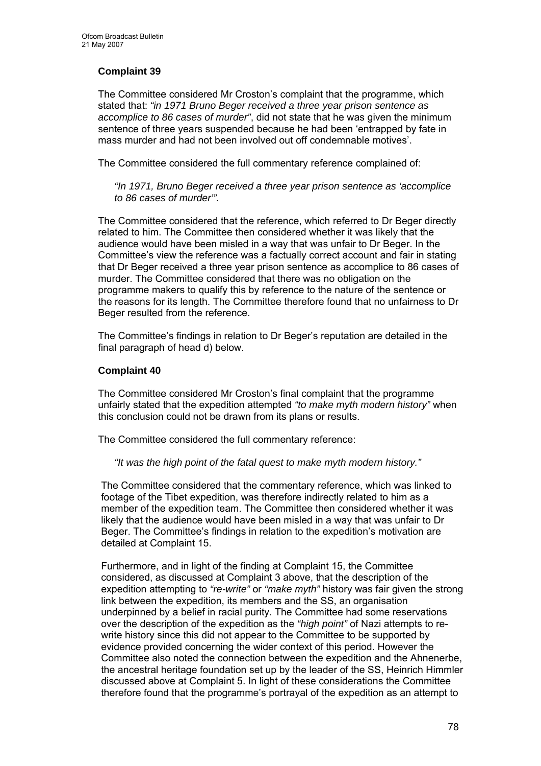**Complaint 39**

The Committee considered Mr Croston's complaint that the programme, which stated that: *"in 1971 Bruno Beger received a three year prison sentence as accomplice to 86 cases of murder"*, did not state that he was given the minimum sentence of three years suspended because he had been 'entrapped by fate in mass murder and had not been involved out off condemnable motives'.

The Committee considered the full commentary reference complained of:

> *"In 1971, Bruno Beger received a three year prison sentence as 'accomplice to 86 cases of murder'".*

The Committee considered that the reference, which referred to Dr Beger directly related to him. The Committee then considered whether it was likely that the audience would have been misled in a way that was unfair to Dr Beger. In the Committee's view the reference was a factually correct account and fair in stating that Dr Beger received a three year prison sentence as accomplice to 86 cases of murder. The Committee considered that there was no obligation on the programme makers to qualify this by reference to the nature of the sentence or the reasons for its length. The Committee therefore found that no unfairness to Dr Beger resulted from the reference.

The Committee's findings in relation to Dr Beger's reputation are detailed in the final paragraph of head d) below.

**Complaint 40**

The Committee considered Mr Croston's final complaint that the programme unfairly stated that the expedition attempted *"to make myth modern history"* when this conclusion could not be drawn from its plans or results.

The Committee considered the full commentary reference:

> *"It was the high point of the fatal quest to make myth modern history."*

The Committee considered that the commentary reference, which was linked to footage of the Tibet expedition, was therefore indirectly related to him as a member of the expedition team. The Committee then considered whether it was likely that the audience would have been misled in a way that was unfair to Dr Beger. The Committee's findings in relation to the expedition's motivation are detailed at Complaint 15.

Furthermore, and in light of the finding at Complaint 15, the Committee considered, as discussed at Complaint 3 above, that the description of the expedition attempting to *"re-write"* or *"make myth"* history was fair given the strong link between the expedition, its members and the SS, an organisation underpinned by a belief in racial purity. The Committee had some reservations over the description of the expedition as the *"high point"* of Nazi attempts to re-write history since this did not appear to the Committee to be supported by evidence provided concerning the wider context of this period. However the Committee also noted the connection between the expedition and the Ahnenerbe, the ancestral heritage foundation set up by the leader of the SS, Heinrich Himmler discussed above at Complaint 5. In light of these considerations the Committee therefore found that the programme's portrayal of the expedition as an attempt to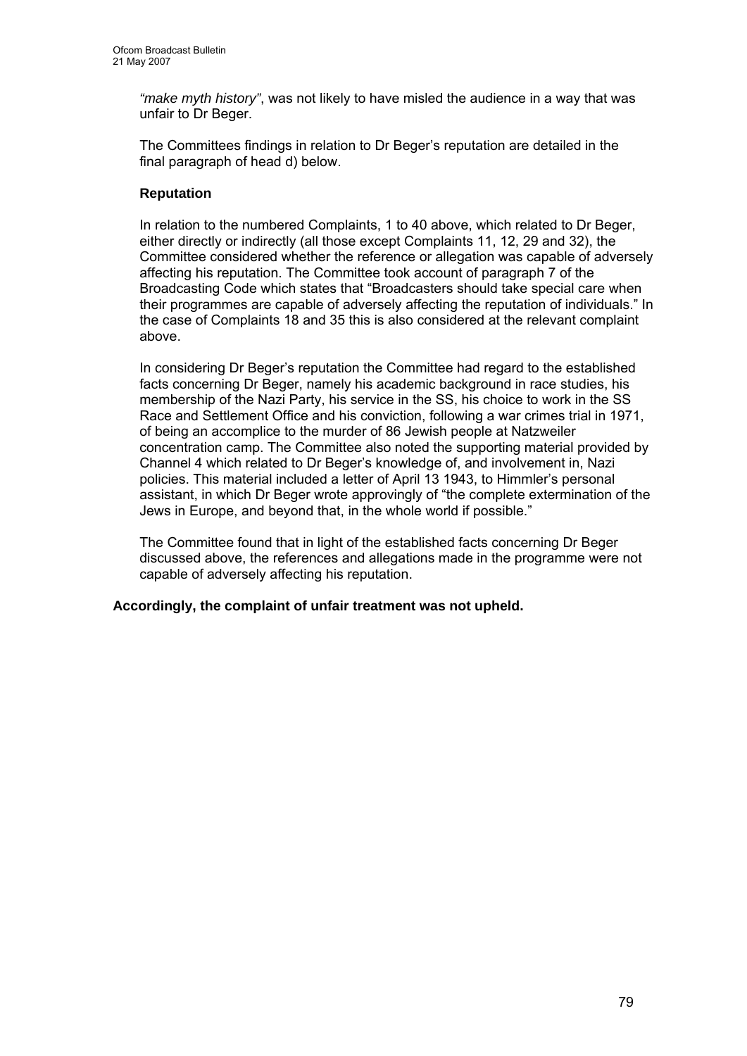*"make myth history"*, was not likely to have misled the audience in a way that was unfair to Dr Beger.

The Committees findings in relation to Dr Beger's reputation are detailed in the final paragraph of head d) below.

**Reputation**

In relation to the numbered Complaints, 1 to 40 above, which related to Dr Beger, either directly or indirectly (all those except Complaints 11, 12, 29 and 32), the Committee considered whether the reference or allegation was capable of adversely affecting his reputation. The Committee took account of paragraph 7 of the Broadcasting Code which states that "Broadcasters should take special care when their programmes are capable of adversely affecting the reputation of individuals." In the case of Complaints 18 and 35 this is also considered at the relevant complaint above.

In considering Dr Beger's reputation the Committee had regard to the established facts concerning Dr Beger, namely his academic background in race studies, his membership of the Nazi Party, his service in the SS, his choice to work in the SS Race and Settlement Office and his conviction, following a war crimes trial in 1971, of being an accomplice to the murder of 86 Jewish people at Natzweiler concentration camp. The Committee also noted the supporting material provided by Channel 4 which related to Dr Beger's knowledge of, and involvement in, Nazi policies. This material included a letter of April 13 1943, to Himmler's personal assistant, in which Dr Beger wrote approvingly of "the complete extermination of the Jews in Europe, and beyond that, in the whole world if possible."

The Committee found that in light of the established facts concerning Dr Beger discussed above, the references and allegations made in the programme were not capable of adversely affecting his reputation.

**Accordingly, the complaint of unfair treatment was not upheld.**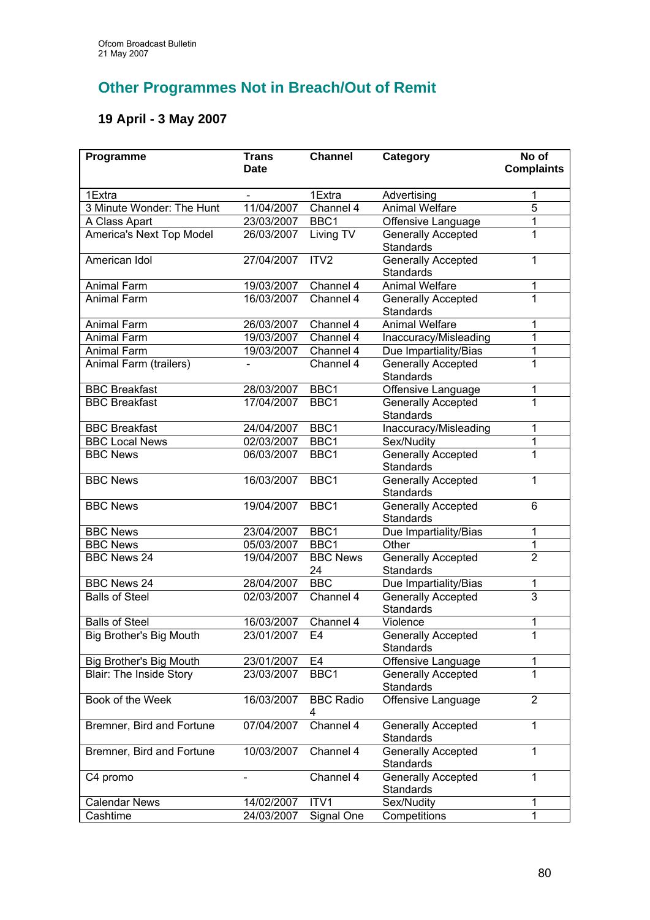## Other Programmes Not in Breach/Out of Remit

### 19 April - 3 May 2007

| Programme | Trans Date | Channel | Category | No of Complaints |
|---|---|---|---|---|
| 1Extra | - | 1Extra | Advertising | 1 |
| 3 Minute Wonder: The Hunt | 11/04/2007 | Channel 4 | Animal Welfare | 5 |
| A Class Apart | 23/03/2007 | BBC1 | Offensive Language | 1 |
| America's Next Top Model | 26/03/2007 | Living TV | Generally Accepted Standards | 1 |
| American Idol | 27/04/2007 | ITV2 | Generally Accepted Standards | 1 |
| Animal Farm | 19/03/2007 | Channel 4 | Animal Welfare | 1 |
| Animal Farm | 16/03/2007 | Channel 4 | Generally Accepted Standards | 1 |
| Animal Farm | 26/03/2007 | Channel 4 | Animal Welfare | 1 |
| Animal Farm | 19/03/2007 | Channel 4 | Inaccuracy/Misleading | 1 |
| Animal Farm | 19/03/2007 | Channel 4 | Due Impartiality/Bias | 1 |
| Animal Farm (trailers) | - | Channel 4 | Generally Accepted Standards | 1 |
| BBC Breakfast | 28/03/2007 | BBC1 | Offensive Language | 1 |
| BBC Breakfast | 17/04/2007 | BBC1 | Generally Accepted Standards | 1 |
| BBC Breakfast | 24/04/2007 | BBC1 | Inaccuracy/Misleading | 1 |
| BBC Local News | 02/03/2007 | BBC1 | Sex/Nudity | 1 |
| BBC News | 06/03/2007 | BBC1 | Generally Accepted Standards | 1 |
| BBC News | 16/03/2007 | BBC1 | Generally Accepted Standards | 1 |
| BBC News | 19/04/2007 | BBC1 | Generally Accepted Standards | 6 |
| BBC News | 23/04/2007 | BBC1 | Due Impartiality/Bias | 1 |
| BBC News | 05/03/2007 | BBC1 | Other | 1 |
| BBC News 24 | 19/04/2007 | BBC News 24 | Generally Accepted Standards | 2 |
| BBC News 24 | 28/04/2007 | BBC | Due Impartiality/Bias | 1 |
| Balls of Steel | 02/03/2007 | Channel 4 | Generally Accepted Standards | 3 |
| Balls of Steel | 16/03/2007 | Channel 4 | Violence | 1 |
| Big Brother's Big Mouth | 23/01/2007 | E4 | Generally Accepted Standards | 1 |
| Big Brother's Big Mouth | 23/01/2007 | E4 | Offensive Language | 1 |
| Blair: The Inside Story | 23/03/2007 | BBC1 | Generally Accepted Standards | 1 |
| Book of the Week | 16/03/2007 | BBC Radio 4 | Offensive Language | 2 |
| Bremner, Bird and Fortune | 07/04/2007 | Channel 4 | Generally Accepted Standards | 1 |
| Bremner, Bird and Fortune | 10/03/2007 | Channel 4 | Generally Accepted Standards | 1 |
| C4 promo | - | Channel 4 | Generally Accepted Standards | 1 |
| Calendar News | 14/02/2007 | ITV1 | Sex/Nudity | 1 |
| Cashtime | 24/03/2007 | Signal One | Competitions | 1 |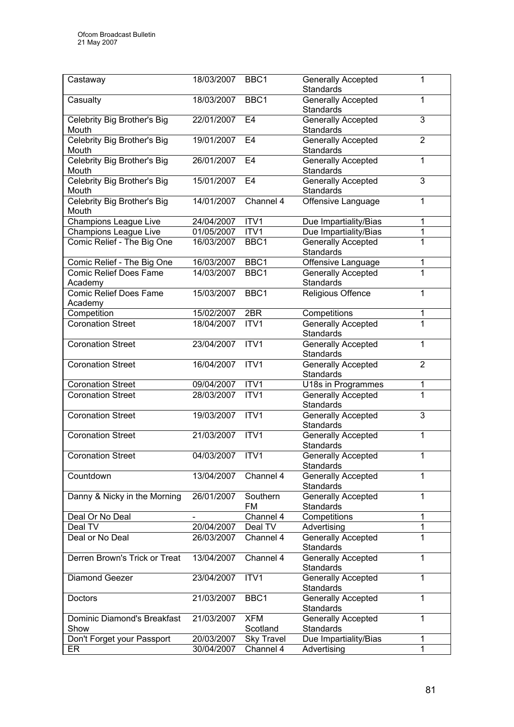| Castaway | 18/03/2007 | BBC1 | Generally Accepted Standards | 1 |
|---|---|---|---|---|
| Casualty | 18/03/2007 | BBC1 | Generally Accepted Standards | 1 |
| Celebrity Big Brother's Big Mouth | 22/01/2007 | E4 | Generally Accepted Standards | 3 |
| Celebrity Big Brother's Big Mouth | 19/01/2007 | E4 | Generally Accepted Standards | 2 |
| Celebrity Big Brother's Big Mouth | 26/01/2007 | E4 | Generally Accepted Standards | 1 |
| Celebrity Big Brother's Big Mouth | 15/01/2007 | E4 | Generally Accepted Standards | 3 |
| Celebrity Big Brother's Big Mouth | 14/01/2007 | Channel 4 | Offensive Language | 1 |
| Champions League Live | 24/04/2007 | ITV1 | Due Impartiality/Bias | 1 |
| Champions League Live | 01/05/2007 | ITV1 | Due Impartiality/Bias | 1 |
| Comic Relief - The Big One | 16/03/2007 | BBC1 | Generally Accepted Standards | 1 |
| Comic Relief - The Big One | 16/03/2007 | BBC1 | Offensive Language | 1 |
| Comic Relief Does Fame Academy | 14/03/2007 | BBC1 | Generally Accepted Standards | 1 |
| Comic Relief Does Fame Academy | 15/03/2007 | BBC1 | Religious Offence | 1 |
| Competition | 15/02/2007 | 2BR | Competitions | 1 |
| Coronation Street | 18/04/2007 | ITV1 | Generally Accepted Standards | 1 |
| Coronation Street | 23/04/2007 | ITV1 | Generally Accepted Standards | 1 |
| Coronation Street | 16/04/2007 | ITV1 | Generally Accepted Standards | 2 |
| Coronation Street | 09/04/2007 | ITV1 | U18s in Programmes | 1 |
| Coronation Street | 28/03/2007 | ITV1 | Generally Accepted Standards | 1 |
| Coronation Street | 19/03/2007 | ITV1 | Generally Accepted Standards | 3 |
| Coronation Street | 21/03/2007 | ITV1 | Generally Accepted Standards | 1 |
| Coronation Street | 04/03/2007 | ITV1 | Generally Accepted Standards | 1 |
| Countdown | 13/04/2007 | Channel 4 | Generally Accepted Standards | 1 |
| Danny & Nicky in the Morning | 26/01/2007 | Southern FM | Generally Accepted Standards | 1 |
| Deal Or No Deal | - | Channel 4 | Competitions | 1 |
| Deal TV | 20/04/2007 | Deal TV | Advertising | 1 |
| Deal or No Deal | 26/03/2007 | Channel 4 | Generally Accepted Standards | 1 |
| Derren Brown's Trick or Treat | 13/04/2007 | Channel 4 | Generally Accepted Standards | 1 |
| Diamond Geezer | 23/04/2007 | ITV1 | Generally Accepted Standards | 1 |
| Doctors | 21/03/2007 | BBC1 | Generally Accepted Standards | 1 |
| Dominic Diamond's Breakfast Show | 21/03/2007 | XFM Scotland | Generally Accepted Standards | 1 |
| Don't Forget your Passport | 20/03/2007 | Sky Travel | Due Impartiality/Bias | 1 |
| ER | 30/04/2007 | Channel 4 | Advertising | 1 |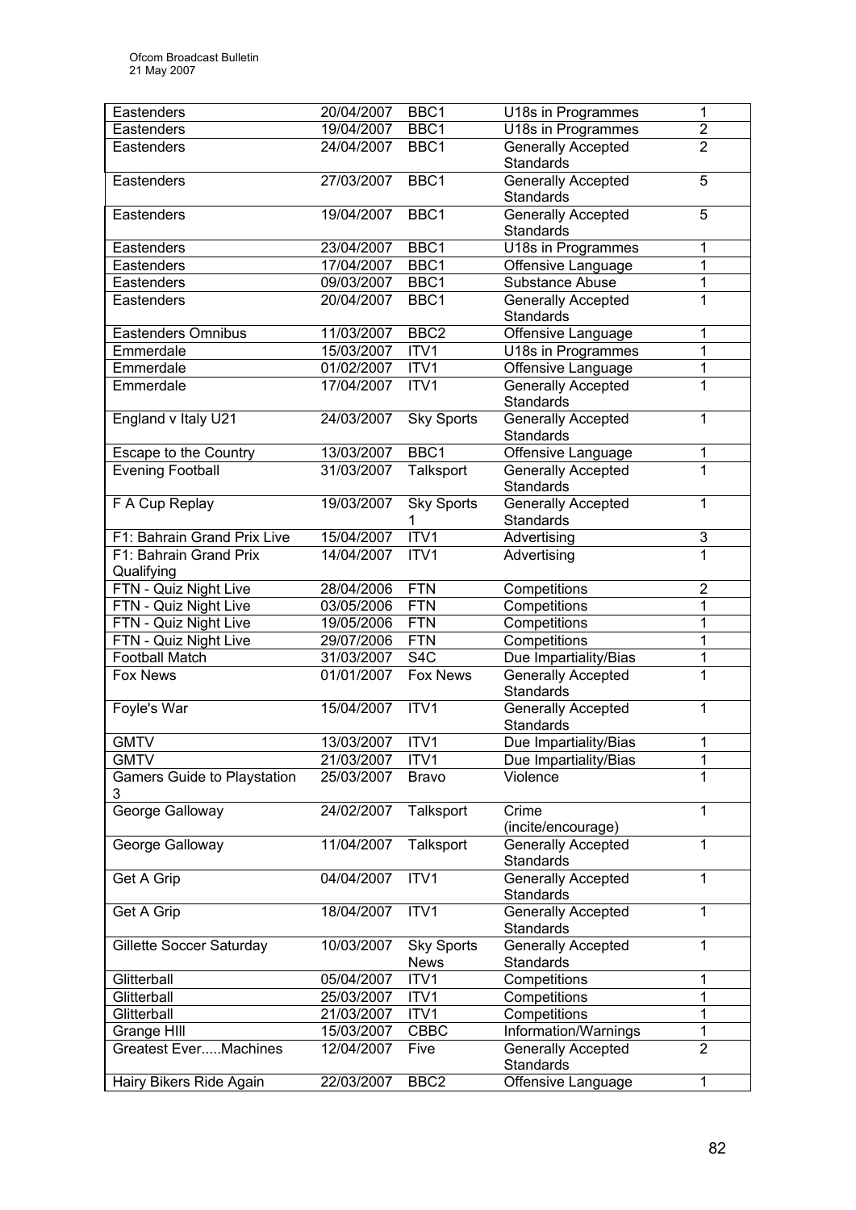| Eastenders | 20/04/2007 | BBC1 | U18s in Programmes | 1 |
|---|---|---|---|---|
| Eastenders | 19/04/2007 | BBC1 | U18s in Programmes | 2 |
| Eastenders | 24/04/2007 | BBC1 | Generally Accepted Standards | 2 |
| Eastenders | 27/03/2007 | BBC1 | Generally Accepted Standards | 5 |
| Eastenders | 19/04/2007 | BBC1 | Generally Accepted Standards | 5 |
| Eastenders | 23/04/2007 | BBC1 | U18s in Programmes | 1 |
| Eastenders | 17/04/2007 | BBC1 | Offensive Language | 1 |
| Eastenders | 09/03/2007 | BBC1 | Substance Abuse | 1 |
| Eastenders | 20/04/2007 | BBC1 | Generally Accepted Standards | 1 |
| Eastenders Omnibus | 11/03/2007 | BBC2 | Offensive Language | 1 |
| Emmerdale | 15/03/2007 | ITV1 | U18s in Programmes | 1 |
| Emmerdale | 01/02/2007 | ITV1 | Offensive Language | 1 |
| Emmerdale | 17/04/2007 | ITV1 | Generally Accepted Standards | 1 |
| England v Italy U21 | 24/03/2007 | Sky Sports | Generally Accepted Standards | 1 |
| Escape to the Country | 13/03/2007 | BBC1 | Offensive Language | 1 |
| Evening Football | 31/03/2007 | Talksport | Generally Accepted Standards | 1 |
| F A Cup Replay | 19/03/2007 | Sky Sports 1 | Generally Accepted Standards | 1 |
| F1: Bahrain Grand Prix Live | 15/04/2007 | ITV1 | Advertising | 3 |
| F1: Bahrain Grand Prix Qualifying | 14/04/2007 | ITV1 | Advertising | 1 |
| FTN - Quiz Night Live | 28/04/2006 | FTN | Competitions | 2 |
| FTN - Quiz Night Live | 03/05/2006 | FTN | Competitions | 1 |
| FTN - Quiz Night Live | 19/05/2006 | FTN | Competitions | 1 |
| FTN - Quiz Night Live | 29/07/2006 | FTN | Competitions | 1 |
| Football Match | 31/03/2007 | S4C | Due Impartiality/Bias | 1 |
| Fox News | 01/01/2007 | Fox News | Generally Accepted Standards | 1 |
| Foyle's War | 15/04/2007 | ITV1 | Generally Accepted Standards | 1 |
| GMTV | 13/03/2007 | ITV1 | Due Impartiality/Bias | 1 |
| GMTV | 21/03/2007 | ITV1 | Due Impartiality/Bias | 1 |
| Gamers Guide to Playstation 3 | 25/03/2007 | Bravo | Violence | 1 |
| George Galloway | 24/02/2007 | Talksport | Crime (incite/encourage) | 1 |
| George Galloway | 11/04/2007 | Talksport | Generally Accepted Standards | 1 |
| Get A Grip | 04/04/2007 | ITV1 | Generally Accepted Standards | 1 |
| Get A Grip | 18/04/2007 | ITV1 | Generally Accepted Standards | 1 |
| Gillette Soccer Saturday | 10/03/2007 | Sky Sports News | Generally Accepted Standards | 1 |
| Glitterball | 05/04/2007 | ITV1 | Competitions | 1 |
| Glitterball | 25/03/2007 | ITV1 | Competitions | 1 |
| Glitterball | 21/03/2007 | ITV1 | Competitions | 1 |
| Grange HIll | 15/03/2007 | CBBC | Information/Warnings | 1 |
| Greatest Ever.....Machines | 12/04/2007 | Five | Generally Accepted Standards | 2 |
| Hairy Bikers Ride Again | 22/03/2007 | BBC2 | Offensive Language | 1 |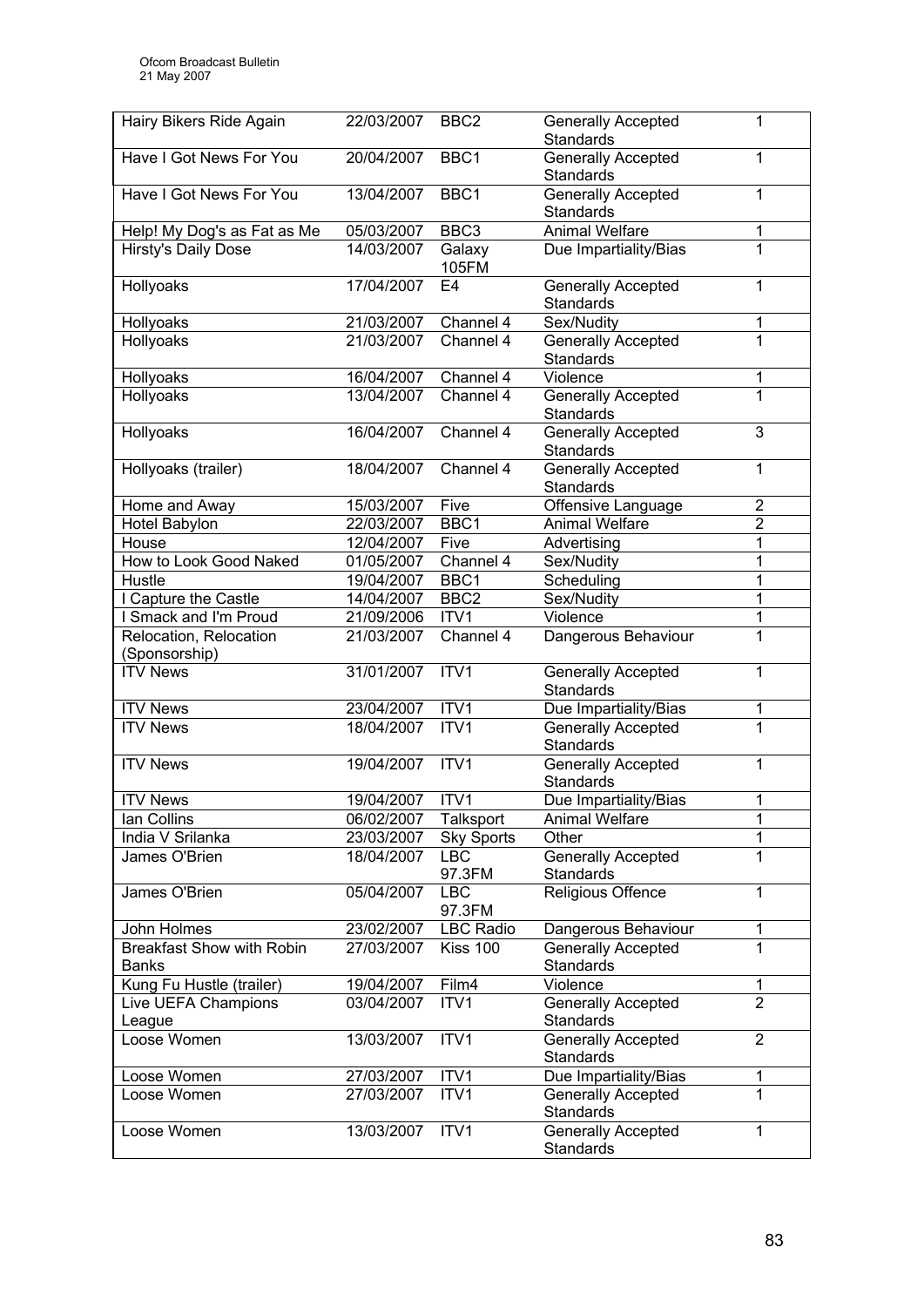| Hairy Bikers Ride Again | 22/03/2007 | BBC2 | Generally Accepted Standards | 1 |
|---|---|---|---|---|
| Have I Got News For You | 20/04/2007 | BBC1 | Generally Accepted Standards | 1 |
| Have I Got News For You | 13/04/2007 | BBC1 | Generally Accepted Standards | 1 |
| Help! My Dog's as Fat as Me | 05/03/2007 | BBC3 | Animal Welfare | 1 |
| Hirsty's Daily Dose | 14/03/2007 | Galaxy 105FM | Due Impartiality/Bias | 1 |
| Hollyoaks | 17/04/2007 | E4 | Generally Accepted Standards | 1 |
| Hollyoaks | 21/03/2007 | Channel 4 | Sex/Nudity | 1 |
| Hollyoaks | 21/03/2007 | Channel 4 | Generally Accepted Standards | 1 |
| Hollyoaks | 16/04/2007 | Channel 4 | Violence | 1 |
| Hollyoaks | 13/04/2007 | Channel 4 | Generally Accepted Standards | 1 |
| Hollyoaks | 16/04/2007 | Channel 4 | Generally Accepted Standards | 3 |
| Hollyoaks (trailer) | 18/04/2007 | Channel 4 | Generally Accepted Standards | 1 |
| Home and Away | 15/03/2007 | Five | Offensive Language | 2 |
| Hotel Babylon | 22/03/2007 | BBC1 | Animal Welfare | 2 |
| House | 12/04/2007 | Five | Advertising | 1 |
| How to Look Good Naked | 01/05/2007 | Channel 4 | Sex/Nudity | 1 |
| Hustle | 19/04/2007 | BBC1 | Scheduling | 1 |
| I Capture the Castle | 14/04/2007 | BBC2 | Sex/Nudity | 1 |
| I Smack and I'm Proud | 21/09/2006 | ITV1 | Violence | 1 |
| Relocation, Relocation (Sponsorship) | 21/03/2007 | Channel 4 | Dangerous Behaviour | 1 |
| ITV News | 31/01/2007 | ITV1 | Generally Accepted Standards | 1 |
| ITV News | 23/04/2007 | ITV1 | Due Impartiality/Bias | 1 |
| ITV News | 18/04/2007 | ITV1 | Generally Accepted Standards | 1 |
| ITV News | 19/04/2007 | ITV1 | Generally Accepted Standards | 1 |
| ITV News | 19/04/2007 | ITV1 | Due Impartiality/Bias | 1 |
| Ian Collins | 06/02/2007 | Talksport | Animal Welfare | 1 |
| India V Srilanka | 23/03/2007 | Sky Sports | Other | 1 |
| James O'Brien | 18/04/2007 | LBC 97.3FM | Generally Accepted Standards | 1 |
| James O'Brien | 05/04/2007 | LBC 97.3FM | Religious Offence | 1 |
| John Holmes | 23/02/2007 | LBC Radio | Dangerous Behaviour | 1 |
| Breakfast Show with Robin Banks | 27/03/2007 | Kiss 100 | Generally Accepted Standards | 1 |
| Kung Fu Hustle (trailer) | 19/04/2007 | Film4 | Violence | 1 |
| Live UEFA Champions League | 03/04/2007 | ITV1 | Generally Accepted Standards | 2 |
| Loose Women | 13/03/2007 | ITV1 | Generally Accepted Standards | 2 |
| Loose Women | 27/03/2007 | ITV1 | Due Impartiality/Bias | 1 |
| Loose Women | 27/03/2007 | ITV1 | Generally Accepted Standards | 1 |
| Loose Women | 13/03/2007 | ITV1 | Generally Accepted Standards | 1 |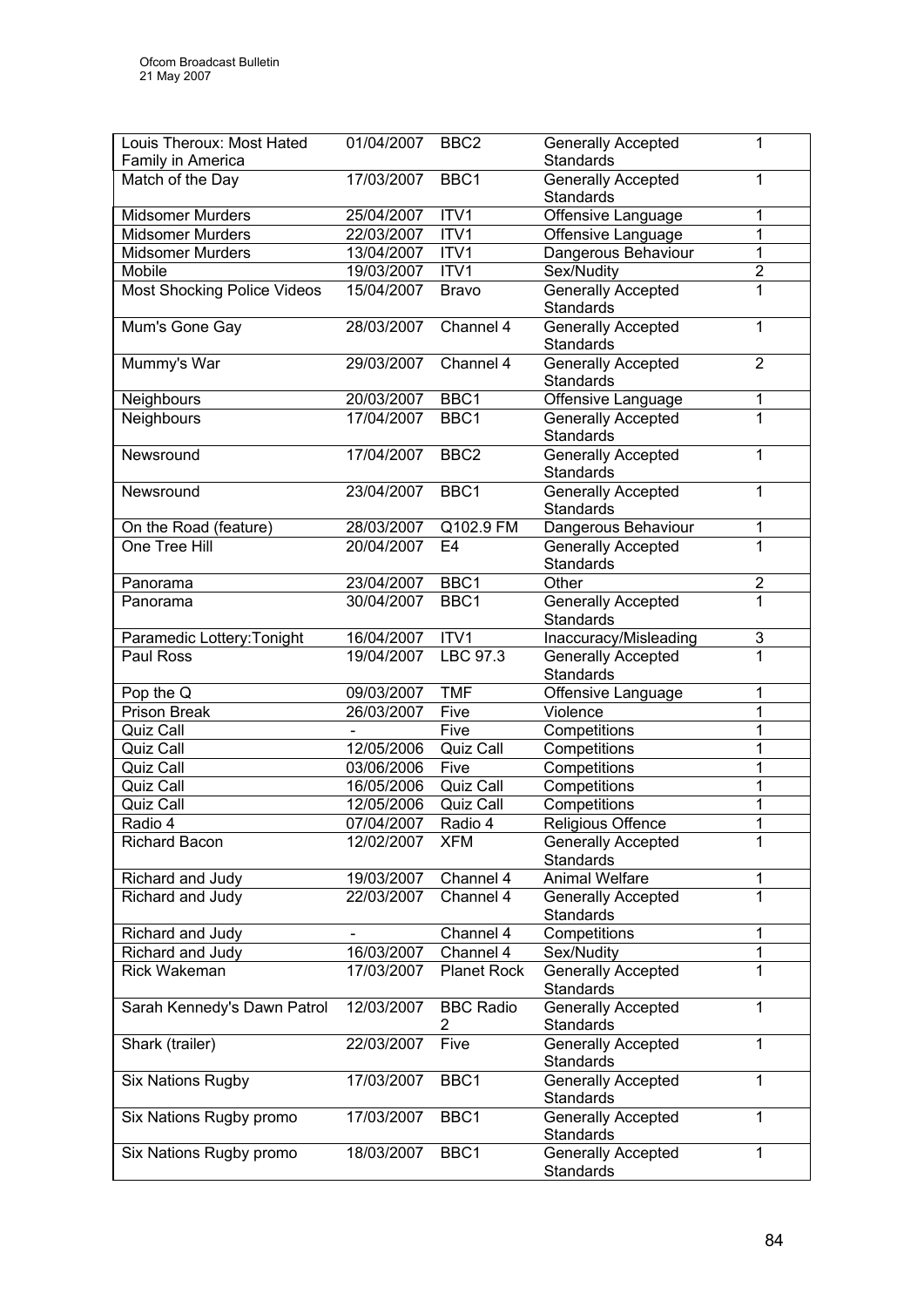| Louis Theroux: Most Hated Family in America | 01/04/2007 | BBC2 | Generally Accepted Standards | 1 |
|---|---|---|---|---|
| Match of the Day | 17/03/2007 | BBC1 | Generally Accepted Standards | 1 |
| Midsomer Murders | 25/04/2007 | ITV1 | Offensive Language | 1 |
| Midsomer Murders | 22/03/2007 | ITV1 | Offensive Language | 1 |
| Midsomer Murders | 13/04/2007 | ITV1 | Dangerous Behaviour | 1 |
| Mobile | 19/03/2007 | ITV1 | Sex/Nudity | 2 |
| Most Shocking Police Videos | 15/04/2007 | Bravo | Generally Accepted Standards | 1 |
| Mum's Gone Gay | 28/03/2007 | Channel 4 | Generally Accepted Standards | 1 |
| Mummy's War | 29/03/2007 | Channel 4 | Generally Accepted Standards | 2 |
| Neighbours | 20/03/2007 | BBC1 | Offensive Language | 1 |
| Neighbours | 17/04/2007 | BBC1 | Generally Accepted Standards | 1 |
| Newsround | 17/04/2007 | BBC2 | Generally Accepted Standards | 1 |
| Newsround | 23/04/2007 | BBC1 | Generally Accepted Standards | 1 |
| On the Road (feature) | 28/03/2007 | Q102.9 FM | Dangerous Behaviour | 1 |
| One Tree Hill | 20/04/2007 | E4 | Generally Accepted Standards | 1 |
| Panorama | 23/04/2007 | BBC1 | Other | 2 |
| Panorama | 30/04/2007 | BBC1 | Generally Accepted Standards | 1 |
| Paramedic Lottery:Tonight | 16/04/2007 | ITV1 | Inaccuracy/Misleading | 3 |
| Paul Ross | 19/04/2007 | LBC 97.3 | Generally Accepted Standards | 1 |
| Pop the Q | 09/03/2007 | TMF | Offensive Language | 1 |
| Prison Break | 26/03/2007 | Five | Violence | 1 |
| Quiz Call | - | Five | Competitions | 1 |
| Quiz Call | 12/05/2006 | Quiz Call | Competitions | 1 |
| Quiz Call | 03/06/2006 | Five | Competitions | 1 |
| Quiz Call | 16/05/2006 | Quiz Call | Competitions | 1 |
| Quiz Call | 12/05/2006 | Quiz Call | Competitions | 1 |
| Radio 4 | 07/04/2007 | Radio 4 | Religious Offence | 1 |
| Richard Bacon | 12/02/2007 | XFM | Generally Accepted Standards | 1 |
| Richard and Judy | 19/03/2007 | Channel 4 | Animal Welfare | 1 |
| Richard and Judy | 22/03/2007 | Channel 4 | Generally Accepted Standards | 1 |
| Richard and Judy | - | Channel 4 | Competitions | 1 |
| Richard and Judy | 16/03/2007 | Channel 4 | Sex/Nudity | 1 |
| Rick Wakeman | 17/03/2007 | Planet Rock | Generally Accepted Standards | 1 |
| Sarah Kennedy's Dawn Patrol | 12/03/2007 | BBC Radio 2 | Generally Accepted Standards | 1 |
| Shark (trailer) | 22/03/2007 | Five | Generally Accepted Standards | 1 |
| Six Nations Rugby | 17/03/2007 | BBC1 | Generally Accepted Standards | 1 |
| Six Nations Rugby promo | 17/03/2007 | BBC1 | Generally Accepted Standards | 1 |
| Six Nations Rugby promo | 18/03/2007 | BBC1 | Generally Accepted Standards | 1 |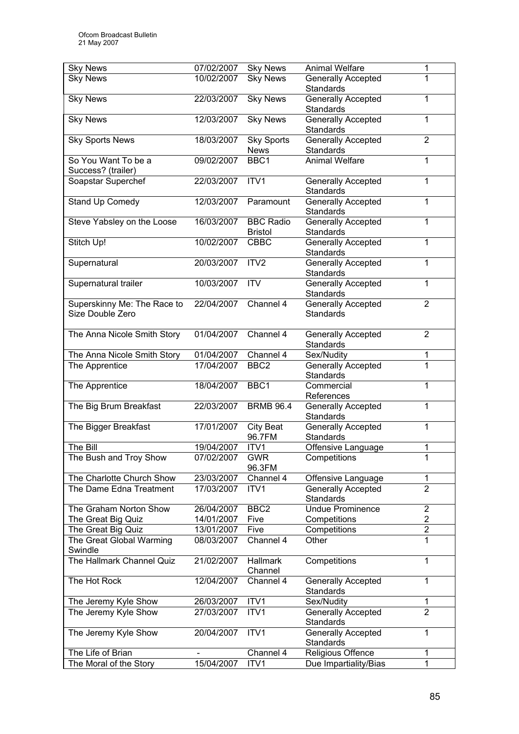| Sky News | 07/02/2007 | Sky News | Animal Welfare | 1 |
|---|---|---|---|---|
| Sky News | 10/02/2007 | Sky News | Generally Accepted Standards | 1 |
| Sky News | 22/03/2007 | Sky News | Generally Accepted Standards | 1 |
| Sky News | 12/03/2007 | Sky News | Generally Accepted Standards | 1 |
| Sky Sports News | 18/03/2007 | Sky Sports News | Generally Accepted Standards | 2 |
| So You Want To be a Success? (trailer) | 09/02/2007 | BBC1 | Animal Welfare | 1 |
| Soapstar Superchef | 22/03/2007 | ITV1 | Generally Accepted Standards | 1 |
| Stand Up Comedy | 12/03/2007 | Paramount | Generally Accepted Standards | 1 |
| Steve Yabsley on the Loose | 16/03/2007 | BBC Radio Bristol | Generally Accepted Standards | 1 |
| Stitch Up! | 10/02/2007 | CBBC | Generally Accepted Standards | 1 |
| Supernatural | 20/03/2007 | ITV2 | Generally Accepted Standards | 1 |
| Supernatural trailer | 10/03/2007 | ITV | Generally Accepted Standards | 1 |
| Superskinny Me: The Race to Size Double Zero | 22/04/2007 | Channel 4 | Generally Accepted Standards | 2 |
| The Anna Nicole Smith Story | 01/04/2007 | Channel 4 | Generally Accepted Standards | 2 |
| The Anna Nicole Smith Story | 01/04/2007 | Channel 4 | Sex/Nudity | 1 |
| The Apprentice | 17/04/2007 | BBC2 | Generally Accepted Standards | 1 |
| The Apprentice | 18/04/2007 | BBC1 | Commercial References | 1 |
| The Big Brum Breakfast | 22/03/2007 | BRMB 96.4 | Generally Accepted Standards | 1 |
| The Bigger Breakfast | 17/01/2007 | City Beat 96.7FM | Generally Accepted Standards | 1 |
| The Bill | 19/04/2007 | ITV1 | Offensive Language | 1 |
| The Bush and Troy Show | 07/02/2007 | GWR 96.3FM | Competitions | 1 |
| The Charlotte Church Show | 23/03/2007 | Channel 4 | Offensive Language | 1 |
| The Dame Edna Treatment | 17/03/2007 | ITV1 | Generally Accepted Standards | 2 |
| The Graham Norton Show | 26/04/2007 | BBC2 | Undue Prominence | 2 |
| The Great Big Quiz | 14/01/2007 | Five | Competitions | 2 |
| The Great Big Quiz | 13/01/2007 | Five | Competitions | 2 |
| The Great Global Warming Swindle | 08/03/2007 | Channel 4 | Other | 1 |
| The Hallmark Channel Quiz | 21/02/2007 | Hallmark Channel | Competitions | 1 |
| The Hot Rock | 12/04/2007 | Channel 4 | Generally Accepted Standards | 1 |
| The Jeremy Kyle Show | 26/03/2007 | ITV1 | Sex/Nudity | 1 |
| The Jeremy Kyle Show | 27/03/2007 | ITV1 | Generally Accepted Standards | 2 |
| The Jeremy Kyle Show | 20/04/2007 | ITV1 | Generally Accepted Standards | 1 |
| The Life of Brian | - | Channel 4 | Religious Offence | 1 |
| The Moral of the Story | 15/04/2007 | ITV1 | Due Impartiality/Bias | 1 |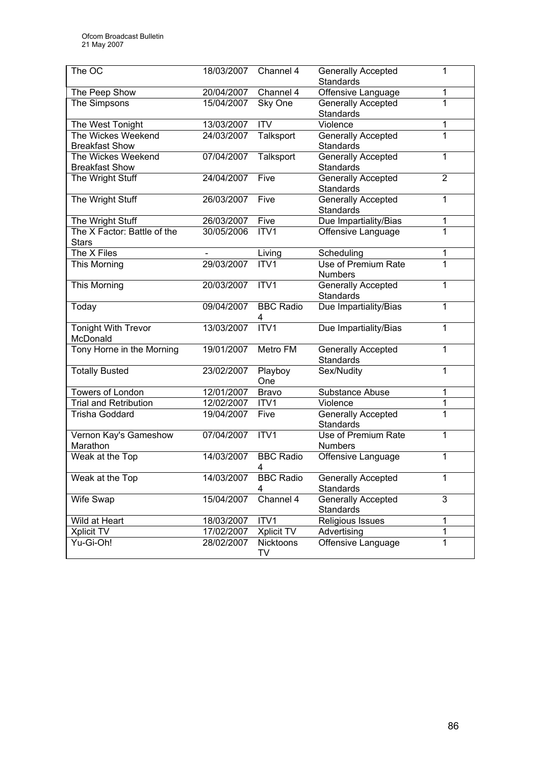| | | | | |
|---|---|---|---|---|
| The OC | 18/03/2007 | Channel 4 | Generally Accepted Standards | 1 |
| The Peep Show | 20/04/2007 | Channel 4 | Offensive Language | 1 |
| The Simpsons | 15/04/2007 | Sky One | Generally Accepted Standards | 1 |
| The West Tonight | 13/03/2007 | ITV | Violence | 1 |
| The Wickes Weekend Breakfast Show | 24/03/2007 | Talksport | Generally Accepted Standards | 1 |
| The Wickes Weekend Breakfast Show | 07/04/2007 | Talksport | Generally Accepted Standards | 1 |
| The Wright Stuff | 24/04/2007 | Five | Generally Accepted Standards | 2 |
| The Wright Stuff | 26/03/2007 | Five | Generally Accepted Standards | 1 |
| The Wright Stuff | 26/03/2007 | Five | Due Impartiality/Bias | 1 |
| The X Factor: Battle of the Stars | 30/05/2006 | ITV1 | Offensive Language | 1 |
| The X Files | - | Living | Scheduling | 1 |
| This Morning | 29/03/2007 | ITV1 | Use of Premium Rate Numbers | 1 |
| This Morning | 20/03/2007 | ITV1 | Generally Accepted Standards | 1 |
| Today | 09/04/2007 | BBC Radio 4 | Due Impartiality/Bias | 1 |
| Tonight With Trevor McDonald | 13/03/2007 | ITV1 | Due Impartiality/Bias | 1 |
| Tony Horne in the Morning | 19/01/2007 | Metro FM | Generally Accepted Standards | 1 |
| Totally Busted | 23/02/2007 | Playboy One | Sex/Nudity | 1 |
| Towers of London | 12/01/2007 | Bravo | Substance Abuse | 1 |
| Trial and Retribution | 12/02/2007 | ITV1 | Violence | 1 |
| Trisha Goddard | 19/04/2007 | Five | Generally Accepted Standards | 1 |
| Vernon Kay's Gameshow Marathon | 07/04/2007 | ITV1 | Use of Premium Rate Numbers | 1 |
| Weak at the Top | 14/03/2007 | BBC Radio 4 | Offensive Language | 1 |
| Weak at the Top | 14/03/2007 | BBC Radio 4 | Generally Accepted Standards | 1 |
| Wife Swap | 15/04/2007 | Channel 4 | Generally Accepted Standards | 3 |
| Wild at Heart | 18/03/2007 | ITV1 | Religious Issues | 1 |
| Xplicit TV | 17/02/2007 | Xplicit TV | Advertising | 1 |
| Yu-Gi-Oh! | 28/02/2007 | Nicktoons TV | Offensive Language | 1 |